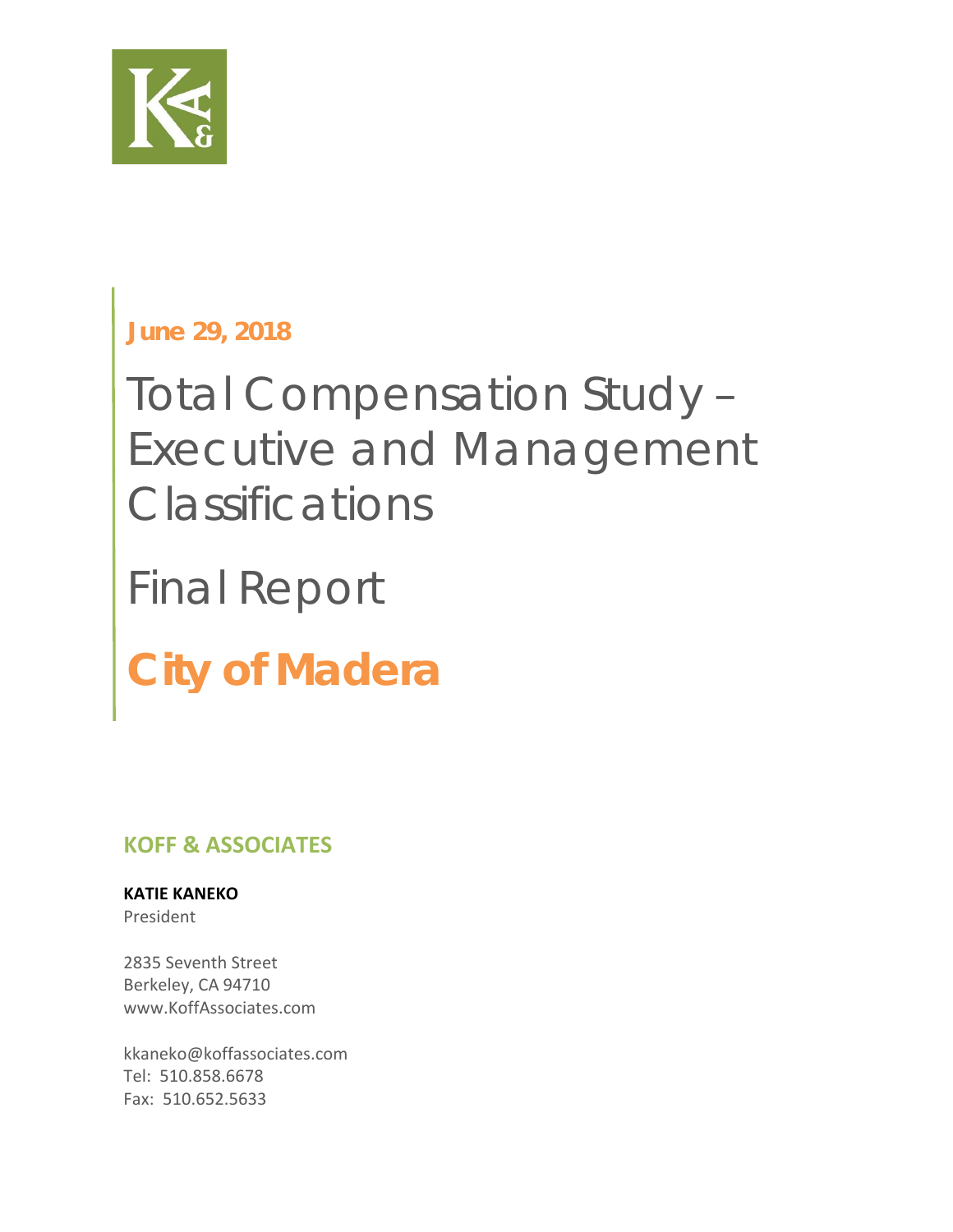**June 29, 2018**

# Total Compensation Study – Executive and Management Classifications

# Final Report

# City of Madera

## KOFF & ASSOCIATES

**KATIE KANEKO**
President

2835 Seventh Street
Berkeley, CA 94710
www.KoffAssociates.com

kkaneko@koffassociates.com
Tel: 510.858.6678
Fax: 510.652.5633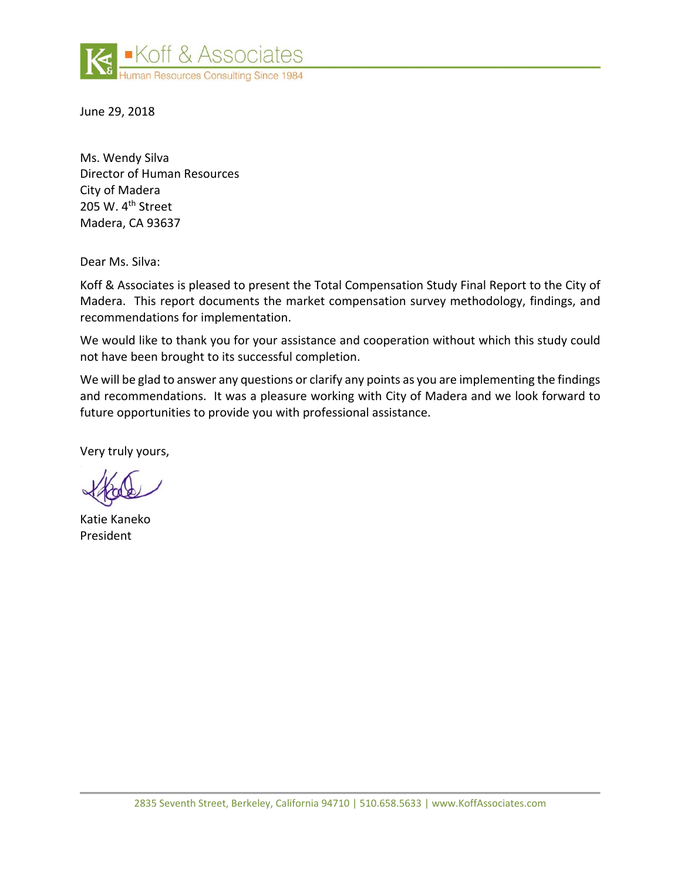Koff & Associates
Human Resources Consulting Since 1984

June 29, 2018

Ms. Wendy Silva
Director of Human Resources
City of Madera
205 W. 4th Street
Madera, CA 93637

Dear Ms. Silva:

Koff & Associates is pleased to present the Total Compensation Study Final Report to the City of Madera. This report documents the market compensation survey methodology, findings, and recommendations for implementation.

We would like to thank you for your assistance and cooperation without which this study could not have been brought to its successful completion.

We will be glad to answer any questions or clarify any points as you are implementing the findings and recommendations. It was a pleasure working with City of Madera and we look forward to future opportunities to provide you with professional assistance.

Very truly yours,

Katie Kaneko
President

2835 Seventh Street, Berkeley, California 94710 | 510.658.5633 | www.KoffAssociates.com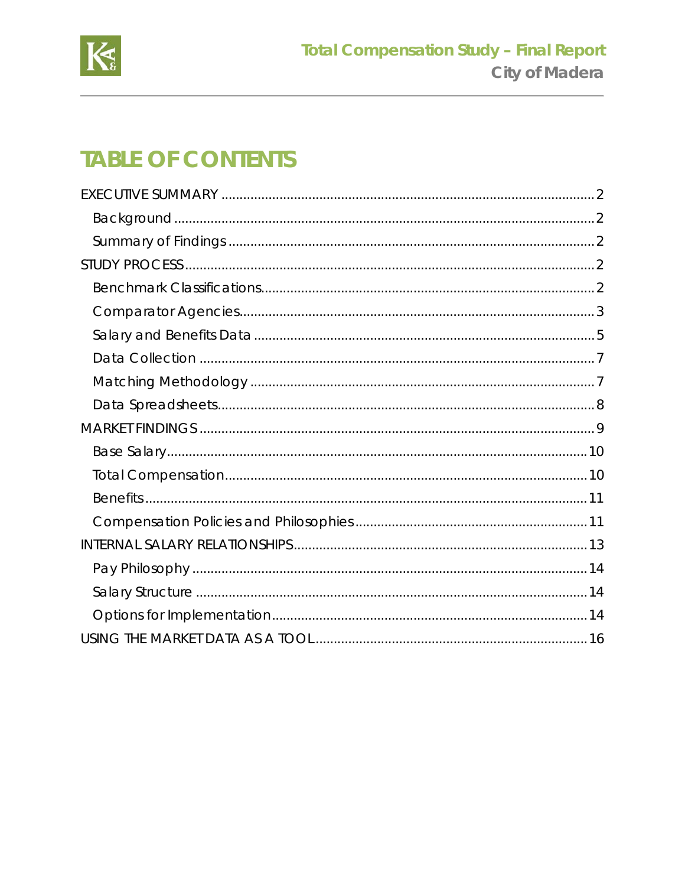# TABLE OF CONTENTS

EXECUTIVE SUMMARY ..... 2
- Background ..... 2
- Summary of Findings ..... 2

STUDY PROCESS ..... 2
- Benchmark Classifications ..... 2
- Comparator Agencies ..... 3
- Salary and Benefits Data ..... 5
- Data Collection ..... 7
- Matching Methodology ..... 7
- Data Spreadsheets ..... 8

MARKET FINDINGS ..... 9
- Base Salary ..... 10
- Total Compensation ..... 10
- Benefits ..... 11
- Compensation Policies and Philosophies ..... 11

INTERNAL SALARY RELATIONSHIPS ..... 13
- Pay Philosophy ..... 14
- Salary Structure ..... 14
- Options for Implementation ..... 14

USING THE MARKET DATA AS A TOOL ..... 16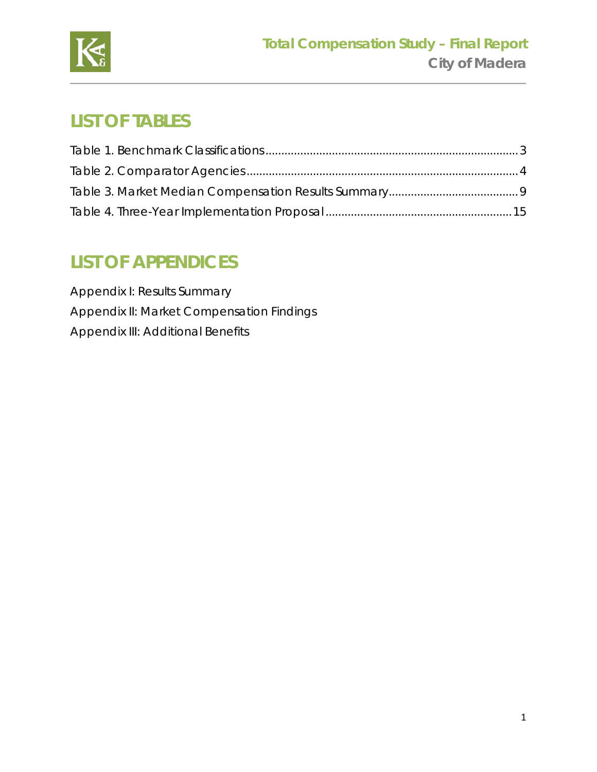# LIST OF TABLES

Table 1. Benchmark Classifications ............................................................................... 3
Table 2. Comparator Agencies ..................................................................................... 4
Table 3. Market Median Compensation Results Summary ......................................... 9
Table 4. Three-Year Implementation Proposal ........................................................... 15

# LIST OF APPENDICES

Appendix I: Results Summary
Appendix II: Market Compensation Findings
Appendix III: Additional Benefits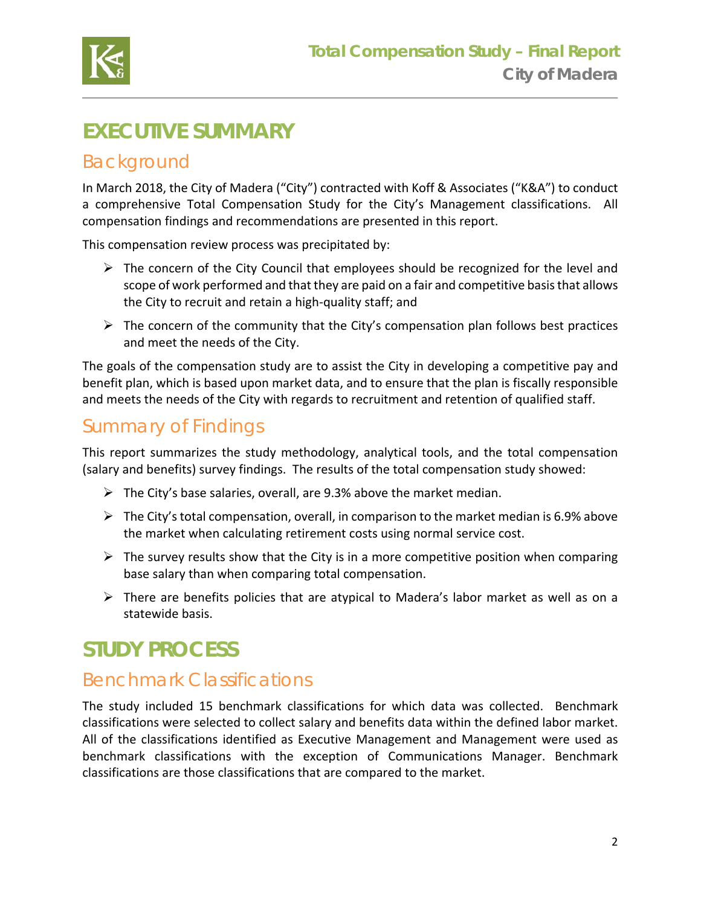# EXECUTIVE SUMMARY

## Background

In March 2018, the City of Madera ("City") contracted with Koff & Associates ("K&A") to conduct a comprehensive Total Compensation Study for the City's Management classifications. All compensation findings and recommendations are presented in this report.

This compensation review process was precipitated by:

- The concern of the City Council that employees should be recognized for the level and scope of work performed and that they are paid on a fair and competitive basis that allows the City to recruit and retain a high-quality staff; and
- The concern of the community that the City's compensation plan follows best practices and meet the needs of the City.

The goals of the compensation study are to assist the City in developing a competitive pay and benefit plan, which is based upon market data, and to ensure that the plan is fiscally responsible and meets the needs of the City with regards to recruitment and retention of qualified staff.

## Summary of Findings

This report summarizes the study methodology, analytical tools, and the total compensation (salary and benefits) survey findings. The results of the total compensation study showed:

- The City's base salaries, overall, are 9.3% above the market median.
- The City's total compensation, overall, in comparison to the market median is 6.9% above the market when calculating retirement costs using normal service cost.
- The survey results show that the City is in a more competitive position when comparing base salary than when comparing total compensation.
- There are benefits policies that are atypical to Madera's labor market as well as on a statewide basis.

# STUDY PROCESS

## Benchmark Classifications

The study included 15 benchmark classifications for which data was collected. Benchmark classifications were selected to collect salary and benefits data within the defined labor market. All of the classifications identified as Executive Management and Management were used as benchmark classifications with the exception of Communications Manager. Benchmark classifications are those classifications that are compared to the market.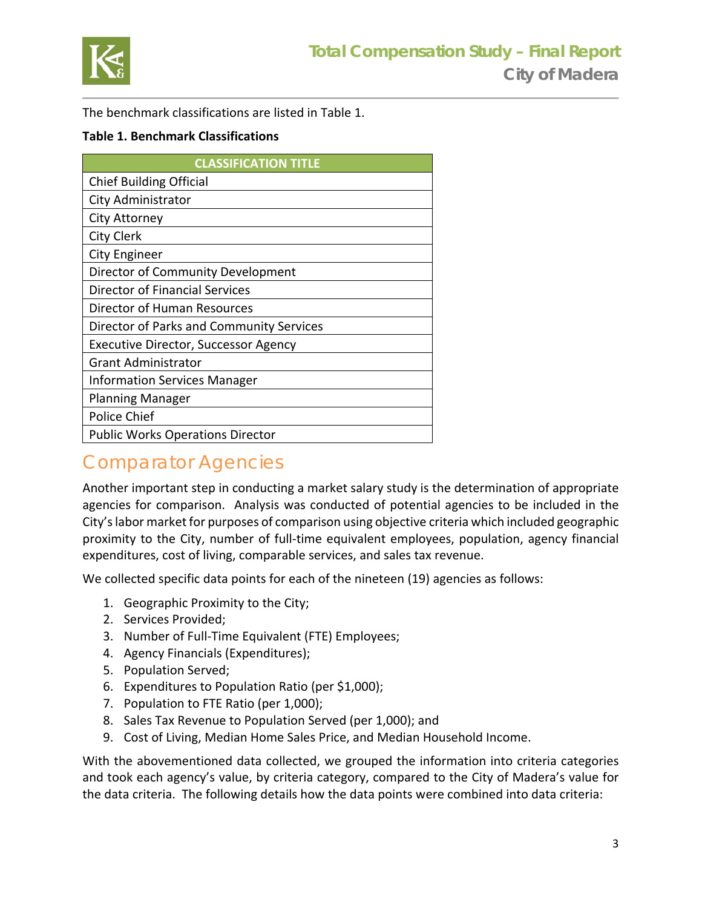The benchmark classifications are listed in Table 1.

**Table 1. Benchmark Classifications**

| CLASSIFICATION TITLE |
| --- |
| Chief Building Official |
| City Administrator |
| City Attorney |
| City Clerk |
| City Engineer |
| Director of Community Development |
| Director of Financial Services |
| Director of Human Resources |
| Director of Parks and Community Services |
| Executive Director, Successor Agency |
| Grant Administrator |
| Information Services Manager |
| Planning Manager |
| Police Chief |
| Public Works Operations Director |

## Comparator Agencies

Another important step in conducting a market salary study is the determination of appropriate agencies for comparison. Analysis was conducted of potential agencies to be included in the City's labor market for purposes of comparison using objective criteria which included geographic proximity to the City, number of full-time equivalent employees, population, agency financial expenditures, cost of living, comparable services, and sales tax revenue.

We collected specific data points for each of the nineteen (19) agencies as follows:

1. Geographic Proximity to the City;
2. Services Provided;
3. Number of Full-Time Equivalent (FTE) Employees;
4. Agency Financials (Expenditures);
5. Population Served;
6. Expenditures to Population Ratio (per $1,000);
7. Population to FTE Ratio (per 1,000);
8. Sales Tax Revenue to Population Served (per 1,000); and
9. Cost of Living, Median Home Sales Price, and Median Household Income.

With the abovementioned data collected, we grouped the information into criteria categories and took each agency's value, by criteria category, compared to the City of Madera's value for the data criteria. The following details how the data points were combined into data criteria: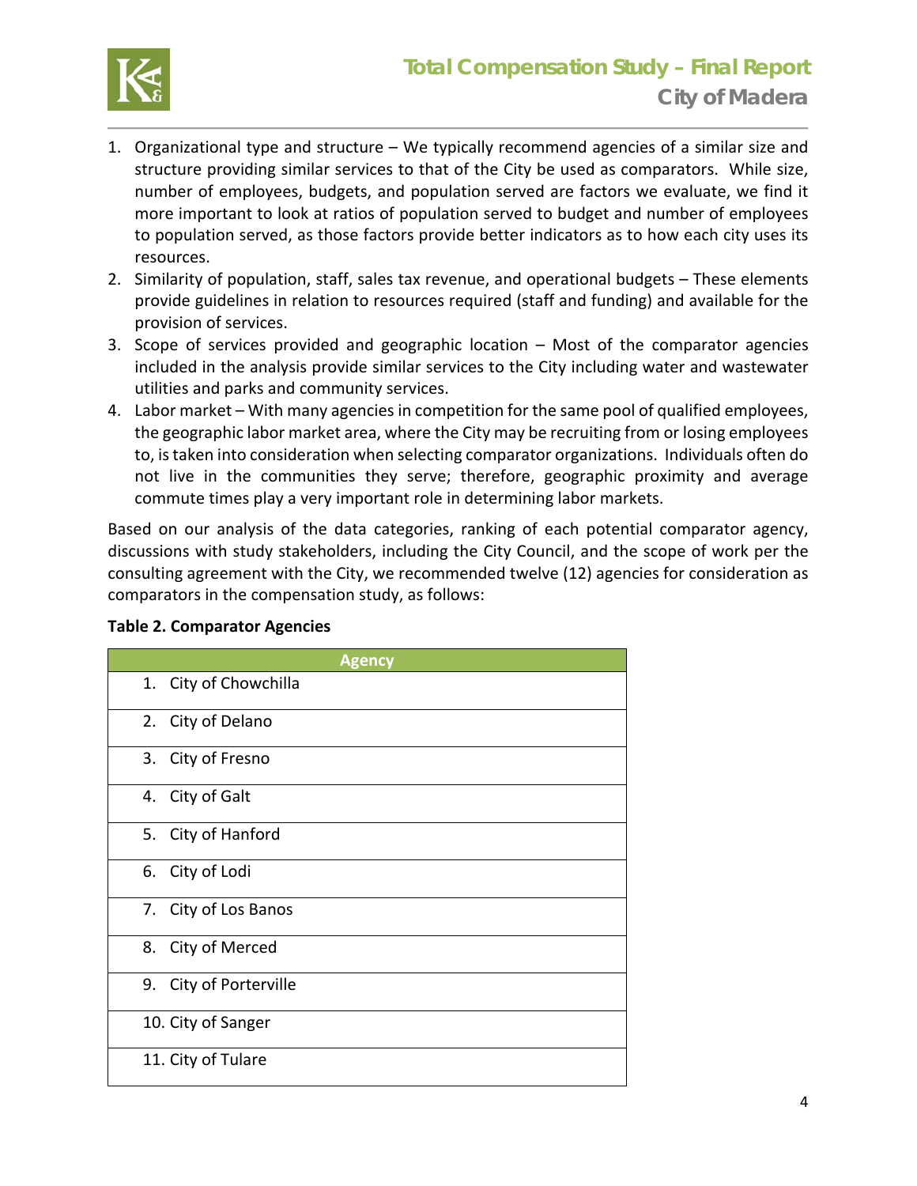1. Organizational type and structure – We typically recommend agencies of a similar size and structure providing similar services to that of the City be used as comparators. While size, number of employees, budgets, and population served are factors we evaluate, we find it more important to look at ratios of population served to budget and number of employees to population served, as those factors provide better indicators as to how each city uses its resources.
2. Similarity of population, staff, sales tax revenue, and operational budgets – These elements provide guidelines in relation to resources required (staff and funding) and available for the provision of services.
3. Scope of services provided and geographic location – Most of the comparator agencies included in the analysis provide similar services to the City including water and wastewater utilities and parks and community services.
4. Labor market – With many agencies in competition for the same pool of qualified employees, the geographic labor market area, where the City may be recruiting from or losing employees to, is taken into consideration when selecting comparator organizations. Individuals often do not live in the communities they serve; therefore, geographic proximity and average commute times play a very important role in determining labor markets.

Based on our analysis of the data categories, ranking of each potential comparator agency, discussions with study stakeholders, including the City Council, and the scope of work per the consulting agreement with the City, we recommended twelve (12) agencies for consideration as comparators in the compensation study, as follows:

**Table 2. Comparator Agencies**

| Agency |
|---|
| 1. City of Chowchilla |
| 2. City of Delano |
| 3. City of Fresno |
| 4. City of Galt |
| 5. City of Hanford |
| 6. City of Lodi |
| 7. City of Los Banos |
| 8. City of Merced |
| 9. City of Porterville |
| 10. City of Sanger |
| 11. City of Tulare |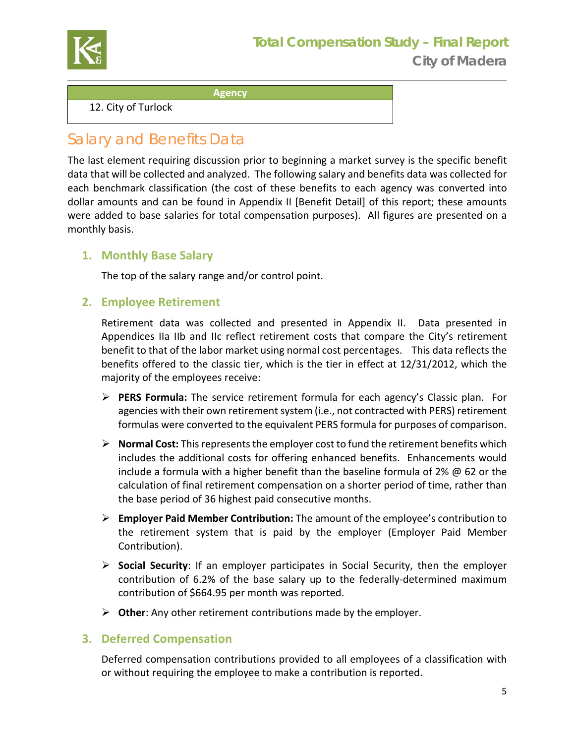| Agency |
|---|
| 12. City of Turlock |

# Salary and Benefits Data

The last element requiring discussion prior to beginning a market survey is the specific benefit data that will be collected and analyzed. The following salary and benefits data was collected for each benchmark classification (the cost of these benefits to each agency was converted into dollar amounts and can be found in Appendix II [Benefit Detail] of this report; these amounts were added to base salaries for total compensation purposes). All figures are presented on a monthly basis.

## 1. Monthly Base Salary

The top of the salary range and/or control point.

## 2. Employee Retirement

Retirement data was collected and presented in Appendix II. Data presented in Appendices IIa IIb and IIc reflect retirement costs that compare the City's retirement benefit to that of the labor market using normal cost percentages. This data reflects the benefits offered to the classic tier, which is the tier in effect at 12/31/2012, which the majority of the employees receive:

- **PERS Formula:** The service retirement formula for each agency's Classic plan. For agencies with their own retirement system (i.e., not contracted with PERS) retirement formulas were converted to the equivalent PERS formula for purposes of comparison.
- **Normal Cost:** This represents the employer cost to fund the retirement benefits which includes the additional costs for offering enhanced benefits. Enhancements would include a formula with a higher benefit than the baseline formula of 2% @ 62 or the calculation of final retirement compensation on a shorter period of time, rather than the base period of 36 highest paid consecutive months.
- **Employer Paid Member Contribution:** The amount of the employee's contribution to the retirement system that is paid by the employer (Employer Paid Member Contribution).
- **Social Security**: If an employer participates in Social Security, then the employer contribution of 6.2% of the base salary up to the federally-determined maximum contribution of $664.95 per month was reported.
- **Other**: Any other retirement contributions made by the employer.

## 3. Deferred Compensation

Deferred compensation contributions provided to all employees of a classification with or without requiring the employee to make a contribution is reported.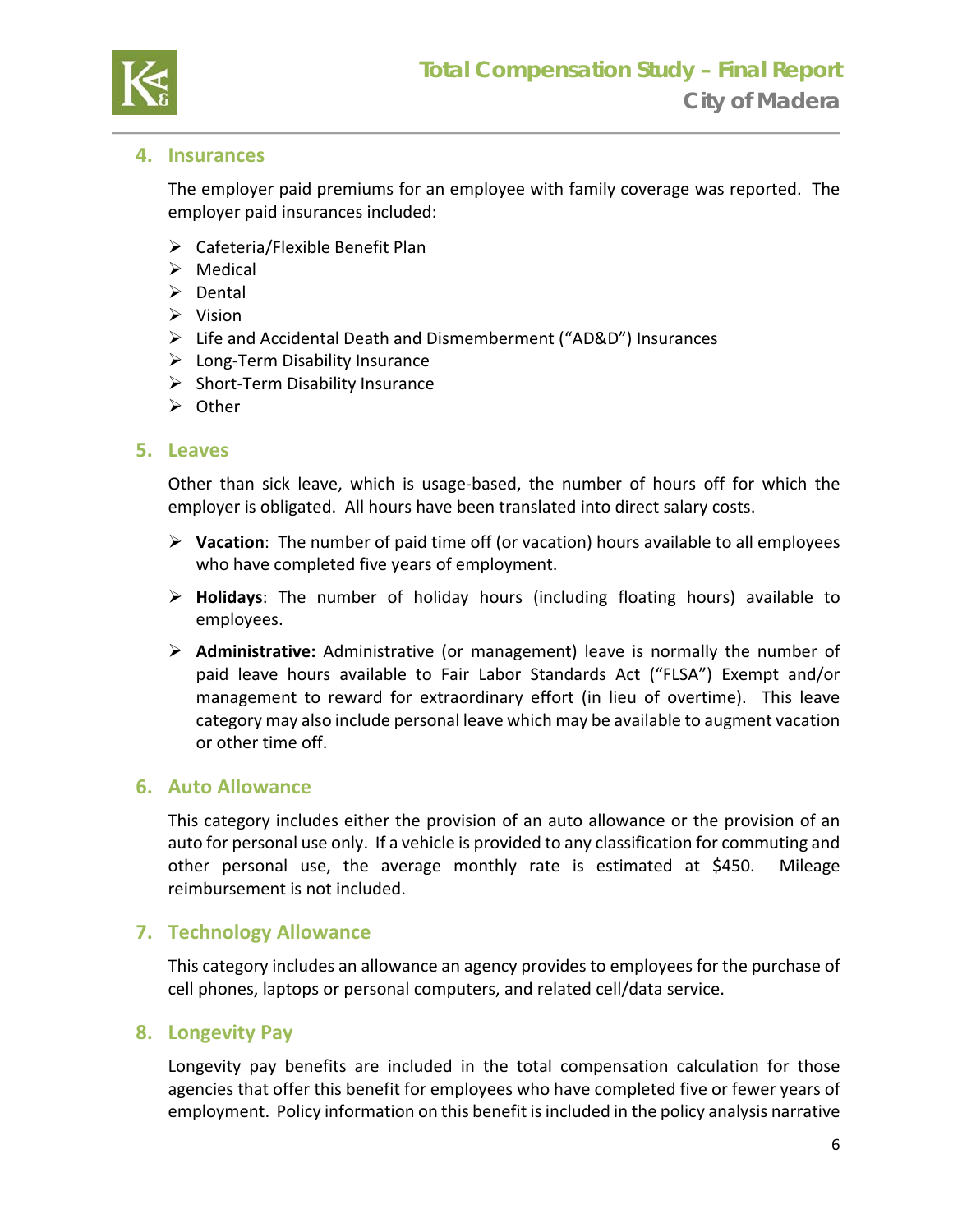## 4. Insurances

The employer paid premiums for an employee with family coverage was reported. The employer paid insurances included:

- Cafeteria/Flexible Benefit Plan
- Medical
- Dental
- Vision
- Life and Accidental Death and Dismemberment ("AD&D") Insurances
- Long-Term Disability Insurance
- Short-Term Disability Insurance
- Other

## 5. Leaves

Other than sick leave, which is usage-based, the number of hours off for which the employer is obligated. All hours have been translated into direct salary costs.

- **Vacation**: The number of paid time off (or vacation) hours available to all employees who have completed five years of employment.
- **Holidays**: The number of holiday hours (including floating hours) available to employees.
- **Administrative:** Administrative (or management) leave is normally the number of paid leave hours available to Fair Labor Standards Act ("FLSA") Exempt and/or management to reward for extraordinary effort (in lieu of overtime). This leave category may also include personal leave which may be available to augment vacation or other time off.

## 6. Auto Allowance

This category includes either the provision of an auto allowance or the provision of an auto for personal use only. If a vehicle is provided to any classification for commuting and other personal use, the average monthly rate is estimated at $450. Mileage reimbursement is not included.

## 7. Technology Allowance

This category includes an allowance an agency provides to employees for the purchase of cell phones, laptops or personal computers, and related cell/data service.

## 8. Longevity Pay

Longevity pay benefits are included in the total compensation calculation for those agencies that offer this benefit for employees who have completed five or fewer years of employment. Policy information on this benefit is included in the policy analysis narrative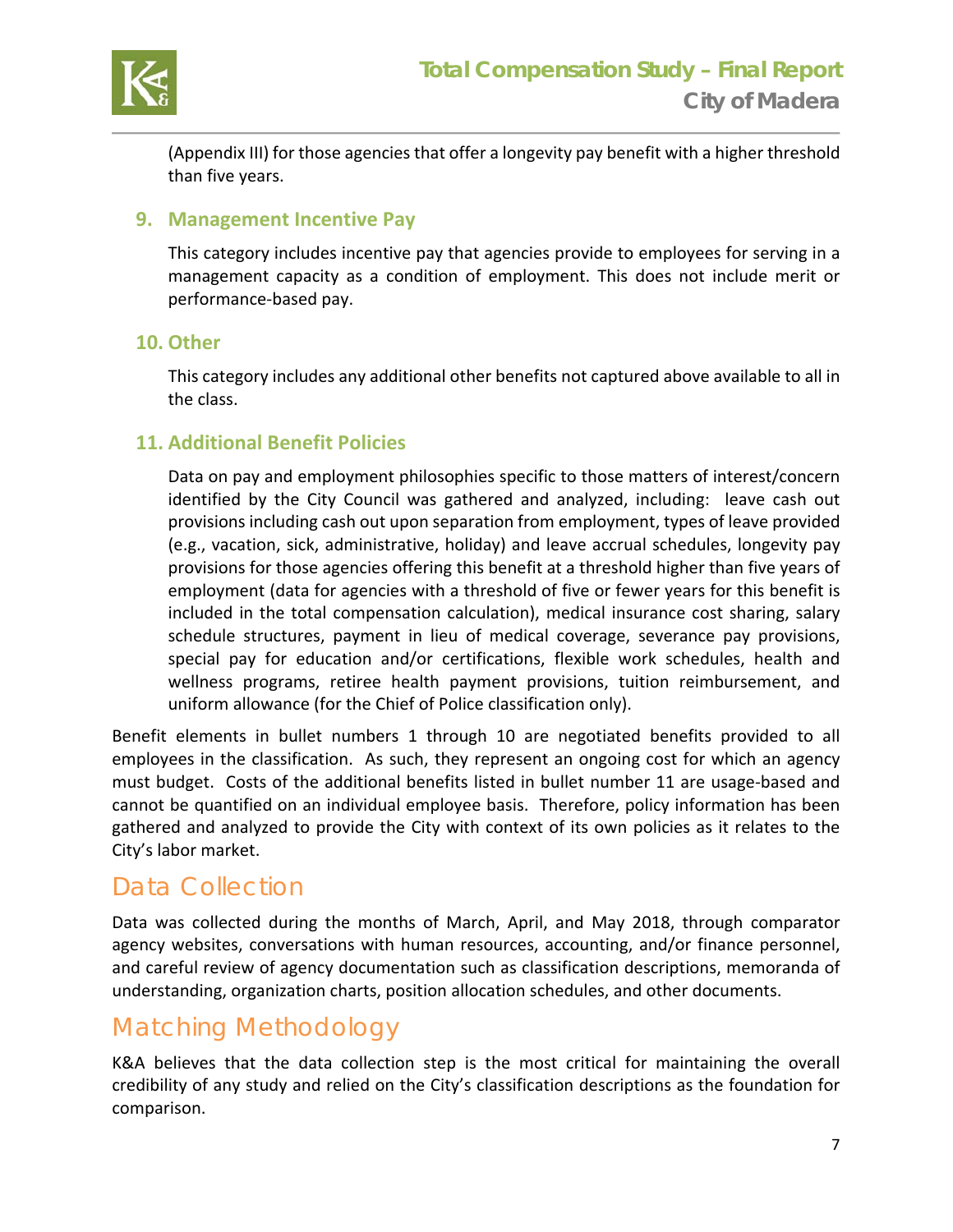(Appendix III) for those agencies that offer a longevity pay benefit with a higher threshold than five years.

### 9. Management Incentive Pay

This category includes incentive pay that agencies provide to employees for serving in a management capacity as a condition of employment. This does not include merit or performance-based pay.

### 10. Other

This category includes any additional other benefits not captured above available to all in the class.

### 11. Additional Benefit Policies

Data on pay and employment philosophies specific to those matters of interest/concern identified by the City Council was gathered and analyzed, including: leave cash out provisions including cash out upon separation from employment, types of leave provided (e.g., vacation, sick, administrative, holiday) and leave accrual schedules, longevity pay provisions for those agencies offering this benefit at a threshold higher than five years of employment (data for agencies with a threshold of five or fewer years for this benefit is included in the total compensation calculation), medical insurance cost sharing, salary schedule structures, payment in lieu of medical coverage, severance pay provisions, special pay for education and/or certifications, flexible work schedules, health and wellness programs, retiree health payment provisions, tuition reimbursement, and uniform allowance (for the Chief of Police classification only).

Benefit elements in bullet numbers 1 through 10 are negotiated benefits provided to all employees in the classification. As such, they represent an ongoing cost for which an agency must budget. Costs of the additional benefits listed in bullet number 11 are usage-based and cannot be quantified on an individual employee basis. Therefore, policy information has been gathered and analyzed to provide the City with context of its own policies as it relates to the City's labor market.

## Data Collection

Data was collected during the months of March, April, and May 2018, through comparator agency websites, conversations with human resources, accounting, and/or finance personnel, and careful review of agency documentation such as classification descriptions, memoranda of understanding, organization charts, position allocation schedules, and other documents.

## Matching Methodology

K&A believes that the data collection step is the most critical for maintaining the overall credibility of any study and relied on the City's classification descriptions as the foundation for comparison.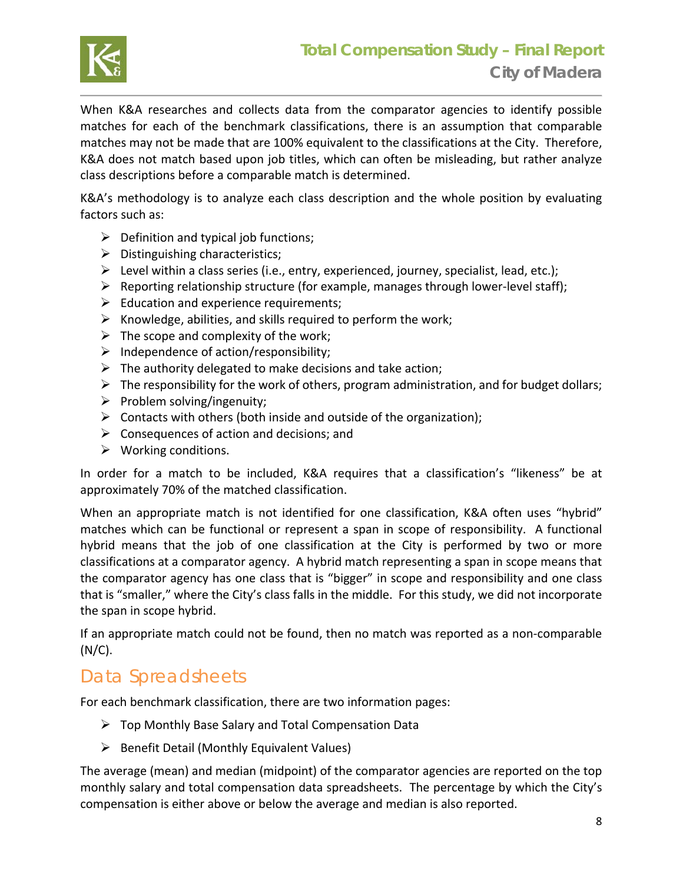When K&A researches and collects data from the comparator agencies to identify possible matches for each of the benchmark classifications, there is an assumption that comparable matches may not be made that are 100% equivalent to the classifications at the City. Therefore, K&A does not match based upon job titles, which can often be misleading, but rather analyze class descriptions before a comparable match is determined.

K&A's methodology is to analyze each class description and the whole position by evaluating factors such as:

- Definition and typical job functions;
- Distinguishing characteristics;
- Level within a class series (i.e., entry, experienced, journey, specialist, lead, etc.);
- Reporting relationship structure (for example, manages through lower-level staff);
- Education and experience requirements;
- Knowledge, abilities, and skills required to perform the work;
- The scope and complexity of the work;
- Independence of action/responsibility;
- The authority delegated to make decisions and take action;
- The responsibility for the work of others, program administration, and for budget dollars;
- Problem solving/ingenuity;
- Contacts with others (both inside and outside of the organization);
- Consequences of action and decisions; and
- Working conditions.

In order for a match to be included, K&A requires that a classification's "likeness" be at approximately 70% of the matched classification.

When an appropriate match is not identified for one classification, K&A often uses "hybrid" matches which can be functional or represent a span in scope of responsibility. A functional hybrid means that the job of one classification at the City is performed by two or more classifications at a comparator agency. A hybrid match representing a span in scope means that the comparator agency has one class that is "bigger" in scope and responsibility and one class that is "smaller," where the City's class falls in the middle. For this study, we did not incorporate the span in scope hybrid.

If an appropriate match could not be found, then no match was reported as a non-comparable (N/C).

## Data Spreadsheets

For each benchmark classification, there are two information pages:

- Top Monthly Base Salary and Total Compensation Data
- Benefit Detail (Monthly Equivalent Values)

The average (mean) and median (midpoint) of the comparator agencies are reported on the top monthly salary and total compensation data spreadsheets. The percentage by which the City's compensation is either above or below the average and median is also reported.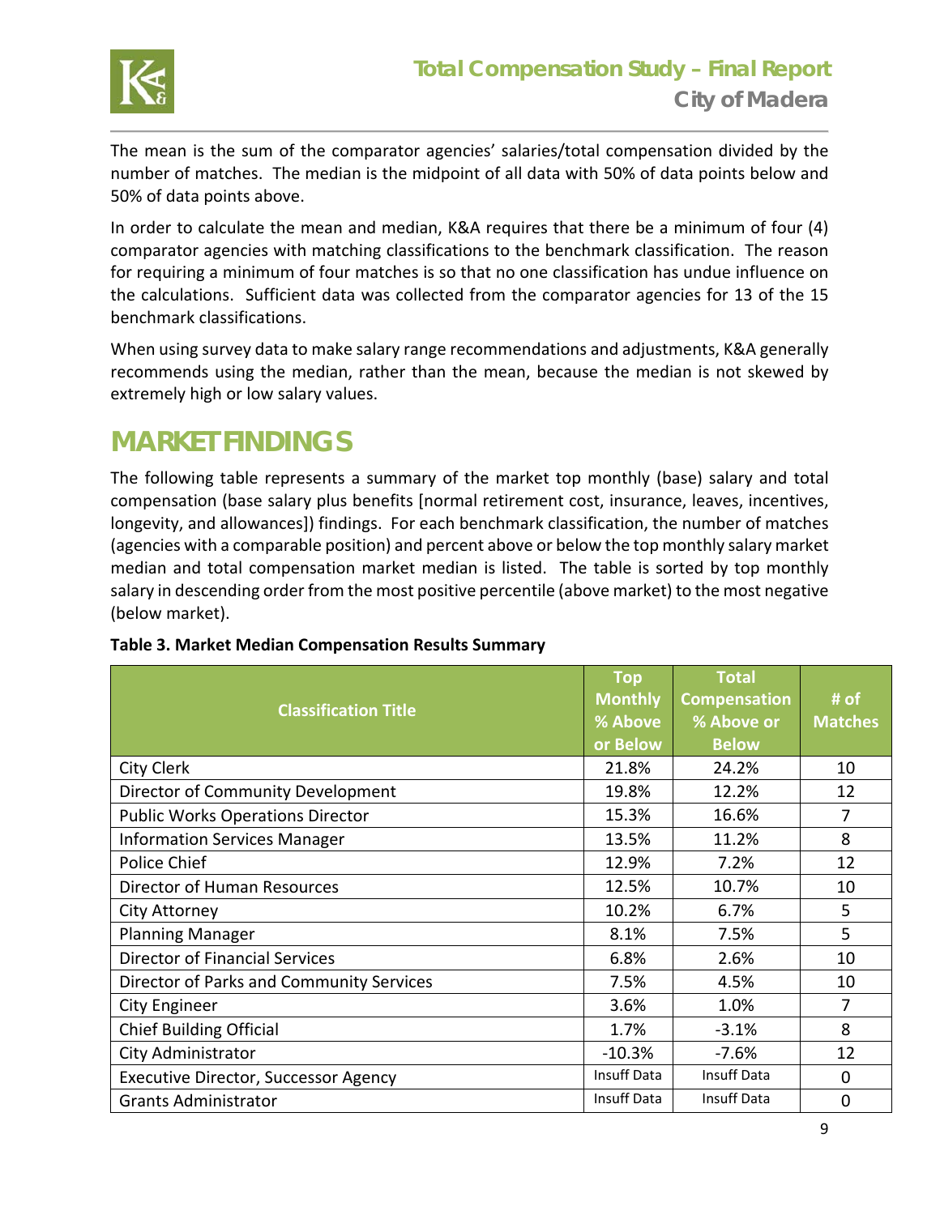The mean is the sum of the comparator agencies' salaries/total compensation divided by the number of matches. The median is the midpoint of all data with 50% of data points below and 50% of data points above.

In order to calculate the mean and median, K&A requires that there be a minimum of four (4) comparator agencies with matching classifications to the benchmark classification. The reason for requiring a minimum of four matches is so that no one classification has undue influence on the calculations. Sufficient data was collected from the comparator agencies for 13 of the 15 benchmark classifications.

When using survey data to make salary range recommendations and adjustments, K&A generally recommends using the median, rather than the mean, because the median is not skewed by extremely high or low salary values.

# MARKET FINDINGS

The following table represents a summary of the market top monthly (base) salary and total compensation (base salary plus benefits [normal retirement cost, insurance, leaves, incentives, longevity, and allowances]) findings. For each benchmark classification, the number of matches (agencies with a comparable position) and percent above or below the top monthly salary market median and total compensation market median is listed. The table is sorted by top monthly salary in descending order from the most positive percentile (above market) to the most negative (below market).

**Table 3. Market Median Compensation Results Summary**

| Classification Title | Top Monthly % Above or Below | Total Compensation % Above or Below | # of Matches |
|---|---|---|---|
| City Clerk | 21.8% | 24.2% | 10 |
| Director of Community Development | 19.8% | 12.2% | 12 |
| Public Works Operations Director | 15.3% | 16.6% | 7 |
| Information Services Manager | 13.5% | 11.2% | 8 |
| Police Chief | 12.9% | 7.2% | 12 |
| Director of Human Resources | 12.5% | 10.7% | 10 |
| City Attorney | 10.2% | 6.7% | 5 |
| Planning Manager | 8.1% | 7.5% | 5 |
| Director of Financial Services | 6.8% | 2.6% | 10 |
| Director of Parks and Community Services | 7.5% | 4.5% | 10 |
| City Engineer | 3.6% | 1.0% | 7 |
| Chief Building Official | 1.7% | -3.1% | 8 |
| City Administrator | -10.3% | -7.6% | 12 |
| Executive Director, Successor Agency | Insuff Data | Insuff Data | 0 |
| Grants Administrator | Insuff Data | Insuff Data | 0 |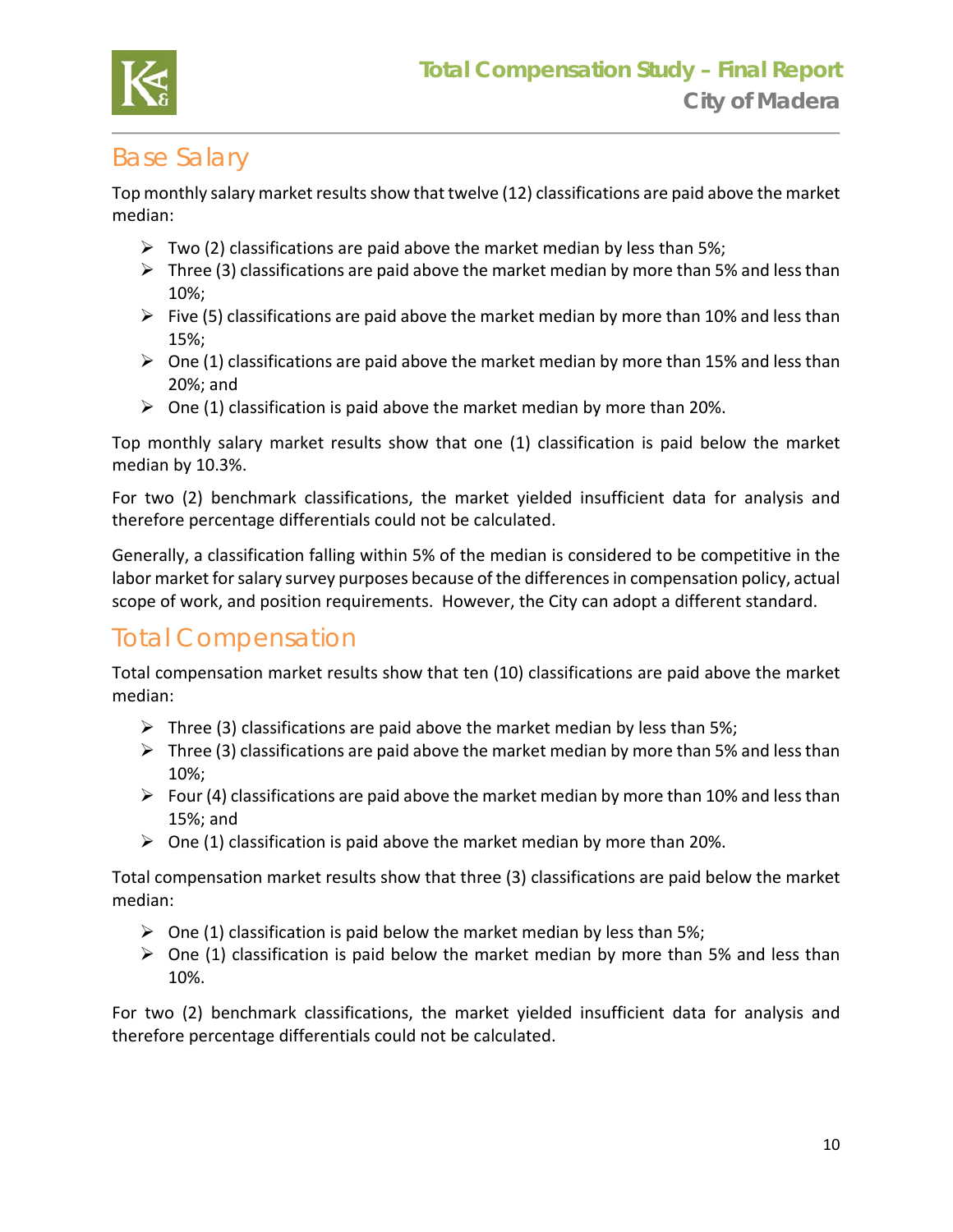## Base Salary

Top monthly salary market results show that twelve (12) classifications are paid above the market median:

- Two (2) classifications are paid above the market median by less than 5%;
- Three (3) classifications are paid above the market median by more than 5% and less than 10%;
- Five (5) classifications are paid above the market median by more than 10% and less than 15%;
- One (1) classifications are paid above the market median by more than 15% and less than 20%; and
- One (1) classification is paid above the market median by more than 20%.

Top monthly salary market results show that one (1) classification is paid below the market median by 10.3%.

For two (2) benchmark classifications, the market yielded insufficient data for analysis and therefore percentage differentials could not be calculated.

Generally, a classification falling within 5% of the median is considered to be competitive in the labor market for salary survey purposes because of the differences in compensation policy, actual scope of work, and position requirements. However, the City can adopt a different standard.

## Total Compensation

Total compensation market results show that ten (10) classifications are paid above the market median:

- Three (3) classifications are paid above the market median by less than 5%;
- Three (3) classifications are paid above the market median by more than 5% and less than 10%;
- Four (4) classifications are paid above the market median by more than 10% and less than 15%; and
- One (1) classification is paid above the market median by more than 20%.

Total compensation market results show that three (3) classifications are paid below the market median:

- One (1) classification is paid below the market median by less than 5%;
- One (1) classification is paid below the market median by more than 5% and less than 10%.

For two (2) benchmark classifications, the market yielded insufficient data for analysis and therefore percentage differentials could not be calculated.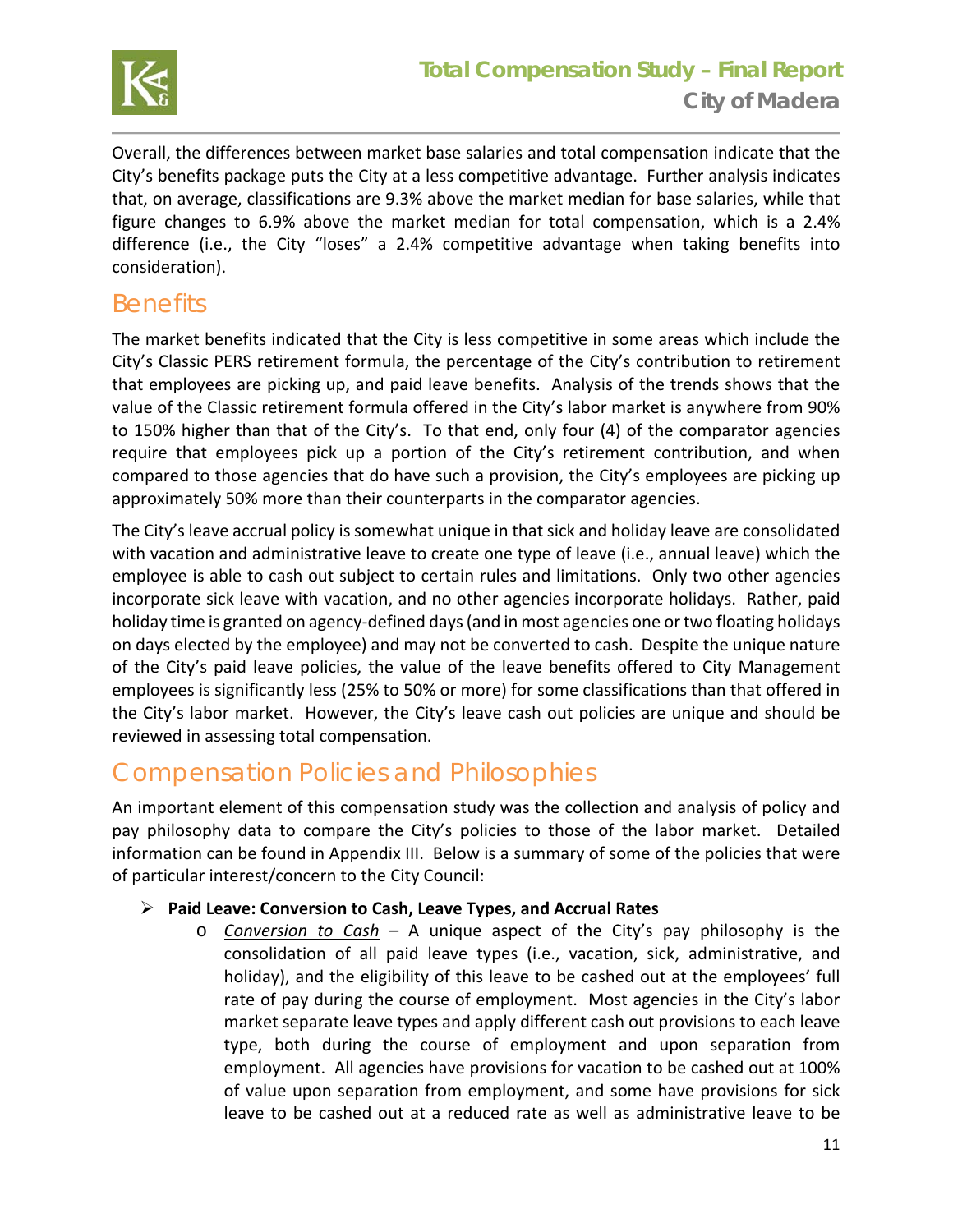Overall, the differences between market base salaries and total compensation indicate that the City's benefits package puts the City at a less competitive advantage. Further analysis indicates that, on average, classifications are 9.3% above the market median for base salaries, while that figure changes to 6.9% above the market median for total compensation, which is a 2.4% difference (i.e., the City "loses" a 2.4% competitive advantage when taking benefits into consideration).

## Benefits

The market benefits indicated that the City is less competitive in some areas which include the City's Classic PERS retirement formula, the percentage of the City's contribution to retirement that employees are picking up, and paid leave benefits. Analysis of the trends shows that the value of the Classic retirement formula offered in the City's labor market is anywhere from 90% to 150% higher than that of the City's. To that end, only four (4) of the comparator agencies require that employees pick up a portion of the City's retirement contribution, and when compared to those agencies that do have such a provision, the City's employees are picking up approximately 50% more than their counterparts in the comparator agencies.

The City's leave accrual policy is somewhat unique in that sick and holiday leave are consolidated with vacation and administrative leave to create one type of leave (i.e., annual leave) which the employee is able to cash out subject to certain rules and limitations. Only two other agencies incorporate sick leave with vacation, and no other agencies incorporate holidays. Rather, paid holiday time is granted on agency-defined days (and in most agencies one or two floating holidays on days elected by the employee) and may not be converted to cash. Despite the unique nature of the City's paid leave policies, the value of the leave benefits offered to City Management employees is significantly less (25% to 50% or more) for some classifications than that offered in the City's labor market. However, the City's leave cash out policies are unique and should be reviewed in assessing total compensation.

## Compensation Policies and Philosophies

An important element of this compensation study was the collection and analysis of policy and pay philosophy data to compare the City's policies to those of the labor market. Detailed information can be found in Appendix III. Below is a summary of some of the policies that were of particular interest/concern to the City Council:

- **Paid Leave: Conversion to Cash, Leave Types, and Accrual Rates**
  - *Conversion to Cash* – A unique aspect of the City's pay philosophy is the consolidation of all paid leave types (i.e., vacation, sick, administrative, and holiday), and the eligibility of this leave to be cashed out at the employees' full rate of pay during the course of employment. Most agencies in the City's labor market separate leave types and apply different cash out provisions to each leave type, both during the course of employment and upon separation from employment. All agencies have provisions for vacation to be cashed out at 100% of value upon separation from employment, and some have provisions for sick leave to be cashed out at a reduced rate as well as administrative leave to be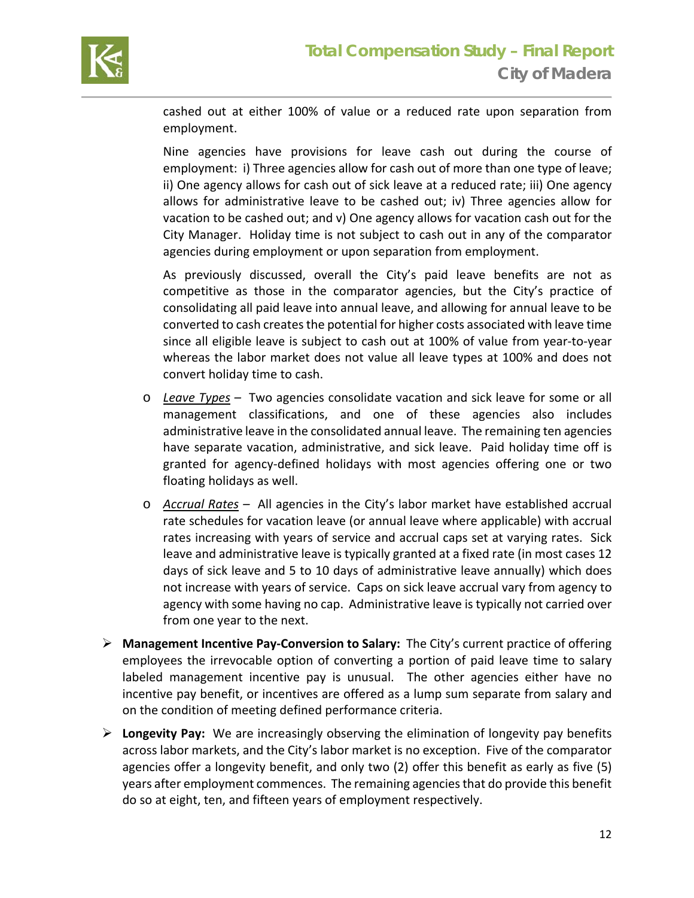cashed out at either 100% of value or a reduced rate upon separation from employment.

Nine agencies have provisions for leave cash out during the course of employment: i) Three agencies allow for cash out of more than one type of leave; ii) One agency allows for cash out of sick leave at a reduced rate; iii) One agency allows for administrative leave to be cashed out; iv) Three agencies allow for vacation to be cashed out; and v) One agency allows for vacation cash out for the City Manager. Holiday time is not subject to cash out in any of the comparator agencies during employment or upon separation from employment.

As previously discussed, overall the City's paid leave benefits are not as competitive as those in the comparator agencies, but the City's practice of consolidating all paid leave into annual leave, and allowing for annual leave to be converted to cash creates the potential for higher costs associated with leave time since all eligible leave is subject to cash out at 100% of value from year-to-year whereas the labor market does not value all leave types at 100% and does not convert holiday time to cash.

- *Leave Types* – Two agencies consolidate vacation and sick leave for some or all management classifications, and one of these agencies also includes administrative leave in the consolidated annual leave. The remaining ten agencies have separate vacation, administrative, and sick leave. Paid holiday time off is granted for agency-defined holidays with most agencies offering one or two floating holidays as well.
- *Accrual Rates* – All agencies in the City's labor market have established accrual rate schedules for vacation leave (or annual leave where applicable) with accrual rates increasing with years of service and accrual caps set at varying rates. Sick leave and administrative leave is typically granted at a fixed rate (in most cases 12 days of sick leave and 5 to 10 days of administrative leave annually) which does not increase with years of service. Caps on sick leave accrual vary from agency to agency with some having no cap. Administrative leave is typically not carried over from one year to the next.

- **Management Incentive Pay-Conversion to Salary:** The City's current practice of offering employees the irrevocable option of converting a portion of paid leave time to salary labeled management incentive pay is unusual. The other agencies either have no incentive pay benefit, or incentives are offered as a lump sum separate from salary and on the condition of meeting defined performance criteria.
- **Longevity Pay:** We are increasingly observing the elimination of longevity pay benefits across labor markets, and the City's labor market is no exception. Five of the comparator agencies offer a longevity benefit, and only two (2) offer this benefit as early as five (5) years after employment commences. The remaining agencies that do provide this benefit do so at eight, ten, and fifteen years of employment respectively.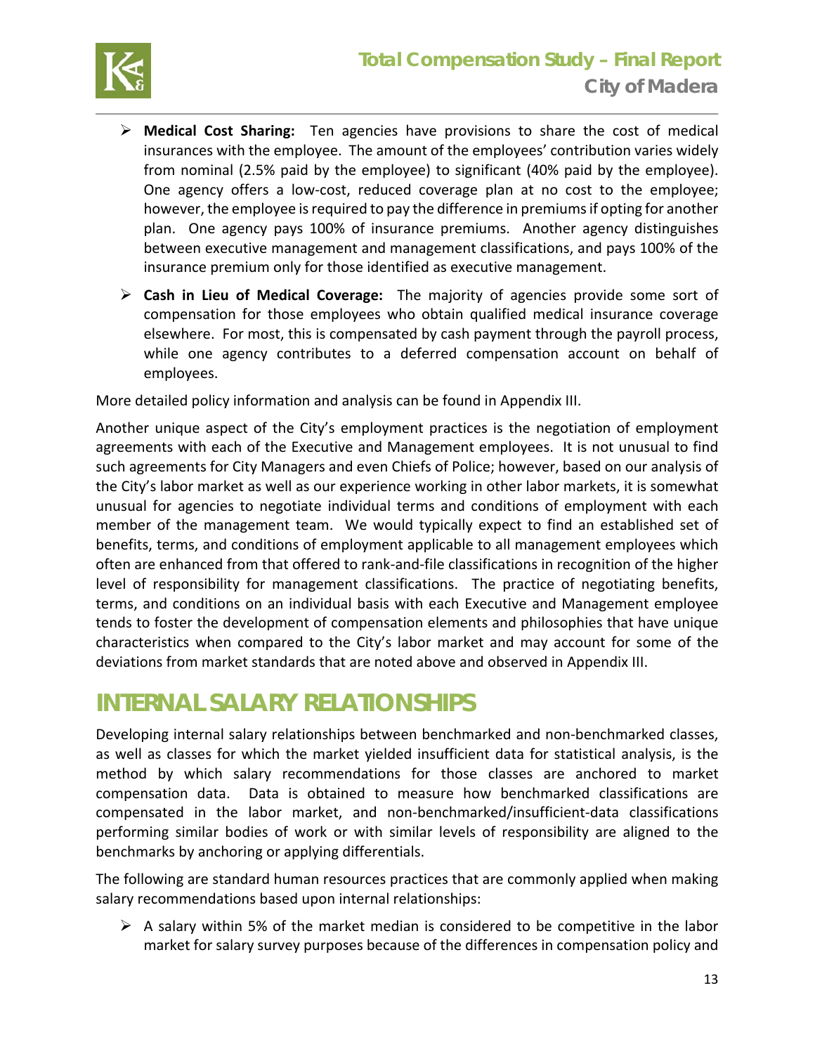- **Medical Cost Sharing:** Ten agencies have provisions to share the cost of medical insurances with the employee. The amount of the employees' contribution varies widely from nominal (2.5% paid by the employee) to significant (40% paid by the employee). One agency offers a low-cost, reduced coverage plan at no cost to the employee; however, the employee is required to pay the difference in premiums if opting for another plan. One agency pays 100% of insurance premiums. Another agency distinguishes between executive management and management classifications, and pays 100% of the insurance premium only for those identified as executive management.
- **Cash in Lieu of Medical Coverage:** The majority of agencies provide some sort of compensation for those employees who obtain qualified medical insurance coverage elsewhere. For most, this is compensated by cash payment through the payroll process, while one agency contributes to a deferred compensation account on behalf of employees.

More detailed policy information and analysis can be found in Appendix III.

Another unique aspect of the City's employment practices is the negotiation of employment agreements with each of the Executive and Management employees. It is not unusual to find such agreements for City Managers and even Chiefs of Police; however, based on our analysis of the City's labor market as well as our experience working in other labor markets, it is somewhat unusual for agencies to negotiate individual terms and conditions of employment with each member of the management team. We would typically expect to find an established set of benefits, terms, and conditions of employment applicable to all management employees which often are enhanced from that offered to rank-and-file classifications in recognition of the higher level of responsibility for management classifications. The practice of negotiating benefits, terms, and conditions on an individual basis with each Executive and Management employee tends to foster the development of compensation elements and philosophies that have unique characteristics when compared to the City's labor market and may account for some of the deviations from market standards that are noted above and observed in Appendix III.

# INTERNAL SALARY RELATIONSHIPS

Developing internal salary relationships between benchmarked and non-benchmarked classes, as well as classes for which the market yielded insufficient data for statistical analysis, is the method by which salary recommendations for those classes are anchored to market compensation data. Data is obtained to measure how benchmarked classifications are compensated in the labor market, and non-benchmarked/insufficient-data classifications performing similar bodies of work or with similar levels of responsibility are aligned to the benchmarks by anchoring or applying differentials.

The following are standard human resources practices that are commonly applied when making salary recommendations based upon internal relationships:

- A salary within 5% of the market median is considered to be competitive in the labor market for salary survey purposes because of the differences in compensation policy and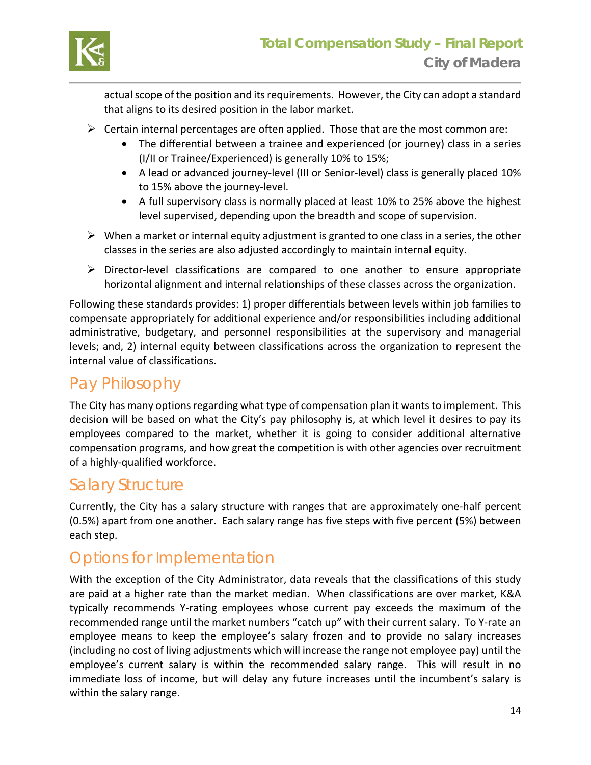actual scope of the position and its requirements. However, the City can adopt a standard that aligns to its desired position in the labor market.

- Certain internal percentages are often applied. Those that are the most common are:
  - The differential between a trainee and experienced (or journey) class in a series (I/II or Trainee/Experienced) is generally 10% to 15%;
  - A lead or advanced journey-level (III or Senior-level) class is generally placed 10% to 15% above the journey-level.
  - A full supervisory class is normally placed at least 10% to 25% above the highest level supervised, depending upon the breadth and scope of supervision.
- When a market or internal equity adjustment is granted to one class in a series, the other classes in the series are also adjusted accordingly to maintain internal equity.
- Director-level classifications are compared to one another to ensure appropriate horizontal alignment and internal relationships of these classes across the organization.

Following these standards provides: 1) proper differentials between levels within job families to compensate appropriately for additional experience and/or responsibilities including additional administrative, budgetary, and personnel responsibilities at the supervisory and managerial levels; and, 2) internal equity between classifications across the organization to represent the internal value of classifications.

## Pay Philosophy

The City has many options regarding what type of compensation plan it wants to implement. This decision will be based on what the City's pay philosophy is, at which level it desires to pay its employees compared to the market, whether it is going to consider additional alternative compensation programs, and how great the competition is with other agencies over recruitment of a highly-qualified workforce.

## Salary Structure

Currently, the City has a salary structure with ranges that are approximately one-half percent (0.5%) apart from one another. Each salary range has five steps with five percent (5%) between each step.

## Options for Implementation

With the exception of the City Administrator, data reveals that the classifications of this study are paid at a higher rate than the market median. When classifications are over market, K&A typically recommends Y-rating employees whose current pay exceeds the maximum of the recommended range until the market numbers "catch up" with their current salary. To Y-rate an employee means to keep the employee's salary frozen and to provide no salary increases (including no cost of living adjustments which will increase the range not employee pay) until the employee's current salary is within the recommended salary range. This will result in no immediate loss of income, but will delay any future increases until the incumbent's salary is within the salary range.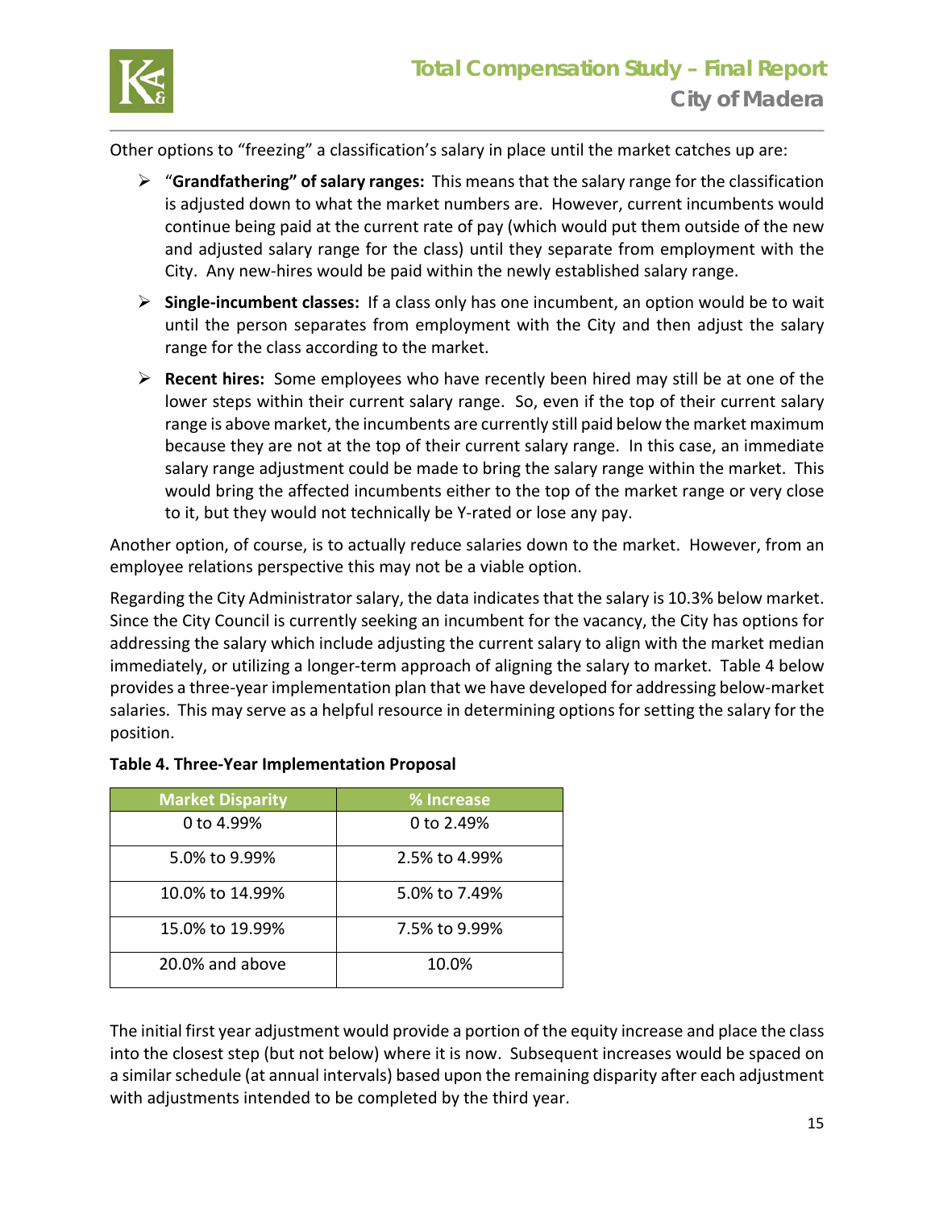Other options to "freezing" a classification's salary in place until the market catches up are:

- "**Grandfathering" of salary ranges:** This means that the salary range for the classification is adjusted down to what the market numbers are. However, current incumbents would continue being paid at the current rate of pay (which would put them outside of the new and adjusted salary range for the class) until they separate from employment with the City. Any new-hires would be paid within the newly established salary range.
- **Single-incumbent classes:** If a class only has one incumbent, an option would be to wait until the person separates from employment with the City and then adjust the salary range for the class according to the market.
- **Recent hires:** Some employees who have recently been hired may still be at one of the lower steps within their current salary range. So, even if the top of their current salary range is above market, the incumbents are currently still paid below the market maximum because they are not at the top of their current salary range. In this case, an immediate salary range adjustment could be made to bring the salary range within the market. This would bring the affected incumbents either to the top of the market range or very close to it, but they would not technically be Y-rated or lose any pay.

Another option, of course, is to actually reduce salaries down to the market. However, from an employee relations perspective this may not be a viable option.

Regarding the City Administrator salary, the data indicates that the salary is 10.3% below market. Since the City Council is currently seeking an incumbent for the vacancy, the City has options for addressing the salary which include adjusting the current salary to align with the market median immediately, or utilizing a longer-term approach of aligning the salary to market. Table 4 below provides a three-year implementation plan that we have developed for addressing below-market salaries. This may serve as a helpful resource in determining options for setting the salary for the position.

**Table 4. Three-Year Implementation Proposal**

| Market Disparity | % Increase |
|---|---|
| 0 to 4.99% | 0 to 2.49% |
| 5.0% to 9.99% | 2.5% to 4.99% |
| 10.0% to 14.99% | 5.0% to 7.49% |
| 15.0% to 19.99% | 7.5% to 9.99% |
| 20.0% and above | 10.0% |

The initial first year adjustment would provide a portion of the equity increase and place the class into the closest step (but not below) where it is now. Subsequent increases would be spaced on a similar schedule (at annual intervals) based upon the remaining disparity after each adjustment with adjustments intended to be completed by the third year.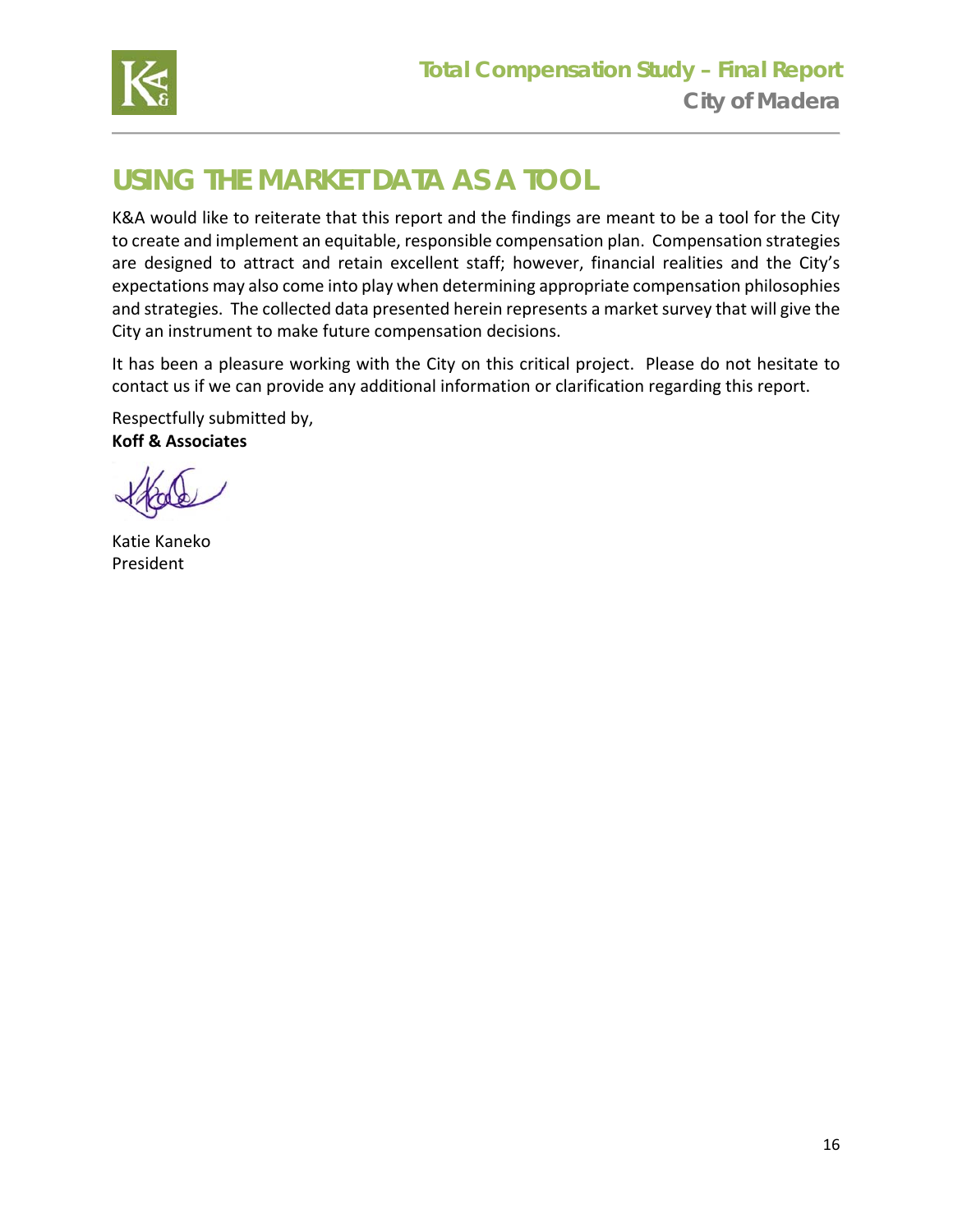## USING THE MARKET DATA AS A TOOL

K&A would like to reiterate that this report and the findings are meant to be a tool for the City to create and implement an equitable, responsible compensation plan. Compensation strategies are designed to attract and retain excellent staff; however, financial realities and the City's expectations may also come into play when determining appropriate compensation philosophies and strategies. The collected data presented herein represents a market survey that will give the City an instrument to make future compensation decisions.

It has been a pleasure working with the City on this critical project. Please do not hesitate to contact us if we can provide any additional information or clarification regarding this report.

Respectfully submitted by,
**Koff & Associates**

Katie Kaneko
President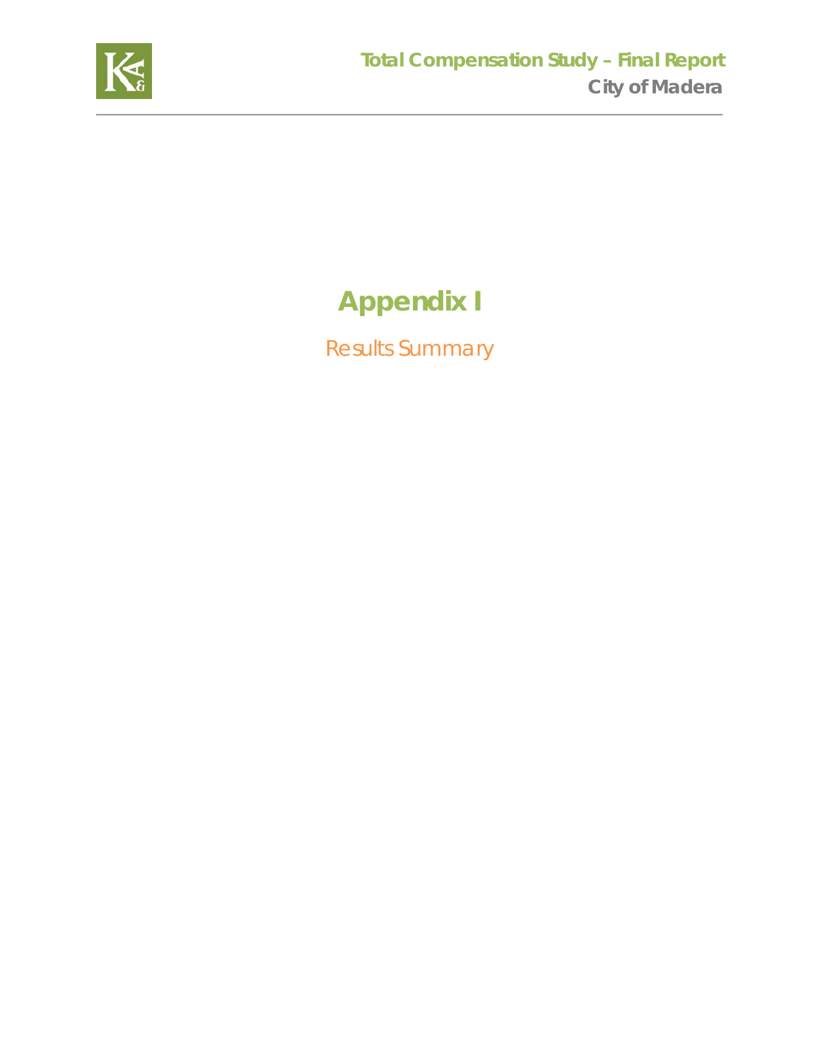# Appendix I

Results Summary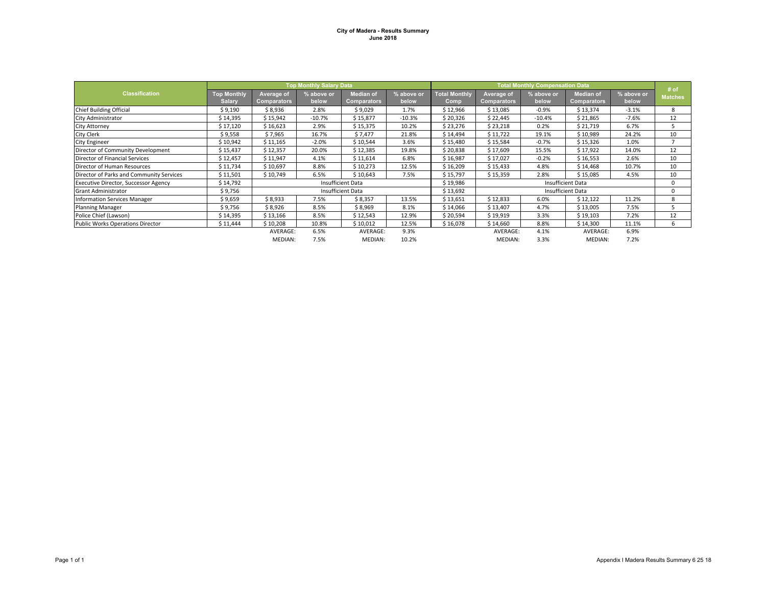**City of Madera - Results Summary**
**June 2018**

| Classification | Top Monthly Salary Data | | | | | Total Monthly Compensation Data | | | | | # of Matches |
|---|---|---|---|---|---|---|---|---|---|---|---|
| | Top Monthly Salary | Average of Comparators | % above or below | Median of Comparators | % above or below | Total Monthly Comp | Average of Comparators | % above or below | Median of Comparators | % above or below | |
| Chief Building Official | $ 9,190 | $ 8,936 | 2.8% | $ 9,029 | 1.7% | $ 12,966 | $ 13,085 | -0.9% | $ 13,374 | -3.1% | 8 |
| City Administrator | $ 14,395 | $ 15,942 | -10.7% | $ 15,877 | -10.3% | $ 20,326 | $ 22,445 | -10.4% | $ 21,865 | -7.6% | 12 |
| City Attorney | $ 17,120 | $ 16,623 | 2.9% | $ 15,375 | 10.2% | $ 23,276 | $ 23,218 | 0.2% | $ 21,719 | 6.7% | 5 |
| City Clerk | $ 9,558 | $ 7,965 | 16.7% | $ 7,477 | 21.8% | $ 14,494 | $ 11,722 | 19.1% | $ 10,989 | 24.2% | 10 |
| City Engineer | $ 10,942 | $ 11,165 | -2.0% | $ 10,544 | 3.6% | $ 15,480 | $ 15,584 | -0.7% | $ 15,326 | 1.0% | 7 |
| Director of Community Development | $ 15,437 | $ 12,357 | 20.0% | $ 12,385 | 19.8% | $ 20,838 | $ 17,609 | 15.5% | $ 17,922 | 14.0% | 12 |
| Director of Financial Services | $ 12,457 | $ 11,947 | 4.1% | $ 11,614 | 6.8% | $ 16,987 | $ 17,027 | -0.2% | $ 16,553 | 2.6% | 10 |
| Director of Human Resources | $ 11,734 | $ 10,697 | 8.8% | $ 10,273 | 12.5% | $ 16,209 | $ 15,433 | 4.8% | $ 14,468 | 10.7% | 10 |
| Director of Parks and Community Services | $ 11,501 | $ 10,749 | 6.5% | $ 10,643 | 7.5% | $ 15,797 | $ 15,359 | 2.8% | $ 15,085 | 4.5% | 10 |
| Executive Director, Successor Agency | $ 14,792 | Insufficient Data | | | | $ 19,986 | Insufficient Data | | | | 0 |
| Grant Administrator | $ 9,756 | Insufficient Data | | | | $ 13,692 | Insufficient Data | | | | 0 |
| Information Services Manager | $ 9,659 | $ 8,933 | 7.5% | $ 8,357 | 13.5% | $ 13,651 | $ 12,833 | 6.0% | $ 12,122 | 11.2% | 8 |
| Planning Manager | $ 9,756 | $ 8,926 | 8.5% | $ 8,969 | 8.1% | $ 14,066 | $ 13,407 | 4.7% | $ 13,005 | 7.5% | 5 |
| Police Chief (Lawson) | $ 14,395 | $ 13,166 | 8.5% | $ 12,543 | 12.9% | $ 20,594 | $ 19,919 | 3.3% | $ 19,103 | 7.2% | 12 |
| Public Works Operations Director | $ 11,444 | $ 10,208 | 10.8% | $ 10,012 | 12.5% | $ 16,078 | $ 14,660 | 8.8% | $ 14,300 | 11.1% | 6 |
| | | AVERAGE: | 6.5% | AVERAGE: | 9.3% | | AVERAGE: | 4.1% | AVERAGE: | 6.9% | |
| | | MEDIAN: | 7.5% | MEDIAN: | 10.2% | | MEDIAN: | 3.3% | MEDIAN: | 7.2% | |

Appendix I Madera Results Summary 6 25 18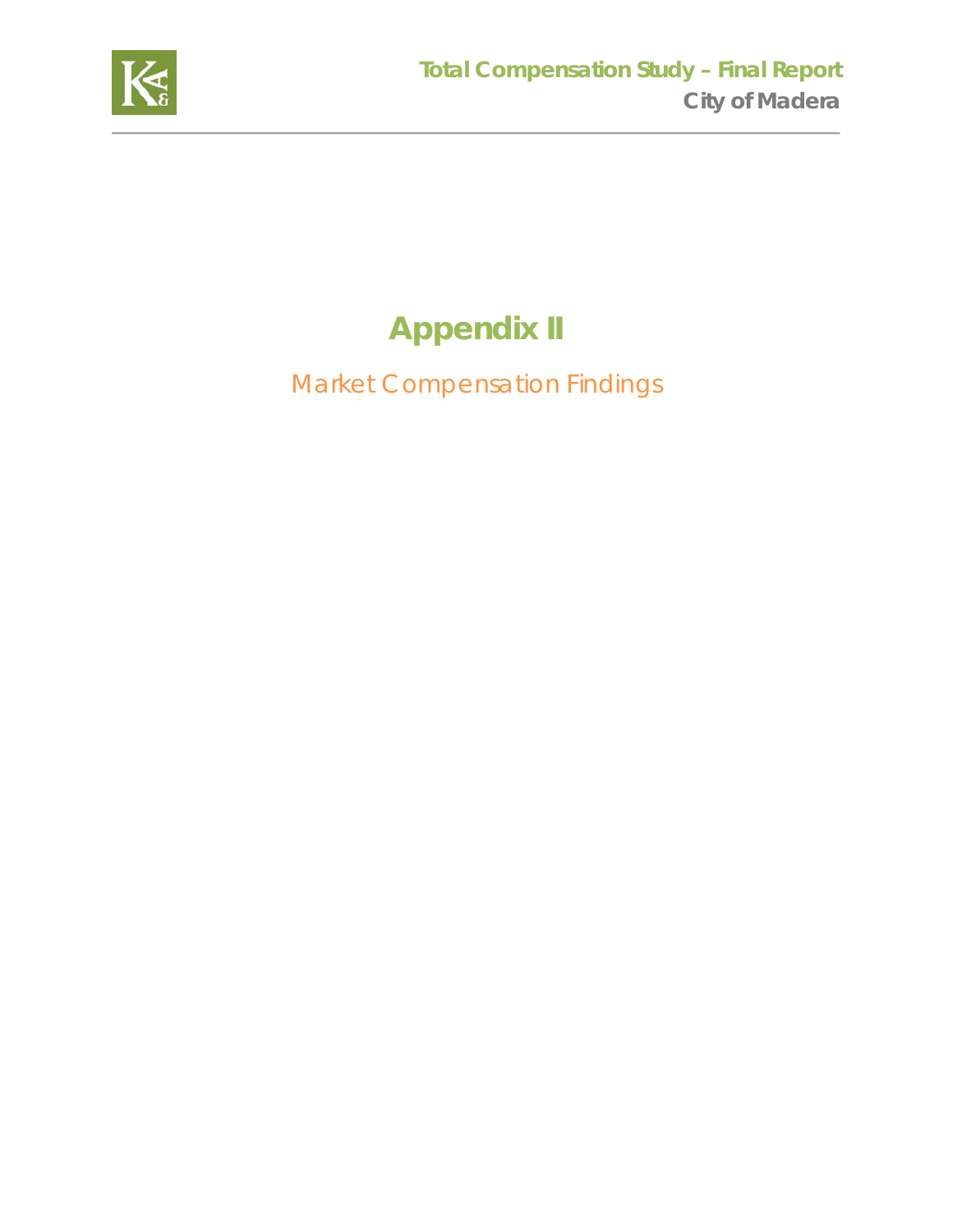# Appendix II

## Market Compensation Findings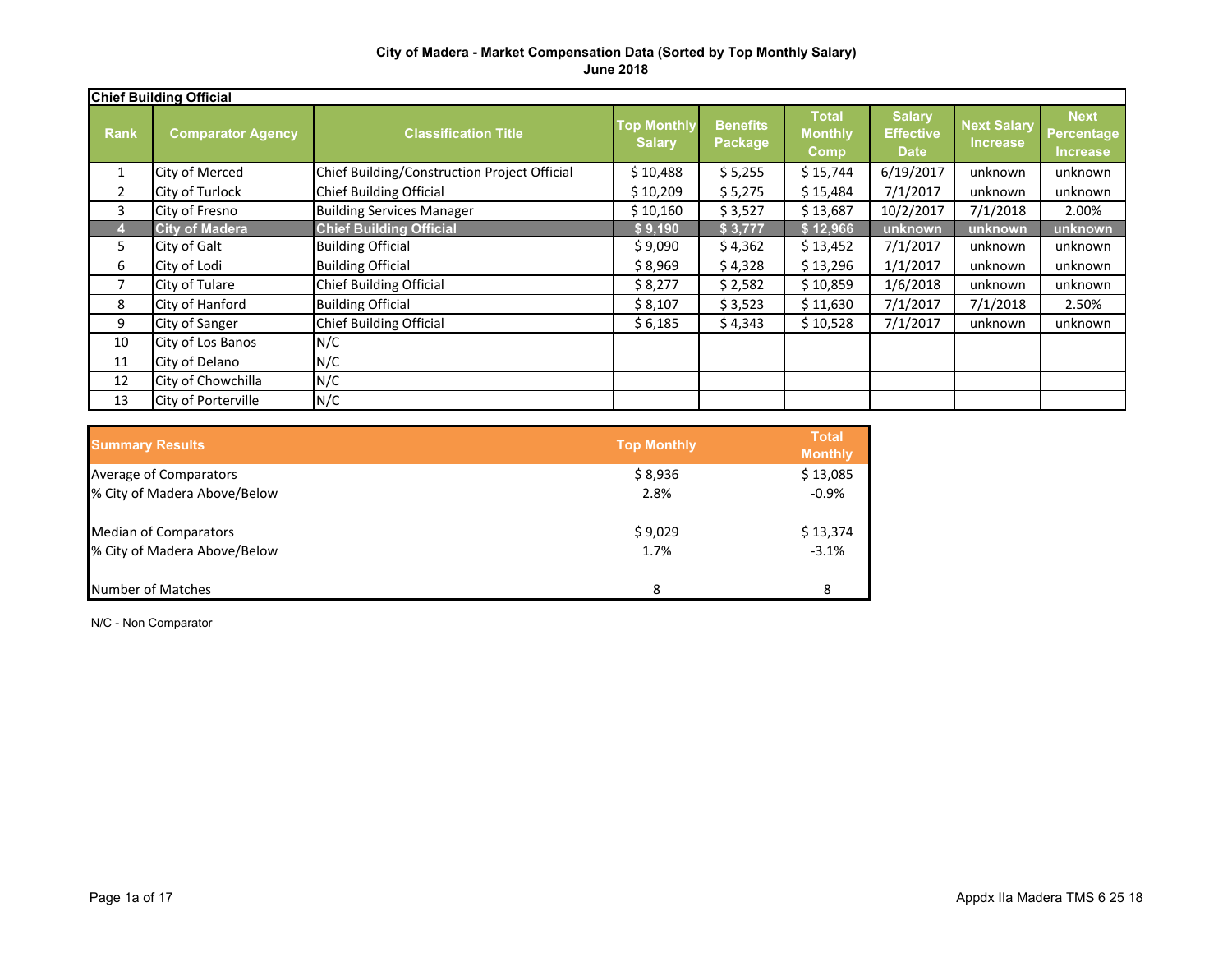**City of Madera - Market Compensation Data (Sorted by Top Monthly Salary)**
**June 2018**

| Chief Building Official | | | | | | | | |
|---|---|---|---|---|---|---|---|---|
| **Rank** | **Comparator Agency** | **Classification Title** | **Top Monthly Salary** | **Benefits Package** | **Total Monthly Comp** | **Salary Effective Date** | **Next Salary Increase** | **Next Percentage Increase** |
| 1 | City of Merced | Chief Building/Construction Project Official | $ 10,488 | $ 5,255 | $ 15,744 | 6/19/2017 | unknown | unknown |
| 2 | City of Turlock | Chief Building Official | $ 10,209 | $ 5,275 | $ 15,484 | 7/1/2017 | unknown | unknown |
| 3 | City of Fresno | Building Services Manager | $ 10,160 | $ 3,527 | $ 13,687 | 10/2/2017 | 7/1/2018 | 2.00% |
| **4** | **City of Madera** | **Chief Building Official** | **$ 9,190** | **$ 3,777** | **$ 12,966** | **unknown** | **unknown** | **unknown** |
| 5 | City of Galt | Building Official | $ 9,090 | $ 4,362 | $ 13,452 | 7/1/2017 | unknown | unknown |
| 6 | City of Lodi | Building Official | $ 8,969 | $ 4,328 | $ 13,296 | 1/1/2017 | unknown | unknown |
| 7 | City of Tulare | Chief Building Official | $ 8,277 | $ 2,582 | $ 10,859 | 1/6/2018 | unknown | unknown |
| 8 | City of Hanford | Building Official | $ 8,107 | $ 3,523 | $ 11,630 | 7/1/2017 | 7/1/2018 | 2.50% |
| 9 | City of Sanger | Chief Building Official | $ 6,185 | $ 4,343 | $ 10,528 | 7/1/2017 | unknown | unknown |
| 10 | City of Los Banos | N/C | | | | | | |
| 11 | City of Delano | N/C | | | | | | |
| 12 | City of Chowchilla | N/C | | | | | | |
| 13 | City of Porterville | N/C | | | | | | |

| **Summary Results** | **Top Monthly** | **Total Monthly** |
|---|---|---|
| Average of Comparators | $ 8,936 | $ 13,085 |
| % City of Madera Above/Below | 2.8% | -0.9% |
| Median of Comparators | $ 9,029 | $ 13,374 |
| % City of Madera Above/Below | 1.7% | -3.1% |
| Number of Matches | 8 | 8 |

N/C - Non Comparator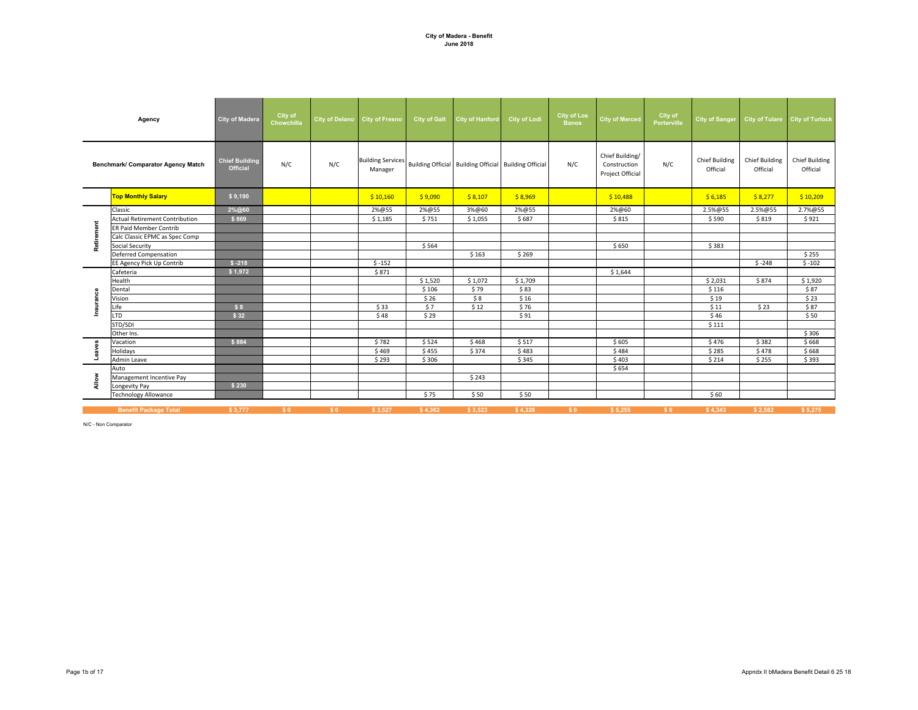**City of Madera - Benefit**
**June 2018**

| | Agency | City of Madera | City of Chowchilla | City of Delano | City of Fresno | City of Galt | City of Hanford | City of Lodi | City of Los Banos | City of Merced | City of Porterville | City of Sanger | City of Tulare | City of Turlock |
|---|---|---|---|---|---|---|---|---|---|---|---|---|---|---|
| | Benchmark/ Comparator Agency Match | Chief Building Official | N/C | N/C | Building Services Manager | Building Official | Building Official | Building Official | N/C | Chief Building/ Construction Project Official | N/C | Chief Building Official | Chief Building Official | Chief Building Official |
| | **Top Monthly Salary** | $ 9,190 | | | $ 10,160 | $ 9,090 | $ 8,107 | $ 8,969 | | $ 10,488 | | $ 6,185 | $ 8,277 | $ 10,209 |
| Retirement | Classic | 2%@60 | | | 2%@55 | 2%@55 | 3%@60 | 2%@55 | | 2%@60 | | 2.5%@55 | 2.5%@55 | 2.7%@55 |
| Retirement | Actual Retirement Contribution | $ 869 | | | $ 1,185 | $ 751 | $ 1,055 | $ 687 | | $ 815 | | $ 590 | $ 819 | $ 921 |
| Retirement | ER Paid Member Contrib | | | | | | | | | | | | | |
| Retirement | Calc Classic EPMC as Spec Comp | | | | | | | | | | | | | |
| Retirement | Social Security | | | | | $ 564 | | | | $ 650 | | $ 383 | | |
| Retirement | Deferred Compensation | | | | | | $ 163 | $ 269 | | | | | | $ 255 |
| Retirement | EE Agency Pick Up Contrib | $ -218 | | | $ -152 | | | | | | | | $ -248 | $ -102 |
| Insurance | Cafeteria | $ 1,972 | | | $ 871 | | | | | $ 1,644 | | | | |
| Insurance | Health | | | | | $ 1,520 | $ 1,072 | $ 1,709 | | | | $ 2,031 | $ 874 | $ 1,920 |
| Insurance | Dental | | | | | $ 106 | $ 79 | $ 83 | | | | $ 116 | | $ 87 |
| Insurance | Vision | | | | | $ 26 | $ 8 | $ 16 | | | | $ 19 | | $ 23 |
| Insurance | Life | $ 8 | | | $ 33 | $ 7 | $ 12 | $ 76 | | | | $ 11 | $ 23 | $ 87 |
| Insurance | LTD | $ 32 | | | $ 48 | $ 29 | | $ 91 | | | | $ 46 | | $ 50 |
| Insurance | STD/SDI | | | | | | | | | | | $ 111 | | |
| Insurance | Other Ins. | | | | | | | | | | | | | $ 306 |
| Leaves | Vacation | $ 884 | | | $ 782 | $ 524 | $ 468 | $ 517 | | $ 605 | | $ 476 | $ 382 | $ 668 |
| Leaves | Holidays | | | | $ 469 | $ 455 | $ 374 | $ 483 | | $ 484 | | $ 285 | $ 478 | $ 668 |
| Leaves | Admin Leave | | | | $ 293 | $ 306 | | $ 345 | | $ 403 | | $ 214 | $ 255 | $ 393 |
| Allow | Auto | | | | | | | | | $ 654 | | | | |
| Allow | Management Incentive Pay | | | | | | $ 243 | | | | | | | |
| Allow | Longevity Pay | $ 230 | | | | | | | | | | | | |
| Allow | Technology Allowance | | | | | $ 75 | $ 50 | $ 50 | | | | $ 60 | | |
| | **Benefit Package Total** | $ 3,777 | $ 0 | $ 0 | $ 3,527 | $ 4,362 | $ 3,523 | $ 4,328 | $ 0 | $ 5,255 | $ 0 | $ 4,343 | $ 2,582 | $ 5,275 |

N/C - Non Comparator

Appndx II bMadera Benefit Detail 6 25 18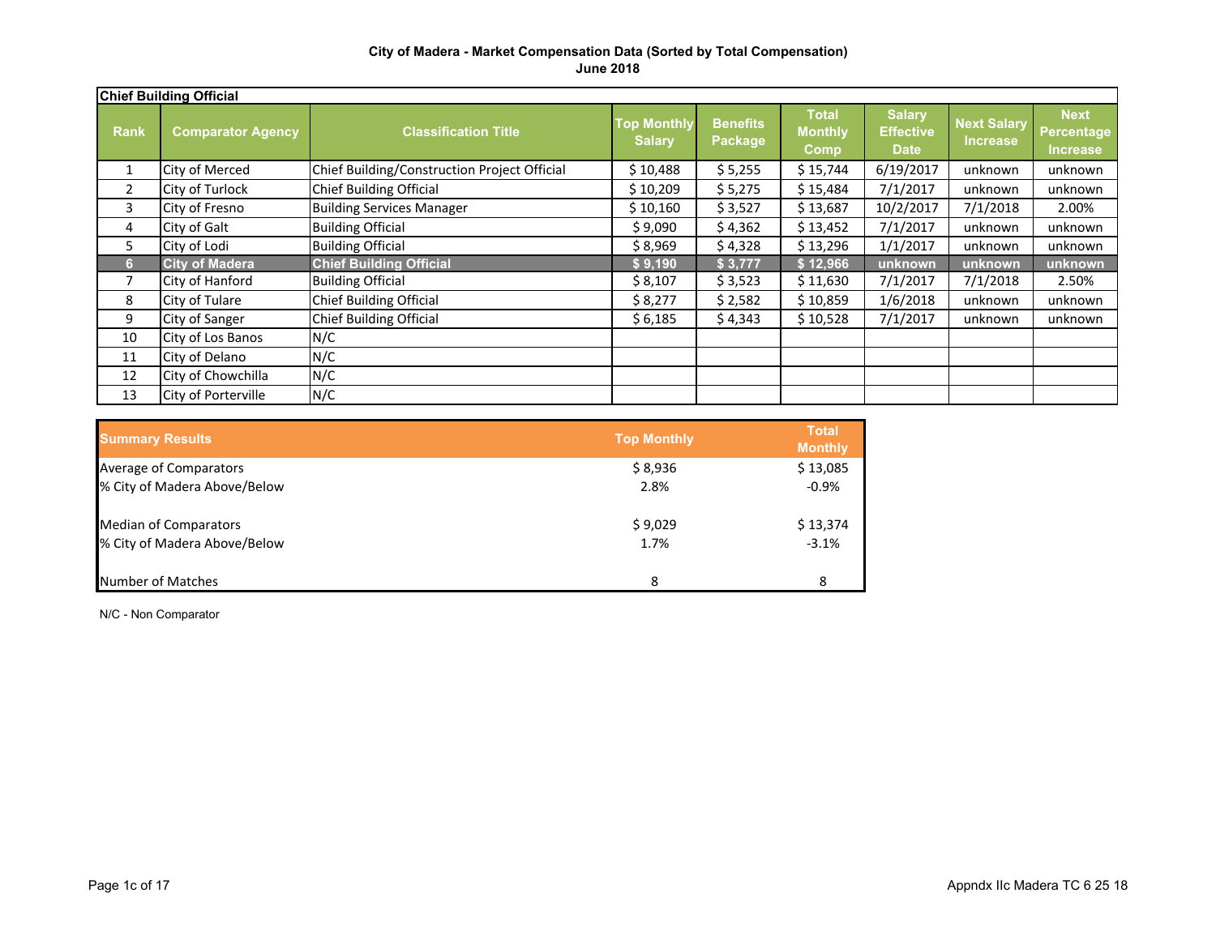**City of Madera - Market Compensation Data (Sorted by Total Compensation)**
**June 2018**

**Chief Building Official**

| Rank | Comparator Agency | Classification Title | Top Monthly Salary | Benefits Package | Total Monthly Comp | Salary Effective Date | Next Salary Increase | Next Percentage Increase |
|---|---|---|---|---|---|---|---|---|
| 1 | City of Merced | Chief Building/Construction Project Official | $ 10,488 | $ 5,255 | $ 15,744 | 6/19/2017 | unknown | unknown |
| 2 | City of Turlock | Chief Building Official | $ 10,209 | $ 5,275 | $ 15,484 | 7/1/2017 | unknown | unknown |
| 3 | City of Fresno | Building Services Manager | $ 10,160 | $ 3,527 | $ 13,687 | 10/2/2017 | 7/1/2018 | 2.00% |
| 4 | City of Galt | Building Official | $ 9,090 | $ 4,362 | $ 13,452 | 7/1/2017 | unknown | unknown |
| 5 | City of Lodi | Building Official | $ 8,969 | $ 4,328 | $ 13,296 | 1/1/2017 | unknown | unknown |
| **6** | **City of Madera** | **Chief Building Official** | **$ 9,190** | **$ 3,777** | **$ 12,966** | **unknown** | **unknown** | **unknown** |
| 7 | City of Hanford | Building Official | $ 8,107 | $ 3,523 | $ 11,630 | 7/1/2017 | 7/1/2018 | 2.50% |
| 8 | City of Tulare | Chief Building Official | $ 8,277 | $ 2,582 | $ 10,859 | 1/6/2018 | unknown | unknown |
| 9 | City of Sanger | Chief Building Official | $ 6,185 | $ 4,343 | $ 10,528 | 7/1/2017 | unknown | unknown |
| 10 | City of Los Banos | N/C | | | | | | |
| 11 | City of Delano | N/C | | | | | | |
| 12 | City of Chowchilla | N/C | | | | | | |
| 13 | City of Porterville | N/C | | | | | | |

| Summary Results | Top Monthly | Total Monthly |
|---|---|---|
| Average of Comparators | $ 8,936 | $ 13,085 |
| % City of Madera Above/Below | 2.8% | -0.9% |
| Median of Comparators | $ 9,029 | $ 13,374 |
| % City of Madera Above/Below | 1.7% | -3.1% |
| Number of Matches | 8 | 8 |

N/C - Non Comparator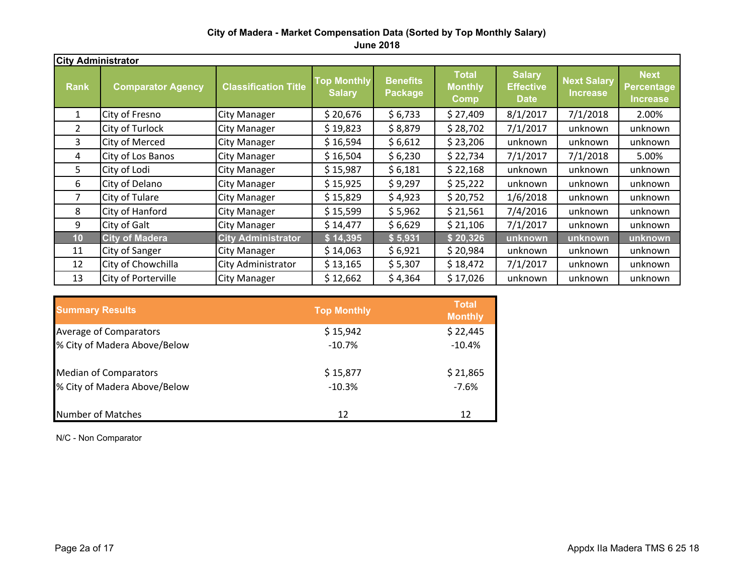**City of Madera - Market Compensation Data (Sorted by Top Monthly Salary)**
**June 2018**

| City Administrator | | | | | | | | |
|---|---|---|---|---|---|---|---|---|
| Rank | Comparator Agency | Classification Title | Top Monthly Salary | Benefits Package | Total Monthly Comp | Salary Effective Date | Next Salary Increase | Next Percentage Increase |
| 1 | City of Fresno | City Manager | $ 20,676 | $ 6,733 | $ 27,409 | 8/1/2017 | 7/1/2018 | 2.00% |
| 2 | City of Turlock | City Manager | $ 19,823 | $ 8,879 | $ 28,702 | 7/1/2017 | unknown | unknown |
| 3 | City of Merced | City Manager | $ 16,594 | $ 6,612 | $ 23,206 | unknown | unknown | unknown |
| 4 | City of Los Banos | City Manager | $ 16,504 | $ 6,230 | $ 22,734 | 7/1/2017 | 7/1/2018 | 5.00% |
| 5 | City of Lodi | City Manager | $ 15,987 | $ 6,181 | $ 22,168 | unknown | unknown | unknown |
| 6 | City of Delano | City Manager | $ 15,925 | $ 9,297 | $ 25,222 | unknown | unknown | unknown |
| 7 | City of Tulare | City Manager | $ 15,829 | $ 4,923 | $ 20,752 | 1/6/2018 | unknown | unknown |
| 8 | City of Hanford | City Manager | $ 15,599 | $ 5,962 | $ 21,561 | 7/4/2016 | unknown | unknown |
| 9 | City of Galt | City Manager | $ 14,477 | $ 6,629 | $ 21,106 | 7/1/2017 | unknown | unknown |
| **10** | **City of Madera** | **City Administrator** | **$ 14,395** | **$ 5,931** | **$ 20,326** | **unknown** | **unknown** | **unknown** |
| 11 | City of Sanger | City Manager | $ 14,063 | $ 6,921 | $ 20,984 | unknown | unknown | unknown |
| 12 | City of Chowchilla | City Administrator | $ 13,165 | $ 5,307 | $ 18,472 | 7/1/2017 | unknown | unknown |
| 13 | City of Porterville | City Manager | $ 12,662 | $ 4,364 | $ 17,026 | unknown | unknown | unknown |

| Summary Results | Top Monthly | Total Monthly |
|---|---|---|
| Average of Comparators | $ 15,942 | $ 22,445 |
| % City of Madera Above/Below | -10.7% | -10.4% |
| Median of Comparators | $ 15,877 | $ 21,865 |
| % City of Madera Above/Below | -10.3% | -7.6% |
| Number of Matches | 12 | 12 |

N/C - Non Comparator

Appdx IIa Madera TMS 6 25 18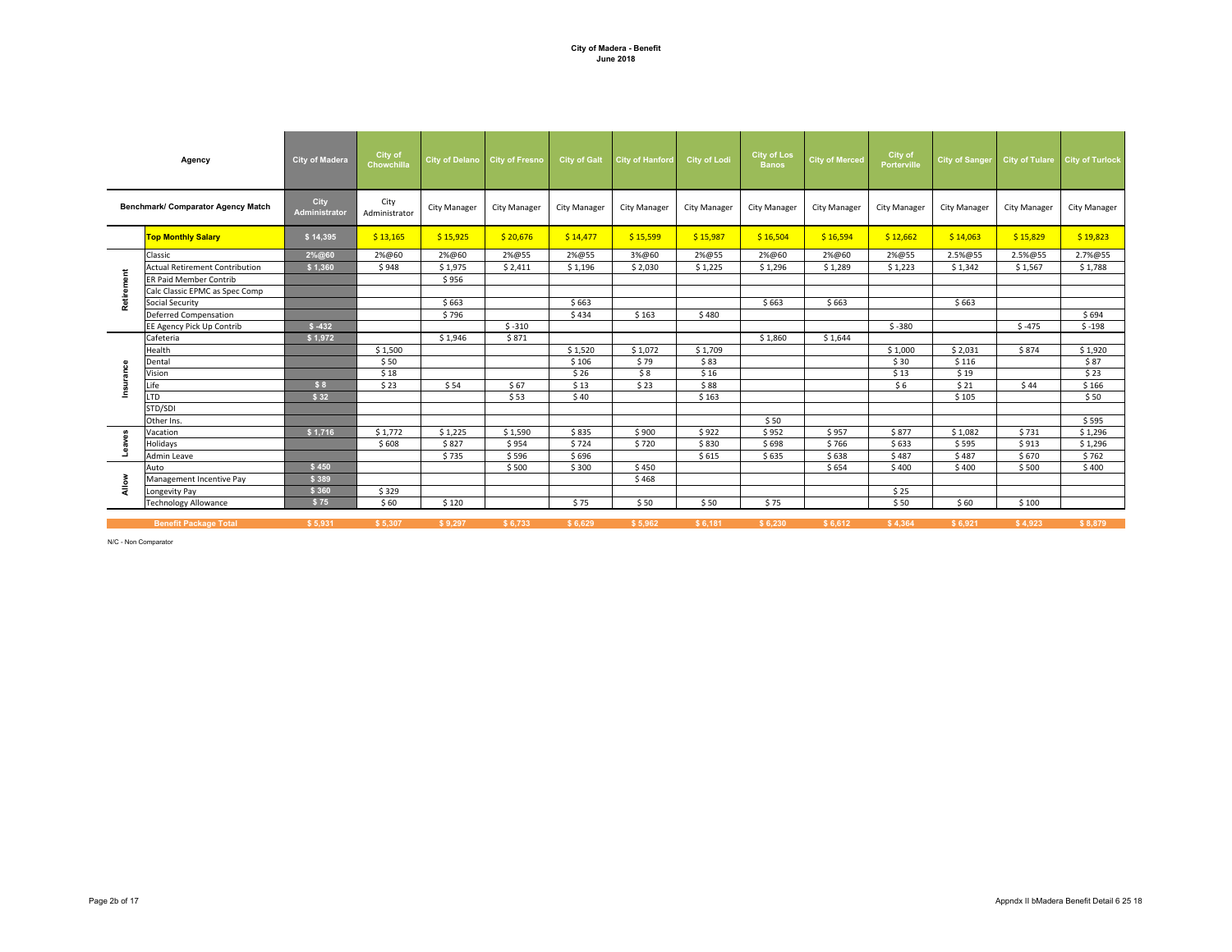**City of Madera - Benefit**
**June 2018**

| | Agency | City of Madera | City of Chowchilla | City of Delano | City of Fresno | City of Galt | City of Hanford | City of Lodi | City of Los Banos | City of Merced | City of Porterville | City of Sanger | City of Tulare | City of Turlock |
|---|---|---|---|---|---|---|---|---|---|---|---|---|---|---|
| | **Benchmark/ Comparator Agency Match** | City Administrator | City Administrator | City Manager | City Manager | City Manager | City Manager | City Manager | City Manager | City Manager | City Manager | City Manager | City Manager | City Manager |
| | **Top Monthly Salary** | $ 14,395 | $ 13,165 | $ 15,925 | $ 20,676 | $ 14,477 | $ 15,599 | $ 15,987 | $ 16,504 | $ 16,594 | $ 12,662 | $ 14,063 | $ 15,829 | $ 19,823 |
| Retirement | Classic | 2%@60 | 2%@60 | 2%@60 | 2%@55 | 2%@55 | 3%@60 | 2%@55 | 2%@60 | 2%@60 | 2%@55 | 2.5%@55 | 2.5%@55 | 2.7%@55 |
| | Actual Retirement Contribution | $ 1,360 | $ 948 | $ 1,975 | $ 2,411 | $ 1,196 | $ 2,030 | $ 1,225 | $ 1,296 | $ 1,289 | $ 1,223 | $ 1,342 | $ 1,567 | $ 1,788 |
| | ER Paid Member Contrib | | | $ 956 | | | | | | | | | | |
| | Calc Classic EPMC as Spec Comp | | | | | | | | | | | | | |
| | Social Security | | | $ 663 | | $ 663 | | | $ 663 | $ 663 | | $ 663 | | |
| | Deferred Compensation | | | $ 796 | | $ 434 | $ 163 | $ 480 | | | | | | $ 694 |
| | EE Agency Pick Up Contrib | $ -432 | | | $ -310 | | | | | | $ -380 | | $ -475 | $ -198 |
| Insurance | Cafeteria | $ 1,972 | | $ 1,946 | $ 871 | | | | $ 1,860 | $ 1,644 | | | | |
| | Health | | $ 1,500 | | | $ 1,520 | $ 1,072 | $ 1,709 | | | $ 1,000 | $ 2,031 | $ 874 | $ 1,920 |
| | Dental | | $ 50 | | | $ 106 | $ 79 | $ 83 | | | $ 30 | $ 116 | | $ 87 |
| | Vision | | $ 18 | | | $ 26 | $ 8 | $ 16 | | | $ 13 | $ 19 | | $ 23 |
| | Life | $ 8 | $ 23 | $ 54 | $ 67 | $ 13 | $ 23 | $ 88 | | | $ 6 | $ 21 | $ 44 | $ 166 |
| | LTD | $ 32 | | | $ 53 | $ 40 | | $ 163 | | | | $ 105 | | $ 50 |
| | STD/SDI | | | | | | | | | | | | | |
| | Other Ins. | | | | | | | | $ 50 | | | | | $ 595 |
| Leaves | Vacation | $ 1,716 | $ 1,772 | $ 1,225 | $ 1,590 | $ 835 | $ 900 | $ 922 | $ 952 | $ 957 | $ 877 | $ 1,082 | $ 731 | $ 1,296 |
| | Holidays | | $ 608 | $ 827 | $ 954 | $ 724 | $ 720 | $ 830 | $ 698 | $ 766 | $ 633 | $ 595 | $ 913 | $ 1,296 |
| | Admin Leave | | | $ 735 | $ 596 | $ 696 | | $ 615 | $ 635 | $ 638 | $ 487 | $ 487 | $ 670 | $ 762 |
| Allow | Auto | $ 450 | | | $ 500 | $ 300 | $ 450 | | | $ 654 | $ 400 | $ 400 | $ 500 | $ 400 |
| | Management Incentive Pay | $ 389 | | | | | $ 468 | | | | | | | |
| | Longevity Pay | $ 360 | $ 329 | | | | | | | | $ 25 | | | |
| | Technology Allowance | $ 75 | $ 60 | $ 120 | | $ 75 | $ 50 | $ 50 | $ 75 | | $ 50 | $ 60 | $ 100 | |
| | **Benefit Package Total** | $ 5,931 | $ 5,307 | $ 9,297 | $ 6,733 | $ 6,629 | $ 5,962 | $ 6,181 | $ 6,230 | $ 6,612 | $ 4,364 | $ 6,921 | $ 4,923 | $ 8,879 |

N/C - Non Comparator

Appndx II bMadera Benefit Detail 6 25 18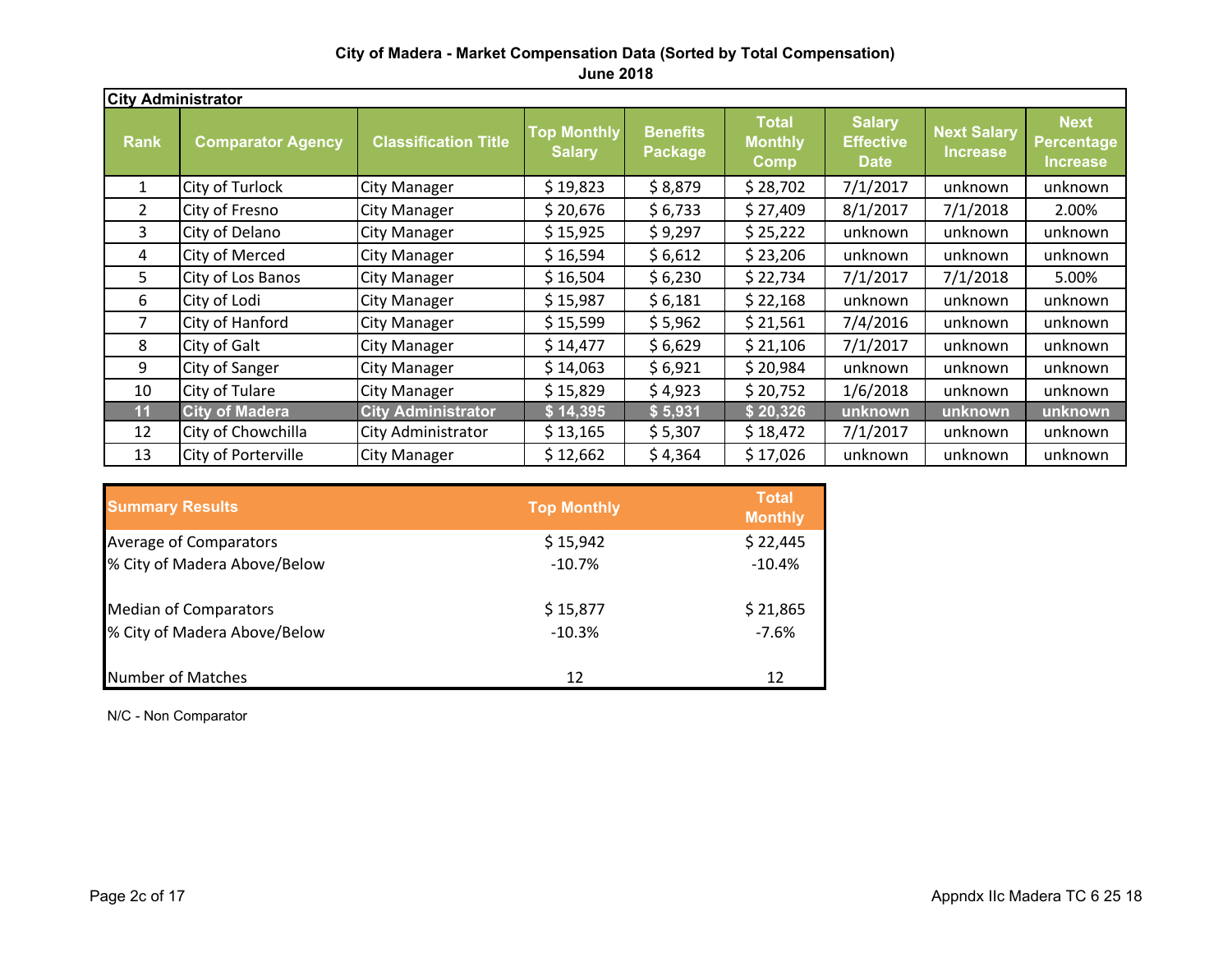**City of Madera - Market Compensation Data (Sorted by Total Compensation)**
**June 2018**

**City Administrator**

| Rank | Comparator Agency | Classification Title | Top Monthly Salary | Benefits Package | Total Monthly Comp | Salary Effective Date | Next Salary Increase | Next Percentage Increase |
|---|---|---|---|---|---|---|---|---|
| 1 | City of Turlock | City Manager | $ 19,823 | $ 8,879 | $ 28,702 | 7/1/2017 | unknown | unknown |
| 2 | City of Fresno | City Manager | $ 20,676 | $ 6,733 | $ 27,409 | 8/1/2017 | 7/1/2018 | 2.00% |
| 3 | City of Delano | City Manager | $ 15,925 | $ 9,297 | $ 25,222 | unknown | unknown | unknown |
| 4 | City of Merced | City Manager | $ 16,594 | $ 6,612 | $ 23,206 | unknown | unknown | unknown |
| 5 | City of Los Banos | City Manager | $ 16,504 | $ 6,230 | $ 22,734 | 7/1/2017 | 7/1/2018 | 5.00% |
| 6 | City of Lodi | City Manager | $ 15,987 | $ 6,181 | $ 22,168 | unknown | unknown | unknown |
| 7 | City of Hanford | City Manager | $ 15,599 | $ 5,962 | $ 21,561 | 7/4/2016 | unknown | unknown |
| 8 | City of Galt | City Manager | $ 14,477 | $ 6,629 | $ 21,106 | 7/1/2017 | unknown | unknown |
| 9 | City of Sanger | City Manager | $ 14,063 | $ 6,921 | $ 20,984 | unknown | unknown | unknown |
| 10 | City of Tulare | City Manager | $ 15,829 | $ 4,923 | $ 20,752 | 1/6/2018 | unknown | unknown |
| **11** | **City of Madera** | **City Administrator** | **$ 14,395** | **$ 5,931** | **$ 20,326** | **unknown** | **unknown** | **unknown** |
| 12 | City of Chowchilla | City Administrator | $ 13,165 | $ 5,307 | $ 18,472 | 7/1/2017 | unknown | unknown |
| 13 | City of Porterville | City Manager | $ 12,662 | $ 4,364 | $ 17,026 | unknown | unknown | unknown |

| Summary Results | Top Monthly | Total Monthly |
|---|---|---|
| Average of Comparators | $ 15,942 | $ 22,445 |
| % City of Madera Above/Below | -10.7% | -10.4% |
| | | |
| Median of Comparators | $ 15,877 | $ 21,865 |
| % City of Madera Above/Below | -10.3% | -7.6% |
| | | |
| Number of Matches | 12 | 12 |

N/C - Non Comparator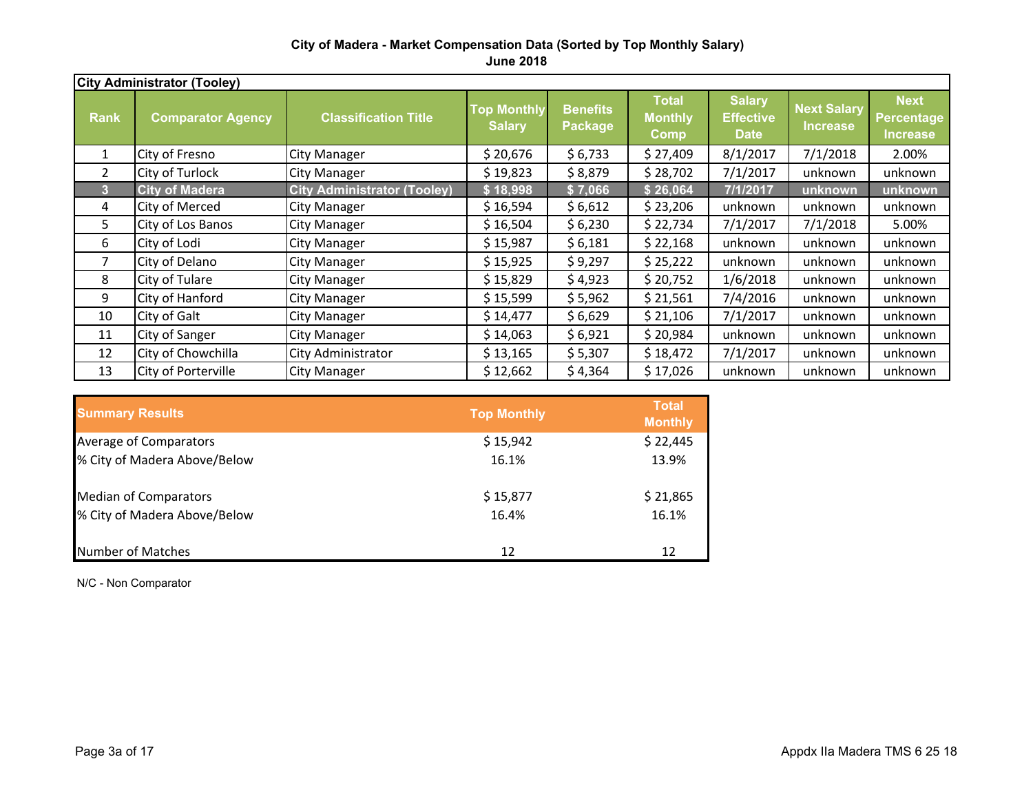**City of Madera - Market Compensation Data (Sorted by Top Monthly Salary)**
**June 2018**

| City Administrator (Tooley) | | | | | | | | |
|---|---|---|---|---|---|---|---|---|
| **Rank** | **Comparator Agency** | **Classification Title** | **Top Monthly Salary** | **Benefits Package** | **Total Monthly Comp** | **Salary Effective Date** | **Next Salary Increase** | **Next Percentage Increase** |
| 1 | City of Fresno | City Manager | $ 20,676 | $ 6,733 | $ 27,409 | 8/1/2017 | 7/1/2018 | 2.00% |
| 2 | City of Turlock | City Manager | $ 19,823 | $ 8,879 | $ 28,702 | 7/1/2017 | unknown | unknown |
| **3** | **City of Madera** | **City Administrator (Tooley)** | **$ 18,998** | **$ 7,066** | **$ 26,064** | **7/1/2017** | **unknown** | **unknown** |
| 4 | City of Merced | City Manager | $ 16,594 | $ 6,612 | $ 23,206 | unknown | unknown | unknown |
| 5 | City of Los Banos | City Manager | $ 16,504 | $ 6,230 | $ 22,734 | 7/1/2017 | 7/1/2018 | 5.00% |
| 6 | City of Lodi | City Manager | $ 15,987 | $ 6,181 | $ 22,168 | unknown | unknown | unknown |
| 7 | City of Delano | City Manager | $ 15,925 | $ 9,297 | $ 25,222 | unknown | unknown | unknown |
| 8 | City of Tulare | City Manager | $ 15,829 | $ 4,923 | $ 20,752 | 1/6/2018 | unknown | unknown |
| 9 | City of Hanford | City Manager | $ 15,599 | $ 5,962 | $ 21,561 | 7/4/2016 | unknown | unknown |
| 10 | City of Galt | City Manager | $ 14,477 | $ 6,629 | $ 21,106 | 7/1/2017 | unknown | unknown |
| 11 | City of Sanger | City Manager | $ 14,063 | $ 6,921 | $ 20,984 | unknown | unknown | unknown |
| 12 | City of Chowchilla | City Administrator | $ 13,165 | $ 5,307 | $ 18,472 | 7/1/2017 | unknown | unknown |
| 13 | City of Porterville | City Manager | $ 12,662 | $ 4,364 | $ 17,026 | unknown | unknown | unknown |

| **Summary Results** | **Top Monthly** | **Total Monthly** |
|---|---|---|
| Average of Comparators | $ 15,942 | $ 22,445 |
| % City of Madera Above/Below | 16.1% | 13.9% |
| | | |
| Median of Comparators | $ 15,877 | $ 21,865 |
| % City of Madera Above/Below | 16.4% | 16.1% |
| | | |
| Number of Matches | 12 | 12 |

N/C - Non Comparator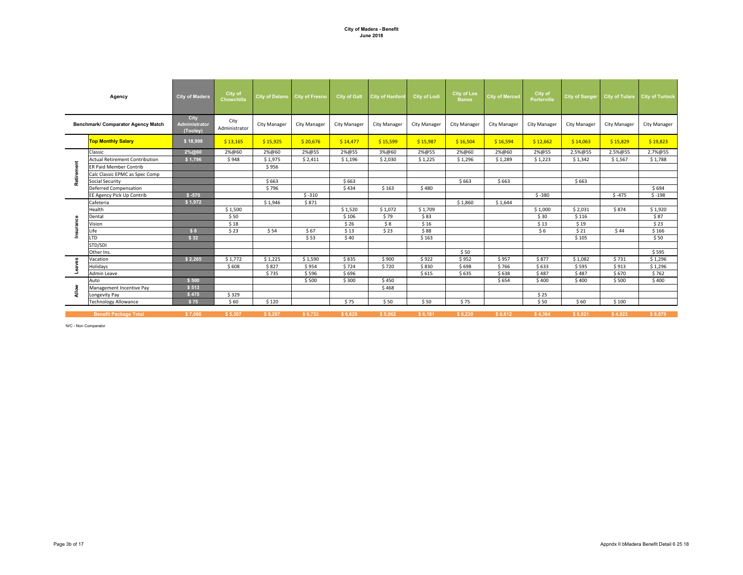**City of Madera - Benefit**
**June 2018**

| | Agency | City of Madera | City of Chowchilla | City of Delano | City of Fresno | City of Galt | City of Hanford | City of Lodi | City of Los Banos | City of Merced | City of Porterville | City of Sanger | City of Tulare | City of Turlock |
|---|---|---|---|---|---|---|---|---|---|---|---|---|---|---|
| | Benchmark/ Comparator Agency Match | City Administrator (Tooley) | City Administrator | City Manager | City Manager | City Manager | City Manager | City Manager | City Manager | City Manager | City Manager | City Manager | City Manager | City Manager |
| | **Top Monthly Salary** | $ 18,998 | $ 13,165 | $ 15,925 | $ 20,676 | $ 14,477 | $ 15,599 | $ 15,987 | $ 16,504 | $ 16,594 | $ 12,662 | $ 14,063 | $ 15,829 | $ 19,823 |
| Retirement | Classic | 2%@60 | 2%@60 | 2%@60 | 2%@55 | 2%@55 | 3%@60 | 2%@55 | 2%@60 | 2%@60 | 2%@55 | 2.5%@55 | 2.5%@55 | 2.7%@55 |
| | Actual Retirement Contribution | $ 1,796 | $ 948 | $ 1,975 | $ 2,411 | $ 1,196 | $ 2,030 | $ 1,225 | $ 1,296 | $ 1,289 | $ 1,223 | $ 1,342 | $ 1,567 | $ 1,788 |
| | ER Paid Member Contrib | | | $ 956 | | | | | | | | | | |
| | Calc Classic EPMC as Spec Comp | | | | | | | | | | | | | |
| | Social Security | | | $ 663 | | $ 663 | | | $ 663 | $ 663 | | $ 663 | | |
| | Deferred Compensation | | | $ 796 | | $ 434 | $ 163 | $ 480 | | | | | | $ 694 |
| | EE Agency Pick Up Contrib | $ -570 | | | $ -310 | | | | | | $ -380 | | $ -475 | $ -198 |
| Insurance | Cafeteria | $ 1,972 | | $ 1,946 | $ 871 | | | | $ 1,860 | $ 1,644 | | | | |
| | Health | | $ 1,500 | | | $ 1,520 | $ 1,072 | $ 1,709 | | | $ 1,000 | $ 2,031 | $ 874 | $ 1,920 |
| | Dental | | $ 50 | | | $ 106 | $ 79 | $ 83 | | | $ 30 | $ 116 | | $ 87 |
| | Vision | | $ 18 | | | $ 26 | $ 8 | $ 16 | | | $ 13 | $ 19 | | $ 23 |
| | Life | $ 8 | $ 23 | $ 54 | $ 67 | $ 13 | $ 23 | $ 88 | | | $ 6 | $ 21 | $ 44 | $ 166 |
| | LTD | $ 32 | | | $ 53 | $ 40 | | $ 163 | | | | $ 105 | | $ 50 |
| | STD/SDI | | | | | | | | | | | | | |
| | Other Ins. | | | | | | | | $ 50 | | | | | $ 595 |
| Leaves | Vacation | $ 2,265 | $ 1,772 | $ 1,225 | $ 1,590 | $ 835 | $ 900 | $ 922 | $ 952 | $ 957 | $ 877 | $ 1,082 | $ 731 | $ 1,296 |
| | Holidays | | $ 608 | $ 827 | $ 954 | $ 724 | $ 720 | $ 830 | $ 698 | $ 766 | $ 633 | $ 595 | $ 913 | $ 1,296 |
| | Admin Leave | | | $ 735 | $ 596 | $ 696 | | $ 615 | $ 635 | $ 638 | $ 487 | $ 487 | $ 670 | $ 762 |
| Allow | Auto | $ 500 | | | $ 500 | $ 300 | $ 450 | | | $ 654 | $ 400 | $ 400 | $ 500 | $ 400 |
| | Management Incentive Pay | $ 513 | | | | | $ 468 | | | | | | | |
| | Longevity Pay | $ 475 | $ 329 | | | | | | | | $ 25 | | | |
| | Technology Allowance | $ 75 | $ 60 | $ 120 | | $ 75 | $ 50 | $ 50 | $ 75 | | $ 50 | $ 60 | $ 100 | |
| | **Benefit Package Total** | $ 7,066 | $ 5,307 | $ 9,297 | $ 6,733 | $ 6,629 | $ 5,962 | $ 6,181 | $ 6,230 | $ 6,612 | $ 4,364 | $ 6,921 | $ 4,923 | $ 8,879 |

N/C - Non Comparator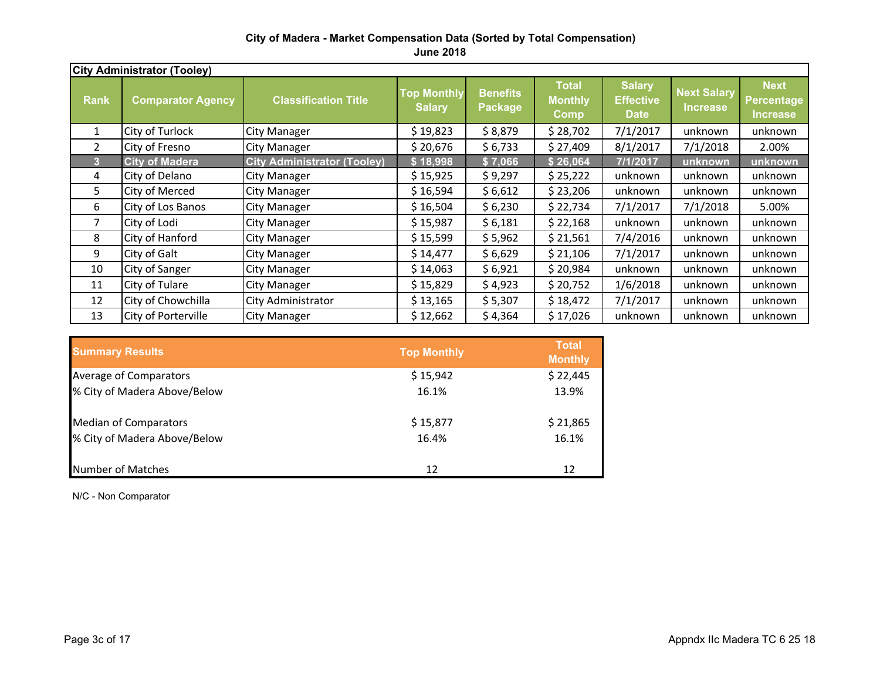**City of Madera - Market Compensation Data (Sorted by Total Compensation)**
**June 2018**

| City Administrator (Tooley) | | | | | | | | |
|---|---|---|---|---|---|---|---|---|
| **Rank** | **Comparator Agency** | **Classification Title** | **Top Monthly Salary** | **Benefits Package** | **Total Monthly Comp** | **Salary Effective Date** | **Next Salary Increase** | **Next Percentage Increase** |
| 1 | City of Turlock | City Manager | $ 19,823 | $ 8,879 | $ 28,702 | 7/1/2017 | unknown | unknown |
| 2 | City of Fresno | City Manager | $ 20,676 | $ 6,733 | $ 27,409 | 8/1/2017 | 7/1/2018 | 2.00% |
| **3** | **City of Madera** | **City Administrator (Tooley)** | **$ 18,998** | **$ 7,066** | **$ 26,064** | **7/1/2017** | **unknown** | **unknown** |
| 4 | City of Delano | City Manager | $ 15,925 | $ 9,297 | $ 25,222 | unknown | unknown | unknown |
| 5 | City of Merced | City Manager | $ 16,594 | $ 6,612 | $ 23,206 | unknown | unknown | unknown |
| 6 | City of Los Banos | City Manager | $ 16,504 | $ 6,230 | $ 22,734 | 7/1/2017 | 7/1/2018 | 5.00% |
| 7 | City of Lodi | City Manager | $ 15,987 | $ 6,181 | $ 22,168 | unknown | unknown | unknown |
| 8 | City of Hanford | City Manager | $ 15,599 | $ 5,962 | $ 21,561 | 7/4/2016 | unknown | unknown |
| 9 | City of Galt | City Manager | $ 14,477 | $ 6,629 | $ 21,106 | 7/1/2017 | unknown | unknown |
| 10 | City of Sanger | City Manager | $ 14,063 | $ 6,921 | $ 20,984 | unknown | unknown | unknown |
| 11 | City of Tulare | City Manager | $ 15,829 | $ 4,923 | $ 20,752 | 1/6/2018 | unknown | unknown |
| 12 | City of Chowchilla | City Administrator | $ 13,165 | $ 5,307 | $ 18,472 | 7/1/2017 | unknown | unknown |
| 13 | City of Porterville | City Manager | $ 12,662 | $ 4,364 | $ 17,026 | unknown | unknown | unknown |

| Summary Results | Top Monthly | Total Monthly |
|---|---|---|
| Average of Comparators | $ 15,942 | $ 22,445 |
| % City of Madera Above/Below | 16.1% | 13.9% |
| | | |
| Median of Comparators | $ 15,877 | $ 21,865 |
| % City of Madera Above/Below | 16.4% | 16.1% |
| | | |
| Number of Matches | 12 | 12 |

N/C - Non Comparator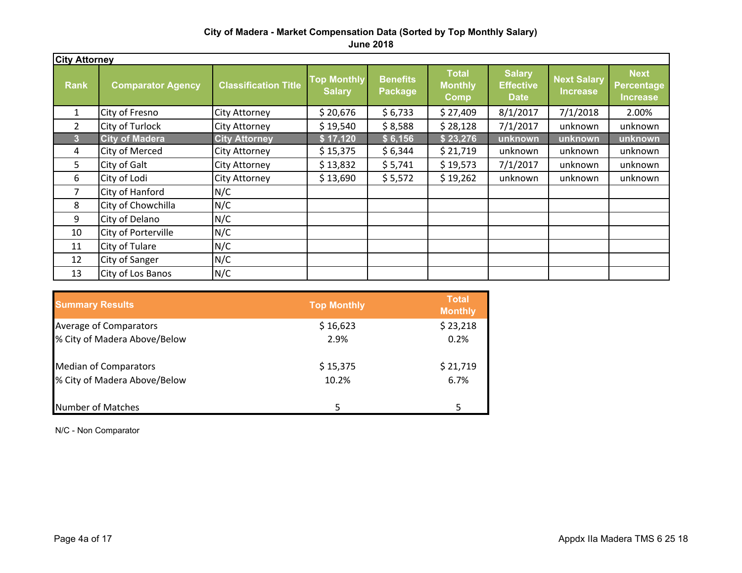**City of Madera - Market Compensation Data (Sorted by Top Monthly Salary)**
**June 2018**

**City Attorney**

| Rank | Comparator Agency | Classification Title | Top Monthly Salary | Benefits Package | Total Monthly Comp | Salary Effective Date | Next Salary Increase | Next Percentage Increase |
|---|---|---|---|---|---|---|---|---|
| 1 | City of Fresno | City Attorney | $ 20,676 | $ 6,733 | $ 27,409 | 8/1/2017 | 7/1/2018 | 2.00% |
| 2 | City of Turlock | City Attorney | $ 19,540 | $ 8,588 | $ 28,128 | 7/1/2017 | unknown | unknown |
| **3** | **City of Madera** | **City Attorney** | **$ 17,120** | **$ 6,156** | **$ 23,276** | **unknown** | **unknown** | **unknown** |
| 4 | City of Merced | City Attorney | $ 15,375 | $ 6,344 | $ 21,719 | unknown | unknown | unknown |
| 5 | City of Galt | City Attorney | $ 13,832 | $ 5,741 | $ 19,573 | 7/1/2017 | unknown | unknown |
| 6 | City of Lodi | City Attorney | $ 13,690 | $ 5,572 | $ 19,262 | unknown | unknown | unknown |
| 7 | City of Hanford | N/C | | | | | | |
| 8 | City of Chowchilla | N/C | | | | | | |
| 9 | City of Delano | N/C | | | | | | |
| 10 | City of Porterville | N/C | | | | | | |
| 11 | City of Tulare | N/C | | | | | | |
| 12 | City of Sanger | N/C | | | | | | |
| 13 | City of Los Banos | N/C | | | | | | |

| Summary Results | Top Monthly | Total Monthly |
|---|---|---|
| Average of Comparators | $ 16,623 | $ 23,218 |
| % City of Madera Above/Below | 2.9% | 0.2% |
| Median of Comparators | $ 15,375 | $ 21,719 |
| % City of Madera Above/Below | 10.2% | 6.7% |
| Number of Matches | 5 | 5 |

N/C - Non Comparator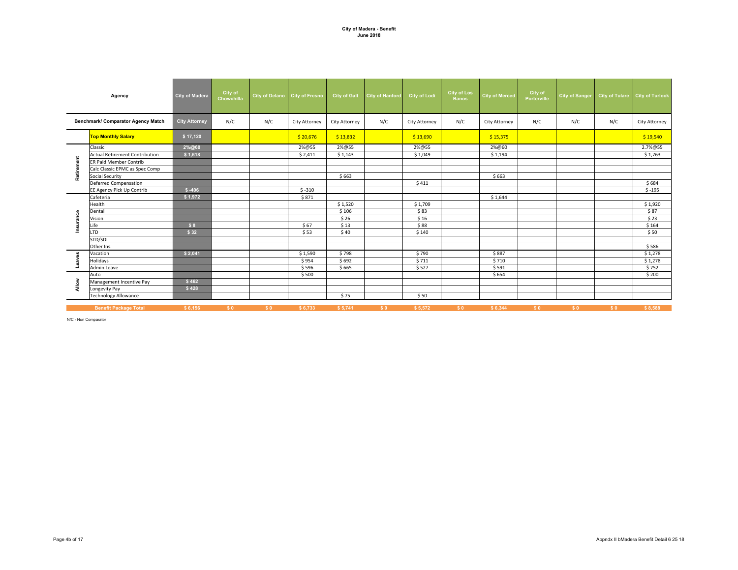**City of Madera - Benefit**
**June 2018**

| | Agency | City of Madera | City of Chowchilla | City of Delano | City of Fresno | City of Galt | City of Hanford | City of Lodi | City of Los Banos | City of Merced | City of Porterville | City of Sanger | City of Tulare | City of Turlock |
|---|---|---|---|---|---|---|---|---|---|---|---|---|---|---|
| | Benchmark/ Comparator Agency Match | City Attorney | N/C | N/C | City Attorney | City Attorney | N/C | City Attorney | N/C | City Attorney | N/C | N/C | N/C | City Attorney |
| | **Top Monthly Salary** | $ 17,120 | | | $ 20,676 | $ 13,832 | | $ 13,690 | | $ 15,375 | | | | $ 19,540 |
| Retirement | Classic | 2%@60 | | | 2%@55 | 2%@55 | | 2%@55 | | 2%@60 | | | | 2.7%@55 |
| | Actual Retirement Contribution | $ 1,618 | | | $ 2,411 | $ 1,143 | | $ 1,049 | | $ 1,194 | | | | $ 1,763 |
| | ER Paid Member Contrib | | | | | | | | | | | | | |
| | Calc Classic EPMC as Spec Comp | | | | | | | | | | | | | |
| | Social Security | | | | | $ 663 | | | | $ 663 | | | | |
| | Deferred Compensation | | | | | | | $ 411 | | | | | | $ 684 |
| | EE Agency Pick Up Contrib | $ -406 | | | $ -310 | | | | | | | | | $ -195 |
| Insurance | Cafeteria | $ 1,972 | | | $ 871 | | | | | $ 1,644 | | | | |
| | Health | | | | | $ 1,520 | | $ 1,709 | | | | | | $ 1,920 |
| | Dental | | | | | $ 106 | | $ 83 | | | | | | $ 87 |
| | Vision | | | | | $ 26 | | $ 16 | | | | | | $ 23 |
| | Life | $ 8 | | | $ 67 | $ 13 | | $ 88 | | | | | | $ 164 |
| | LTD | $ 32 | | | $ 53 | $ 40 | | $ 140 | | | | | | $ 50 |
| | STD/SDI | | | | | | | | | | | | | |
| | Other Ins. | | | | | | | | | | | | | $ 586 |
| Leaves | Vacation | $ 2,041 | | | $ 1,590 | $ 798 | | $ 790 | | $ 887 | | | | $ 1,278 |
| | Holidays | | | | $ 954 | $ 692 | | $ 711 | | $ 710 | | | | $ 1,278 |
| | Admin Leave | | | | $ 596 | $ 665 | | $ 527 | | $ 591 | | | | $ 752 |
| Allow | Auto | | | | $ 500 | | | | | $ 654 | | | | $ 200 |
| | Management Incentive Pay | $ 462 | | | | | | | | | | | | |
| | Longevity Pay | $ 428 | | | | | | | | | | | | |
| | Technology Allowance | | | | | $ 75 | | $ 50 | | | | | | |
| | **Benefit Package Total** | **$ 6,156** | **$ 0** | **$ 0** | **$ 6,733** | **$ 5,741** | **$ 0** | **$ 5,572** | **$ 0** | **$ 6,344** | **$ 0** | **$ 0** | **$ 0** | **$ 8,588** |

N/C - Non Comparator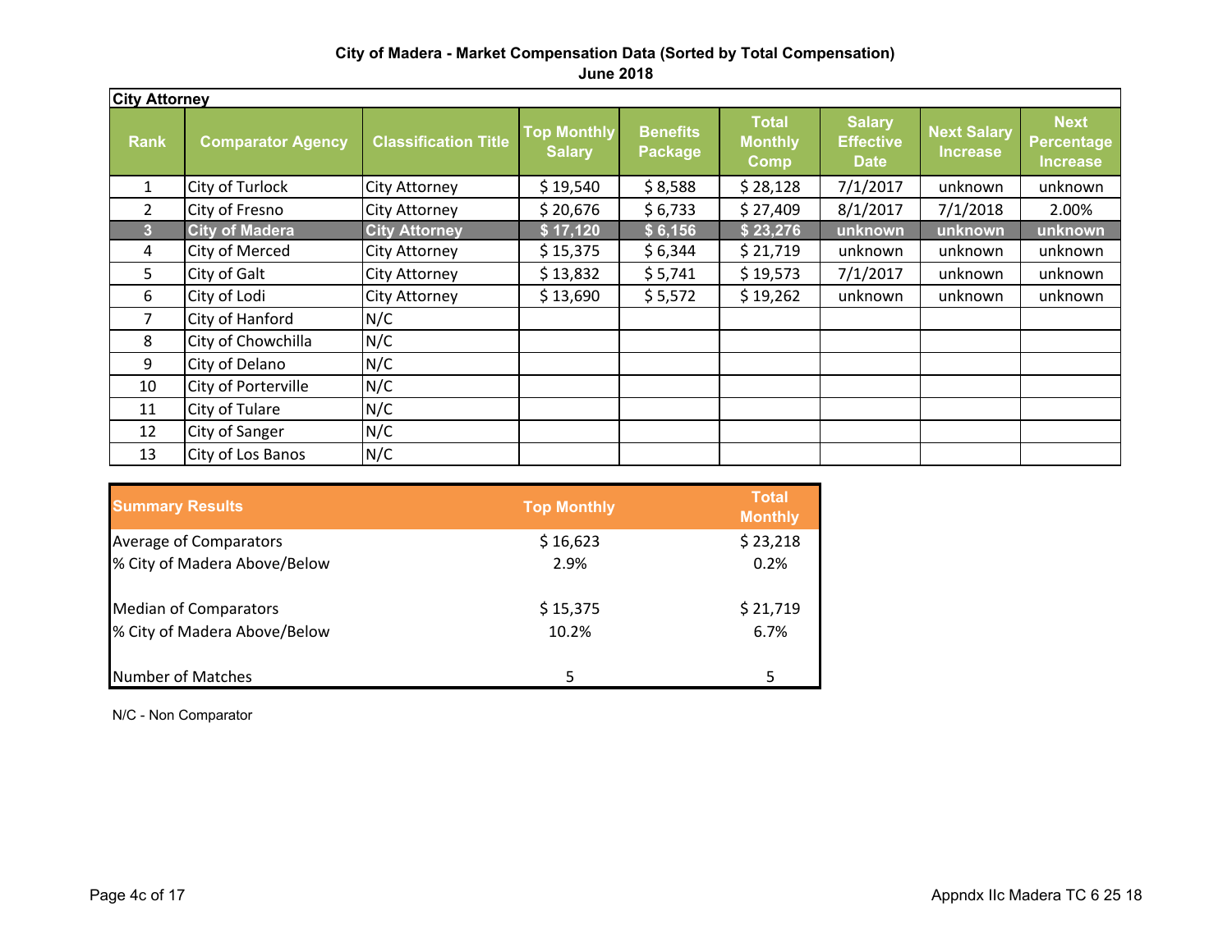**City of Madera - Market Compensation Data (Sorted by Total Compensation)**
**June 2018**

**City Attorney**

| Rank | Comparator Agency | Classification Title | Top Monthly Salary | Benefits Package | Total Monthly Comp | Salary Effective Date | Next Salary Increase | Next Percentage Increase |
|---|---|---|---|---|---|---|---|---|
| 1 | City of Turlock | City Attorney | $ 19,540 | $ 8,588 | $ 28,128 | 7/1/2017 | unknown | unknown |
| 2 | City of Fresno | City Attorney | $ 20,676 | $ 6,733 | $ 27,409 | 8/1/2017 | 7/1/2018 | 2.00% |
| **3** | **City of Madera** | **City Attorney** | **$ 17,120** | **$ 6,156** | **$ 23,276** | **unknown** | **unknown** | **unknown** |
| 4 | City of Merced | City Attorney | $ 15,375 | $ 6,344 | $ 21,719 | unknown | unknown | unknown |
| 5 | City of Galt | City Attorney | $ 13,832 | $ 5,741 | $ 19,573 | 7/1/2017 | unknown | unknown |
| 6 | City of Lodi | City Attorney | $ 13,690 | $ 5,572 | $ 19,262 | unknown | unknown | unknown |
| 7 | City of Hanford | N/C | | | | | | |
| 8 | City of Chowchilla | N/C | | | | | | |
| 9 | City of Delano | N/C | | | | | | |
| 10 | City of Porterville | N/C | | | | | | |
| 11 | City of Tulare | N/C | | | | | | |
| 12 | City of Sanger | N/C | | | | | | |
| 13 | City of Los Banos | N/C | | | | | | |

| Summary Results | Top Monthly | Total Monthly |
|---|---|---|
| Average of Comparators | $ 16,623 | $ 23,218 |
| % City of Madera Above/Below | 2.9% | 0.2% |
| Median of Comparators | $ 15,375 | $ 21,719 |
| % City of Madera Above/Below | 10.2% | 6.7% |
| Number of Matches | 5 | 5 |

N/C - Non Comparator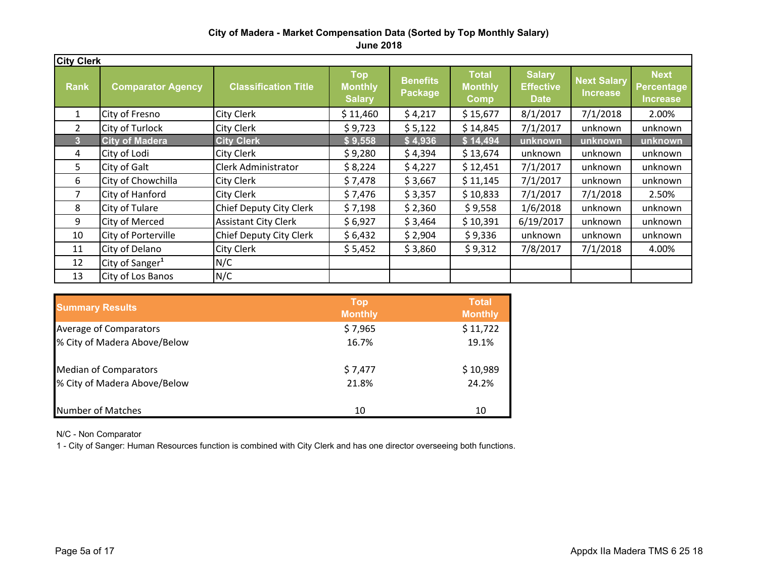## City of Madera - Market Compensation Data (Sorted by Top Monthly Salary)

**June 2018**

**City Clerk**

| Rank | Comparator Agency | Classification Title | Top Monthly Salary | Benefits Package | Total Monthly Comp | Salary Effective Date | Next Salary Increase | Next Percentage Increase |
|---|---|---|---|---|---|---|---|---|
| 1 | City of Fresno | City Clerk | $ 11,460 | $ 4,217 | $ 15,677 | 8/1/2017 | 7/1/2018 | 2.00% |
| 2 | City of Turlock | City Clerk | $ 9,723 | $ 5,122 | $ 14,845 | 7/1/2017 | unknown | unknown |
| **3** | **City of Madera** | **City Clerk** | **$ 9,558** | **$ 4,936** | **$ 14,494** | **unknown** | **unknown** | **unknown** |
| 4 | City of Lodi | City Clerk | $ 9,280 | $ 4,394 | $ 13,674 | unknown | unknown | unknown |
| 5 | City of Galt | Clerk Administrator | $ 8,224 | $ 4,227 | $ 12,451 | 7/1/2017 | unknown | unknown |
| 6 | City of Chowchilla | City Clerk | $ 7,478 | $ 3,667 | $ 11,145 | 7/1/2017 | unknown | unknown |
| 7 | City of Hanford | City Clerk | $ 7,476 | $ 3,357 | $ 10,833 | 7/1/2017 | 7/1/2018 | 2.50% |
| 8 | City of Tulare | Chief Deputy City Clerk | $ 7,198 | $ 2,360 | $ 9,558 | 1/6/2018 | unknown | unknown |
| 9 | City of Merced | Assistant City Clerk | $ 6,927 | $ 3,464 | $ 10,391 | 6/19/2017 | unknown | unknown |
| 10 | City of Porterville | Chief Deputy City Clerk | $ 6,432 | $ 2,904 | $ 9,336 | unknown | unknown | unknown |
| 11 | City of Delano | City Clerk | $ 5,452 | $ 3,860 | $ 9,312 | 7/8/2017 | 7/1/2018 | 4.00% |
| 12 | City of Sanger[1] | N/C | | | | | | |
| 13 | City of Los Banos | N/C | | | | | | |

| Summary Results | Top Monthly | Total Monthly |
|---|---|---|
| Average of Comparators | $ 7,965 | $ 11,722 |
| % City of Madera Above/Below | 16.7% | 19.1% |
| | | |
| Median of Comparators | $ 7,477 | $ 10,989 |
| % City of Madera Above/Below | 21.8% | 24.2% |
| | | |
| Number of Matches | 10 | 10 |

N/C - Non Comparator

1 - City of Sanger: Human Resources function is combined with City Clerk and has one director overseeing both functions.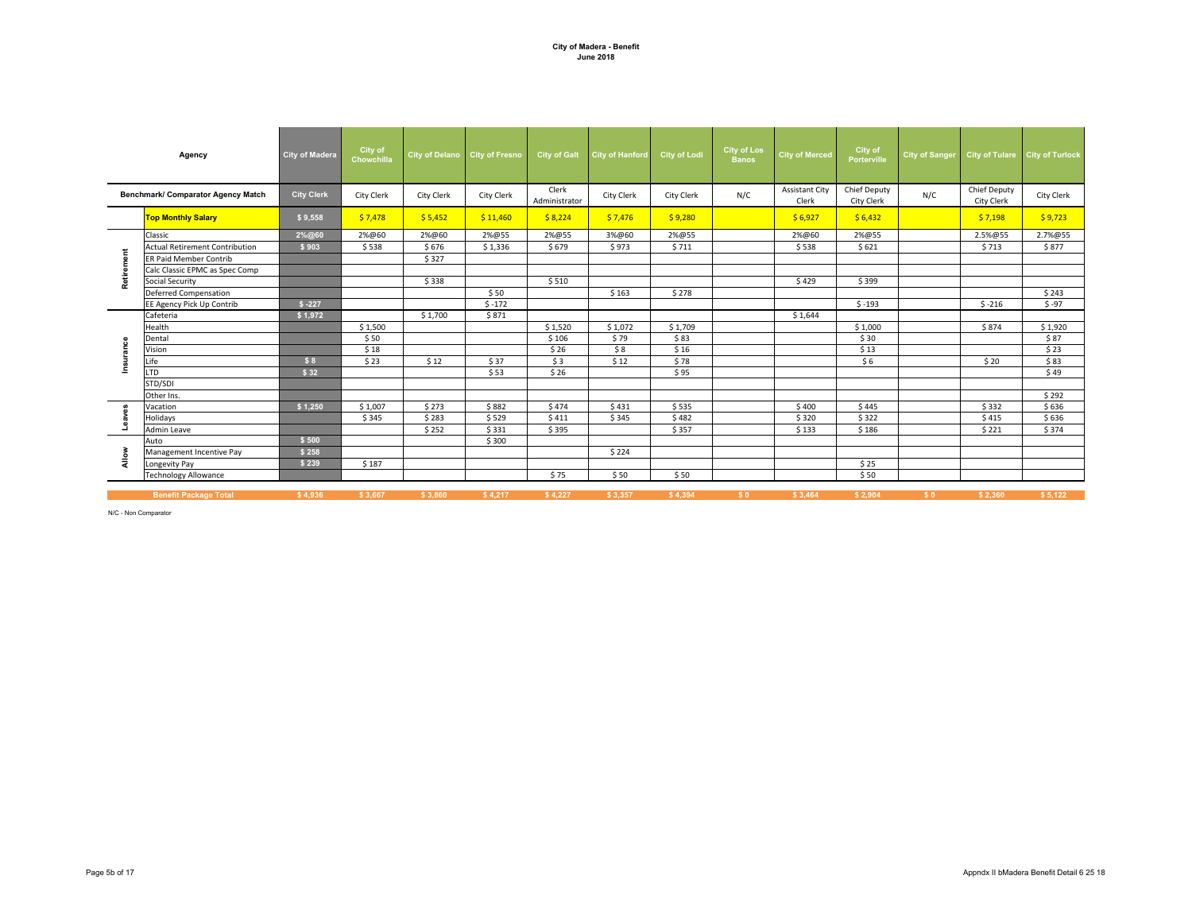**City of Madera - Benefit**
**June 2018**

| | Agency | City of Madera | City of Chowchilla | City of Delano | City of Fresno | City of Galt | City of Hanford | City of Lodi | City of Los Banos | City of Merced | City of Porterville | City of Sanger | City of Tulare | City of Turlock |
|---|---|---|---|---|---|---|---|---|---|---|---|---|---|---|
| | Benchmark/ Comparator Agency Match | City Clerk | City Clerk | City Clerk | City Clerk | Clerk Administrator | City Clerk | City Clerk | N/C | Assistant City Clerk | Chief Deputy City Clerk | N/C | Chief Deputy City Clerk | City Clerk |
| | **Top Monthly Salary** | $ 9,558 | $ 7,478 | $ 5,452 | $ 11,460 | $ 8,224 | $ 7,476 | $ 9,280 | | $ 6,927 | $ 6,432 | | $ 7,198 | $ 9,723 |
| Retirement | Classic | 2%@60 | 2%@60 | 2%@60 | 2%@55 | 2%@55 | 3%@60 | 2%@55 | | 2%@60 | 2%@55 | | 2.5%@55 | 2.7%@55 |
| | Actual Retirement Contribution | $ 903 | $ 538 | $ 676 | $ 1,336 | $ 679 | $ 973 | $ 711 | | $ 538 | $ 621 | | $ 713 | $ 877 |
| | ER Paid Member Contrib | | | $ 327 | | | | | | | | | | |
| | Calc Classic EPMC as Spec Comp | | | | | | | | | | | | | |
| | Social Security | | | $ 338 | | $ 510 | | | | $ 429 | $ 399 | | | |
| | Deferred Compensation | | | | $ 50 | | $ 163 | $ 278 | | | | | | $ 243 |
| | EE Agency Pick Up Contrib | $ -227 | | | $ -172 | | | | | | $ -193 | | $ -216 | $ -97 |
| Insurance | Cafeteria | $ 1,972 | | $ 1,700 | $ 871 | | | | | $ 1,644 | | | | |
| | Health | | $ 1,500 | | | $ 1,520 | $ 1,072 | $ 1,709 | | | $ 1,000 | | $ 874 | $ 1,920 |
| | Dental | | $ 50 | | | $ 106 | $ 79 | $ 83 | | | $ 30 | | | $ 87 |
| | Vision | | $ 18 | | | $ 26 | $ 8 | $ 16 | | | $ 13 | | | $ 23 |
| | Life | $ 8 | $ 23 | $ 12 | $ 37 | $ 3 | $ 12 | $ 78 | | | $ 6 | | $ 20 | $ 83 |
| | LTD | $ 32 | | | $ 53 | $ 26 | | $ 95 | | | | | | $ 49 |
| | STD/SDI | | | | | | | | | | | | | |
| | Other Ins. | | | | | | | | | | | | | $ 292 |
| Leaves | Vacation | $ 1,250 | $ 1,007 | $ 273 | $ 882 | $ 474 | $ 431 | $ 535 | | $ 400 | $ 445 | | $ 332 | $ 636 |
| | Holidays | | $ 345 | $ 283 | $ 529 | $ 411 | $ 345 | $ 482 | | $ 320 | $ 322 | | $ 415 | $ 636 |
| | Admin Leave | | | $ 252 | $ 331 | $ 395 | | $ 357 | | $ 133 | $ 186 | | $ 221 | $ 374 |
| Allow | Auto | $ 500 | | | $ 300 | | | | | | | | | |
| | Management Incentive Pay | $ 258 | | | | | $ 224 | | | | | | | |
| | Longevity Pay | $ 239 | $ 187 | | | | | | | | $ 25 | | | |
| | Technology Allowance | | | | | $ 75 | $ 50 | $ 50 | | | $ 50 | | | |
| | **Benefit Package Total** | $ 4,936 | $ 3,667 | $ 3,860 | $ 4,217 | $ 4,227 | $ 3,357 | $ 4,394 | $ 0 | $ 3,464 | $ 2,904 | $ 0 | $ 2,360 | $ 5,122 |

N/C - Non Comparator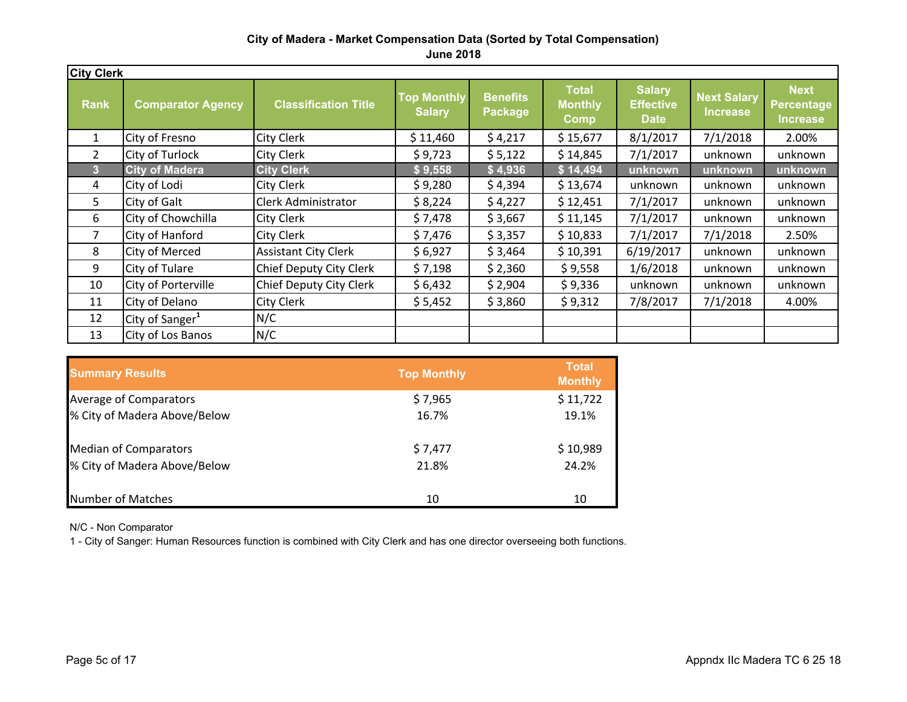**City of Madera - Market Compensation Data (Sorted by Total Compensation)**
**June 2018**

| City Clerk | | | | | | | | |
|---|---|---|---|---|---|---|---|---|
| **Rank** | **Comparator Agency** | **Classification Title** | **Top Monthly Salary** | **Benefits Package** | **Total Monthly Comp** | **Salary Effective Date** | **Next Salary Increase** | **Next Percentage Increase** |
| 1 | City of Fresno | City Clerk | $ 11,460 | $ 4,217 | $ 15,677 | 8/1/2017 | 7/1/2018 | 2.00% |
| 2 | City of Turlock | City Clerk | $ 9,723 | $ 5,122 | $ 14,845 | 7/1/2017 | unknown | unknown |
| **3** | **City of Madera** | **City Clerk** | **$ 9,558** | **$ 4,936** | **$ 14,494** | **unknown** | **unknown** | **unknown** |
| 4 | City of Lodi | City Clerk | $ 9,280 | $ 4,394 | $ 13,674 | unknown | unknown | unknown |
| 5 | City of Galt | Clerk Administrator | $ 8,224 | $ 4,227 | $ 12,451 | 7/1/2017 | unknown | unknown |
| 6 | City of Chowchilla | City Clerk | $ 7,478 | $ 3,667 | $ 11,145 | 7/1/2017 | unknown | unknown |
| 7 | City of Hanford | City Clerk | $ 7,476 | $ 3,357 | $ 10,833 | 7/1/2017 | 7/1/2018 | 2.50% |
| 8 | City of Merced | Assistant City Clerk | $ 6,927 | $ 3,464 | $ 10,391 | 6/19/2017 | unknown | unknown |
| 9 | City of Tulare | Chief Deputy City Clerk | $ 7,198 | $ 2,360 | $ 9,558 | 1/6/2018 | unknown | unknown |
| 10 | City of Porterville | Chief Deputy City Clerk | $ 6,432 | $ 2,904 | $ 9,336 | unknown | unknown | unknown |
| 11 | City of Delano | City Clerk | $ 5,452 | $ 3,860 | $ 9,312 | 7/8/2017 | 7/1/2018 | 4.00% |
| 12 | City of Sanger[1] | N/C | | | | | | |
| 13 | City of Los Banos | N/C | | | | | | |

| **Summary Results** | **Top Monthly** | **Total Monthly** |
|---|---|---|
| Average of Comparators | $ 7,965 | $ 11,722 |
| % City of Madera Above/Below | 16.7% | 19.1% |
| Median of Comparators | $ 7,477 | $ 10,989 |
| % City of Madera Above/Below | 21.8% | 24.2% |
| Number of Matches | 10 | 10 |

N/C - Non Comparator

1 - City of Sanger: Human Resources function is combined with City Clerk and has one director overseeing both functions.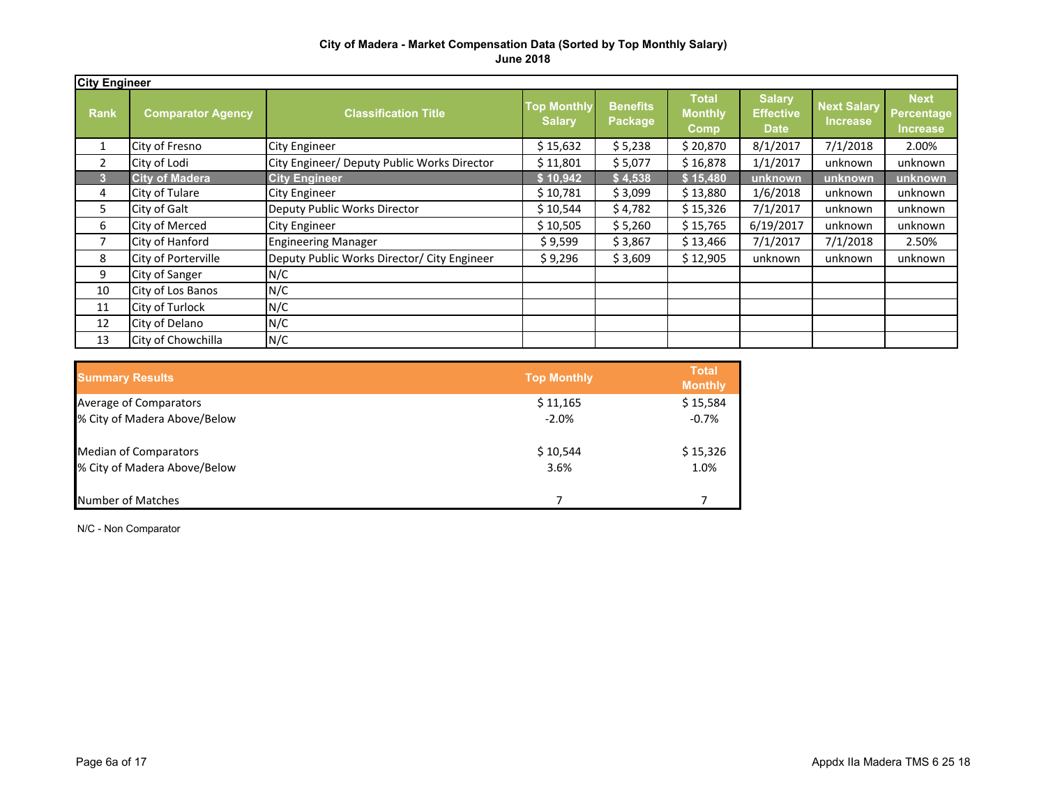**City of Madera - Market Compensation Data (Sorted by Top Monthly Salary)**
**June 2018**

| City Engineer | | | | | | | | |
|---|---|---|---|---|---|---|---|---|
| **Rank** | **Comparator Agency** | **Classification Title** | **Top Monthly Salary** | **Benefits Package** | **Total Monthly Comp** | **Salary Effective Date** | **Next Salary Increase** | **Next Percentage Increase** |
| 1 | City of Fresno | City Engineer | $ 15,632 | $ 5,238 | $ 20,870 | 8/1/2017 | 7/1/2018 | 2.00% |
| 2 | City of Lodi | City Engineer/ Deputy Public Works Director | $ 11,801 | $ 5,077 | $ 16,878 | 1/1/2017 | unknown | unknown |
| **3** | **City of Madera** | **City Engineer** | **$ 10,942** | **$ 4,538** | **$ 15,480** | **unknown** | **unknown** | **unknown** |
| 4 | City of Tulare | City Engineer | $ 10,781 | $ 3,099 | $ 13,880 | 1/6/2018 | unknown | unknown |
| 5 | City of Galt | Deputy Public Works Director | $ 10,544 | $ 4,782 | $ 15,326 | 7/1/2017 | unknown | unknown |
| 6 | City of Merced | City Engineer | $ 10,505 | $ 5,260 | $ 15,765 | 6/19/2017 | unknown | unknown |
| 7 | City of Hanford | Engineering Manager | $ 9,599 | $ 3,867 | $ 13,466 | 7/1/2017 | 7/1/2018 | 2.50% |
| 8 | City of Porterville | Deputy Public Works Director/ City Engineer | $ 9,296 | $ 3,609 | $ 12,905 | unknown | unknown | unknown |
| 9 | City of Sanger | N/C | | | | | | |
| 10 | City of Los Banos | N/C | | | | | | |
| 11 | City of Turlock | N/C | | | | | | |
| 12 | City of Delano | N/C | | | | | | |
| 13 | City of Chowchilla | N/C | | | | | | |

| **Summary Results** | **Top Monthly** | **Total Monthly** |
|---|---|---|
| Average of Comparators | $ 11,165 | $ 15,584 |
| % City of Madera Above/Below | -2.0% | -0.7% |
| Median of Comparators | $ 10,544 | $ 15,326 |
| % City of Madera Above/Below | 3.6% | 1.0% |
| Number of Matches | 7 | 7 |

N/C - Non Comparator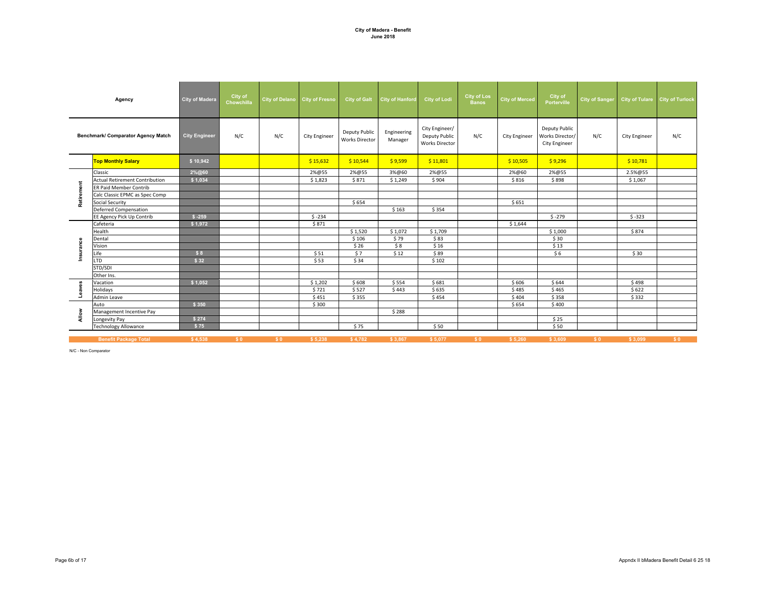**City of Madera - Benefit**
**June 2018**

| | Agency | City of Madera | City of Chowchilla | City of Delano | City of Fresno | City of Galt | City of Hanford | City of Lodi | City of Los Banos | City of Merced | City of Porterville | City of Sanger | City of Tulare | City of Turlock |
|---|---|---|---|---|---|---|---|---|---|---|---|---|---|---|
| | Benchmark/ Comparator Agency Match | City Engineer | N/C | N/C | City Engineer | Deputy Public Works Director | Engineering Manager | City Engineer/ Deputy Public Works Director | N/C | City Engineer | Deputy Public Works Director/ City Engineer | N/C | City Engineer | N/C |
| | **Top Monthly Salary** | $ 10,942 | | | $ 15,632 | $ 10,544 | $ 9,599 | $ 11,801 | | $ 10,505 | $ 9,296 | | $ 10,781 | |
| Retirement | Classic | 2%@60 | | | 2%@55 | 2%@55 | 3%@60 | 2%@55 | | 2%@60 | 2%@55 | | 2.5%@55 | |
| | Actual Retirement Contribution | $ 1,034 | | | $ 1,823 | $ 871 | $ 1,249 | $ 904 | | $ 816 | $ 898 | | $ 1,067 | |
| | ER Paid Member Contrib | | | | | | | | | | | | | |
| | Calc Classic EPMC as Spec Comp | | | | | | | | | | | | | |
| | Social Security | | | | | $ 654 | | | | $ 651 | | | | |
| | Deferred Compensation | | | | | | $ 163 | $ 354 | | | | | | |
| | EE Agency Pick Up Contrib | $ -259 | | | $ -234 | | | | | | $ -279 | | $ -323 | |
| Insurance | Cafeteria | $ 1,972 | | | $ 871 | | | | | $ 1,644 | | | | |
| | Health | | | | | $ 1,520 | $ 1,072 | $ 1,709 | | | $ 1,000 | | $ 874 | |
| | Dental | | | | | $ 106 | $ 79 | $ 83 | | | $ 30 | | | |
| | Vision | | | | | $ 26 | $ 8 | $ 16 | | | $ 13 | | | |
| | Life | $ 8 | | | $ 51 | $ 7 | $ 12 | $ 89 | | | $ 6 | | $ 30 | |
| | LTD | $ 32 | | | $ 53 | $ 34 | | $ 102 | | | | | | |
| | STD/SDI | | | | | | | | | | | | | |
| | Other Ins. | | | | | | | | | | | | | |
| Leaves | Vacation | $ 1,052 | | | $ 1,202 | $ 608 | $ 554 | $ 681 | | $ 606 | $ 644 | | $ 498 | |
| | Holidays | | | | $ 721 | $ 527 | $ 443 | $ 635 | | $ 485 | $ 465 | | $ 622 | |
| | Admin Leave | | | | $ 451 | $ 355 | | $ 454 | | $ 404 | $ 358 | | $ 332 | |
| Allow | Auto | $ 350 | | | $ 300 | | | | | $ 654 | $ 400 | | | |
| | Management Incentive Pay | | | | | | $ 288 | | | | | | | |
| | Longevity Pay | $ 274 | | | | | | | | | $ 25 | | | |
| | Technology Allowance | $ 75 | | | | $ 75 | | $ 50 | | | $ 50 | | | |
| | **Benefit Package Total** | $ 4,538 | $ 0 | $ 0 | $ 5,238 | $ 4,782 | $ 3,867 | $ 5,077 | $ 0 | $ 5,260 | $ 3,609 | $ 0 | $ 3,099 | $ 0 |

N/C - Non Comparator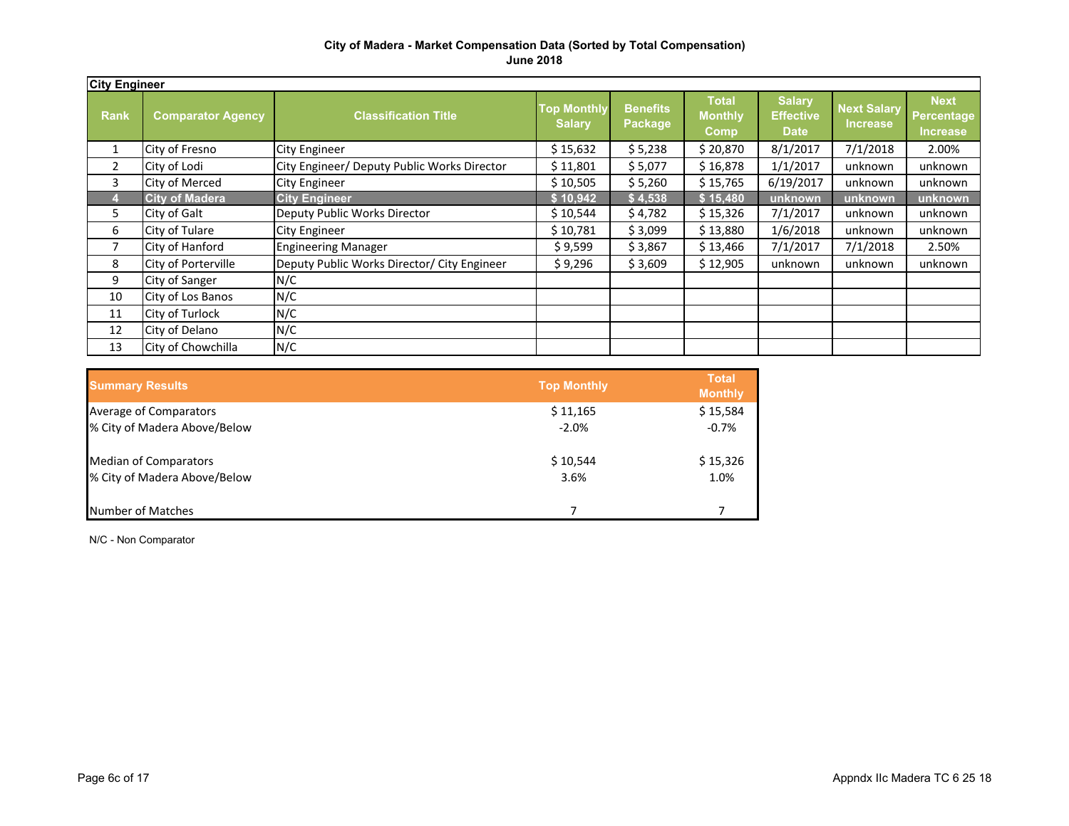**City of Madera - Market Compensation Data (Sorted by Total Compensation)**
**June 2018**

**City Engineer**

| Rank | Comparator Agency | Classification Title | Top Monthly Salary | Benefits Package | Total Monthly Comp | Salary Effective Date | Next Salary Increase | Next Percentage Increase |
|---|---|---|---|---|---|---|---|---|
| 1 | City of Fresno | City Engineer | $ 15,632 | $ 5,238 | $ 20,870 | 8/1/2017 | 7/1/2018 | 2.00% |
| 2 | City of Lodi | City Engineer/ Deputy Public Works Director | $ 11,801 | $ 5,077 | $ 16,878 | 1/1/2017 | unknown | unknown |
| 3 | City of Merced | City Engineer | $ 10,505 | $ 5,260 | $ 15,765 | 6/19/2017 | unknown | unknown |
| **4** | **City of Madera** | **City Engineer** | **$ 10,942** | **$ 4,538** | **$ 15,480** | **unknown** | **unknown** | **unknown** |
| 5 | City of Galt | Deputy Public Works Director | $ 10,544 | $ 4,782 | $ 15,326 | 7/1/2017 | unknown | unknown |
| 6 | City of Tulare | City Engineer | $ 10,781 | $ 3,099 | $ 13,880 | 1/6/2018 | unknown | unknown |
| 7 | City of Hanford | Engineering Manager | $ 9,599 | $ 3,867 | $ 13,466 | 7/1/2017 | 7/1/2018 | 2.50% |
| 8 | City of Porterville | Deputy Public Works Director/ City Engineer | $ 9,296 | $ 3,609 | $ 12,905 | unknown | unknown | unknown |
| 9 | City of Sanger | N/C | | | | | | |
| 10 | City of Los Banos | N/C | | | | | | |
| 11 | City of Turlock | N/C | | | | | | |
| 12 | City of Delano | N/C | | | | | | |
| 13 | City of Chowchilla | N/C | | | | | | |

| Summary Results | Top Monthly | Total Monthly |
|---|---|---|
| Average of Comparators | $ 11,165 | $ 15,584 |
| % City of Madera Above/Below | -2.0% | -0.7% |
| Median of Comparators | $ 10,544 | $ 15,326 |
| % City of Madera Above/Below | 3.6% | 1.0% |
| Number of Matches | 7 | 7 |

N/C - Non Comparator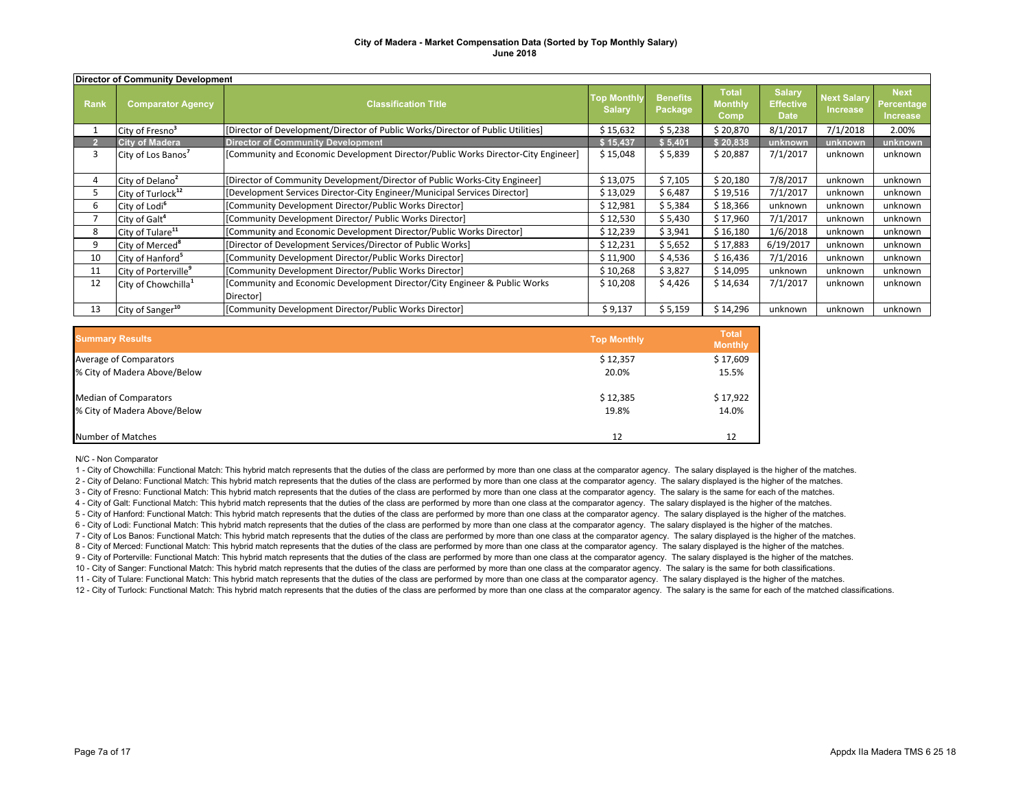**City of Madera - Market Compensation Data (Sorted by Top Monthly Salary)**
**June 2018**

| Director of Community Development | | | | | | | | | |
|---|---|---|---|---|---|---|---|---|---|
| Rank | Comparator Agency | Classification Title | Top Monthly Salary | Benefits Package | Total Monthly Comp | Salary Effective Date | Next Salary Increase | Next Percentage Increase |
| 1 | City of Fresno[3] | [Director of Development/Director of Public Works/Director of Public Utilities] | $ 15,632 | $ 5,238 | $ 20,870 | 8/1/2017 | 7/1/2018 | 2.00% |
| 2 | **City of Madera** | **Director of Community Development** | **$ 15,437** | **$ 5,401** | **$ 20,838** | **unknown** | **unknown** | **unknown** |
| 3 | City of Los Banos[7] | [Community and Economic Development Director/Public Works Director-City Engineer] | $ 15,048 | $ 5,839 | $ 20,887 | 7/1/2017 | unknown | unknown |
| 4 | City of Delano[2] | [Director of Community Development/Director of Public Works-City Engineer] | $ 13,075 | $ 7,105 | $ 20,180 | 7/8/2017 | unknown | unknown |
| 5 | City of Turlock[12] | [Development Services Director-City Engineer/Municipal Services Director] | $ 13,029 | $ 6,487 | $ 19,516 | 7/1/2017 | unknown | unknown |
| 6 | City of Lodi[6] | [Community Development Director/Public Works Director] | $ 12,981 | $ 5,384 | $ 18,366 | unknown | unknown | unknown |
| 7 | City of Galt[4] | [Community Development Director/ Public Works Director] | $ 12,530 | $ 5,430 | $ 17,960 | 7/1/2017 | unknown | unknown |
| 8 | City of Tulare[11] | [Community and Economic Development Director/Public Works Director] | $ 12,239 | $ 3,941 | $ 16,180 | 1/6/2018 | unknown | unknown |
| 9 | City of Merced[8] | [Director of Development Services/Director of Public Works] | $ 12,231 | $ 5,652 | $ 17,883 | 6/19/2017 | unknown | unknown |
| 10 | City of Hanford[5] | [Community Development Director/Public Works Director] | $ 11,900 | $ 4,536 | $ 16,436 | 7/1/2016 | unknown | unknown |
| 11 | City of Porterville[9] | [Community Development Director/Public Works Director] | $ 10,268 | $ 3,827 | $ 14,095 | unknown | unknown | unknown |
| 12 | City of Chowchilla[1] | [Community and Economic Development Director/City Engineer & Public Works Director] | $ 10,208 | $ 4,426 | $ 14,634 | 7/1/2017 | unknown | unknown |
| 13 | City of Sanger[10] | [Community Development Director/Public Works Director] | $ 9,137 | $ 5,159 | $ 14,296 | unknown | unknown | unknown |

| Summary Results | Top Monthly | Total Monthly |
|---|---|---|
| Average of Comparators | $ 12,357 | $ 17,609 |
| % City of Madera Above/Below | 20.0% | 15.5% |
| Median of Comparators | $ 12,385 | $ 17,922 |
| % City of Madera Above/Below | 19.8% | 14.0% |
| Number of Matches | 12 | 12 |

N/C - Non Comparator

1 - City of Chowchilla: Functional Match: This hybrid match represents that the duties of the class are performed by more than one class at the comparator agency. The salary displayed is the higher of the matches.
2 - City of Delano: Functional Match: This hybrid match represents that the duties of the class are performed by more than one class at the comparator agency. The salary displayed is the higher of the matches.
3 - City of Fresno: Functional Match: This hybrid match represents that the duties of the class are performed by more than one class at the comparator agency. The salary is the same for each of the matches.
4 - City of Galt: Functional Match: This hybrid match represents that the duties of the class are performed by more than one class at the comparator agency. The salary displayed is the higher of the matches.
5 - City of Hanford: Functional Match: This hybrid match represents that the duties of the class are performed by more than one class at the comparator agency. The salary displayed is the higher of the matches.
6 - City of Lodi: Functional Match: This hybrid match represents that the duties of the class are performed by more than one class at the comparator agency. The salary displayed is the higher of the matches.
7 - City of Los Banos: Functional Match: This hybrid match represents that the duties of the class are performed by more than one class at the comparator agency. The salary displayed is the higher of the matches.
8 - City of Merced: Functional Match: This hybrid match represents that the duties of the class are performed by more than one class at the comparator agency. The salary displayed is the higher of the matches.
9 - City of Porterville: Functional Match: This hybrid match represents that the duties of the class are performed by more than one class at the comparator agency. The salary displayed is the higher of the matches.
10 - City of Sanger: Functional Match: This hybrid match represents that the duties of the class are performed by more than one class at the comparator agency. The salary is the same for both classifications.
11 - City of Tulare: Functional Match: This hybrid match represents that the duties of the class are performed by more than one class at the comparator agency. The salary displayed is the higher of the matches.
12 - City of Turlock: Functional Match: This hybrid match represents that the duties of the class are performed by more than one class at the comparator agency. The salary is the same for each of the matched classifications.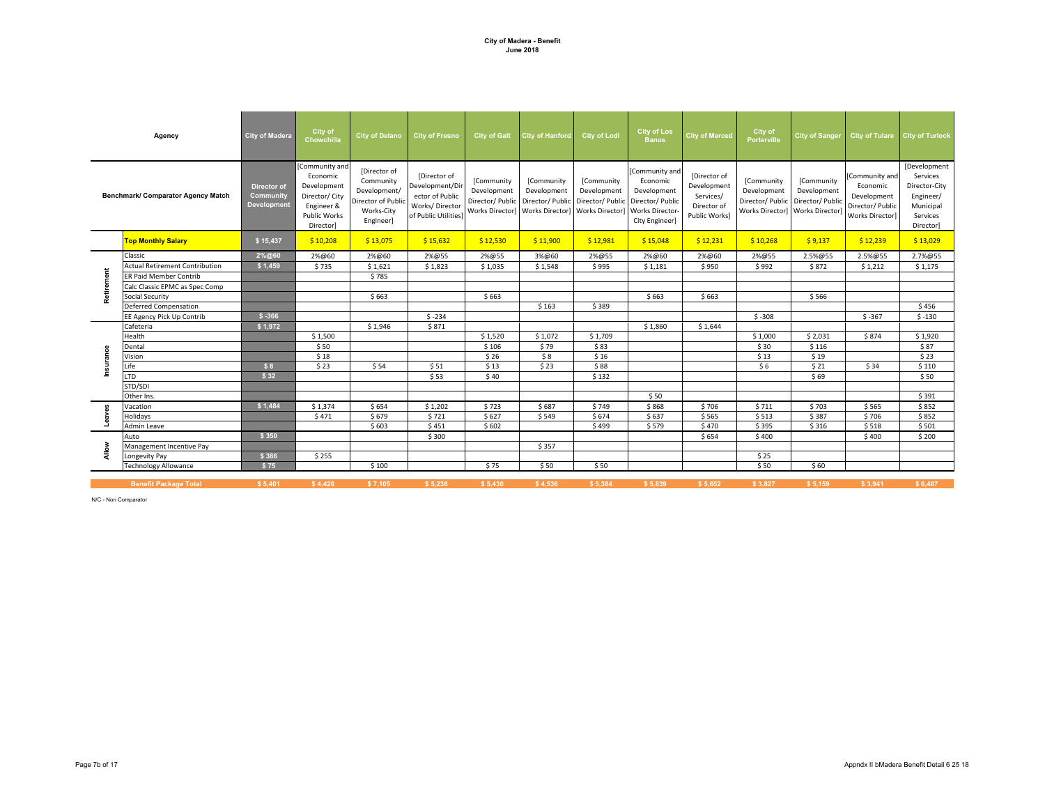**City of Madera - Benefit**
**June 2018**

| | Agency | City of Madera | City of Chowchilla | City of Delano | City of Fresno | City of Galt | City of Hanford | City of Lodi | City of Los Banos | City of Merced | City of Porterville | City of Sanger | City of Tulare | City of Turlock |
|---|---|---|---|---|---|---|---|---|---|---|---|---|---|---|
| | Benchmark/ Comparator Agency Match | Director of Community Development | [Community and Economic Development Director/ City Engineer & Public Works Director] | [Director of Community Development/ Director of Public Works-City Engineer] | [Director of Development/Director of Public Works/ Director of Public Utilities] | [Community Development Director/ Public Works Director] | [Community Development Director/ Public Works Director] | [Community Development Director/ Public Works Director] | [Community and Economic Development Director/ Public Works Director-City Engineer] | [Director of Development Services/ Director of Public Works] | [Community Development Director/ Public Works Director] | [Community Development Director/ Public Works Director] | [Community and Economic Development Director/ Public Works Director] | [Development Services Director-City Engineer/ Municipal Services Director] |
| | **Top Monthly Salary** | $ 15,437 | $ 10,208 | $ 13,075 | $ 15,632 | $ 12,530 | $ 11,900 | $ 12,981 | $ 15,048 | $ 12,231 | $ 10,268 | $ 9,137 | $ 12,239 | $ 13,029 |
| Retirement | Classic | 2%@60 | 2%@60 | 2%@60 | 2%@55 | 2%@55 | 3%@60 | 2%@55 | 2%@60 | 2%@60 | 2%@55 | 2.5%@55 | 2.5%@55 | 2.7%@55 |
| | Actual Retirement Contribution | $ 1,459 | $ 735 | $ 1,621 | $ 1,823 | $ 1,035 | $ 1,548 | $ 995 | $ 1,181 | $ 950 | $ 992 | $ 872 | $ 1,212 | $ 1,175 |
| | ER Paid Member Contrib | | | $ 785 | | | | | | | | | | |
| | Calc Classic EPMC as Spec Comp | | | | | | | | | | | | | |
| | Social Security | | | $ 663 | | $ 663 | | | $ 663 | $ 663 | | $ 566 | | |
| | Deferred Compensation | | | | | | $ 163 | $ 389 | | | | | | $ 456 |
| | EE Agency Pick Up Contrib | $ -366 | | | $ -234 | | | | | | $ -308 | | $ -367 | $ -130 |
| Insurance | Cafeteria | $ 1,972 | | $ 1,946 | $ 871 | | | | $ 1,860 | $ 1,644 | | | | |
| | Health | | $ 1,500 | | | $ 1,520 | $ 1,072 | $ 1,709 | | | $ 1,000 | $ 2,031 | $ 874 | $ 1,920 |
| | Dental | | $ 50 | | | $ 106 | $ 79 | $ 83 | | | $ 30 | $ 116 | | $ 87 |
| | Vision | | $ 18 | | | $ 26 | $ 8 | $ 16 | | | $ 13 | $ 19 | | $ 23 |
| | Life | $ 8 | $ 23 | $ 54 | $ 51 | $ 13 | $ 23 | $ 88 | | | $ 6 | $ 21 | $ 34 | $ 110 |
| | LTD | $ 32 | | | $ 53 | $ 40 | | $ 132 | | | | $ 69 | | $ 50 |
| | STD/SDI | | | | | | | | | | | | | |
| | Other Ins. | | | | | | | | $ 50 | | | | | $ 391 |
| Leaves | Vacation | $ 1,484 | $ 1,374 | $ 654 | $ 1,202 | $ 723 | $ 687 | $ 749 | $ 868 | $ 706 | $ 711 | $ 703 | $ 565 | $ 852 |
| | Holidays | | $ 471 | $ 679 | $ 721 | $ 627 | $ 549 | $ 674 | $ 637 | $ 565 | $ 513 | $ 387 | $ 706 | $ 852 |
| | Admin Leave | | | $ 603 | $ 451 | $ 602 | | $ 499 | $ 579 | $ 470 | $ 395 | $ 316 | $ 518 | $ 501 |
| Allow | Auto | $ 350 | | | $ 300 | | | | | $ 654 | $ 400 | | $ 400 | $ 200 |
| | Management Incentive Pay | | | | | | $ 357 | | | | | | | |
| | Longevity Pay | $ 386 | $ 255 | | | | | | | | $ 25 | | | |
| | Technology Allowance | $ 75 | | $ 100 | | $ 75 | $ 50 | $ 50 | | | $ 50 | $ 60 | | |
| | **Benefit Package Total** | $ 5,401 | $ 4,426 | $ 7,105 | $ 5,238 | $ 5,430 | $ 4,536 | $ 5,384 | $ 5,839 | $ 5,652 | $ 3,827 | $ 5,159 | $ 3,941 | $ 6,487 |

N/C - Non Comparator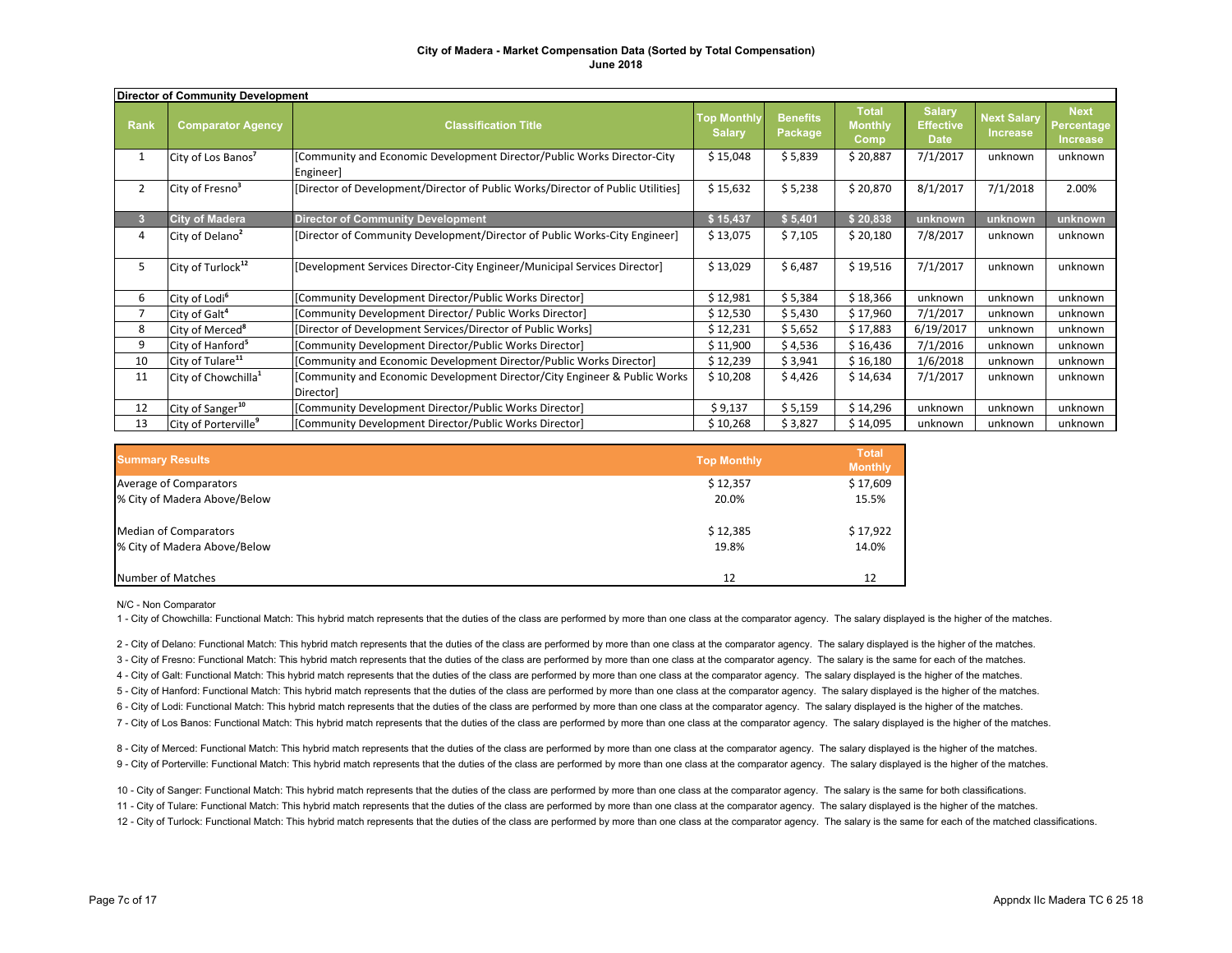**City of Madera - Market Compensation Data (Sorted by Total Compensation)**
**June 2018**

| Director of Community Development | | | | | | | | |
|---|---|---|---|---|---|---|---|---|
| **Rank** | **Comparator Agency** | **Classification Title** | **Top Monthly Salary** | **Benefits Package** | **Total Monthly Comp** | **Salary Effective Date** | **Next Salary Increase** | **Next Percentage Increase** |
| 1 | City of Los Banos[7] | [Community and Economic Development Director/Public Works Director-City Engineer] | $ 15,048 | $ 5,839 | $ 20,887 | 7/1/2017 | unknown | unknown |
| 2 | City of Fresno[3] | [Director of Development/Director of Public Works/Director of Public Utilities] | $ 15,632 | $ 5,238 | $ 20,870 | 8/1/2017 | 7/1/2018 | 2.00% |
| **3** | **City of Madera** | **Director of Community Development** | **$ 15,437** | **$ 5,401** | **$ 20,838** | **unknown** | **unknown** | **unknown** |
| 4 | City of Delano[2] | [Director of Community Development/Director of Public Works-City Engineer] | $ 13,075 | $ 7,105 | $ 20,180 | 7/8/2017 | unknown | unknown |
| 5 | City of Turlock[12] | [Development Services Director-City Engineer/Municipal Services Director] | $ 13,029 | $ 6,487 | $ 19,516 | 7/1/2017 | unknown | unknown |
| 6 | City of Lodi[6] | [Community Development Director/Public Works Director] | $ 12,981 | $ 5,384 | $ 18,366 | unknown | unknown | unknown |
| 7 | City of Galt[4] | [Community Development Director/ Public Works Director] | $ 12,530 | $ 5,430 | $ 17,960 | 7/1/2017 | unknown | unknown |
| 8 | City of Merced[8] | [Director of Development Services/Director of Public Works] | $ 12,231 | $ 5,652 | $ 17,883 | 6/19/2017 | unknown | unknown |
| 9 | City of Hanford[5] | [Community Development Director/Public Works Director] | $ 11,900 | $ 4,536 | $ 16,436 | 7/1/2016 | unknown | unknown |
| 10 | City of Tulare[11] | [Community and Economic Development Director/Public Works Director] | $ 12,239 | $ 3,941 | $ 16,180 | 1/6/2018 | unknown | unknown |
| 11 | City of Chowchilla[1] | [Community and Economic Development Director/City Engineer & Public Works Director] | $ 10,208 | $ 4,426 | $ 14,634 | 7/1/2017 | unknown | unknown |
| 12 | City of Sanger[10] | [Community Development Director/Public Works Director] | $ 9,137 | $ 5,159 | $ 14,296 | unknown | unknown | unknown |
| 13 | City of Porterville[9] | [Community Development Director/Public Works Director] | $ 10,268 | $ 3,827 | $ 14,095 | unknown | unknown | unknown |

| **Summary Results** | **Top Monthly** | **Total Monthly** |
|---|---|---|
| Average of Comparators | $ 12,357 | $ 17,609 |
| % City of Madera Above/Below | 20.0% | 15.5% |
| Median of Comparators | $ 12,385 | $ 17,922 |
| % City of Madera Above/Below | 19.8% | 14.0% |
| Number of Matches | 12 | 12 |

N/C - Non Comparator

1 - City of Chowchilla: Functional Match: This hybrid match represents that the duties of the class are performed by more than one class at the comparator agency. The salary displayed is the higher of the matches.

2 - City of Delano: Functional Match: This hybrid match represents that the duties of the class are performed by more than one class at the comparator agency. The salary displayed is the higher of the matches.

3 - City of Fresno: Functional Match: This hybrid match represents that the duties of the class are performed by more than one class at the comparator agency. The salary is the same for each of the matches.

4 - City of Galt: Functional Match: This hybrid match represents that the duties of the class are performed by more than one class at the comparator agency. The salary displayed is the higher of the matches.

5 - City of Hanford: Functional Match: This hybrid match represents that the duties of the class are performed by more than one class at the comparator agency. The salary displayed is the higher of the matches.

6 - City of Lodi: Functional Match: This hybrid match represents that the duties of the class are performed by more than one class at the comparator agency. The salary displayed is the higher of the matches.

7 - City of Los Banos: Functional Match: This hybrid match represents that the duties of the class are performed by more than one class at the comparator agency. The salary displayed is the higher of the matches.

8 - City of Merced: Functional Match: This hybrid match represents that the duties of the class are performed by more than one class at the comparator agency. The salary displayed is the higher of the matches.

9 - City of Porterville: Functional Match: This hybrid match represents that the duties of the class are performed by more than one class at the comparator agency. The salary displayed is the higher of the matches.

10 - City of Sanger: Functional Match: This hybrid match represents that the duties of the class are performed by more than one class at the comparator agency. The salary is the same for both classifications.

11 - City of Tulare: Functional Match: This hybrid match represents that the duties of the class are performed by more than one class at the comparator agency. The salary displayed is the higher of the matches.

12 - City of Turlock: Functional Match: This hybrid match represents that the duties of the class are performed by more than one class at the comparator agency. The salary is the same for each of the matched classifications.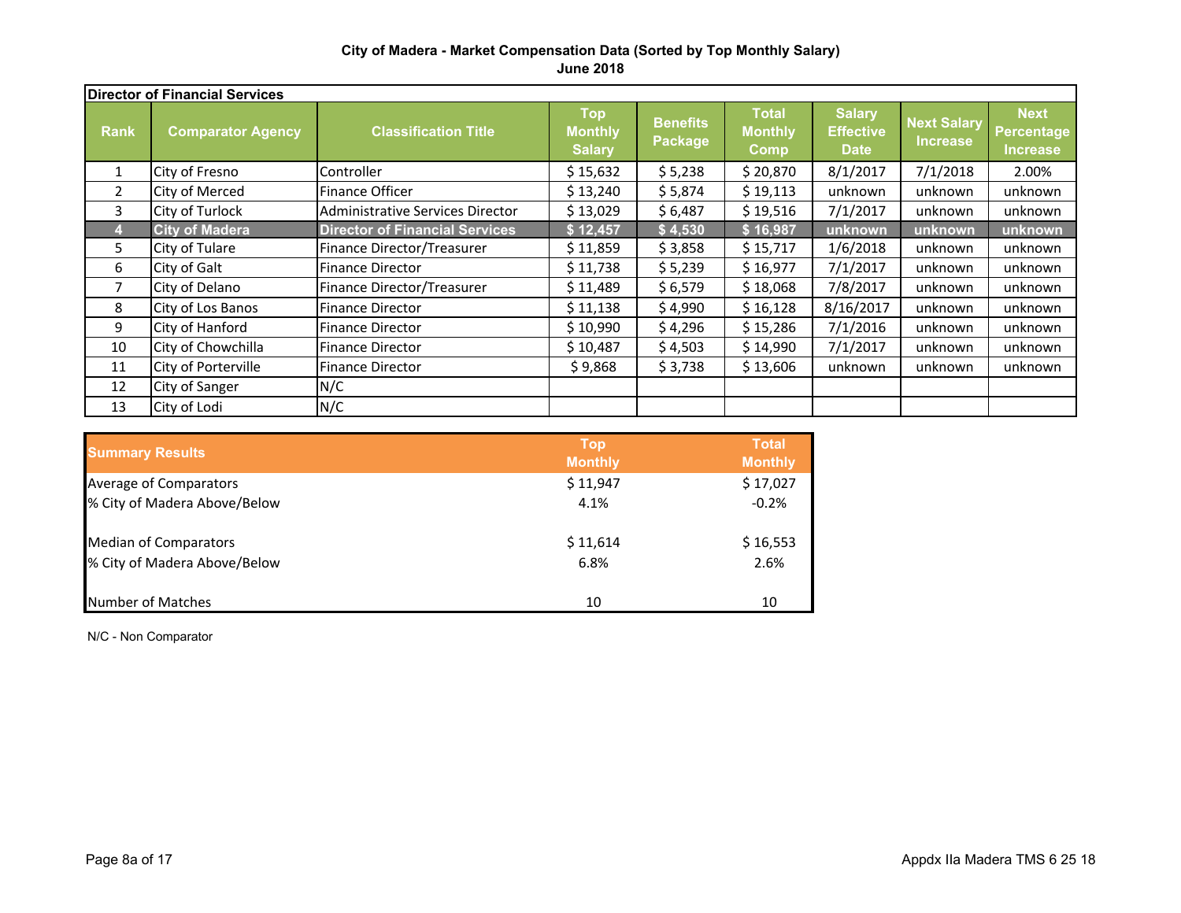**City of Madera - Market Compensation Data (Sorted by Top Monthly Salary)**
**June 2018**

| Director of Financial Services | | | | | | | | |
|---|---|---|---|---|---|---|---|---|
| **Rank** | **Comparator Agency** | **Classification Title** | **Top Monthly Salary** | **Benefits Package** | **Total Monthly Comp** | **Salary Effective Date** | **Next Salary Increase** | **Next Percentage Increase** |
| 1 | City of Fresno | Controller | $ 15,632 | $ 5,238 | $ 20,870 | 8/1/2017 | 7/1/2018 | 2.00% |
| 2 | City of Merced | Finance Officer | $ 13,240 | $ 5,874 | $ 19,113 | unknown | unknown | unknown |
| 3 | City of Turlock | Administrative Services Director | $ 13,029 | $ 6,487 | $ 19,516 | 7/1/2017 | unknown | unknown |
| **4** | **City of Madera** | **Director of Financial Services** | **$ 12,457** | **$ 4,530** | **$ 16,987** | **unknown** | **unknown** | **unknown** |
| 5 | City of Tulare | Finance Director/Treasurer | $ 11,859 | $ 3,858 | $ 15,717 | 1/6/2018 | unknown | unknown |
| 6 | City of Galt | Finance Director | $ 11,738 | $ 5,239 | $ 16,977 | 7/1/2017 | unknown | unknown |
| 7 | City of Delano | Finance Director/Treasurer | $ 11,489 | $ 6,579 | $ 18,068 | 7/8/2017 | unknown | unknown |
| 8 | City of Los Banos | Finance Director | $ 11,138 | $ 4,990 | $ 16,128 | 8/16/2017 | unknown | unknown |
| 9 | City of Hanford | Finance Director | $ 10,990 | $ 4,296 | $ 15,286 | 7/1/2016 | unknown | unknown |
| 10 | City of Chowchilla | Finance Director | $ 10,487 | $ 4,503 | $ 14,990 | 7/1/2017 | unknown | unknown |
| 11 | City of Porterville | Finance Director | $ 9,868 | $ 3,738 | $ 13,606 | unknown | unknown | unknown |
| 12 | City of Sanger | N/C | | | | | | |
| 13 | City of Lodi | N/C | | | | | | |

| **Summary Results** | **Top Monthly** | **Total Monthly** |
|---|---|---|
| Average of Comparators | $ 11,947 | $ 17,027 |
| % City of Madera Above/Below | 4.1% | -0.2% |
| | | |
| Median of Comparators | $ 11,614 | $ 16,553 |
| % City of Madera Above/Below | 6.8% | 2.6% |
| | | |
| Number of Matches | 10 | 10 |

N/C - Non Comparator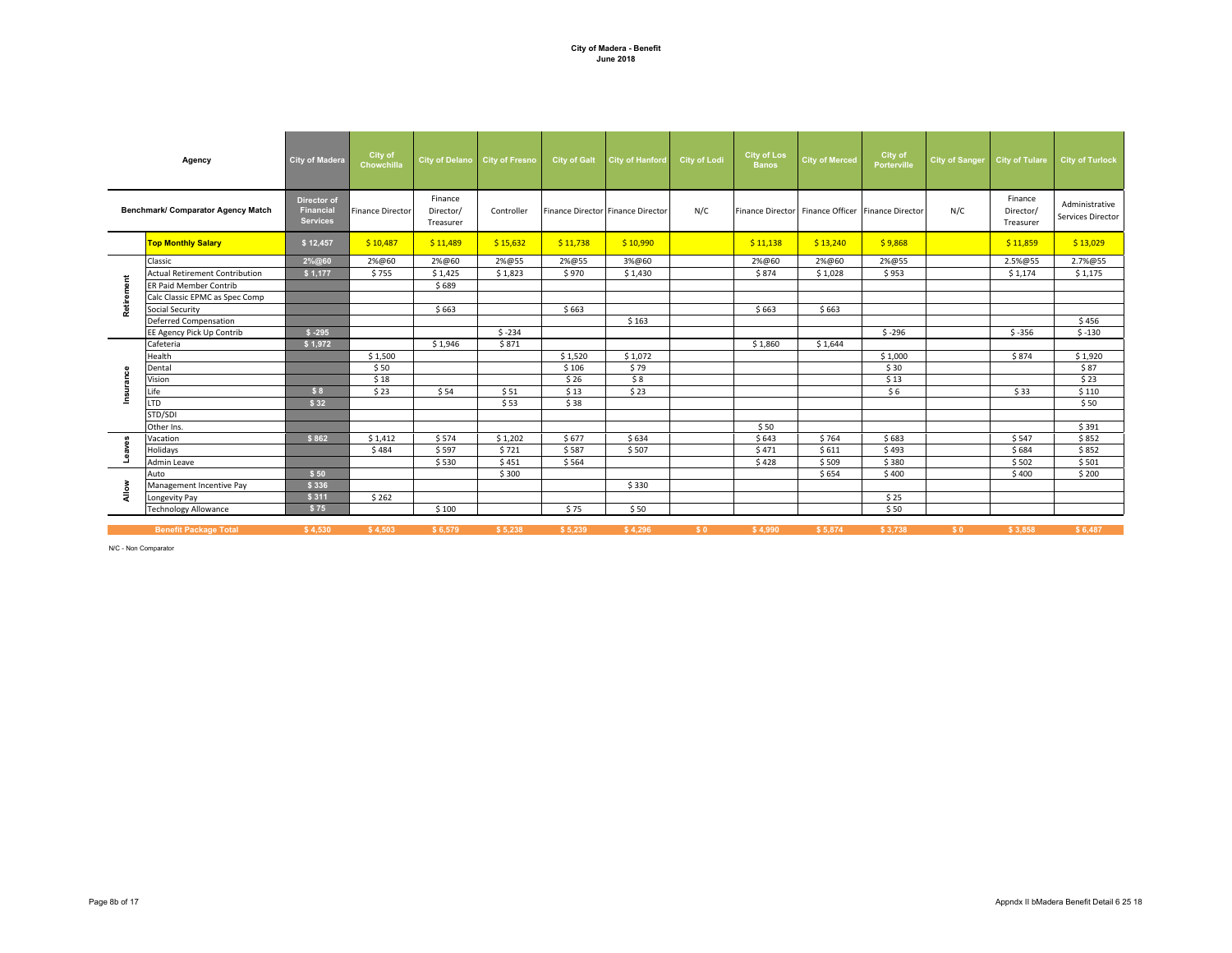**City of Madera - Benefit**
**June 2018**

| | Agency | City of Madera | City of Chowchilla | City of Delano | City of Fresno | City of Galt | City of Hanford | City of Lodi | City of Los Banos | City of Merced | City of Porterville | City of Sanger | City of Tulare | City of Turlock |
|---|---|---|---|---|---|---|---|---|---|---|---|---|---|---|
| | Benchmark/ Comparator Agency Match | Director of Financial Services | Finance Director | Finance Director/ Treasurer | Controller | Finance Director | Finance Director | N/C | Finance Director | Finance Officer | Finance Director | N/C | Finance Director/ Treasurer | Administrative Services Director |
| | **Top Monthly Salary** | $ 12,457 | $ 10,487 | $ 11,489 | $ 15,632 | $ 11,738 | $ 10,990 | | $ 11,138 | $ 13,240 | $ 9,868 | | $ 11,859 | $ 13,029 |
| Retirement | Classic | 2%@60 | 2%@60 | 2%@60 | 2%@55 | 2%@55 | 3%@60 | | 2%@60 | 2%@60 | 2%@55 | | 2.5%@55 | 2.7%@55 |
| | Actual Retirement Contribution | $ 1,177 | $ 755 | $ 1,425 | $ 1,823 | $ 970 | $ 1,430 | | $ 874 | $ 1,028 | $ 953 | | $ 1,174 | $ 1,175 |
| | ER Paid Member Contrib | | | $ 689 | | | | | | | | | | |
| | Calc Classic EPMC as Spec Comp | | | | | | | | | | | | | |
| | Social Security | | | $ 663 | | $ 663 | | | $ 663 | $ 663 | | | | |
| | Deferred Compensation | | | | | | $ 163 | | | | | | | $ 456 |
| | EE Agency Pick Up Contrib | $ -295 | | | $ -234 | | | | | | $ -296 | | $ -356 | $ -130 |
| Insurance | Cafeteria | $ 1,972 | | $ 1,946 | $ 871 | | | | $ 1,860 | $ 1,644 | | | | |
| | Health | | $ 1,500 | | | $ 1,520 | $ 1,072 | | | | $ 1,000 | | $ 874 | $ 1,920 |
| | Dental | | $ 50 | | | $ 106 | $ 79 | | | | $ 30 | | | $ 87 |
| | Vision | | $ 18 | | | $ 26 | $ 8 | | | | $ 13 | | | $ 23 |
| | Life | $ 8 | $ 23 | $ 54 | $ 51 | $ 13 | $ 23 | | | | $ 6 | | $ 33 | $ 110 |
| | LTD | $ 32 | | | $ 53 | $ 38 | | | | | | | | $ 50 |
| | STD/SDI | | | | | | | | | | | | | |
| | Other Ins. | | | | | | | | $ 50 | | | | | $ 391 |
| Leaves | Vacation | $ 862 | $ 1,412 | $ 574 | $ 1,202 | $ 677 | $ 634 | | $ 643 | $ 764 | $ 683 | | $ 547 | $ 852 |
| | Holidays | | $ 484 | $ 597 | $ 721 | $ 587 | $ 507 | | $ 471 | $ 611 | $ 493 | | $ 684 | $ 852 |
| | Admin Leave | | | $ 530 | $ 451 | $ 564 | | | $ 428 | $ 509 | $ 380 | | $ 502 | $ 501 |
| Allow | Auto | $ 50 | | | $ 300 | | | | | $ 654 | $ 400 | | $ 400 | $ 200 |
| | Management Incentive Pay | $ 336 | | | | | $ 330 | | | | | | | |
| | Longevity Pay | $ 311 | $ 262 | | | | | | | | $ 25 | | | |
| | Technology Allowance | $ 75 | | $ 100 | | $ 75 | $ 50 | | | | $ 50 | | | |
| | **Benefit Package Total** | $ 4,530 | $ 4,503 | $ 6,579 | $ 5,238 | $ 5,239 | $ 4,296 | $ 0 | $ 4,990 | $ 5,874 | $ 3,738 | $ 0 | $ 3,858 | $ 6,487 |

N/C - Non Comparator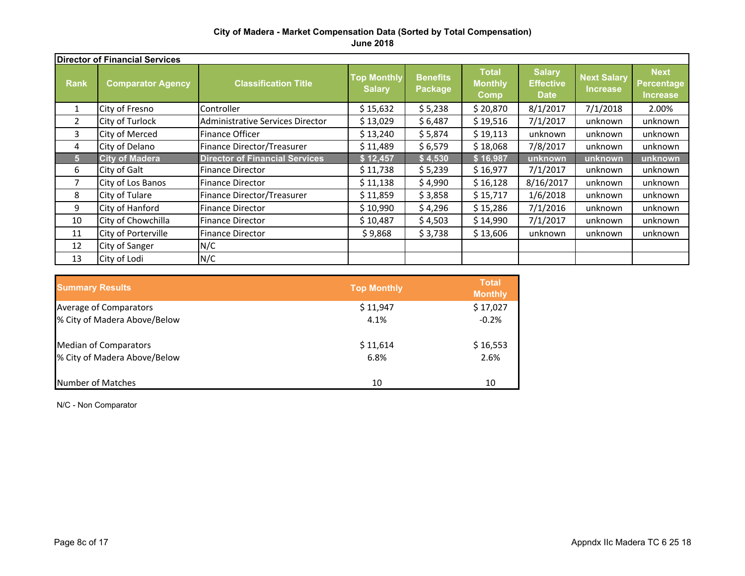**City of Madera - Market Compensation Data (Sorted by Total Compensation)**
**June 2018**

| Director of Financial Services | | | | | | | | |
|---|---|---|---|---|---|---|---|---|
| **Rank** | **Comparator Agency** | **Classification Title** | **Top Monthly Salary** | **Benefits Package** | **Total Monthly Comp** | **Salary Effective Date** | **Next Salary Increase** | **Next Percentage Increase** |
| 1 | City of Fresno | Controller | $ 15,632 | $ 5,238 | $ 20,870 | 8/1/2017 | 7/1/2018 | 2.00% |
| 2 | City of Turlock | Administrative Services Director | $ 13,029 | $ 6,487 | $ 19,516 | 7/1/2017 | unknown | unknown |
| 3 | City of Merced | Finance Officer | $ 13,240 | $ 5,874 | $ 19,113 | unknown | unknown | unknown |
| 4 | City of Delano | Finance Director/Treasurer | $ 11,489 | $ 6,579 | $ 18,068 | 7/8/2017 | unknown | unknown |
| **5** | **City of Madera** | **Director of Financial Services** | **$ 12,457** | **$ 4,530** | **$ 16,987** | **unknown** | **unknown** | **unknown** |
| 6 | City of Galt | Finance Director | $ 11,738 | $ 5,239 | $ 16,977 | 7/1/2017 | unknown | unknown |
| 7 | City of Los Banos | Finance Director | $ 11,138 | $ 4,990 | $ 16,128 | 8/16/2017 | unknown | unknown |
| 8 | City of Tulare | Finance Director/Treasurer | $ 11,859 | $ 3,858 | $ 15,717 | 1/6/2018 | unknown | unknown |
| 9 | City of Hanford | Finance Director | $ 10,990 | $ 4,296 | $ 15,286 | 7/1/2016 | unknown | unknown |
| 10 | City of Chowchilla | Finance Director | $ 10,487 | $ 4,503 | $ 14,990 | 7/1/2017 | unknown | unknown |
| 11 | City of Porterville | Finance Director | $ 9,868 | $ 3,738 | $ 13,606 | unknown | unknown | unknown |
| 12 | City of Sanger | N/C | | | | | | |
| 13 | City of Lodi | N/C | | | | | | |

| Summary Results | Top Monthly | Total Monthly |
|---|---|---|
| Average of Comparators | $ 11,947 | $ 17,027 |
| % City of Madera Above/Below | 4.1% | -0.2% |
| | | |
| Median of Comparators | $ 11,614 | $ 16,553 |
| % City of Madera Above/Below | 6.8% | 2.6% |
| | | |
| Number of Matches | 10 | 10 |

N/C - Non Comparator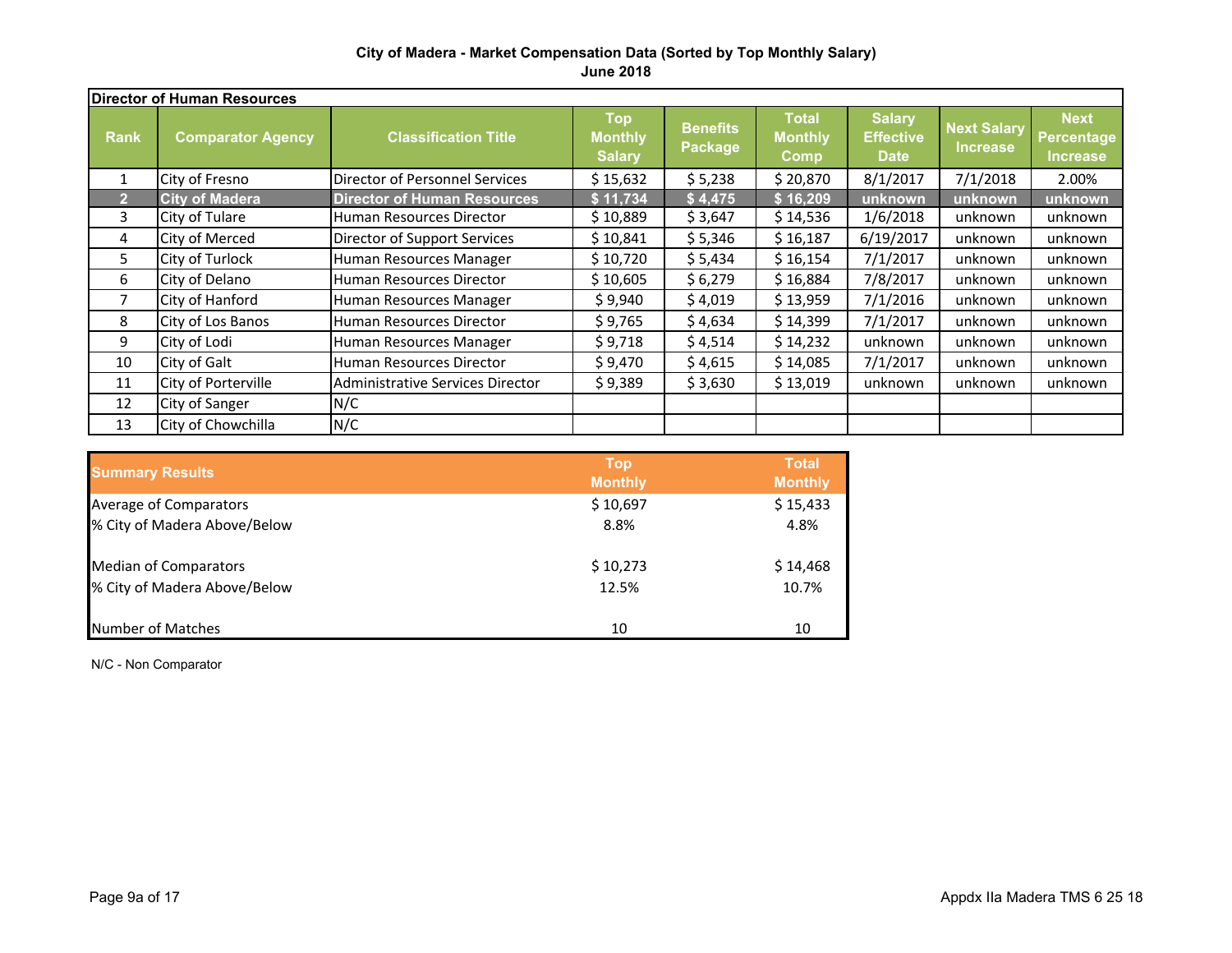**City of Madera - Market Compensation Data (Sorted by Top Monthly Salary)**
**June 2018**

| Director of Human Resources | | | | | | | | |
|---|---|---|---|---|---|---|---|---|
| **Rank** | **Comparator Agency** | **Classification Title** | **Top Monthly Salary** | **Benefits Package** | **Total Monthly Comp** | **Salary Effective Date** | **Next Salary Increase** | **Next Percentage Increase** |
| 1 | City of Fresno | Director of Personnel Services | $ 15,632 | $ 5,238 | $ 20,870 | 8/1/2017 | 7/1/2018 | 2.00% |
| **2** | **City of Madera** | **Director of Human Resources** | **$ 11,734** | **$ 4,475** | **$ 16,209** | **unknown** | **unknown** | **unknown** |
| 3 | City of Tulare | Human Resources Director | $ 10,889 | $ 3,647 | $ 14,536 | 1/6/2018 | unknown | unknown |
| 4 | City of Merced | Director of Support Services | $ 10,841 | $ 5,346 | $ 16,187 | 6/19/2017 | unknown | unknown |
| 5 | City of Turlock | Human Resources Manager | $ 10,720 | $ 5,434 | $ 16,154 | 7/1/2017 | unknown | unknown |
| 6 | City of Delano | Human Resources Director | $ 10,605 | $ 6,279 | $ 16,884 | 7/8/2017 | unknown | unknown |
| 7 | City of Hanford | Human Resources Manager | $ 9,940 | $ 4,019 | $ 13,959 | 7/1/2016 | unknown | unknown |
| 8 | City of Los Banos | Human Resources Director | $ 9,765 | $ 4,634 | $ 14,399 | 7/1/2017 | unknown | unknown |
| 9 | City of Lodi | Human Resources Manager | $ 9,718 | $ 4,514 | $ 14,232 | unknown | unknown | unknown |
| 10 | City of Galt | Human Resources Director | $ 9,470 | $ 4,615 | $ 14,085 | 7/1/2017 | unknown | unknown |
| 11 | City of Porterville | Administrative Services Director | $ 9,389 | $ 3,630 | $ 13,019 | unknown | unknown | unknown |
| 12 | City of Sanger | N/C | | | | | | |
| 13 | City of Chowchilla | N/C | | | | | | |

| **Summary Results** | **Top Monthly** | **Total Monthly** |
|---|---|---|
| Average of Comparators | $ 10,697 | $ 15,433 |
| % City of Madera Above/Below | 8.8% | 4.8% |
| Median of Comparators | $ 10,273 | $ 14,468 |
| % City of Madera Above/Below | 12.5% | 10.7% |
| Number of Matches | 10 | 10 |

N/C - Non Comparator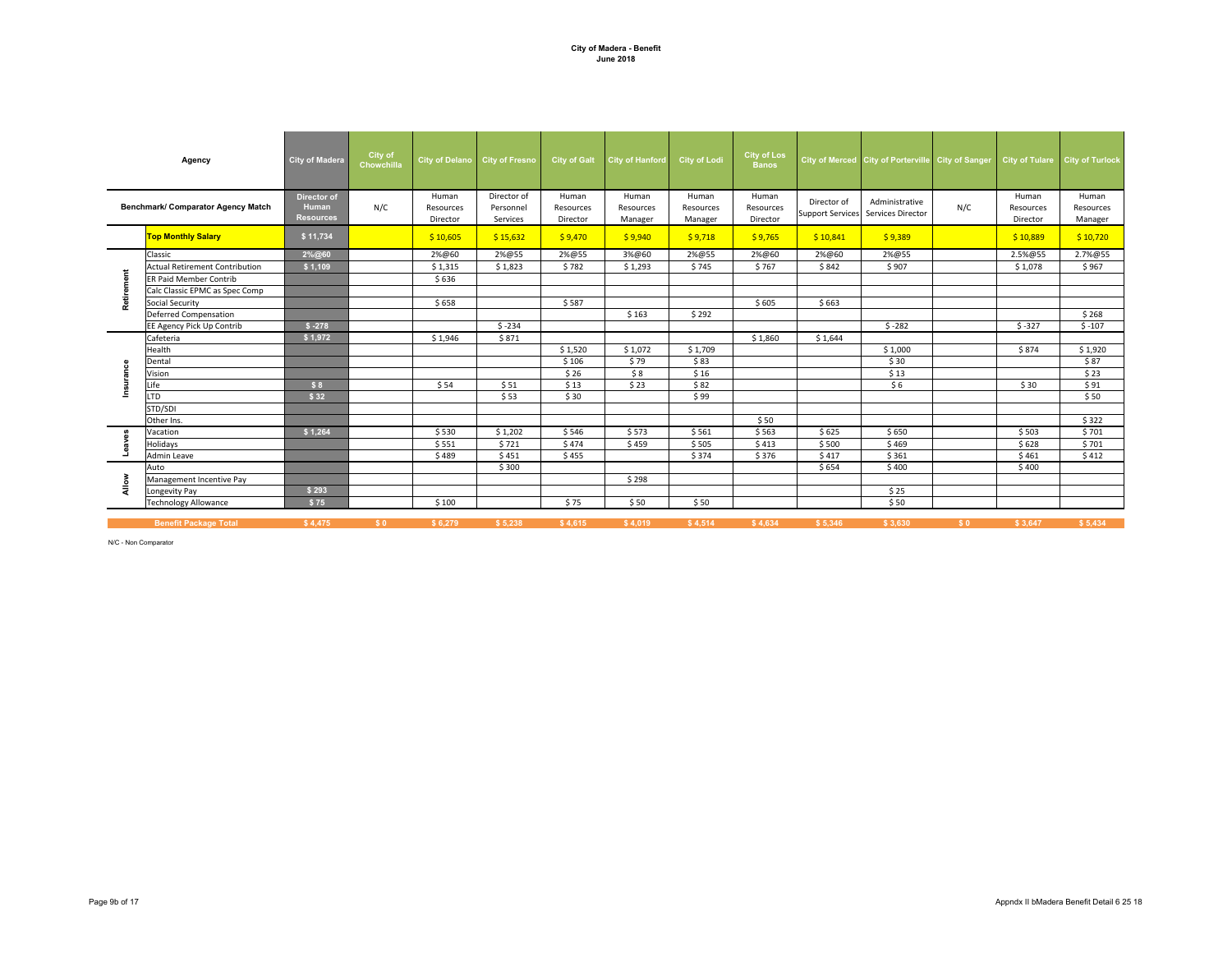**City of Madera - Benefit**
**June 2018**

| | Agency | City of Madera | City of Chowchilla | City of Delano | City of Fresno | City of Galt | City of Hanford | City of Lodi | City of Los Banos | City of Merced | City of Porterville | City of Sanger | City of Tulare | City of Turlock |
|---|---|---|---|---|---|---|---|---|---|---|---|---|---|---|
| | Benchmark/ Comparator Agency Match | Director of Human Resources | N/C | Human Resources Director | Director of Personnel Services | Human Resources Director | Human Resources Manager | Human Resources Manager | Human Resources Director | Director of Support Services | Administrative Services Director | N/C | Human Resources Director | Human Resources Manager |
| | **Top Monthly Salary** | $ 11,734 | | $ 10,605 | $ 15,632 | $ 9,470 | $ 9,940 | $ 9,718 | $ 9,765 | $ 10,841 | $ 9,389 | | $ 10,889 | $ 10,720 |
| Retirement | Classic | 2%@60 | | 2%@60 | 2%@55 | 2%@55 | 3%@60 | 2%@55 | 2%@60 | 2%@60 | 2%@55 | | 2.5%@55 | 2.7%@55 |
| | Actual Retirement Contribution | $ 1,109 | | $ 1,315 | $ 1,823 | $ 782 | $ 1,293 | $ 745 | $ 767 | $ 842 | $ 907 | | $ 1,078 | $ 967 |
| | ER Paid Member Contrib | | | $ 636 | | | | | | | | | | |
| | Calc Classic EPMC as Spec Comp | | | | | | | | | | | | | |
| | Social Security | | | $ 658 | | $ 587 | | | $ 605 | $ 663 | | | | |
| | Deferred Compensation | | | | | | $ 163 | $ 292 | | | | | | $ 268 |
| | EE Agency Pick Up Contrib | $ -278 | | | $ -234 | | | | | | $ -282 | | $ -327 | $ -107 |
| Insurance | Cafeteria | $ 1,972 | | $ 1,946 | $ 871 | | | | $ 1,860 | $ 1,644 | | | | |
| | Health | | | | | $ 1,520 | $ 1,072 | $ 1,709 | | | $ 1,000 | | $ 874 | $ 1,920 |
| | Dental | | | | | $ 106 | $ 79 | $ 83 | | | $ 30 | | | $ 87 |
| | Vision | | | | | $ 26 | $ 8 | $ 16 | | | $ 13 | | | $ 23 |
| | Life | $ 8 | | $ 54 | $ 51 | $ 13 | $ 23 | $ 82 | | | $ 6 | | $ 30 | $ 91 |
| | LTD | $ 32 | | | $ 53 | $ 30 | | $ 99 | | | | | | $ 50 |
| | STD/SDI | | | | | | | | | | | | | |
| | Other Ins. | | | | | | | | $ 50 | | | | | $ 322 |
| Leaves | Vacation | $ 1,264 | | $ 530 | $ 1,202 | $ 546 | $ 573 | $ 561 | $ 563 | $ 625 | $ 650 | | $ 503 | $ 701 |
| | Holidays | | | $ 551 | $ 721 | $ 474 | $ 459 | $ 505 | $ 413 | $ 500 | $ 469 | | $ 628 | $ 701 |
| | Admin Leave | | | $ 489 | $ 451 | $ 455 | | $ 374 | $ 376 | $ 417 | $ 361 | | $ 461 | $ 412 |
| Allow | Auto | | | | $ 300 | | | | | $ 654 | $ 400 | | $ 400 | |
| | Management Incentive Pay | | | | | | $ 298 | | | | | | | |
| | Longevity Pay | $ 293 | | | | | | | | | $ 25 | | | |
| | Technology Allowance | $ 75 | | $ 100 | | $ 75 | $ 50 | $ 50 | | | $ 50 | | | |
| | **Benefit Package Total** | $ 4,475 | $ 0 | $ 6,279 | $ 5,238 | $ 4,615 | $ 4,019 | $ 4,514 | $ 4,634 | $ 5,346 | $ 3,630 | $ 0 | $ 3,647 | $ 5,434 |

N/C - Non Comparator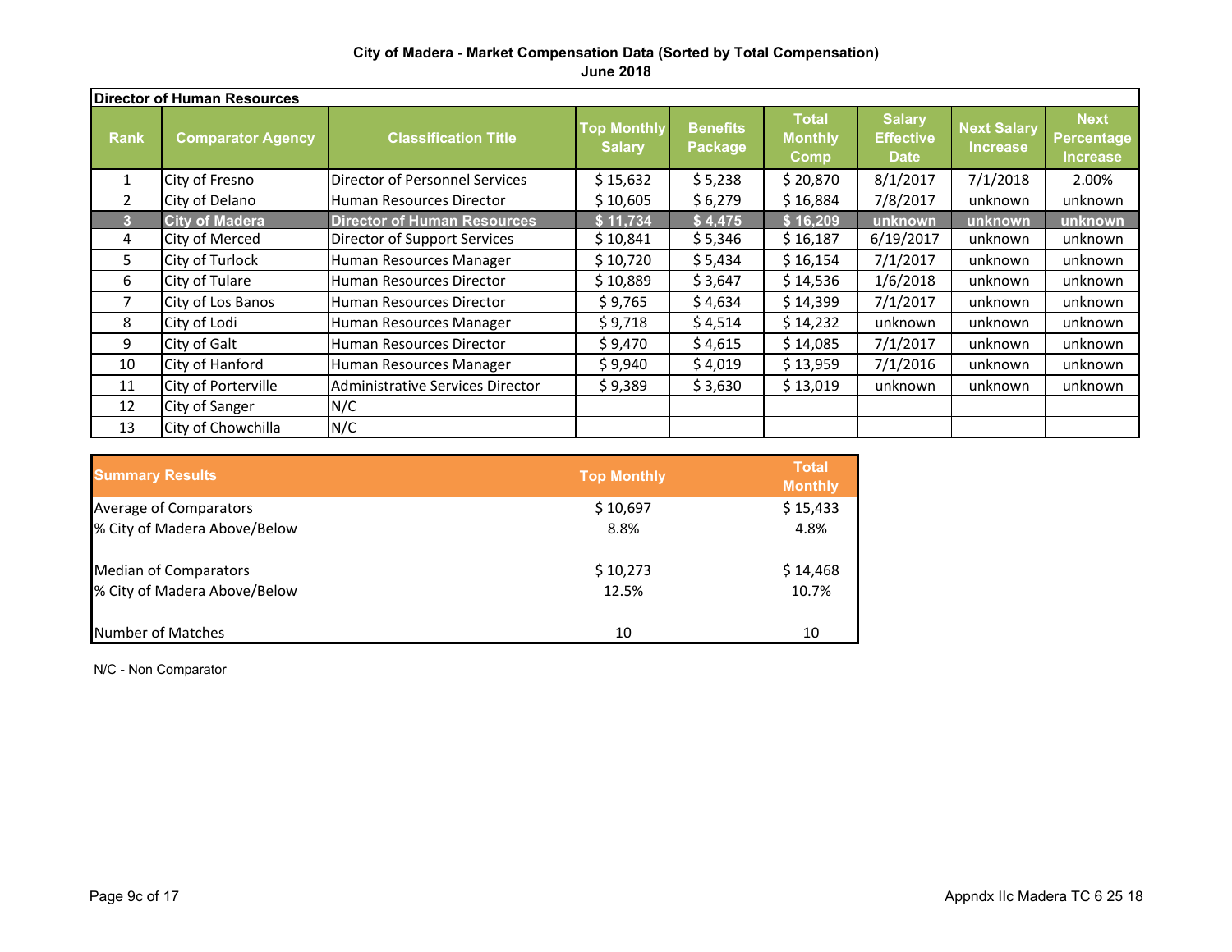**City of Madera - Market Compensation Data (Sorted by Total Compensation)**
**June 2018**

**Director of Human Resources**

| Rank | Comparator Agency | Classification Title | Top Monthly Salary | Benefits Package | Total Monthly Comp | Salary Effective Date | Next Salary Increase | Next Percentage Increase |
|---|---|---|---|---|---|---|---|---|
| 1 | City of Fresno | Director of Personnel Services | $ 15,632 | $ 5,238 | $ 20,870 | 8/1/2017 | 7/1/2018 | 2.00% |
| 2 | City of Delano | Human Resources Director | $ 10,605 | $ 6,279 | $ 16,884 | 7/8/2017 | unknown | unknown |
| **3** | **City of Madera** | **Director of Human Resources** | **$ 11,734** | **$ 4,475** | **$ 16,209** | **unknown** | **unknown** | **unknown** |
| 4 | City of Merced | Director of Support Services | $ 10,841 | $ 5,346 | $ 16,187 | 6/19/2017 | unknown | unknown |
| 5 | City of Turlock | Human Resources Manager | $ 10,720 | $ 5,434 | $ 16,154 | 7/1/2017 | unknown | unknown |
| 6 | City of Tulare | Human Resources Director | $ 10,889 | $ 3,647 | $ 14,536 | 1/6/2018 | unknown | unknown |
| 7 | City of Los Banos | Human Resources Director | $ 9,765 | $ 4,634 | $ 14,399 | 7/1/2017 | unknown | unknown |
| 8 | City of Lodi | Human Resources Manager | $ 9,718 | $ 4,514 | $ 14,232 | unknown | unknown | unknown |
| 9 | City of Galt | Human Resources Director | $ 9,470 | $ 4,615 | $ 14,085 | 7/1/2017 | unknown | unknown |
| 10 | City of Hanford | Human Resources Manager | $ 9,940 | $ 4,019 | $ 13,959 | 7/1/2016 | unknown | unknown |
| 11 | City of Porterville | Administrative Services Director | $ 9,389 | $ 3,630 | $ 13,019 | unknown | unknown | unknown |
| 12 | City of Sanger | N/C | | | | | | |
| 13 | City of Chowchilla | N/C | | | | | | |

| Summary Results | Top Monthly | Total Monthly |
|---|---|---|
| Average of Comparators | $ 10,697 | $ 15,433 |
| % City of Madera Above/Below | 8.8% | 4.8% |
| | | |
| Median of Comparators | $ 10,273 | $ 14,468 |
| % City of Madera Above/Below | 12.5% | 10.7% |
| | | |
| Number of Matches | 10 | 10 |

N/C - Non Comparator

Appndx IIc Madera TC 6 25 18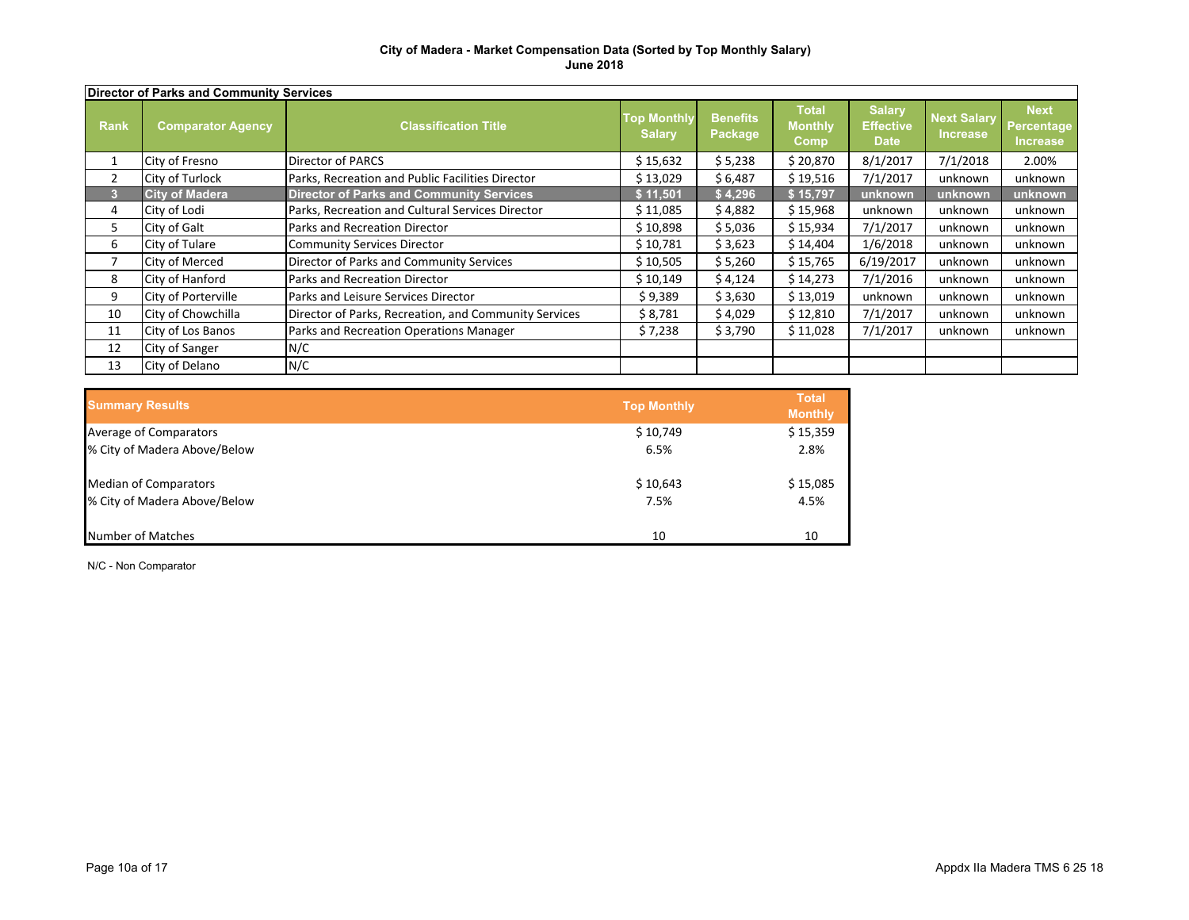**City of Madera - Market Compensation Data (Sorted by Top Monthly Salary)**
**June 2018**

| Director of Parks and Community Services | | | | | | | | |
|---|---|---|---|---|---|---|---|---|
| Rank | Comparator Agency | Classification Title | Top Monthly Salary | Benefits Package | Total Monthly Comp | Salary Effective Date | Next Salary Increase | Next Percentage Increase |
| 1 | City of Fresno | Director of PARCS | $ 15,632 | $ 5,238 | $ 20,870 | 8/1/2017 | 7/1/2018 | 2.00% |
| 2 | City of Turlock | Parks, Recreation and Public Facilities Director | $ 13,029 | $ 6,487 | $ 19,516 | 7/1/2017 | unknown | unknown |
| **3** | **City of Madera** | **Director of Parks and Community Services** | **$ 11,501** | **$ 4,296** | **$ 15,797** | **unknown** | **unknown** | **unknown** |
| 4 | City of Lodi | Parks, Recreation and Cultural Services Director | $ 11,085 | $ 4,882 | $ 15,968 | unknown | unknown | unknown |
| 5 | City of Galt | Parks and Recreation Director | $ 10,898 | $ 5,036 | $ 15,934 | 7/1/2017 | unknown | unknown |
| 6 | City of Tulare | Community Services Director | $ 10,781 | $ 3,623 | $ 14,404 | 1/6/2018 | unknown | unknown |
| 7 | City of Merced | Director of Parks and Community Services | $ 10,505 | $ 5,260 | $ 15,765 | 6/19/2017 | unknown | unknown |
| 8 | City of Hanford | Parks and Recreation Director | $ 10,149 | $ 4,124 | $ 14,273 | 7/1/2016 | unknown | unknown |
| 9 | City of Porterville | Parks and Leisure Services Director | $ 9,389 | $ 3,630 | $ 13,019 | unknown | unknown | unknown |
| 10 | City of Chowchilla | Director of Parks, Recreation, and Community Services | $ 8,781 | $ 4,029 | $ 12,810 | 7/1/2017 | unknown | unknown |
| 11 | City of Los Banos | Parks and Recreation Operations Manager | $ 7,238 | $ 3,790 | $ 11,028 | 7/1/2017 | unknown | unknown |
| 12 | City of Sanger | N/C | | | | | | |
| 13 | City of Delano | N/C | | | | | | |

| Summary Results | Top Monthly | Total Monthly |
|---|---|---|
| Average of Comparators | $ 10,749 | $ 15,359 |
| % City of Madera Above/Below | 6.5% | 2.8% |
| | | |
| Median of Comparators | $ 10,643 | $ 15,085 |
| % City of Madera Above/Below | 7.5% | 4.5% |
| | | |
| Number of Matches | 10 | 10 |

N/C - Non Comparator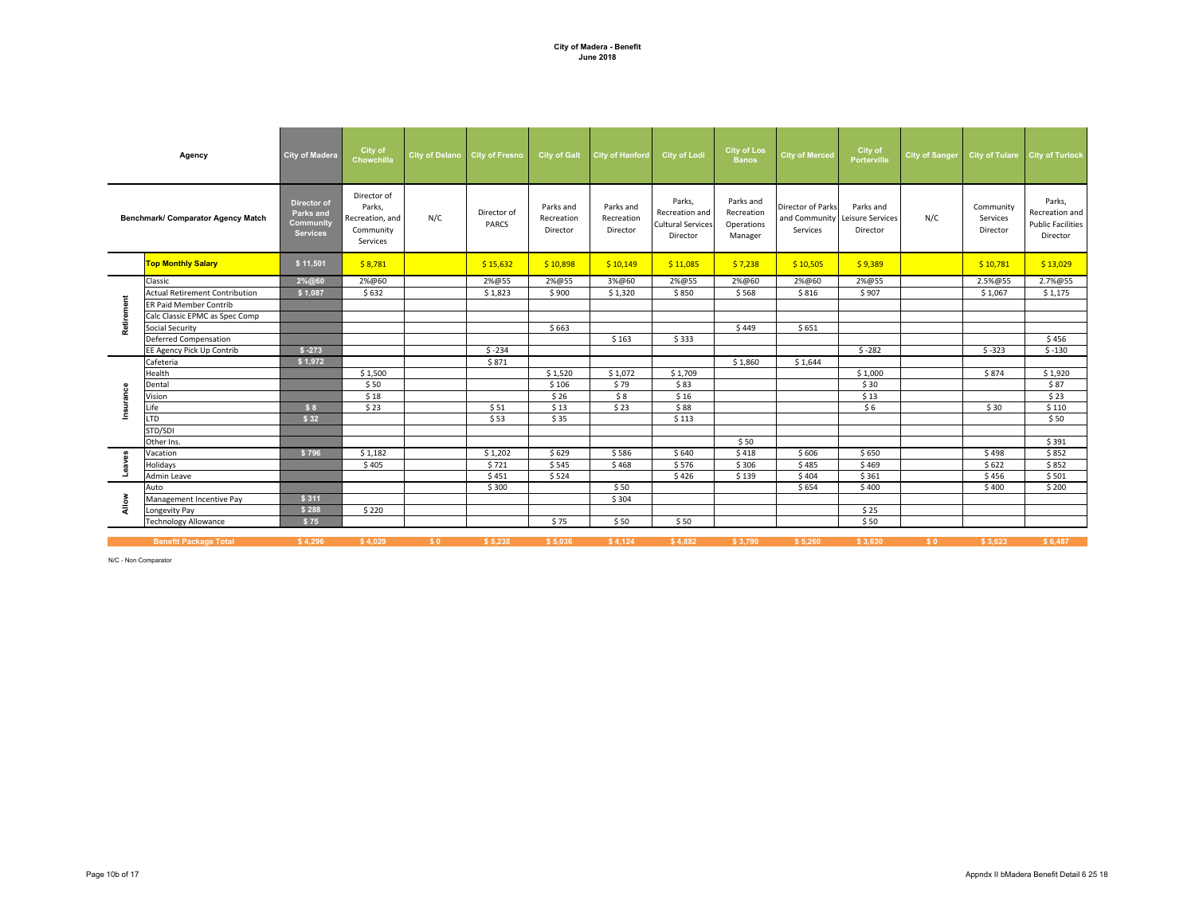**City of Madera - Benefit**
**June 2018**

| | Agency | City of Madera | City of Chowchilla | City of Delano | City of Fresno | City of Galt | City of Hanford | City of Lodi | City of Los Banos | City of Merced | City of Porterville | City of Sanger | City of Tulare | City of Turlock |
|---|---|---|---|---|---|---|---|---|---|---|---|---|---|---|
| | Benchmark/ Comparator Agency Match | Director of Parks and Community Services | Director of Parks, Recreation, and Community Services | N/C | Director of PARCS | Parks and Recreation Director | Parks and Recreation Director | Parks, Recreation and Cultural Services Director | Parks and Recreation Operations Manager | Director of Parks and Community Services | Parks and Leisure Services Director | N/C | Community Services Director | Parks, Recreation and Public Facilities Director |
| | **Top Monthly Salary** | $ 11,501 | $ 8,781 | | $ 15,632 | $ 10,898 | $ 10,149 | $ 11,085 | $ 7,238 | $ 10,505 | $ 9,389 | | $ 10,781 | $ 13,029 |
| Retirement | Classic | 2%@60 | 2%@60 | | 2%@55 | 2%@55 | 3%@60 | 2%@55 | 2%@60 | 2%@60 | 2%@55 | | 2.5%@55 | 2.7%@55 |
| | Actual Retirement Contribution | $ 1,087 | $ 632 | | $ 1,823 | $ 900 | $ 1,320 | $ 850 | $ 568 | $ 816 | $ 907 | | $ 1,067 | $ 1,175 |
| | ER Paid Member Contrib | | | | | | | | | | | | | |
| | Calc Classic EPMC as Spec Comp | | | | | | | | | | | | | |
| | Social Security | | | | | $ 663 | | | $ 449 | $ 651 | | | | |
| | Deferred Compensation | | | | | | $ 163 | $ 333 | | | | | | $ 456 |
| | EE Agency Pick Up Contrib | $ -273 | | | $ -234 | | | | | | $ -282 | | $ -323 | $ -130 |
| Insurance | Cafeteria | $ 1,972 | | | $ 871 | | | | $ 1,860 | $ 1,644 | | | | |
| | Health | | $ 1,500 | | | $ 1,520 | $ 1,072 | $ 1,709 | | | $ 1,000 | | $ 874 | $ 1,920 |
| | Dental | | $ 50 | | | $ 106 | $ 79 | $ 83 | | | $ 30 | | | $ 87 |
| | Vision | | $ 18 | | | $ 26 | $ 8 | $ 16 | | | $ 13 | | | $ 23 |
| | Life | $ 8 | $ 23 | | $ 51 | $ 13 | $ 23 | $ 88 | | | $ 6 | | $ 30 | $ 110 |
| | LTD | $ 32 | | | $ 53 | $ 35 | | $ 113 | | | | | | $ 50 |
| | STD/SDI | | | | | | | | | | | | | |
| | Other Ins. | | | | | | | | $ 50 | | | | | $ 391 |
| Leaves | Vacation | $ 796 | $ 1,182 | | $ 1,202 | $ 629 | $ 586 | $ 640 | $ 418 | $ 606 | $ 650 | | $ 498 | $ 852 |
| | Holidays | | $ 405 | | $ 721 | $ 545 | $ 468 | $ 576 | $ 306 | $ 485 | $ 469 | | $ 622 | $ 852 |
| | Admin Leave | | | | $ 451 | $ 524 | | $ 426 | $ 139 | $ 404 | $ 361 | | $ 456 | $ 501 |
| Allow | Auto | | | | $ 300 | | $ 50 | | | $ 654 | $ 400 | | $ 400 | $ 200 |
| | Management Incentive Pay | $ 311 | | | | | $ 304 | | | | | | | |
| | Longevity Pay | $ 288 | $ 220 | | | | | | | | $ 25 | | | |
| | Technology Allowance | $ 75 | | | | $ 75 | $ 50 | $ 50 | | | $ 50 | | | |
| | **Benefit Package Total** | $ 4,296 | $ 4,029 | $ 0 | $ 5,238 | $ 5,036 | $ 4,124 | $ 4,882 | $ 3,790 | $ 5,260 | $ 3,630 | $ 0 | $ 3,623 | $ 6,487 |

N/C - Non Comparator

Appndx II bMadera Benefit Detail 6 25 18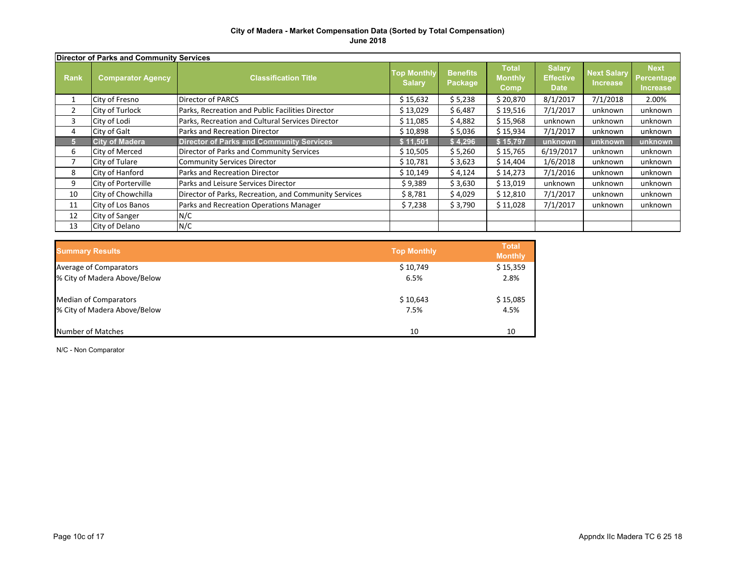**City of Madera - Market Compensation Data (Sorted by Total Compensation)**
**June 2018**

**Director of Parks and Community Services**

| Rank | Comparator Agency | Classification Title | Top Monthly Salary | Benefits Package | Total Monthly Comp | Salary Effective Date | Next Salary Increase | Next Percentage Increase |
|---|---|---|---|---|---|---|---|---|
| 1 | City of Fresno | Director of PARCS | $ 15,632 | $ 5,238 | $ 20,870 | 8/1/2017 | 7/1/2018 | 2.00% |
| 2 | City of Turlock | Parks, Recreation and Public Facilities Director | $ 13,029 | $ 6,487 | $ 19,516 | 7/1/2017 | unknown | unknown |
| 3 | City of Lodi | Parks, Recreation and Cultural Services Director | $ 11,085 | $ 4,882 | $ 15,968 | unknown | unknown | unknown |
| 4 | City of Galt | Parks and Recreation Director | $ 10,898 | $ 5,036 | $ 15,934 | 7/1/2017 | unknown | unknown |
| **5** | **City of Madera** | **Director of Parks and Community Services** | **$ 11,501** | **$ 4,296** | **$ 15,797** | **unknown** | **unknown** | **unknown** |
| 6 | City of Merced | Director of Parks and Community Services | $ 10,505 | $ 5,260 | $ 15,765 | 6/19/2017 | unknown | unknown |
| 7 | City of Tulare | Community Services Director | $ 10,781 | $ 3,623 | $ 14,404 | 1/6/2018 | unknown | unknown |
| 8 | City of Hanford | Parks and Recreation Director | $ 10,149 | $ 4,124 | $ 14,273 | 7/1/2016 | unknown | unknown |
| 9 | City of Porterville | Parks and Leisure Services Director | $ 9,389 | $ 3,630 | $ 13,019 | unknown | unknown | unknown |
| 10 | City of Chowchilla | Director of Parks, Recreation, and Community Services | $ 8,781 | $ 4,029 | $ 12,810 | 7/1/2017 | unknown | unknown |
| 11 | City of Los Banos | Parks and Recreation Operations Manager | $ 7,238 | $ 3,790 | $ 11,028 | 7/1/2017 | unknown | unknown |
| 12 | City of Sanger | N/C | | | | | | |
| 13 | City of Delano | N/C | | | | | | |

| Summary Results | Top Monthly | Total Monthly |
|---|---|---|
| Average of Comparators | $ 10,749 | $ 15,359 |
| % City of Madera Above/Below | 6.5% | 2.8% |
| Median of Comparators | $ 10,643 | $ 15,085 |
| % City of Madera Above/Below | 7.5% | 4.5% |
| Number of Matches | 10 | 10 |

N/C - Non Comparator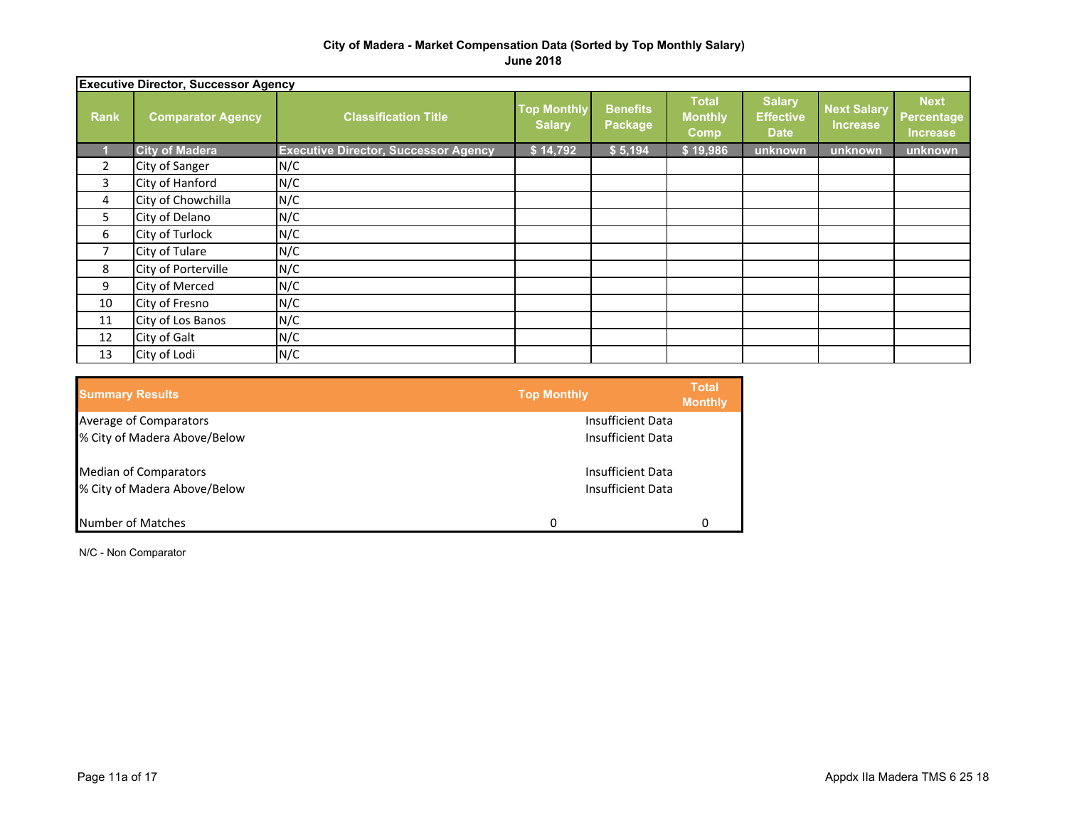**City of Madera - Market Compensation Data (Sorted by Top Monthly Salary)**
**June 2018**

| Executive Director, Successor Agency | | | | | | | | |
|---|---|---|---|---|---|---|---|---|
| **Rank** | **Comparator Agency** | **Classification Title** | **Top Monthly Salary** | **Benefits Package** | **Total Monthly Comp** | **Salary Effective Date** | **Next Salary Increase** | **Next Percentage Increase** |
| 1 | City of Madera | Executive Director, Successor Agency | $ 14,792 | $ 5,194 | $ 19,986 | unknown | unknown | unknown |
| 2 | City of Sanger | N/C | | | | | | |
| 3 | City of Hanford | N/C | | | | | | |
| 4 | City of Chowchilla | N/C | | | | | | |
| 5 | City of Delano | N/C | | | | | | |
| 6 | City of Turlock | N/C | | | | | | |
| 7 | City of Tulare | N/C | | | | | | |
| 8 | City of Porterville | N/C | | | | | | |
| 9 | City of Merced | N/C | | | | | | |
| 10 | City of Fresno | N/C | | | | | | |
| 11 | City of Los Banos | N/C | | | | | | |
| 12 | City of Galt | N/C | | | | | | |
| 13 | City of Lodi | N/C | | | | | | |

| Summary Results | Top Monthly | Total Monthly |
|---|---|---|
| Average of Comparators | Insufficient Data | |
| % City of Madera Above/Below | Insufficient Data | |
| | | |
| Median of Comparators | Insufficient Data | |
| % City of Madera Above/Below | Insufficient Data | |
| | | |
| Number of Matches | 0 | 0 |

N/C - Non Comparator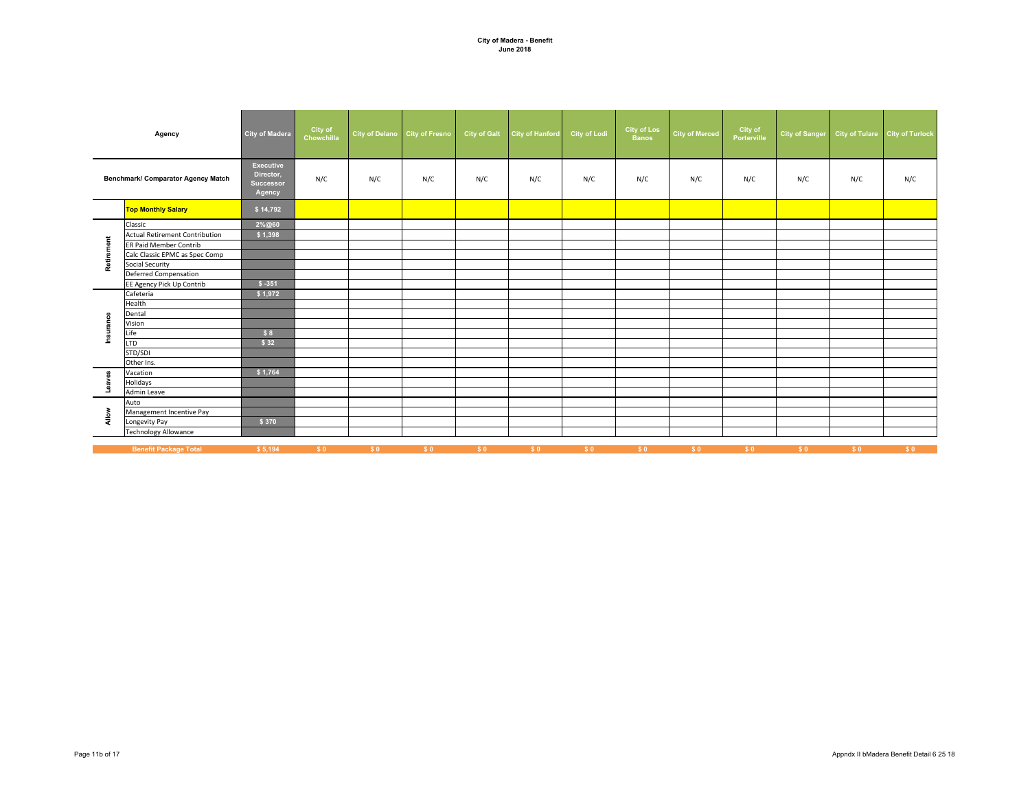**City of Madera - Benefit**
**June 2018**

| | Agency | City of Madera | City of Chowchilla | City of Delano | City of Fresno | City of Galt | City of Hanford | City of Lodi | City of Los Banos | City of Merced | City of Porterville | City of Sanger | City of Tulare | City of Turlock |
|---|---|---|---|---|---|---|---|---|---|---|---|---|---|---|
| | Benchmark/ Comparator Agency Match | Executive Director, Successor Agency | N/C | N/C | N/C | N/C | N/C | N/C | N/C | N/C | N/C | N/C | N/C | N/C |
| | Top Monthly Salary | $ 14,792 | | | | | | | | | | | | |
| Retirement | Classic | 2%@60 | | | | | | | | | | | | |
| | Actual Retirement Contribution | $ 1,398 | | | | | | | | | | | | |
| | ER Paid Member Contrib | | | | | | | | | | | | | |
| | Calc Classic EPMC as Spec Comp | | | | | | | | | | | | | |
| | Social Security | | | | | | | | | | | | | |
| | Deferred Compensation | | | | | | | | | | | | | |
| | EE Agency Pick Up Contrib | $ -351 | | | | | | | | | | | | |
| Insurance | Cafeteria | $ 1,972 | | | | | | | | | | | | |
| | Health | | | | | | | | | | | | | |
| | Dental | | | | | | | | | | | | | |
| | Vision | | | | | | | | | | | | | |
| | Life | $ 8 | | | | | | | | | | | | |
| | LTD | $ 32 | | | | | | | | | | | | |
| | STD/SDI | | | | | | | | | | | | | |
| | Other Ins. | | | | | | | | | | | | | |
| Leaves | Vacation | $ 1,764 | | | | | | | | | | | | |
| | Holidays | | | | | | | | | | | | | |
| | Admin Leave | | | | | | | | | | | | | |
| Allow | Auto | | | | | | | | | | | | | |
| | Management Incentive Pay | | | | | | | | | | | | | |
| | Longevity Pay | $ 370 | | | | | | | | | | | | |
| | Technology Allowance | | | | | | | | | | | | | |
| | Benefit Package Total | $ 5,194 | $ 0 | $ 0 | $ 0 | $ 0 | $ 0 | $ 0 | $ 0 | $ 0 | $ 0 | $ 0 | $ 0 | $ 0 |

Appndx II bMadera Benefit Detail 6 25 18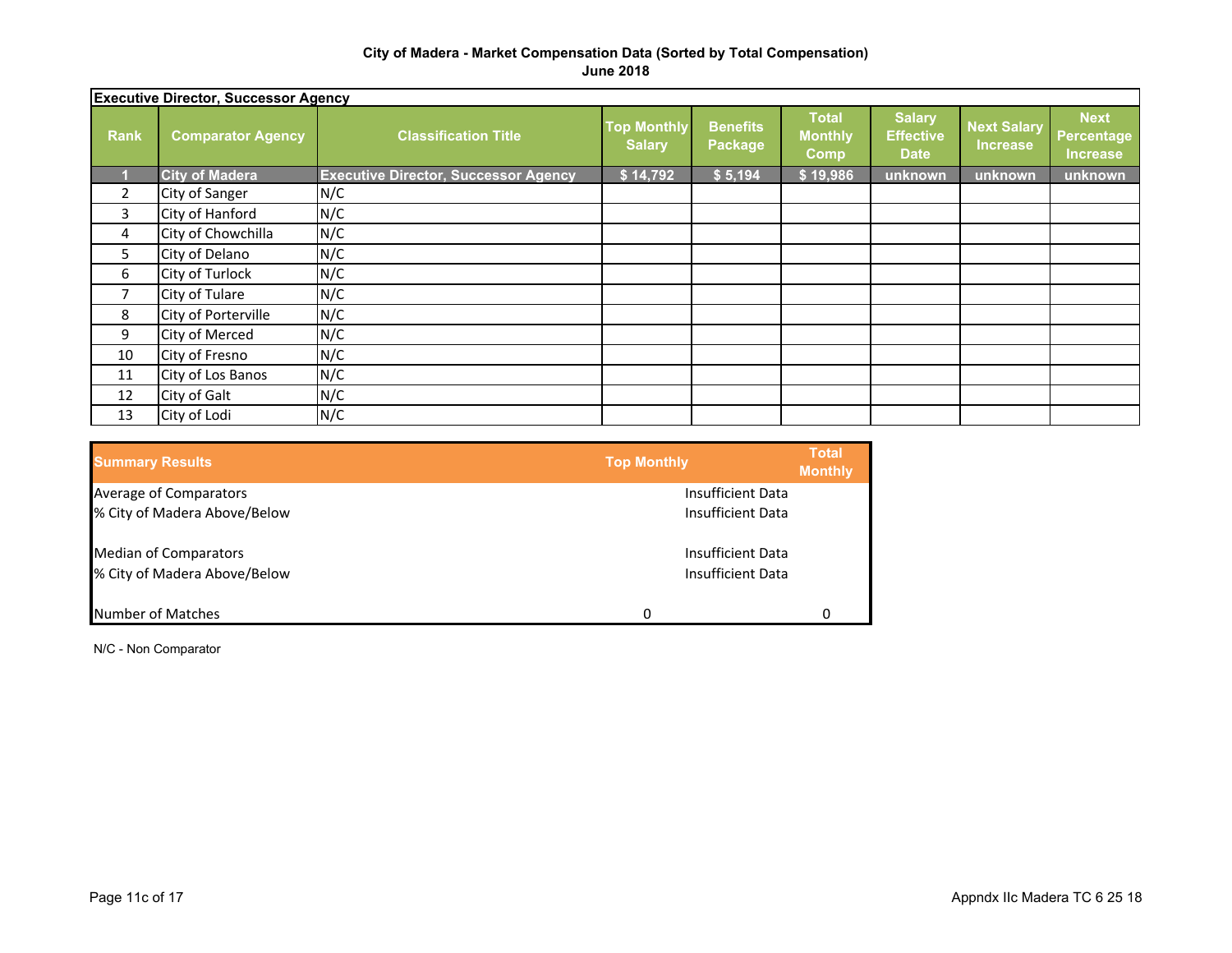# City of Madera - Market Compensation Data (Sorted by Total Compensation)

## June 2018

**Executive Director, Successor Agency**

| Rank | Comparator Agency | Classification Title | Top Monthly Salary | Benefits Package | Total Monthly Comp | Salary Effective Date | Next Salary Increase | Next Percentage Increase |
|---|---|---|---|---|---|---|---|---|
| 1 | City of Madera | Executive Director, Successor Agency | $ 14,792 | $ 5,194 | $ 19,986 | unknown | unknown | unknown |
| 2 | City of Sanger | N/C | | | | | | |
| 3 | City of Hanford | N/C | | | | | | |
| 4 | City of Chowchilla | N/C | | | | | | |
| 5 | City of Delano | N/C | | | | | | |
| 6 | City of Turlock | N/C | | | | | | |
| 7 | City of Tulare | N/C | | | | | | |
| 8 | City of Porterville | N/C | | | | | | |
| 9 | City of Merced | N/C | | | | | | |
| 10 | City of Fresno | N/C | | | | | | |
| 11 | City of Los Banos | N/C | | | | | | |
| 12 | City of Galt | N/C | | | | | | |
| 13 | City of Lodi | N/C | | | | | | |

| Summary Results | Top Monthly | | Total Monthly |
|---|---|---|---|
| Average of Comparators | | Insufficient Data | |
| % City of Madera Above/Below | | Insufficient Data | |
| Median of Comparators | | Insufficient Data | |
| % City of Madera Above/Below | | Insufficient Data | |
| Number of Matches | 0 | | 0 |

N/C - Non Comparator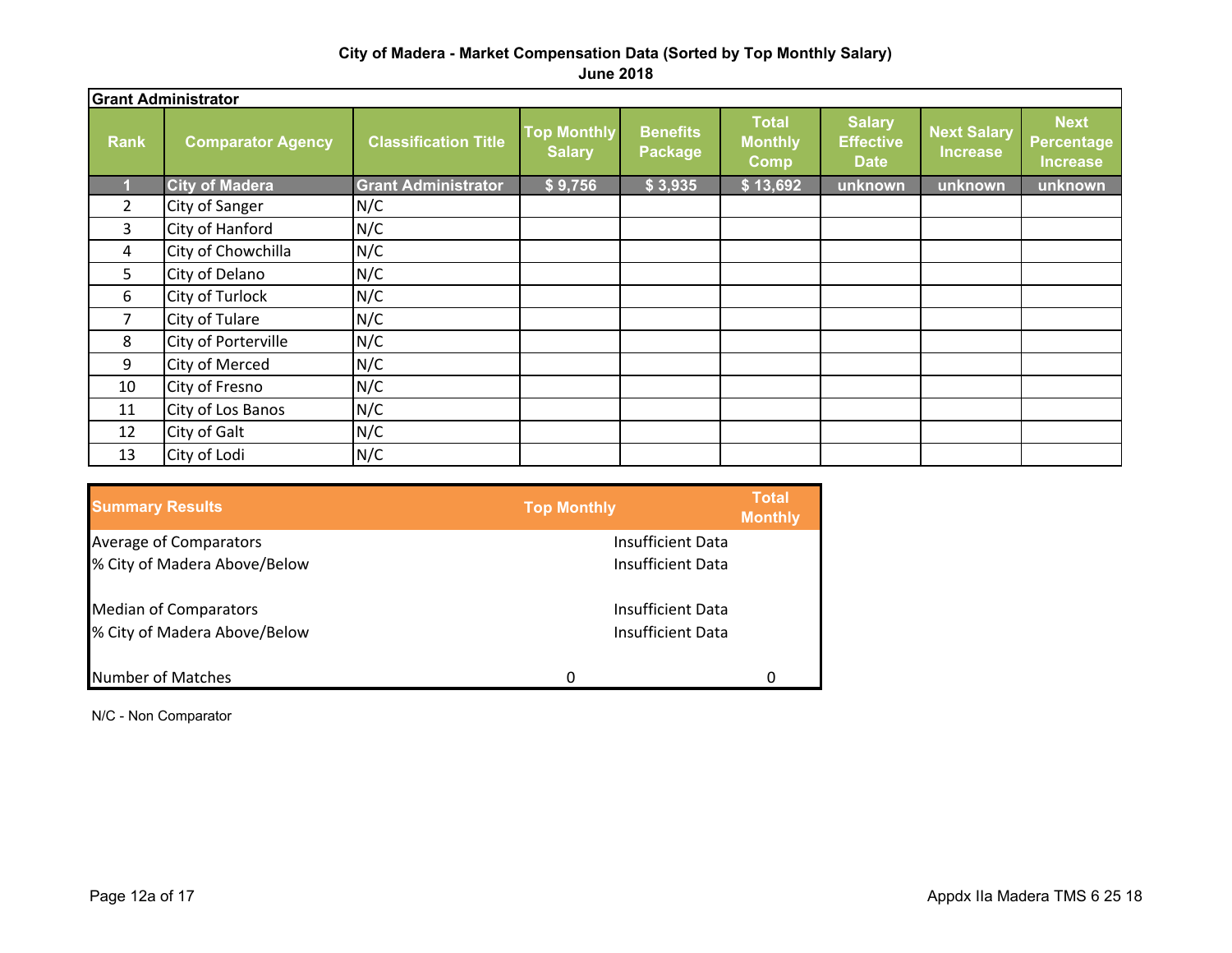**City of Madera - Market Compensation Data (Sorted by Top Monthly Salary)**
**June 2018**

| Grant Administrator | | | | | | | | |
|---|---|---|---|---|---|---|---|---|
| **Rank** | **Comparator Agency** | **Classification Title** | **Top Monthly Salary** | **Benefits Package** | **Total Monthly Comp** | **Salary Effective Date** | **Next Salary Increase** | **Next Percentage Increase** |
| 1 | City of Madera | Grant Administrator | $ 9,756 | $ 3,935 | $ 13,692 | unknown | unknown | unknown |
| 2 | City of Sanger | N/C | | | | | | |
| 3 | City of Hanford | N/C | | | | | | |
| 4 | City of Chowchilla | N/C | | | | | | |
| 5 | City of Delano | N/C | | | | | | |
| 6 | City of Turlock | N/C | | | | | | |
| 7 | City of Tulare | N/C | | | | | | |
| 8 | City of Porterville | N/C | | | | | | |
| 9 | City of Merced | N/C | | | | | | |
| 10 | City of Fresno | N/C | | | | | | |
| 11 | City of Los Banos | N/C | | | | | | |
| 12 | City of Galt | N/C | | | | | | |
| 13 | City of Lodi | N/C | | | | | | |

| Summary Results | Top Monthly | Total Monthly |
|---|---|---|
| Average of Comparators | Insufficient Data | |
| % City of Madera Above/Below | Insufficient Data | |
| | | |
| Median of Comparators | Insufficient Data | |
| % City of Madera Above/Below | Insufficient Data | |
| | | |
| Number of Matches | 0 | 0 |

N/C - Non Comparator

Appdx IIa Madera TMS 6 25 18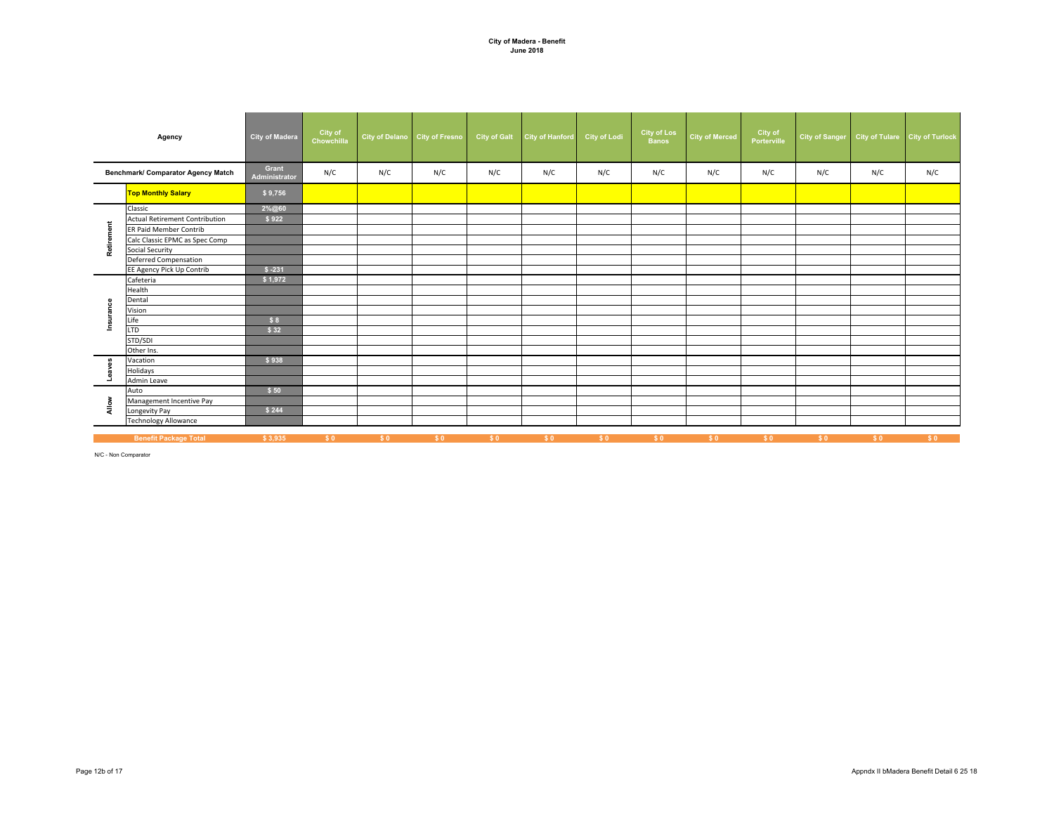# City of Madera - Benefit
## June 2018

| | Agency | City of Madera | City of Chowchilla | City of Delano | City of Fresno | City of Galt | City of Hanford | City of Lodi | City of Los Banos | City of Merced | City of Porterville | City of Sanger | City of Tulare | City of Turlock |
|---|---|---|---|---|---|---|---|---|---|---|---|---|---|---|
| | Benchmark/ Comparator Agency Match | Grant Administrator | N/C | N/C | N/C | N/C | N/C | N/C | N/C | N/C | N/C | N/C | N/C | N/C |
| | **Top Monthly Salary** | $ 9,756 | | | | | | | | | | | | |
| Retirement | Classic | 2%@60 | | | | | | | | | | | | |
| | Actual Retirement Contribution | $ 922 | | | | | | | | | | | | |
| | ER Paid Member Contrib | | | | | | | | | | | | | |
| | Calc Classic EPMC as Spec Comp | | | | | | | | | | | | | |
| | Social Security | | | | | | | | | | | | | |
| | Deferred Compensation | | | | | | | | | | | | | |
| | EE Agency Pick Up Contrib | $ -231 | | | | | | | | | | | | |
| Insurance | Cafeteria | $ 1,972 | | | | | | | | | | | | |
| | Health | | | | | | | | | | | | | |
| | Dental | | | | | | | | | | | | | |
| | Vision | | | | | | | | | | | | | |
| | Life | $ 8 | | | | | | | | | | | | |
| | LTD | $ 32 | | | | | | | | | | | | |
| | STD/SDI | | | | | | | | | | | | | |
| | Other Ins. | | | | | | | | | | | | | |
| Leaves | Vacation | $ 938 | | | | | | | | | | | | |
| | Holidays | | | | | | | | | | | | | |
| | Admin Leave | | | | | | | | | | | | | |
| Allow | Auto | $ 50 | | | | | | | | | | | | |
| | Management Incentive Pay | | | | | | | | | | | | | |
| | Longevity Pay | $ 244 | | | | | | | | | | | | |
| | Technology Allowance | | | | | | | | | | | | | |
| | **Benefit Package Total** | $ 3,935 | $ 0 | $ 0 | $ 0 | $ 0 | $ 0 | $ 0 | $ 0 | $ 0 | $ 0 | $ 0 | $ 0 | $ 0 |

N/C - Non Comparator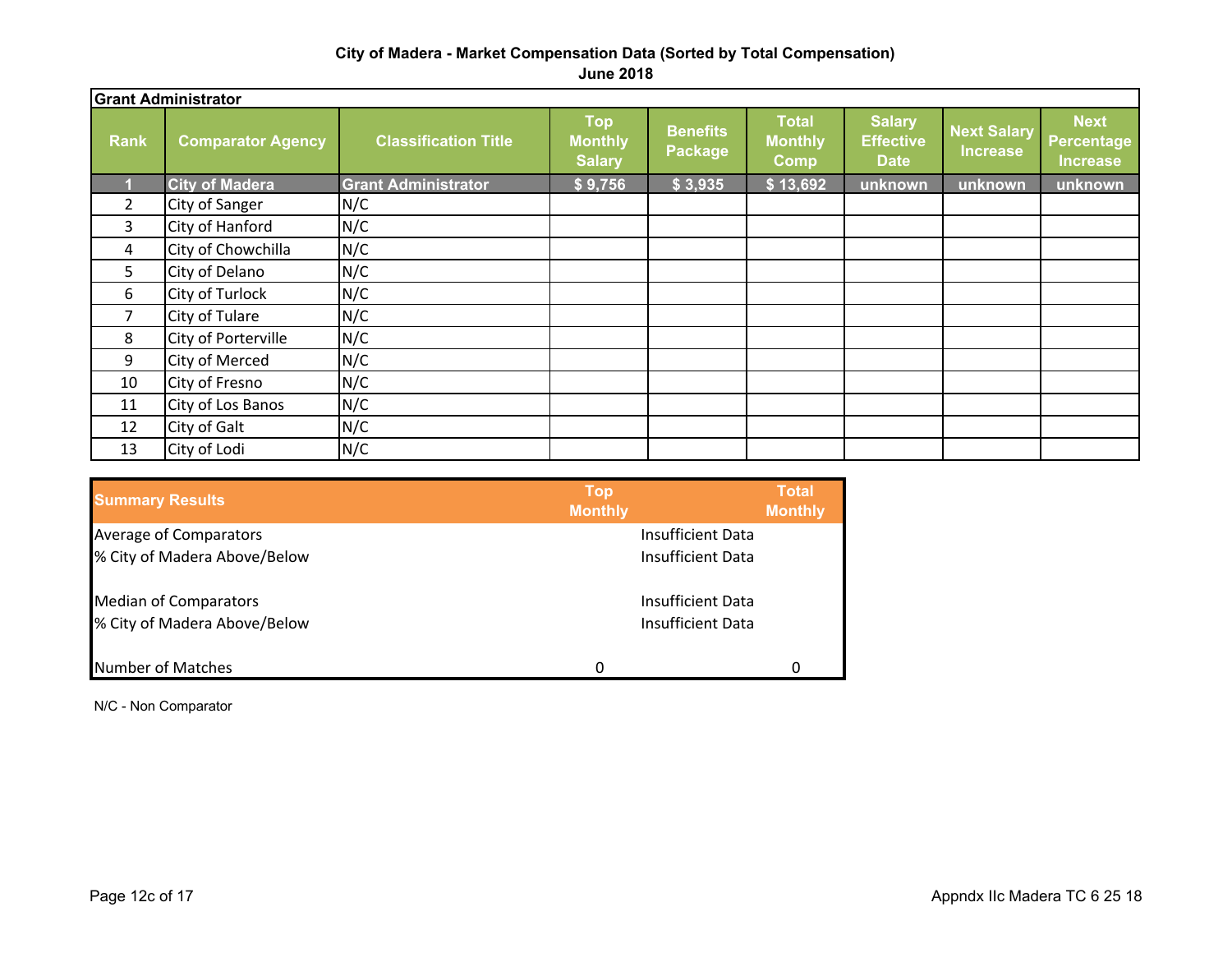**City of Madera - Market Compensation Data (Sorted by Total Compensation)**
**June 2018**

| Grant Administrator | | | | | | | | |
|---|---|---|---|---|---|---|---|---|
| **Rank** | **Comparator Agency** | **Classification Title** | **Top Monthly Salary** | **Benefits Package** | **Total Monthly Comp** | **Salary Effective Date** | **Next Salary Increase** | **Next Percentage Increase** |
| **1** | **City of Madera** | **Grant Administrator** | **$ 9,756** | **$ 3,935** | **$ 13,692** | **unknown** | **unknown** | **unknown** |
| 2 | City of Sanger | N/C | | | | | | |
| 3 | City of Hanford | N/C | | | | | | |
| 4 | City of Chowchilla | N/C | | | | | | |
| 5 | City of Delano | N/C | | | | | | |
| 6 | City of Turlock | N/C | | | | | | |
| 7 | City of Tulare | N/C | | | | | | |
| 8 | City of Porterville | N/C | | | | | | |
| 9 | City of Merced | N/C | | | | | | |
| 10 | City of Fresno | N/C | | | | | | |
| 11 | City of Los Banos | N/C | | | | | | |
| 12 | City of Galt | N/C | | | | | | |
| 13 | City of Lodi | N/C | | | | | | |

| **Summary Results** | **Top Monthly** | | **Total Monthly** |
|---|---|---|---|
| Average of Comparators | | Insufficient Data | |
| % City of Madera Above/Below | | Insufficient Data | |
| Median of Comparators | | Insufficient Data | |
| % City of Madera Above/Below | | Insufficient Data | |
| Number of Matches | 0 | | 0 |

N/C - Non Comparator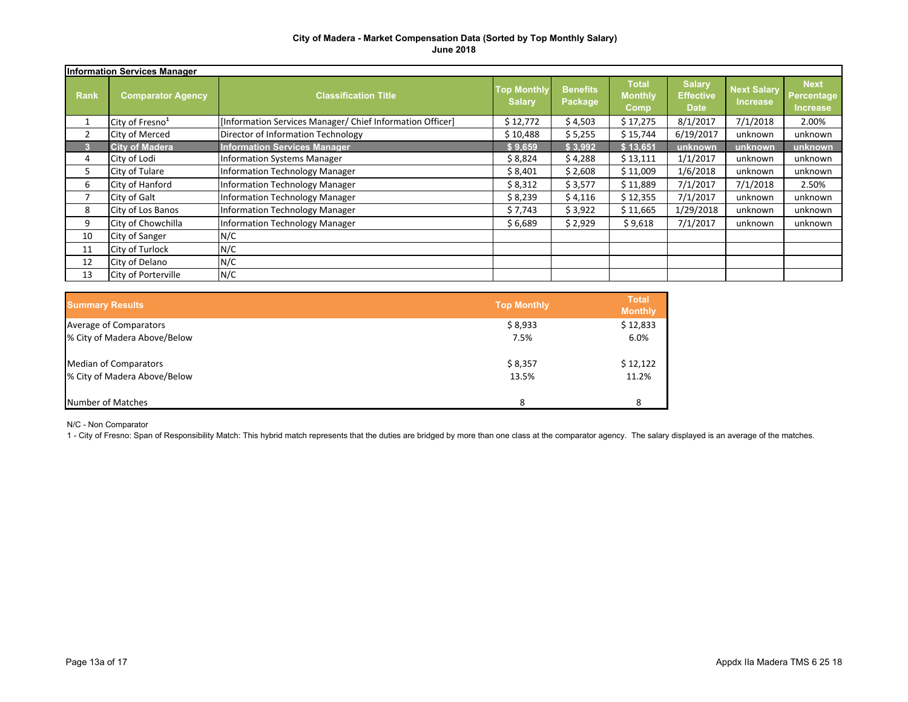**City of Madera - Market Compensation Data (Sorted by Top Monthly Salary)**
**June 2018**

| Information Services Manager | | | | | | | | |
|---|---|---|---|---|---|---|---|---|
| Rank | Comparator Agency | Classification Title | Top Monthly Salary | Benefits Package | Total Monthly Comp | Salary Effective Date | Next Salary Increase | Next Percentage Increase |
| 1 | City of Fresno[1] | [Information Services Manager/ Chief Information Officer] | $ 12,772 | $ 4,503 | $ 17,275 | 8/1/2017 | 7/1/2018 | 2.00% |
| 2 | City of Merced | Director of Information Technology | $ 10,488 | $ 5,255 | $ 15,744 | 6/19/2017 | unknown | unknown |
| **3** | **City of Madera** | **Information Services Manager** | **$ 9,659** | **$ 3,992** | **$ 13,651** | **unknown** | **unknown** | **unknown** |
| 4 | City of Lodi | Information Systems Manager | $ 8,824 | $ 4,288 | $ 13,111 | 1/1/2017 | unknown | unknown |
| 5 | City of Tulare | Information Technology Manager | $ 8,401 | $ 2,608 | $ 11,009 | 1/6/2018 | unknown | unknown |
| 6 | City of Hanford | Information Technology Manager | $ 8,312 | $ 3,577 | $ 11,889 | 7/1/2017 | 7/1/2018 | 2.50% |
| 7 | City of Galt | Information Technology Manager | $ 8,239 | $ 4,116 | $ 12,355 | 7/1/2017 | unknown | unknown |
| 8 | City of Los Banos | Information Technology Manager | $ 7,743 | $ 3,922 | $ 11,665 | 1/29/2018 | unknown | unknown |
| 9 | City of Chowchilla | Information Technology Manager | $ 6,689 | $ 2,929 | $ 9,618 | 7/1/2017 | unknown | unknown |
| 10 | City of Sanger | N/C | | | | | | |
| 11 | City of Turlock | N/C | | | | | | |
| 12 | City of Delano | N/C | | | | | | |
| 13 | City of Porterville | N/C | | | | | | |

| Summary Results | Top Monthly | Total Monthly |
|---|---|---|
| Average of Comparators | $ 8,933 | $ 12,833 |
| % City of Madera Above/Below | 7.5% | 6.0% |
| Median of Comparators | $ 8,357 | $ 12,122 |
| % City of Madera Above/Below | 13.5% | 11.2% |
| Number of Matches | 8 | 8 |

N/C - Non Comparator

1 - City of Fresno: Span of Responsibility Match: This hybrid match represents that the duties are bridged by more than one class at the comparator agency. The salary displayed is an average of the matches.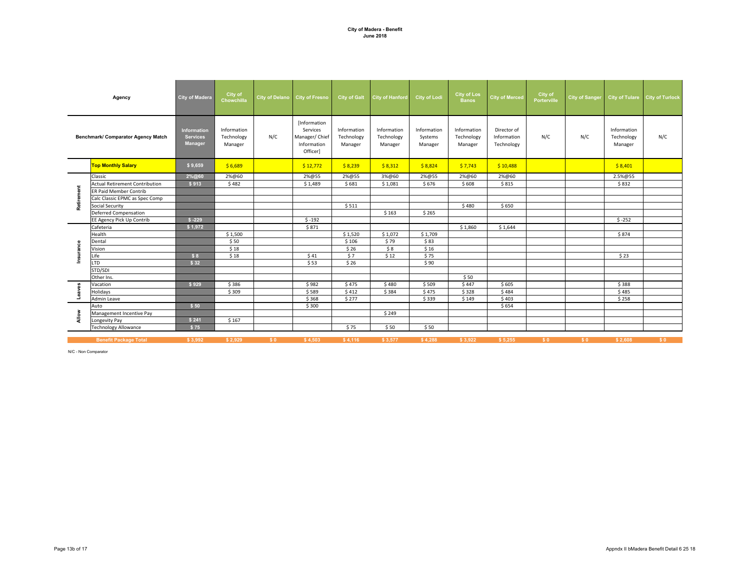**City of Madera - Benefit**
**June 2018**

| | Agency | City of Madera | City of Chowchilla | City of Delano | City of Fresno | City of Galt | City of Hanford | City of Lodi | City of Los Banos | City of Merced | City of Porterville | City of Sanger | City of Tulare | City of Turlock |
|---|---|---|---|---|---|---|---|---|---|---|---|---|---|---|
| | Benchmark/ Comparator Agency Match | Information Services Manager | Information Technology Manager | N/C | [Information Services Manager/ Chief Information Officer] | Information Technology Manager | Information Technology Manager | Information Systems Manager | Information Technology Manager | Director of Information Technology | N/C | N/C | Information Technology Manager | N/C |
| | **Top Monthly Salary** | $ 9,659 | $ 6,689 | | $ 12,772 | $ 8,239 | $ 8,312 | $ 8,824 | $ 7,743 | $ 10,488 | | | $ 8,401 | |
| Retirement | Classic | 2%@60 | 2%@60 | | 2%@55 | 2%@55 | 3%@60 | 2%@55 | 2%@60 | 2%@60 | | | 2.5%@55 | |
| | Actual Retirement Contribution | $ 913 | $ 482 | | $ 1,489 | $ 681 | $ 1,081 | $ 676 | $ 608 | $ 815 | | | $ 832 | |
| | ER Paid Member Contrib | | | | | | | | | | | | | |
| | Calc Classic EPMC as Spec Comp | | | | | | | | | | | | | |
| | Social Security | | | | | $ 511 | | | $ 480 | $ 650 | | | | |
| | Deferred Compensation | | | | | | $ 163 | $ 265 | | | | | | |
| | EE Agency Pick Up Contrib | $ -229 | | | $ -192 | | | | | | | | $ -252 | |
| Insurance | Cafeteria | $ 1,972 | | | $ 871 | | | | $ 1,860 | $ 1,644 | | | | |
| | Health | | $ 1,500 | | | $ 1,520 | $ 1,072 | $ 1,709 | | | | | $ 874 | |
| | Dental | | $ 50 | | | $ 106 | $ 79 | $ 83 | | | | | | |
| | Vision | | $ 18 | | | $ 26 | $ 8 | $ 16 | | | | | | |
| | Life | $ 8 | $ 18 | | $ 41 | $ 7 | $ 12 | $ 75 | | | | | $ 23 | |
| | LTD | $ 32 | | | $ 53 | $ 26 | | $ 90 | | | | | | |
| | STD/SDI | | | | | | | | | | | | | |
| | Other Ins. | | | | | | | | $ 50 | | | | | |
| Leaves | Vacation | $ 929 | $ 386 | | $ 982 | $ 475 | $ 480 | $ 509 | $ 447 | $ 605 | | | $ 388 | |
| | Holidays | | $ 309 | | $ 589 | $ 412 | $ 384 | $ 475 | $ 328 | $ 484 | | | $ 485 | |
| | Admin Leave | | | | $ 368 | $ 277 | | $ 339 | $ 149 | $ 403 | | | $ 258 | |
| Allow | Auto | $ 50 | | | $ 300 | | | | | $ 654 | | | | |
| | Management Incentive Pay | | | | | | $ 249 | | | | | | | |
| | Longevity Pay | $ 241 | $ 167 | | | | | | | | | | | |
| | Technology Allowance | $ 75 | | | | $ 75 | $ 50 | $ 50 | | | | | | |
| | **Benefit Package Total** | $ 3,992 | $ 2,929 | $ 0 | $ 4,503 | $ 4,116 | $ 3,577 | $ 4,288 | $ 3,922 | $ 5,255 | $ 0 | $ 0 | $ 2,608 | $ 0 |

N/C - Non Comparator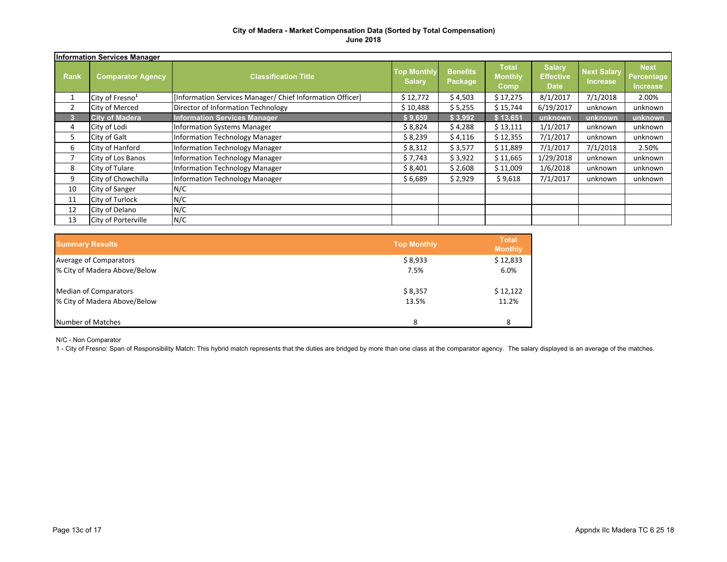**City of Madera - Market Compensation Data (Sorted by Total Compensation)**
**June 2018**

**Information Services Manager**

| Rank | Comparator Agency | Classification Title | Top Monthly Salary | Benefits Package | Total Monthly Comp | Salary Effective Date | Next Salary Increase | Next Percentage Increase |
|---|---|---|---|---|---|---|---|---|
| 1 | City of Fresno[1] | [Information Services Manager/ Chief Information Officer] | $ 12,772 | $ 4,503 | $ 17,275 | 8/1/2017 | 7/1/2018 | 2.00% |
| 2 | City of Merced | Director of Information Technology | $ 10,488 | $ 5,255 | $ 15,744 | 6/19/2017 | unknown | unknown |
| **3** | **City of Madera** | **Information Services Manager** | **$ 9,659** | **$ 3,992** | **$ 13,651** | **unknown** | **unknown** | **unknown** |
| 4 | City of Lodi | Information Systems Manager | $ 8,824 | $ 4,288 | $ 13,111 | 1/1/2017 | unknown | unknown |
| 5 | City of Galt | Information Technology Manager | $ 8,239 | $ 4,116 | $ 12,355 | 7/1/2017 | unknown | unknown |
| 6 | City of Hanford | Information Technology Manager | $ 8,312 | $ 3,577 | $ 11,889 | 7/1/2017 | 7/1/2018 | 2.50% |
| 7 | City of Los Banos | Information Technology Manager | $ 7,743 | $ 3,922 | $ 11,665 | 1/29/2018 | unknown | unknown |
| 8 | City of Tulare | Information Technology Manager | $ 8,401 | $ 2,608 | $ 11,009 | 1/6/2018 | unknown | unknown |
| 9 | City of Chowchilla | Information Technology Manager | $ 6,689 | $ 2,929 | $ 9,618 | 7/1/2017 | unknown | unknown |
| 10 | City of Sanger | N/C | | | | | | |
| 11 | City of Turlock | N/C | | | | | | |
| 12 | City of Delano | N/C | | | | | | |
| 13 | City of Porterville | N/C | | | | | | |

| Summary Results | Top Monthly | Total Monthly |
|---|---|---|
| Average of Comparators | $ 8,933 | $ 12,833 |
| % City of Madera Above/Below | 7.5% | 6.0% |
| Median of Comparators | $ 8,357 | $ 12,122 |
| % City of Madera Above/Below | 13.5% | 11.2% |
| Number of Matches | 8 | 8 |

N/C - Non Comparator

1 - City of Fresno: Span of Responsibility Match: This hybrid match represents that the duties are bridged by more than one class at the comparator agency. The salary displayed is an average of the matches.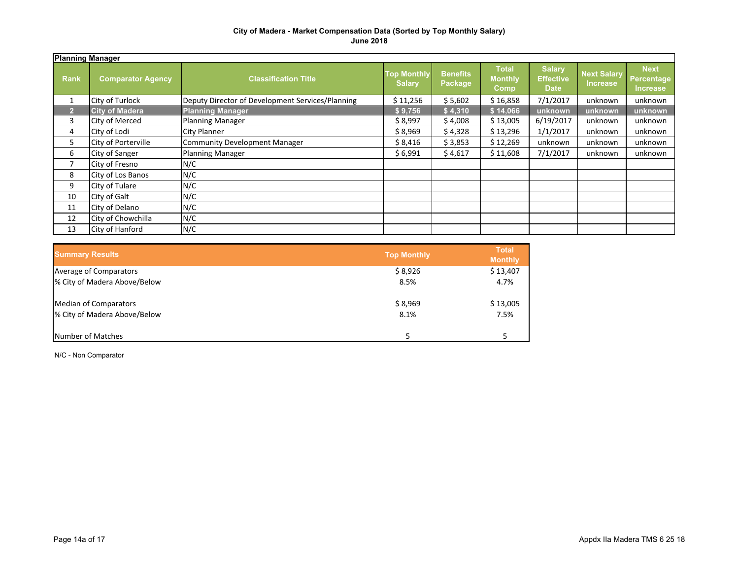**City of Madera - Market Compensation Data (Sorted by Top Monthly Salary)**
**June 2018**

| Planning Manager | | | | | | | | |
|---|---|---|---|---|---|---|---|---|
| **Rank** | **Comparator Agency** | **Classification Title** | **Top Monthly Salary** | **Benefits Package** | **Total Monthly Comp** | **Salary Effective Date** | **Next Salary Increase** | **Next Percentage Increase** |
| 1 | City of Turlock | Deputy Director of Development Services/Planning | $ 11,256 | $ 5,602 | $ 16,858 | 7/1/2017 | unknown | unknown |
| **2** | **City of Madera** | **Planning Manager** | **$ 9,756** | **$ 4,310** | **$ 14,066** | **unknown** | **unknown** | **unknown** |
| 3 | City of Merced | Planning Manager | $ 8,997 | $ 4,008 | $ 13,005 | 6/19/2017 | unknown | unknown |
| 4 | City of Lodi | City Planner | $ 8,969 | $ 4,328 | $ 13,296 | 1/1/2017 | unknown | unknown |
| 5 | City of Porterville | Community Development Manager | $ 8,416 | $ 3,853 | $ 12,269 | unknown | unknown | unknown |
| 6 | City of Sanger | Planning Manager | $ 6,991 | $ 4,617 | $ 11,608 | 7/1/2017 | unknown | unknown |
| 7 | City of Fresno | N/C | | | | | | |
| 8 | City of Los Banos | N/C | | | | | | |
| 9 | City of Tulare | N/C | | | | | | |
| 10 | City of Galt | N/C | | | | | | |
| 11 | City of Delano | N/C | | | | | | |
| 12 | City of Chowchilla | N/C | | | | | | |
| 13 | City of Hanford | N/C | | | | | | |

| **Summary Results** | **Top Monthly** | **Total Monthly** |
|---|---|---|
| Average of Comparators | $ 8,926 | $ 13,407 |
| % City of Madera Above/Below | 8.5% | 4.7% |
| Median of Comparators | $ 8,969 | $ 13,005 |
| % City of Madera Above/Below | 8.1% | 7.5% |
| Number of Matches | 5 | 5 |

N/C - Non Comparator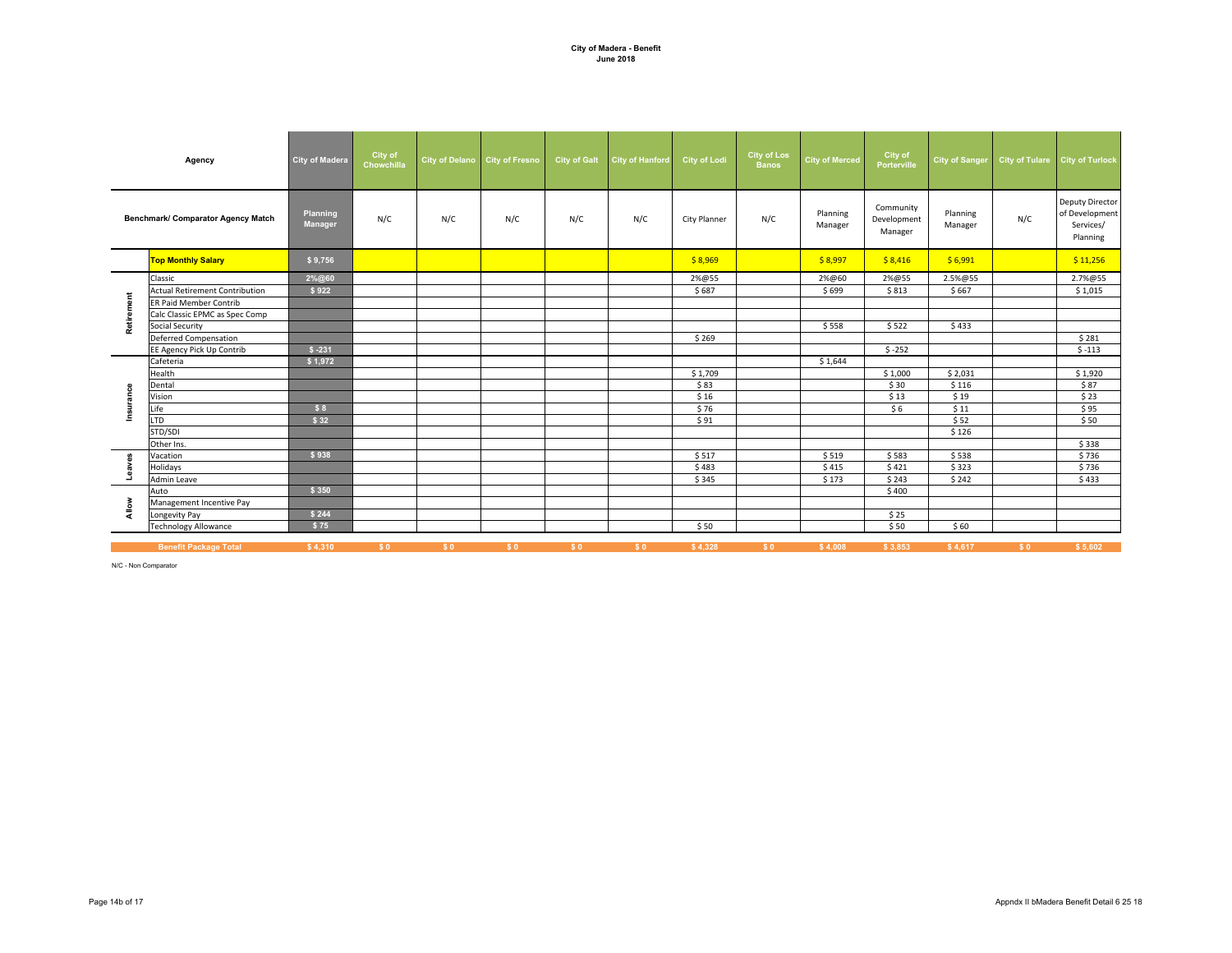**City of Madera - Benefit**
**June 2018**

| | Agency | City of Madera | City of Chowchilla | City of Delano | City of Fresno | City of Galt | City of Hanford | City of Lodi | City of Los Banos | City of Merced | City of Porterville | City of Sanger | City of Tulare | City of Turlock |
|---|---|---|---|---|---|---|---|---|---|---|---|---|---|---|
| | Benchmark/ Comparator Agency Match | Planning Manager | N/C | N/C | N/C | N/C | N/C | City Planner | N/C | Planning Manager | Community Development Manager | Planning Manager | N/C | Deputy Director of Development Services/ Planning |
| | **Top Monthly Salary** | $ 9,756 | | | | | | $ 8,969 | | $ 8,997 | $ 8,416 | $ 6,991 | | $ 11,256 |
| Retirement | Classic | 2%@60 | | | | | | 2%@55 | | 2%@60 | 2%@55 | 2.5%@55 | | 2.7%@55 |
| | Actual Retirement Contribution | $ 922 | | | | | | $ 687 | | $ 699 | $ 813 | $ 667 | | $ 1,015 |
| | ER Paid Member Contrib | | | | | | | | | | | | | |
| | Calc Classic EPMC as Spec Comp | | | | | | | | | | | | | |
| | Social Security | | | | | | | | | $ 558 | $ 522 | $ 433 | | |
| | Deferred Compensation | | | | | | | $ 269 | | | | | | $ 281 |
| | EE Agency Pick Up Contrib | $ -231 | | | | | | | | | $ -252 | | | $ -113 |
| Insurance | Cafeteria | $ 1,972 | | | | | | | | $ 1,644 | | | | |
| | Health | | | | | | | $ 1,709 | | | $ 1,000 | $ 2,031 | | $ 1,920 |
| | Dental | | | | | | | $ 83 | | | $ 30 | $ 116 | | $ 87 |
| | Vision | | | | | | | $ 16 | | | $ 13 | $ 19 | | $ 23 |
| | Life | $ 8 | | | | | | $ 76 | | | $ 6 | $ 11 | | $ 95 |
| | LTD | $ 32 | | | | | | $ 91 | | | | $ 52 | | $ 50 |
| | STD/SDI | | | | | | | | | | | $ 126 | | |
| | Other Ins. | | | | | | | | | | | | | $ 338 |
| Leaves | Vacation | $ 938 | | | | | | $ 517 | | $ 519 | $ 583 | $ 538 | | $ 736 |
| | Holidays | | | | | | | $ 483 | | $ 415 | $ 421 | $ 323 | | $ 736 |
| | Admin Leave | | | | | | | $ 345 | | $ 173 | $ 243 | $ 242 | | $ 433 |
| Allow | Auto | $ 350 | | | | | | | | | $ 400 | | | |
| | Management Incentive Pay | | | | | | | | | | | | | |
| | Longevity Pay | $ 244 | | | | | | | | | $ 25 | | | |
| | Technology Allowance | $ 75 | | | | | | $ 50 | | | $ 50 | $ 60 | | |
| | **Benefit Package Total** | $ 4,310 | $ 0 | $ 0 | $ 0 | $ 0 | $ 0 | $ 4,328 | $ 0 | $ 4,008 | $ 3,853 | $ 4,617 | $ 0 | $ 5,602 |

N/C - Non Comparator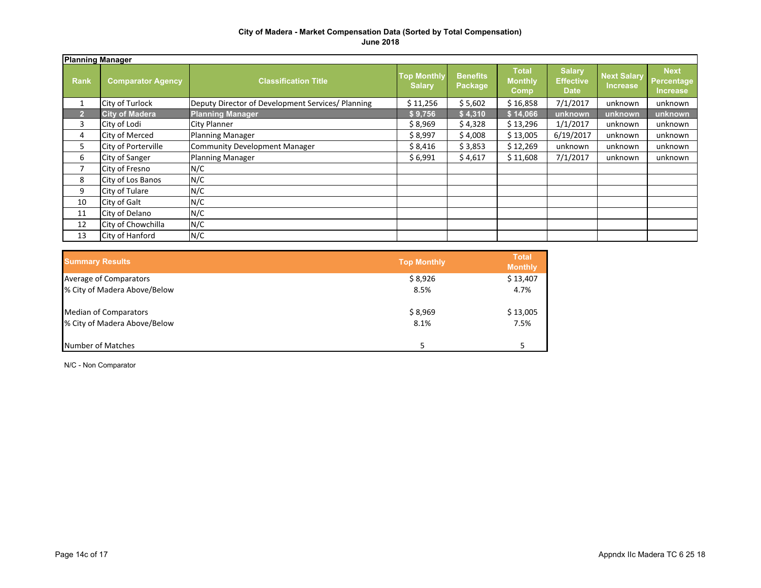**City of Madera - Market Compensation Data (Sorted by Total Compensation)**
**June 2018**

| Planning Manager | | | | | | | | | |
|---|---|---|---|---|---|---|---|---|---|
| **Rank** | **Comparator Agency** | **Classification Title** | **Top Monthly Salary** | **Benefits Package** | **Total Monthly Comp** | **Salary Effective Date** | **Next Salary Increase** | **Next Percentage Increase** |
| 1 | City of Turlock | Deputy Director of Development Services/ Planning | $ 11,256 | $ 5,602 | $ 16,858 | 7/1/2017 | unknown | unknown |
| **2** | **City of Madera** | **Planning Manager** | **$ 9,756** | **$ 4,310** | **$ 14,066** | **unknown** | **unknown** | **unknown** |
| 3 | City of Lodi | City Planner | $ 8,969 | $ 4,328 | $ 13,296 | 1/1/2017 | unknown | unknown |
| 4 | City of Merced | Planning Manager | $ 8,997 | $ 4,008 | $ 13,005 | 6/19/2017 | unknown | unknown |
| 5 | City of Porterville | Community Development Manager | $ 8,416 | $ 3,853 | $ 12,269 | unknown | unknown | unknown |
| 6 | City of Sanger | Planning Manager | $ 6,991 | $ 4,617 | $ 11,608 | 7/1/2017 | unknown | unknown |
| 7 | City of Fresno | N/C | | | | | | |
| 8 | City of Los Banos | N/C | | | | | | |
| 9 | City of Tulare | N/C | | | | | | |
| 10 | City of Galt | N/C | | | | | | |
| 11 | City of Delano | N/C | | | | | | |
| 12 | City of Chowchilla | N/C | | | | | | |
| 13 | City of Hanford | N/C | | | | | | |

| Summary Results | Top Monthly | Total Monthly |
|---|---|---|
| Average of Comparators | $ 8,926 | $ 13,407 |
| % City of Madera Above/Below | 8.5% | 4.7% |
| Median of Comparators | $ 8,969 | $ 13,005 |
| % City of Madera Above/Below | 8.1% | 7.5% |
| Number of Matches | 5 | 5 |

N/C - Non Comparator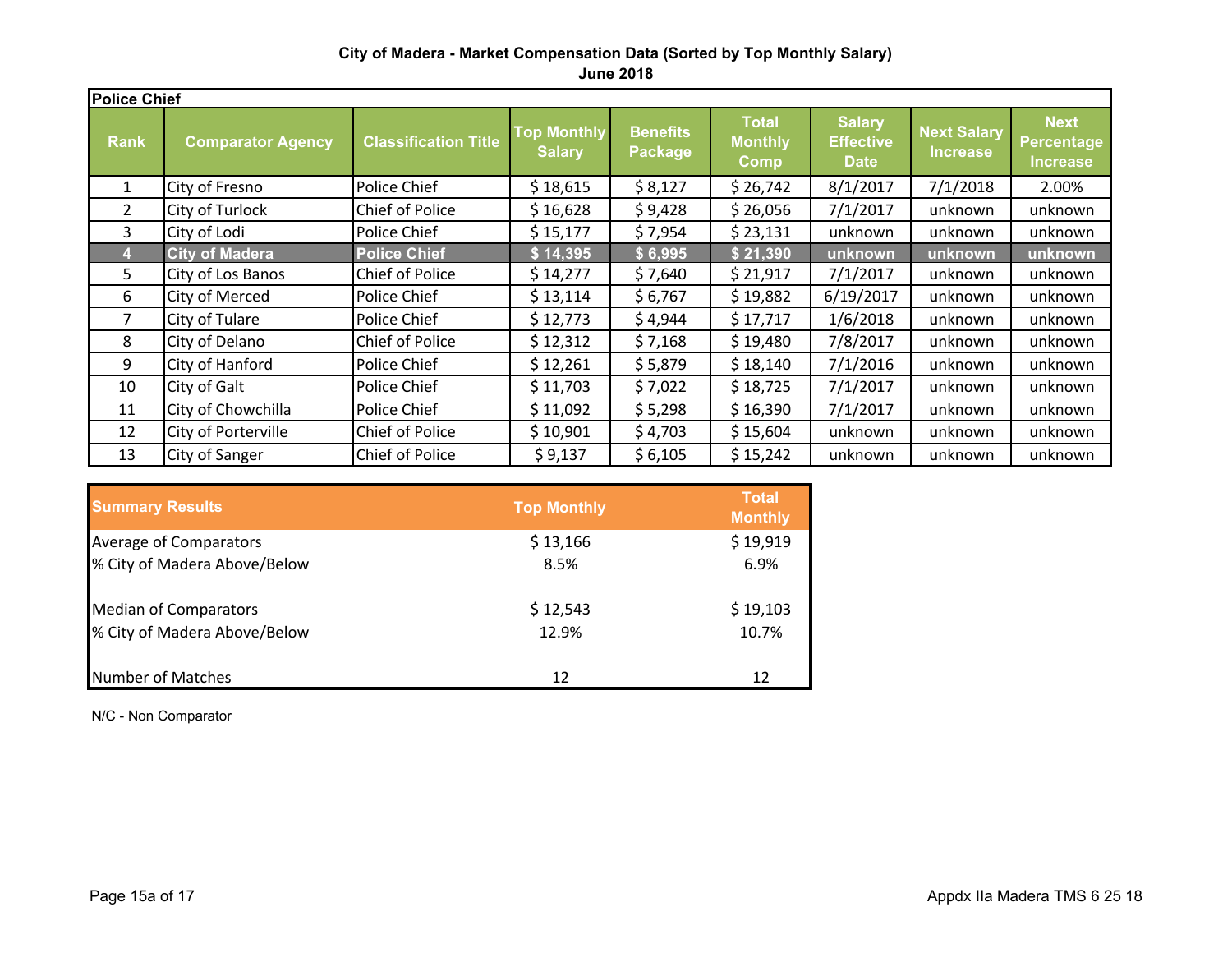**City of Madera - Market Compensation Data (Sorted by Top Monthly Salary)**
**June 2018**

| Police Chief | | | | | | | | |
|---|---|---|---|---|---|---|---|---|
| **Rank** | **Comparator Agency** | **Classification Title** | **Top Monthly Salary** | **Benefits Package** | **Total Monthly Comp** | **Salary Effective Date** | **Next Salary Increase** | **Next Percentage Increase** |
| 1 | City of Fresno | Police Chief | $ 18,615 | $ 8,127 | $ 26,742 | 8/1/2017 | 7/1/2018 | 2.00% |
| 2 | City of Turlock | Chief of Police | $ 16,628 | $ 9,428 | $ 26,056 | 7/1/2017 | unknown | unknown |
| 3 | City of Lodi | Police Chief | $ 15,177 | $ 7,954 | $ 23,131 | unknown | unknown | unknown |
| **4** | **City of Madera** | **Police Chief** | **$ 14,395** | **$ 6,995** | **$ 21,390** | **unknown** | **unknown** | **unknown** |
| 5 | City of Los Banos | Chief of Police | $ 14,277 | $ 7,640 | $ 21,917 | 7/1/2017 | unknown | unknown |
| 6 | City of Merced | Police Chief | $ 13,114 | $ 6,767 | $ 19,882 | 6/19/2017 | unknown | unknown |
| 7 | City of Tulare | Police Chief | $ 12,773 | $ 4,944 | $ 17,717 | 1/6/2018 | unknown | unknown |
| 8 | City of Delano | Chief of Police | $ 12,312 | $ 7,168 | $ 19,480 | 7/8/2017 | unknown | unknown |
| 9 | City of Hanford | Police Chief | $ 12,261 | $ 5,879 | $ 18,140 | 7/1/2016 | unknown | unknown |
| 10 | City of Galt | Police Chief | $ 11,703 | $ 7,022 | $ 18,725 | 7/1/2017 | unknown | unknown |
| 11 | City of Chowchilla | Police Chief | $ 11,092 | $ 5,298 | $ 16,390 | 7/1/2017 | unknown | unknown |
| 12 | City of Porterville | Chief of Police | $ 10,901 | $ 4,703 | $ 15,604 | unknown | unknown | unknown |
| 13 | City of Sanger | Chief of Police | $ 9,137 | $ 6,105 | $ 15,242 | unknown | unknown | unknown |

| **Summary Results** | **Top Monthly** | **Total Monthly** |
|---|---|---|
| Average of Comparators | $ 13,166 | $ 19,919 |
| % City of Madera Above/Below | 8.5% | 6.9% |
| | | |
| Median of Comparators | $ 12,543 | $ 19,103 |
| % City of Madera Above/Below | 12.9% | 10.7% |
| | | |
| Number of Matches | 12 | 12 |

N/C - Non Comparator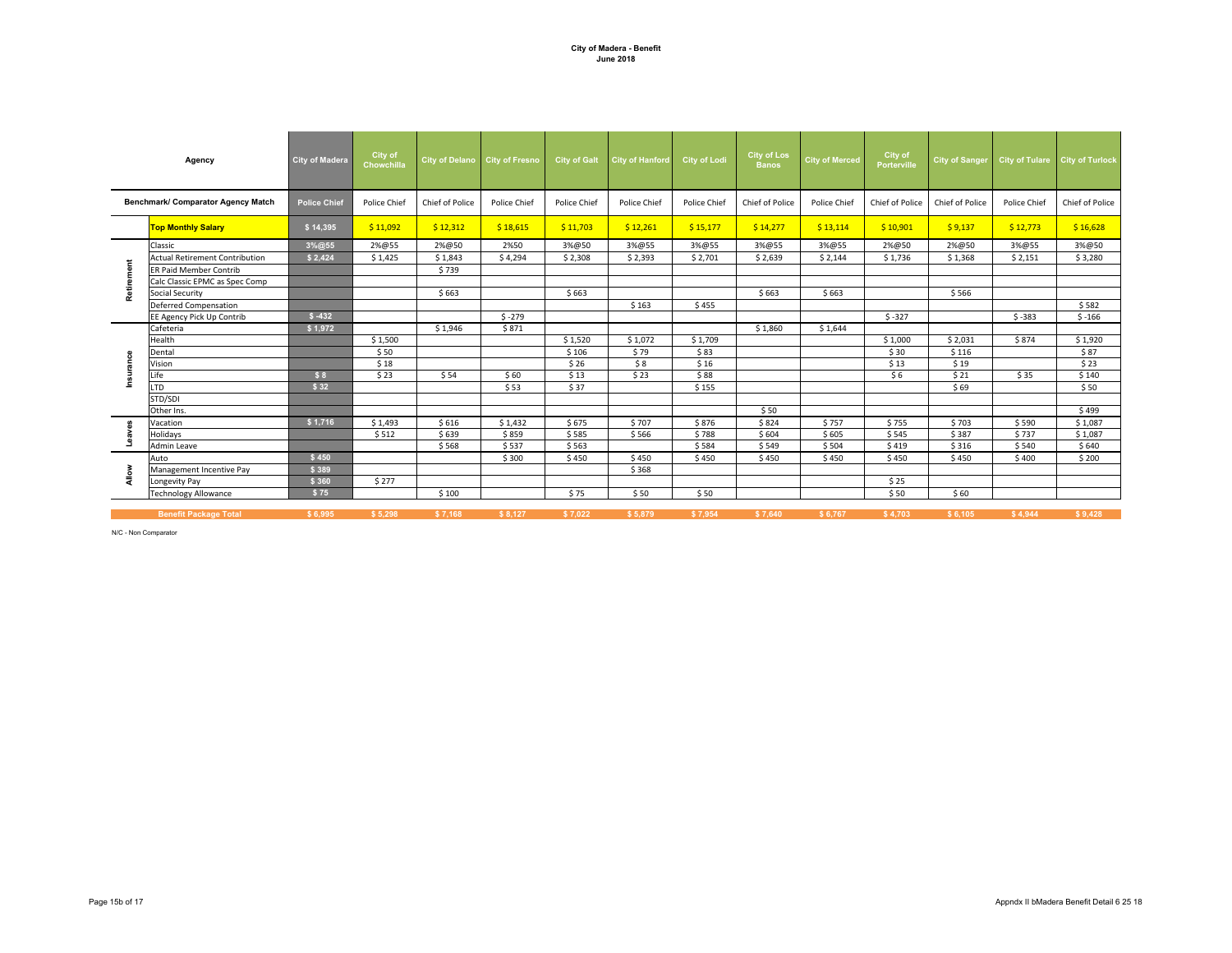**City of Madera - Benefit**
**June 2018**

| | Agency | City of Madera | City of Chowchilla | City of Delano | City of Fresno | City of Galt | City of Hanford | City of Lodi | City of Los Banos | City of Merced | City of Porterville | City of Sanger | City of Tulare | City of Turlock |
|---|---|---|---|---|---|---|---|---|---|---|---|---|---|---|
| | Benchmark/ Comparator Agency Match | Police Chief | Police Chief | Chief of Police | Police Chief | Police Chief | Police Chief | Police Chief | Chief of Police | Police Chief | Chief of Police | Chief of Police | Police Chief | Chief of Police |
| | **Top Monthly Salary** | $ 14,395 | $ 11,092 | $ 12,312 | $ 18,615 | $ 11,703 | $ 12,261 | $ 15,177 | $ 14,277 | $ 13,114 | $ 10,901 | $ 9,137 | $ 12,773 | $ 16,628 |
| Retirement | Classic | 3%@55 | 2%@55 | 2%@50 | 2%50 | 3%@50 | 3%@55 | 3%@55 | 3%@55 | 3%@55 | 2%@50 | 2%@50 | 3%@55 | 3%@50 |
| | Actual Retirement Contribution | $ 2,424 | $ 1,425 | $ 1,843 | $ 4,294 | $ 2,308 | $ 2,393 | $ 2,701 | $ 2,639 | $ 2,144 | $ 1,736 | $ 1,368 | $ 2,151 | $ 3,280 |
| | ER Paid Member Contrib | | | $ 739 | | | | | | | | | | |
| | Calc Classic EPMC as Spec Comp | | | | | | | | | | | | | |
| | Social Security | | | $ 663 | | $ 663 | | | $ 663 | $ 663 | | $ 566 | | |
| | Deferred Compensation | | | | | | $ 163 | $ 455 | | | | | | $ 582 |
| | EE Agency Pick Up Contrib | $ -432 | | | $ -279 | | | | | | $ -327 | | $ -383 | $ -166 |
| Insurance | Cafeteria | $ 1,972 | | $ 1,946 | $ 871 | | | | $ 1,860 | $ 1,644 | | | | |
| | Health | | $ 1,500 | | | $ 1,520 | $ 1,072 | $ 1,709 | | | $ 1,000 | $ 2,031 | $ 874 | $ 1,920 |
| | Dental | | $ 50 | | | $ 106 | $ 79 | $ 83 | | | $ 30 | $ 116 | | $ 87 |
| | Vision | | $ 18 | | | $ 26 | $ 8 | $ 16 | | | $ 13 | $ 19 | | $ 23 |
| | Life | $ 8 | $ 23 | $ 54 | $ 60 | $ 13 | $ 23 | $ 88 | | | $ 6 | $ 21 | $ 35 | $ 140 |
| | LTD | $ 32 | | | $ 53 | $ 37 | | $ 155 | | | | $ 69 | | $ 50 |
| | STD/SDI | | | | | | | | | | | | | |
| | Other Ins. | | | | | | | | $ 50 | | | | | $ 499 |
| Leaves | Vacation | $ 1,716 | $ 1,493 | $ 616 | $ 1,432 | $ 675 | $ 707 | $ 876 | $ 824 | $ 757 | $ 755 | $ 703 | $ 590 | $ 1,087 |
| | Holidays | | $ 512 | $ 639 | $ 859 | $ 585 | $ 566 | $ 788 | $ 604 | $ 605 | $ 545 | $ 387 | $ 737 | $ 1,087 |
| | Admin Leave | | | $ 568 | $ 537 | $ 563 | | $ 584 | $ 549 | $ 504 | $ 419 | $ 316 | $ 540 | $ 640 |
| Allow | Auto | $ 450 | | | $ 300 | $ 450 | $ 450 | $ 450 | $ 450 | $ 450 | $ 450 | $ 450 | $ 400 | $ 200 |
| | Management Incentive Pay | $ 389 | | | | | $ 368 | | | | | | | |
| | Longevity Pay | $ 360 | $ 277 | | | | | | | | $ 25 | | | |
| | Technology Allowance | $ 75 | | $ 100 | | $ 75 | $ 50 | $ 50 | | | $ 50 | $ 60 | | |
| | **Benefit Package Total** | $ 6,995 | $ 5,298 | $ 7,168 | $ 8,127 | $ 7,022 | $ 5,879 | $ 7,954 | $ 7,640 | $ 6,767 | $ 4,703 | $ 6,105 | $ 4,944 | $ 9,428 |

N/C - Non Comparator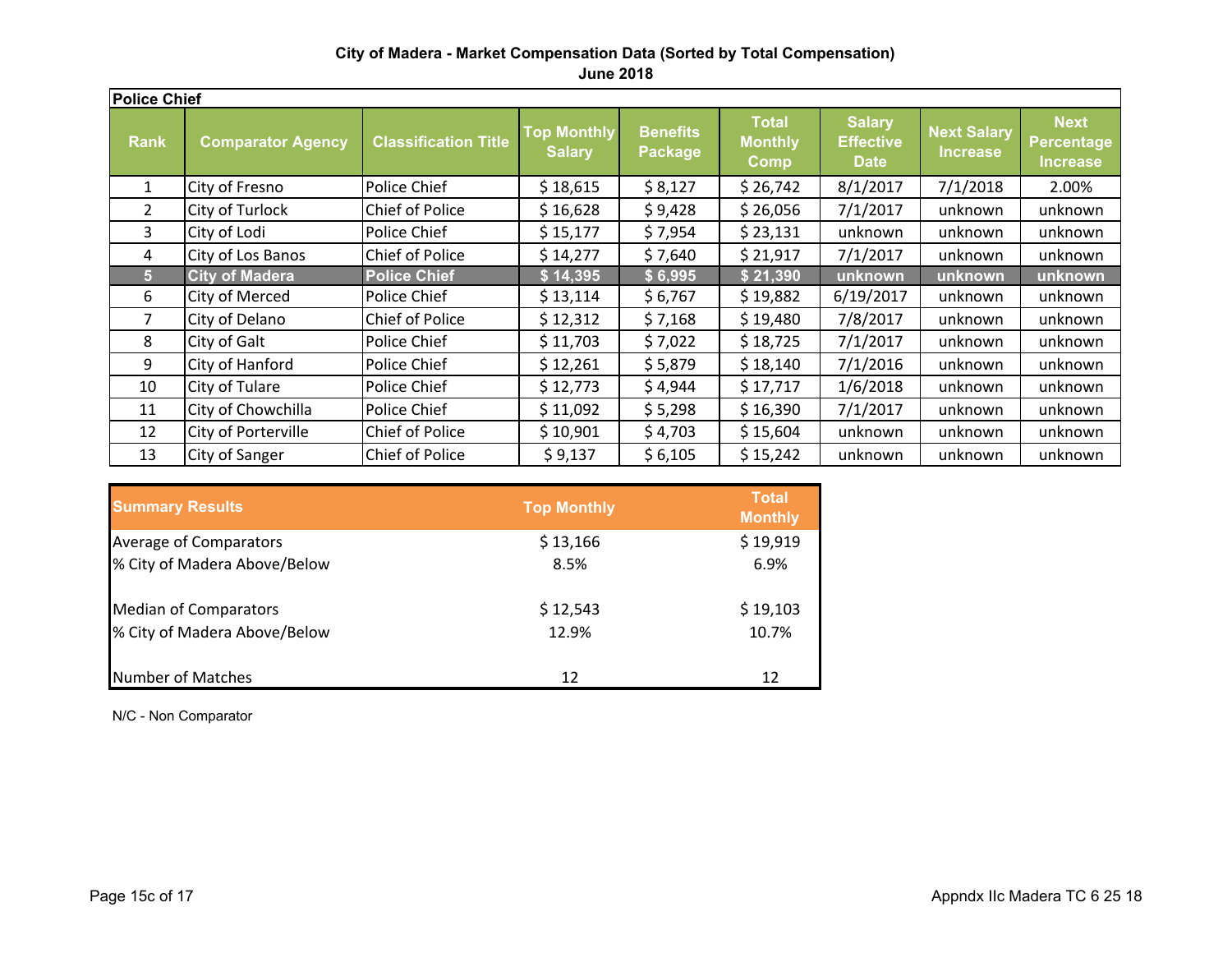## City of Madera - Market Compensation Data (Sorted by Total Compensation)

**June 2018**

**Police Chief**

| Rank | Comparator Agency | Classification Title | Top Monthly Salary | Benefits Package | Total Monthly Comp | Salary Effective Date | Next Salary Increase | Next Percentage Increase |
|---|---|---|---|---|---|---|---|---|
| 1 | City of Fresno | Police Chief | $ 18,615 | $ 8,127 | $ 26,742 | 8/1/2017 | 7/1/2018 | 2.00% |
| 2 | City of Turlock | Chief of Police | $ 16,628 | $ 9,428 | $ 26,056 | 7/1/2017 | unknown | unknown |
| 3 | City of Lodi | Police Chief | $ 15,177 | $ 7,954 | $ 23,131 | unknown | unknown | unknown |
| 4 | City of Los Banos | Chief of Police | $ 14,277 | $ 7,640 | $ 21,917 | 7/1/2017 | unknown | unknown |
| **5** | **City of Madera** | **Police Chief** | **$ 14,395** | **$ 6,995** | **$ 21,390** | **unknown** | **unknown** | **unknown** |
| 6 | City of Merced | Police Chief | $ 13,114 | $ 6,767 | $ 19,882 | 6/19/2017 | unknown | unknown |
| 7 | City of Delano | Chief of Police | $ 12,312 | $ 7,168 | $ 19,480 | 7/8/2017 | unknown | unknown |
| 8 | City of Galt | Police Chief | $ 11,703 | $ 7,022 | $ 18,725 | 7/1/2017 | unknown | unknown |
| 9 | City of Hanford | Police Chief | $ 12,261 | $ 5,879 | $ 18,140 | 7/1/2016 | unknown | unknown |
| 10 | City of Tulare | Police Chief | $ 12,773 | $ 4,944 | $ 17,717 | 1/6/2018 | unknown | unknown |
| 11 | City of Chowchilla | Police Chief | $ 11,092 | $ 5,298 | $ 16,390 | 7/1/2017 | unknown | unknown |
| 12 | City of Porterville | Chief of Police | $ 10,901 | $ 4,703 | $ 15,604 | unknown | unknown | unknown |
| 13 | City of Sanger | Chief of Police | $ 9,137 | $ 6,105 | $ 15,242 | unknown | unknown | unknown |

| Summary Results | Top Monthly | Total Monthly |
|---|---|---|
| Average of Comparators | $ 13,166 | $ 19,919 |
| % City of Madera Above/Below | 8.5% | 6.9% |
| | | |
| Median of Comparators | $ 12,543 | $ 19,103 |
| % City of Madera Above/Below | 12.9% | 10.7% |
| | | |
| Number of Matches | 12 | 12 |

N/C - Non Comparator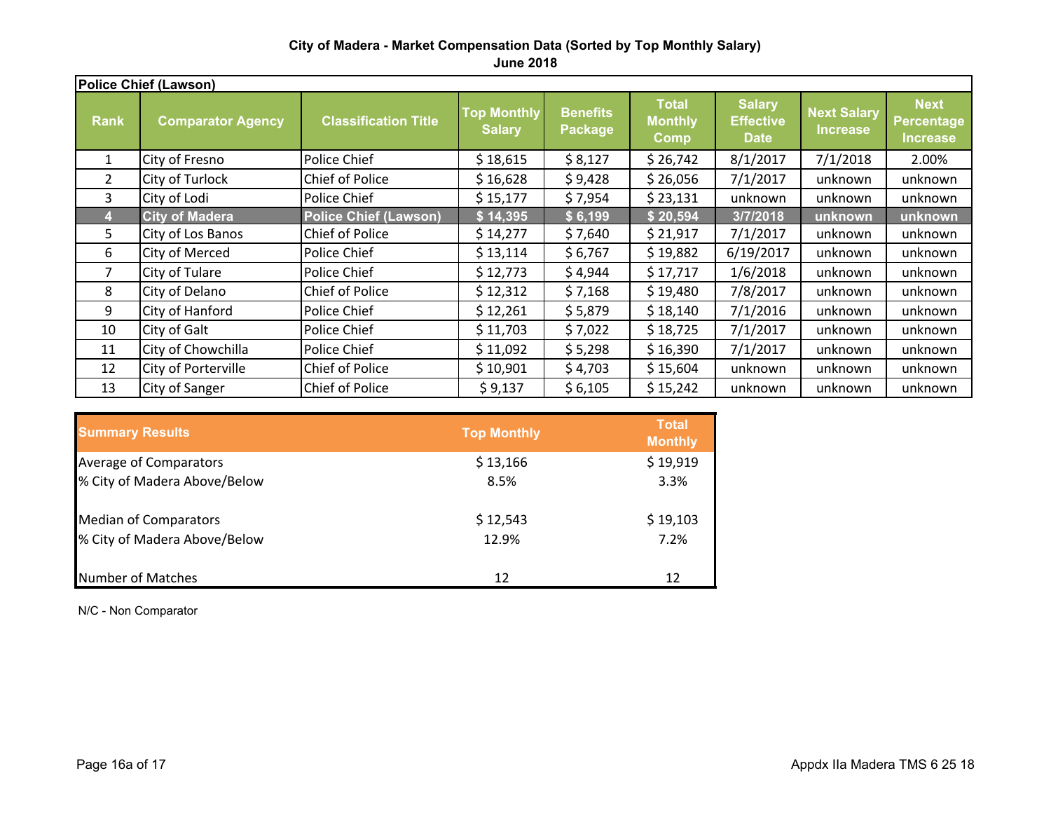**City of Madera - Market Compensation Data (Sorted by Top Monthly Salary)**
**June 2018**

| **Police Chief (Lawson)** | | | | | | | | |
|---|---|---|---|---|---|---|---|---|
| **Rank** | **Comparator Agency** | **Classification Title** | **Top Monthly Salary** | **Benefits Package** | **Total Monthly Comp** | **Salary Effective Date** | **Next Salary Increase** | **Next Percentage Increase** |
| 1 | City of Fresno | Police Chief | $ 18,615 | $ 8,127 | $ 26,742 | 8/1/2017 | 7/1/2018 | 2.00% |
| 2 | City of Turlock | Chief of Police | $ 16,628 | $ 9,428 | $ 26,056 | 7/1/2017 | unknown | unknown |
| 3 | City of Lodi | Police Chief | $ 15,177 | $ 7,954 | $ 23,131 | unknown | unknown | unknown |
| **4** | **City of Madera** | **Police Chief (Lawson)** | **$ 14,395** | **$ 6,199** | **$ 20,594** | **3/7/2018** | **unknown** | **unknown** |
| 5 | City of Los Banos | Chief of Police | $ 14,277 | $ 7,640 | $ 21,917 | 7/1/2017 | unknown | unknown |
| 6 | City of Merced | Police Chief | $ 13,114 | $ 6,767 | $ 19,882 | 6/19/2017 | unknown | unknown |
| 7 | City of Tulare | Police Chief | $ 12,773 | $ 4,944 | $ 17,717 | 1/6/2018 | unknown | unknown |
| 8 | City of Delano | Chief of Police | $ 12,312 | $ 7,168 | $ 19,480 | 7/8/2017 | unknown | unknown |
| 9 | City of Hanford | Police Chief | $ 12,261 | $ 5,879 | $ 18,140 | 7/1/2016 | unknown | unknown |
| 10 | City of Galt | Police Chief | $ 11,703 | $ 7,022 | $ 18,725 | 7/1/2017 | unknown | unknown |
| 11 | City of Chowchilla | Police Chief | $ 11,092 | $ 5,298 | $ 16,390 | 7/1/2017 | unknown | unknown |
| 12 | City of Porterville | Chief of Police | $ 10,901 | $ 4,703 | $ 15,604 | unknown | unknown | unknown |
| 13 | City of Sanger | Chief of Police | $ 9,137 | $ 6,105 | $ 15,242 | unknown | unknown | unknown |

| **Summary Results** | **Top Monthly** | **Total Monthly** |
|---|---|---|
| Average of Comparators | $ 13,166 | $ 19,919 |
| % City of Madera Above/Below | 8.5% | 3.3% |
| | | |
| Median of Comparators | $ 12,543 | $ 19,103 |
| % City of Madera Above/Below | 12.9% | 7.2% |
| | | |
| Number of Matches | 12 | 12 |

N/C - Non Comparator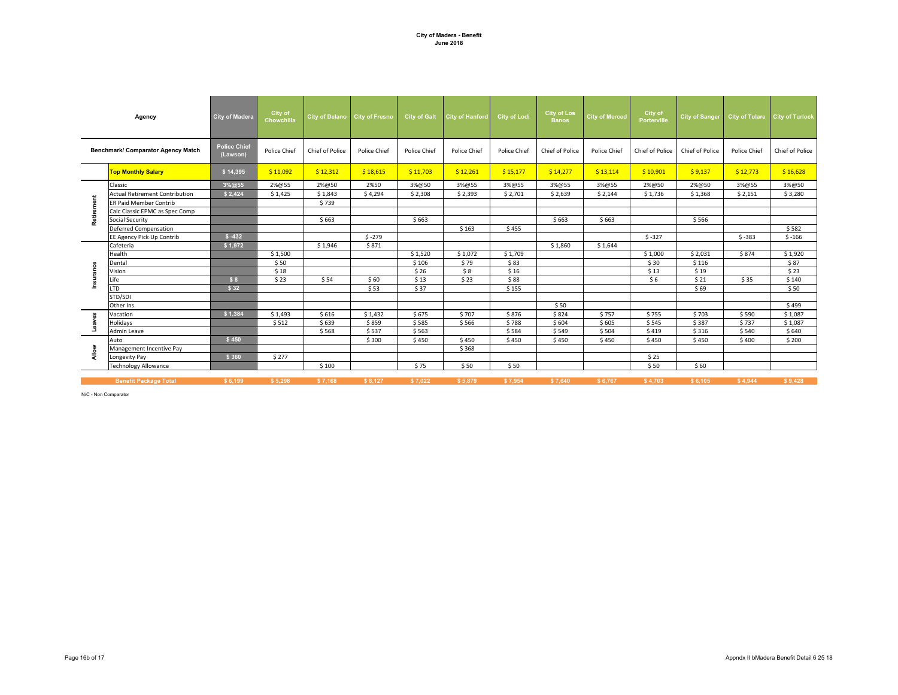**City of Madera - Benefit**
**June 2018**

| | Agency | City of Madera | City of Chowchilla | City of Delano | City of Fresno | City of Galt | City of Hanford | City of Lodi | City of Los Banos | City of Merced | City of Porterville | City of Sanger | City of Tulare | City of Turlock |
|---|---|---|---|---|---|---|---|---|---|---|---|---|---|---|
| | Benchmark/ Comparator Agency Match | Police Chief (Lawson) | Police Chief | Chief of Police | Police Chief | Police Chief | Police Chief | Police Chief | Chief of Police | Police Chief | Chief of Police | Chief of Police | Police Chief | Chief of Police |
| | **Top Monthly Salary** | $ 14,395 | $ 11,092 | $ 12,312 | $ 18,615 | $ 11,703 | $ 12,261 | $ 15,177 | $ 14,277 | $ 13,114 | $ 10,901 | $ 9,137 | $ 12,773 | $ 16,628 |
| Retirement | Classic | 3%@55 | 2%@55 | 2%@50 | 2%50 | 3%@50 | 3%@55 | 3%@55 | 3%@55 | 3%@55 | 2%@50 | 2%@50 | 3%@55 | 3%@50 |
| | Actual Retirement Contribution | $ 2,424 | $ 1,425 | $ 1,843 | $ 4,294 | $ 2,308 | $ 2,393 | $ 2,701 | $ 2,639 | $ 2,144 | $ 1,736 | $ 1,368 | $ 2,151 | $ 3,280 |
| | ER Paid Member Contrib | | | $ 739 | | | | | | | | | | |
| | Calc Classic EPMC as Spec Comp | | | | | | | | | | | | | |
| | Social Security | | | $ 663 | | $ 663 | | | $ 663 | $ 663 | | $ 566 | | |
| | Deferred Compensation | | | | | | $ 163 | $ 455 | | | | | | $ 582 |
| | EE Agency Pick Up Contrib | $ -432 | | | $ -279 | | | | | | $ -327 | | $ -383 | $ -166 |
| Insurance | Cafeteria | $ 1,972 | | $ 1,946 | $ 871 | | | | $ 1,860 | $ 1,644 | | | | |
| | Health | | $ 1,500 | | | $ 1,520 | $ 1,072 | $ 1,709 | | | $ 1,000 | $ 2,031 | $ 874 | $ 1,920 |
| | Dental | | $ 50 | | | $ 106 | $ 79 | $ 83 | | | $ 30 | $ 116 | | $ 87 |
| | Vision | | $ 18 | | | $ 26 | $ 8 | $ 16 | | | $ 13 | $ 19 | | $ 23 |
| | Life | $ 8 | $ 23 | $ 54 | $ 60 | $ 13 | $ 23 | $ 88 | | | $ 6 | $ 21 | $ 35 | $ 140 |
| | LTD | $ 32 | | | $ 53 | $ 37 | | $ 155 | | | | $ 69 | | $ 50 |
| | STD/SDI | | | | | | | | | | | | | |
| | Other Ins. | | | | | | | | $ 50 | | | | | $ 499 |
| Leaves | Vacation | $ 1,384 | $ 1,493 | $ 616 | $ 1,432 | $ 675 | $ 707 | $ 876 | $ 824 | $ 757 | $ 755 | $ 703 | $ 590 | $ 1,087 |
| | Holidays | | $ 512 | $ 639 | $ 859 | $ 585 | $ 566 | $ 788 | $ 604 | $ 605 | $ 545 | $ 387 | $ 737 | $ 1,087 |
| | Admin Leave | | | $ 568 | $ 537 | $ 563 | | $ 584 | $ 549 | $ 504 | $ 419 | $ 316 | $ 540 | $ 640 |
| Allow | Auto | $ 450 | | | $ 300 | $ 450 | $ 450 | $ 450 | $ 450 | $ 450 | $ 450 | $ 450 | $ 400 | $ 200 |
| | Management Incentive Pay | | | | | | $ 368 | | | | | | | |
| | Longevity Pay | $ 360 | $ 277 | | | | | | | | $ 25 | | | |
| | Technology Allowance | | | $ 100 | | $ 75 | $ 50 | $ 50 | | | $ 50 | $ 60 | | |
| | **Benefit Package Total** | $ 6,199 | $ 5,298 | $ 7,168 | $ 8,127 | $ 7,022 | $ 5,879 | $ 7,954 | $ 7,640 | $ 6,767 | $ 4,703 | $ 6,105 | $ 4,944 | $ 9,428 |

N/C - Non Comparator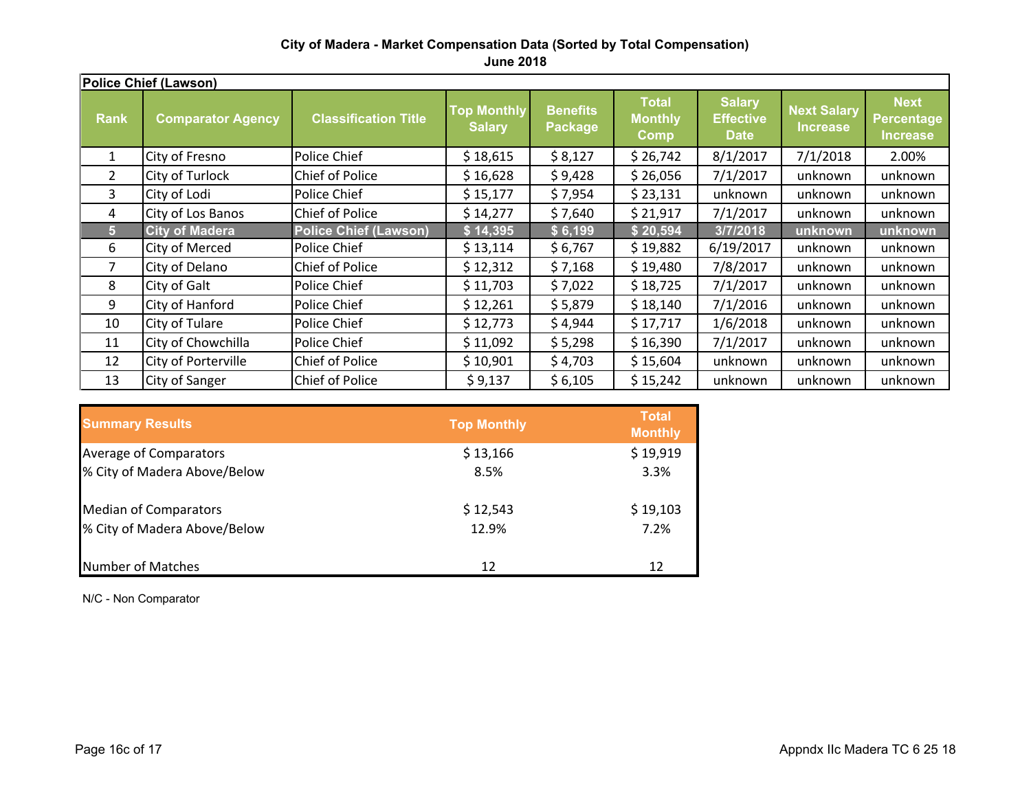**City of Madera - Market Compensation Data (Sorted by Total Compensation)**
**June 2018**

| Police Chief (Lawson) | | | | | | | | |
|---|---|---|---|---|---|---|---|---|
| **Rank** | **Comparator Agency** | **Classification Title** | **Top Monthly Salary** | **Benefits Package** | **Total Monthly Comp** | **Salary Effective Date** | **Next Salary Increase** | **Next Percentage Increase** |
| 1 | City of Fresno | Police Chief | $ 18,615 | $ 8,127 | $ 26,742 | 8/1/2017 | 7/1/2018 | 2.00% |
| 2 | City of Turlock | Chief of Police | $ 16,628 | $ 9,428 | $ 26,056 | 7/1/2017 | unknown | unknown |
| 3 | City of Lodi | Police Chief | $ 15,177 | $ 7,954 | $ 23,131 | unknown | unknown | unknown |
| 4 | City of Los Banos | Chief of Police | $ 14,277 | $ 7,640 | $ 21,917 | 7/1/2017 | unknown | unknown |
| **5** | **City of Madera** | **Police Chief (Lawson)** | **$ 14,395** | **$ 6,199** | **$ 20,594** | **3/7/2018** | **unknown** | **unknown** |
| 6 | City of Merced | Police Chief | $ 13,114 | $ 6,767 | $ 19,882 | 6/19/2017 | unknown | unknown |
| 7 | City of Delano | Chief of Police | $ 12,312 | $ 7,168 | $ 19,480 | 7/8/2017 | unknown | unknown |
| 8 | City of Galt | Police Chief | $ 11,703 | $ 7,022 | $ 18,725 | 7/1/2017 | unknown | unknown |
| 9 | City of Hanford | Police Chief | $ 12,261 | $ 5,879 | $ 18,140 | 7/1/2016 | unknown | unknown |
| 10 | City of Tulare | Police Chief | $ 12,773 | $ 4,944 | $ 17,717 | 1/6/2018 | unknown | unknown |
| 11 | City of Chowchilla | Police Chief | $ 11,092 | $ 5,298 | $ 16,390 | 7/1/2017 | unknown | unknown |
| 12 | City of Porterville | Chief of Police | $ 10,901 | $ 4,703 | $ 15,604 | unknown | unknown | unknown |
| 13 | City of Sanger | Chief of Police | $ 9,137 | $ 6,105 | $ 15,242 | unknown | unknown | unknown |

| **Summary Results** | **Top Monthly** | **Total Monthly** |
|---|---|---|
| Average of Comparators | $ 13,166 | $ 19,919 |
| % City of Madera Above/Below | 8.5% | 3.3% |
| | | |
| Median of Comparators | $ 12,543 | $ 19,103 |
| % City of Madera Above/Below | 12.9% | 7.2% |
| | | |
| Number of Matches | 12 | 12 |

N/C - Non Comparator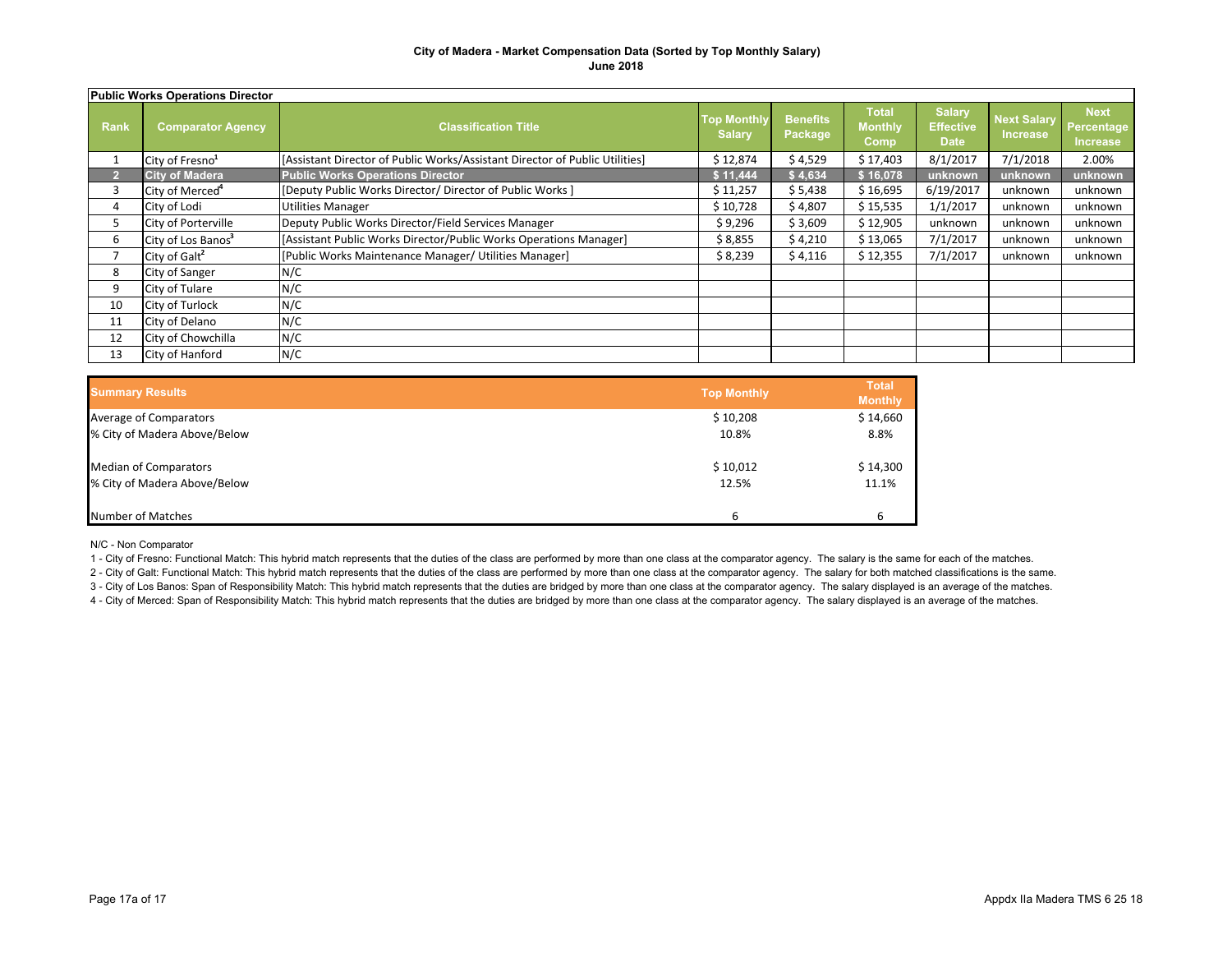**City of Madera - Market Compensation Data (Sorted by Top Monthly Salary)**
**June 2018**

| **Public Works Operations Director** | | | | | | | | | |
|---|---|---|---|---|---|---|---|---|---|
| **Rank** | **Comparator Agency** | **Classification Title** | **Top Monthly Salary** | **Benefits Package** | **Total Monthly Comp** | **Salary Effective Date** | **Next Salary Increase** | **Next Percentage Increase** |
| 1 | City of Fresno[1] | [Assistant Director of Public Works/Assistant Director of Public Utilities] | $ 12,874 | $ 4,529 | $ 17,403 | 8/1/2017 | 7/1/2018 | 2.00% |
| **2** | **City of Madera** | **Public Works Operations Director** | **$ 11,444** | **$ 4,634** | **$ 16,078** | **unknown** | **unknown** | **unknown** |
| 3 | City of Merced[4] | [Deputy Public Works Director/ Director of Public Works ] | $ 11,257 | $ 5,438 | $ 16,695 | 6/19/2017 | unknown | unknown |
| 4 | City of Lodi | Utilities Manager | $ 10,728 | $ 4,807 | $ 15,535 | 1/1/2017 | unknown | unknown |
| 5 | City of Porterville | Deputy Public Works Director/Field Services Manager | $ 9,296 | $ 3,609 | $ 12,905 | unknown | unknown | unknown |
| 6 | City of Los Banos[3] | [Assistant Public Works Director/Public Works Operations Manager] | $ 8,855 | $ 4,210 | $ 13,065 | 7/1/2017 | unknown | unknown |
| 7 | City of Galt[2] | [Public Works Maintenance Manager/ Utilities Manager] | $ 8,239 | $ 4,116 | $ 12,355 | 7/1/2017 | unknown | unknown |
| 8 | City of Sanger | N/C | | | | | | |
| 9 | City of Tulare | N/C | | | | | | |
| 10 | City of Turlock | N/C | | | | | | |
| 11 | City of Delano | N/C | | | | | | |
| 12 | City of Chowchilla | N/C | | | | | | |
| 13 | City of Hanford | N/C | | | | | | |

| **Summary Results** | **Top Monthly** | **Total Monthly** |
|---|---|---|
| Average of Comparators | $ 10,208 | $ 14,660 |
| % City of Madera Above/Below | 10.8% | 8.8% |
| | | |
| Median of Comparators | $ 10,012 | $ 14,300 |
| % City of Madera Above/Below | 12.5% | 11.1% |
| | | |
| Number of Matches | 6 | 6 |

N/C - Non Comparator

1 - City of Fresno: Functional Match: This hybrid match represents that the duties of the class are performed by more than one class at the comparator agency. The salary is the same for each of the matches.

2 - City of Galt: Functional Match: This hybrid match represents that the duties of the class are performed by more than one class at the comparator agency. The salary for both matched classifications is the same.

3 - City of Los Banos: Span of Responsibility Match: This hybrid match represents that the duties are bridged by more than one class at the comparator agency. The salary displayed is an average of the matches.

4 - City of Merced: Span of Responsibility Match: This hybrid match represents that the duties are bridged by more than one class at the comparator agency. The salary displayed is an average of the matches.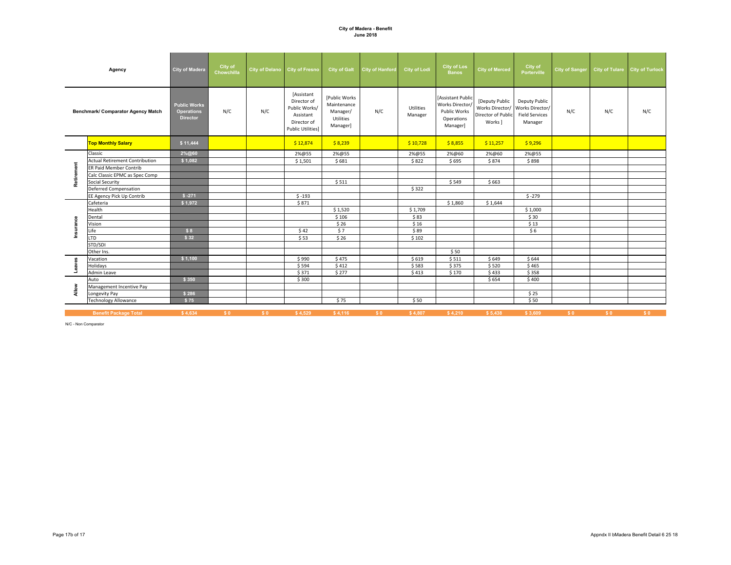**City of Madera - Benefit**
**June 2018**

| | Agency | City of Madera | City of Chowchilla | City of Delano | City of Fresno | City of Galt | City of Hanford | City of Lodi | City of Los Banos | City of Merced | City of Porterville | City of Sanger | City of Tulare | City of Turlock |
|---|---|---|---|---|---|---|---|---|---|---|---|---|---|---|
| | Benchmark/ Comparator Agency Match | Public Works Operations Director | N/C | N/C | [Assistant Director of Public Works/ Assistant Director of Public Utilities] | [Public Works Maintenance Manager/ Utilities Manager] | N/C | Utilities Manager | [Assistant Public Works Director/ Public Works Operations Manager] | [Deputy Public Works Director/ Director of Public Works ] | Deputy Public Works Director/ Field Services Manager | N/C | N/C | N/C |
| | **Top Monthly Salary** | $ 11,444 | | | $ 12,874 | $ 8,239 | | $ 10,728 | $ 8,855 | $ 11,257 | $ 9,296 | | | |
| Retirement | Classic | 2%@60 | | | 2%@55 | 2%@55 | | 2%@55 | 2%@60 | 2%@60 | 2%@55 | | | |
| | Actual Retirement Contribution | $ 1,082 | | | $ 1,501 | $ 681 | | $ 822 | $ 695 | $ 874 | $ 898 | | | |
| | ER Paid Member Contrib | | | | | | | | | | | | | |
| | Calc Classic EPMC as Spec Comp | | | | | | | | | | | | | |
| | Social Security | | | | | $ 511 | | | $ 549 | $ 663 | | | | |
| | Deferred Compensation | | | | | | | $ 322 | | | | | | |
| | EE Agency Pick Up Contrib | $ -271 | | | $ -193 | | | | | | $ -279 | | | |
| Insurance | Cafeteria | $ 1,972 | | | $ 871 | | | | $ 1,860 | $ 1,644 | | | | |
| | Health | | | | | $ 1,520 | | $ 1,709 | | | $ 1,000 | | | |
| | Dental | | | | | $ 106 | | $ 83 | | | $ 30 | | | |
| | Vision | | | | | $ 26 | | $ 16 | | | $ 13 | | | |
| | Life | $ 8 | | | $ 42 | $ 7 | | $ 89 | | | $ 6 | | | |
| | LTD | $ 32 | | | $ 53 | $ 26 | | $ 102 | | | | | | |
| | STD/SDI | | | | | | | | | | | | | |
| | Other Ins. | | | | | | | | $ 50 | | | | | |
| Leaves | Vacation | $ 1,100 | | | $ 990 | $ 475 | | $ 619 | $ 511 | $ 649 | $ 644 | | | |
| | Holidays | | | | $ 594 | $ 412 | | $ 583 | $ 375 | $ 520 | $ 465 | | | |
| | Admin Leave | | | | $ 371 | $ 277 | | $ 413 | $ 170 | $ 433 | $ 358 | | | |
| Allow | Auto | $ 350 | | | $ 300 | | | | | $ 654 | $ 400 | | | |
| | Management Incentive Pay | | | | | | | | | | | | | |
| | Longevity Pay | $ 286 | | | | | | | | | $ 25 | | | |
| | Technology Allowance | $ 75 | | | | $ 75 | | $ 50 | | | $ 50 | | | |
| | **Benefit Package Total** | $ 4,634 | $ 0 | $ 0 | $ 4,529 | $ 4,116 | $ 0 | $ 4,807 | $ 4,210 | $ 5,438 | $ 3,609 | $ 0 | $ 0 | $ 0 |

N/C - Non Comparator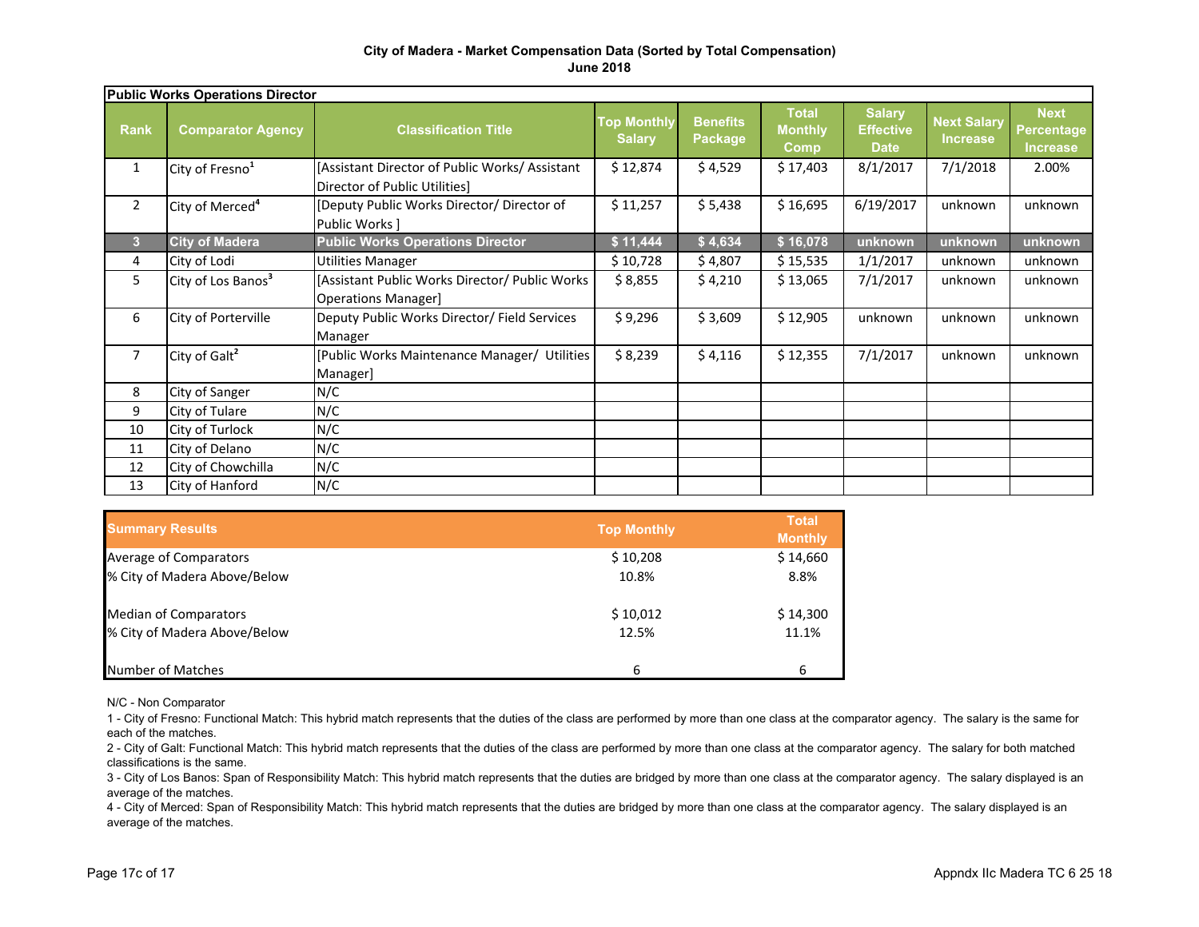**City of Madera - Market Compensation Data (Sorted by Total Compensation)**
**June 2018**

| Public Works Operations Director | | | | | | | | |
|---|---|---|---|---|---|---|---|---|
| **Rank** | **Comparator Agency** | **Classification Title** | **Top Monthly Salary** | **Benefits Package** | **Total Monthly Comp** | **Salary Effective Date** | **Next Salary Increase** | **Next Percentage Increase** |
| 1 | City of Fresno[1] | [Assistant Director of Public Works/ Assistant Director of Public Utilities] | $ 12,874 | $ 4,529 | $ 17,403 | 8/1/2017 | 7/1/2018 | 2.00% |
| 2 | City of Merced[4] | [Deputy Public Works Director/ Director of Public Works ] | $ 11,257 | $ 5,438 | $ 16,695 | 6/19/2017 | unknown | unknown |
| **3** | **City of Madera** | **Public Works Operations Director** | **$ 11,444** | **$ 4,634** | **$ 16,078** | **unknown** | **unknown** | **unknown** |
| 4 | City of Lodi | Utilities Manager | $ 10,728 | $ 4,807 | $ 15,535 | 1/1/2017 | unknown | unknown |
| 5 | City of Los Banos[3] | [Assistant Public Works Director/ Public Works Operations Manager] | $ 8,855 | $ 4,210 | $ 13,065 | 7/1/2017 | unknown | unknown |
| 6 | City of Porterville | Deputy Public Works Director/ Field Services Manager | $ 9,296 | $ 3,609 | $ 12,905 | unknown | unknown | unknown |
| 7 | City of Galt[2] | [Public Works Maintenance Manager/ Utilities Manager] | $ 8,239 | $ 4,116 | $ 12,355 | 7/1/2017 | unknown | unknown |
| 8 | City of Sanger | N/C | | | | | | |
| 9 | City of Tulare | N/C | | | | | | |
| 10 | City of Turlock | N/C | | | | | | |
| 11 | City of Delano | N/C | | | | | | |
| 12 | City of Chowchilla | N/C | | | | | | |
| 13 | City of Hanford | N/C | | | | | | |

| Summary Results | Top Monthly | Total Monthly |
|---|---|---|
| Average of Comparators | $ 10,208 | $ 14,660 |
| % City of Madera Above/Below | 10.8% | 8.8% |
| | | |
| Median of Comparators | $ 10,012 | $ 14,300 |
| % City of Madera Above/Below | 12.5% | 11.1% |
| | | |
| Number of Matches | 6 | 6 |

N/C - Non Comparator

1 - City of Fresno: Functional Match: This hybrid match represents that the duties of the class are performed by more than one class at the comparator agency. The salary is the same for each of the matches.

2 - City of Galt: Functional Match: This hybrid match represents that the duties of the class are performed by more than one class at the comparator agency. The salary for both matched classifications is the same.

3 - City of Los Banos: Span of Responsibility Match: This hybrid match represents that the duties are bridged by more than one class at the comparator agency. The salary displayed is an average of the matches.

4 - City of Merced: Span of Responsibility Match: This hybrid match represents that the duties are bridged by more than one class at the comparator agency. The salary displayed is an average of the matches.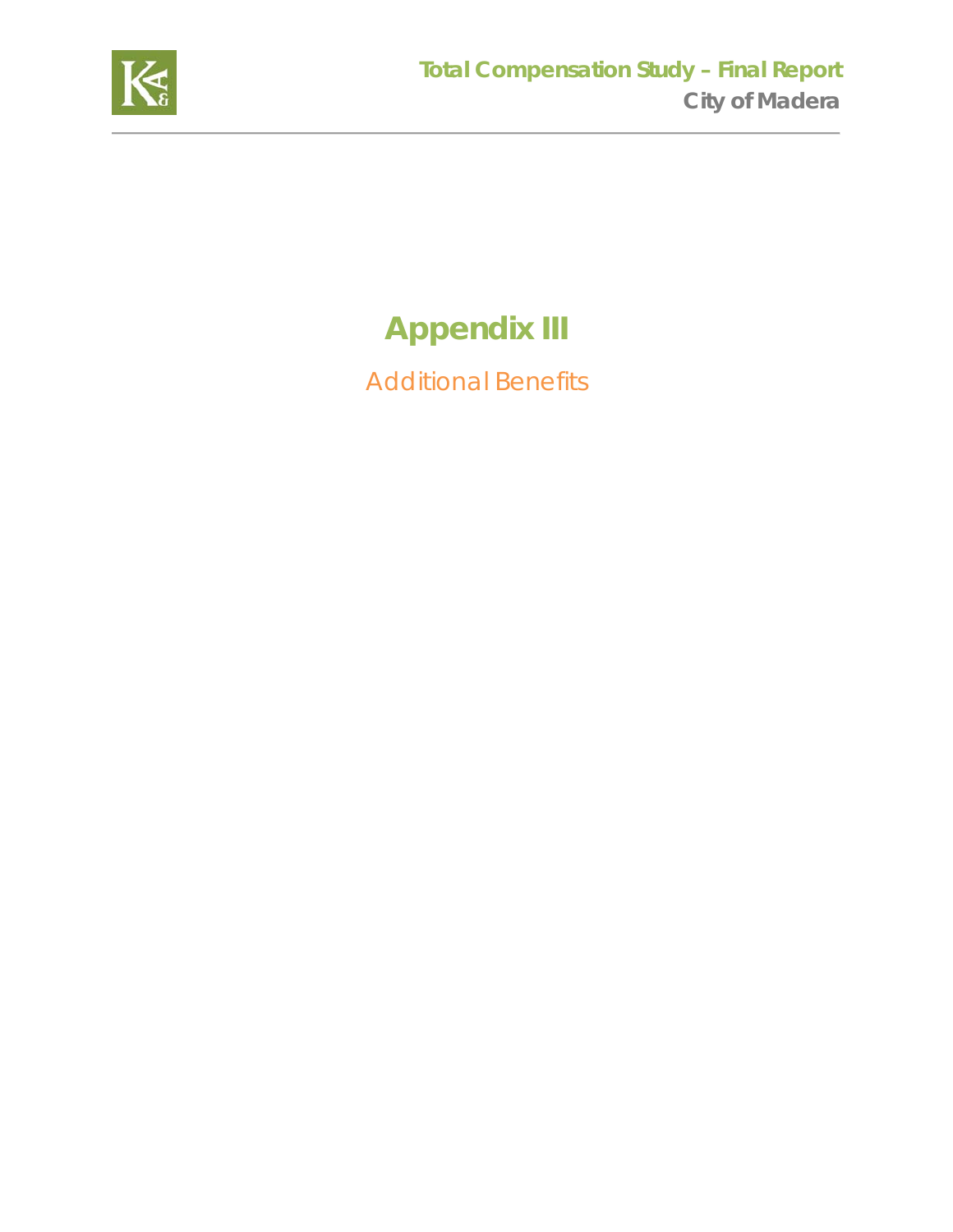# Appendix III

Additional Benefits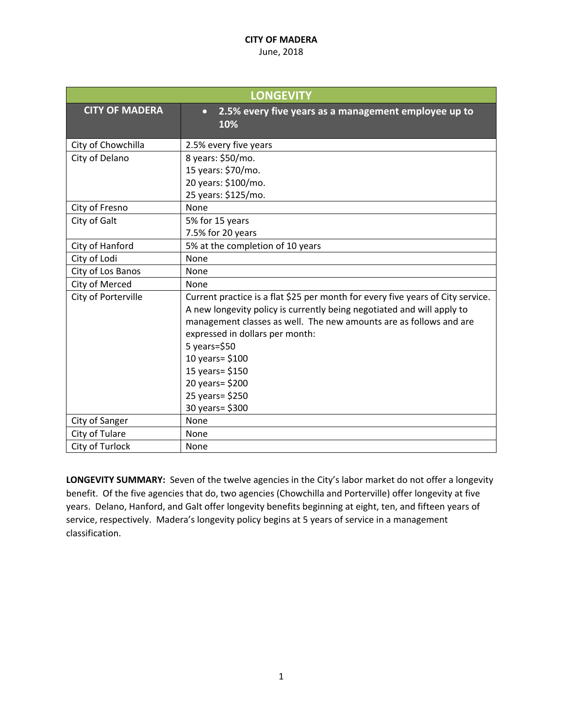**CITY OF MADERA**
June, 2018

| LONGEVITY | |
|---|---|
| **CITY OF MADERA** | • **2.5% every five years as a management employee up to 10%** |
| City of Chowchilla | 2.5% every five years |
| City of Delano | 8 years: $50/mo.<br>15 years: $70/mo.<br>20 years: $100/mo.<br>25 years: $125/mo. |
| City of Fresno | None |
| City of Galt | 5% for 15 years<br>7.5% for 20 years |
| City of Hanford | 5% at the completion of 10 years |
| City of Lodi | None |
| City of Los Banos | None |
| City of Merced | None |
| City of Porterville | Current practice is a flat $25 per month for every five years of City service. A new longevity policy is currently being negotiated and will apply to management classes as well. The new amounts are as follows and are expressed in dollars per month:<br>5 years=$50<br>10 years= $100<br>15 years= $150<br>20 years= $200<br>25 years= $250<br>30 years= $300 |
| City of Sanger | None |
| City of Tulare | None |
| City of Turlock | None |

**LONGEVITY SUMMARY:** Seven of the twelve agencies in the City's labor market do not offer a longevity benefit. Of the five agencies that do, two agencies (Chowchilla and Porterville) offer longevity at five years. Delano, Hanford, and Galt offer longevity benefits beginning at eight, ten, and fifteen years of service, respectively. Madera's longevity policy begins at 5 years of service in a management classification.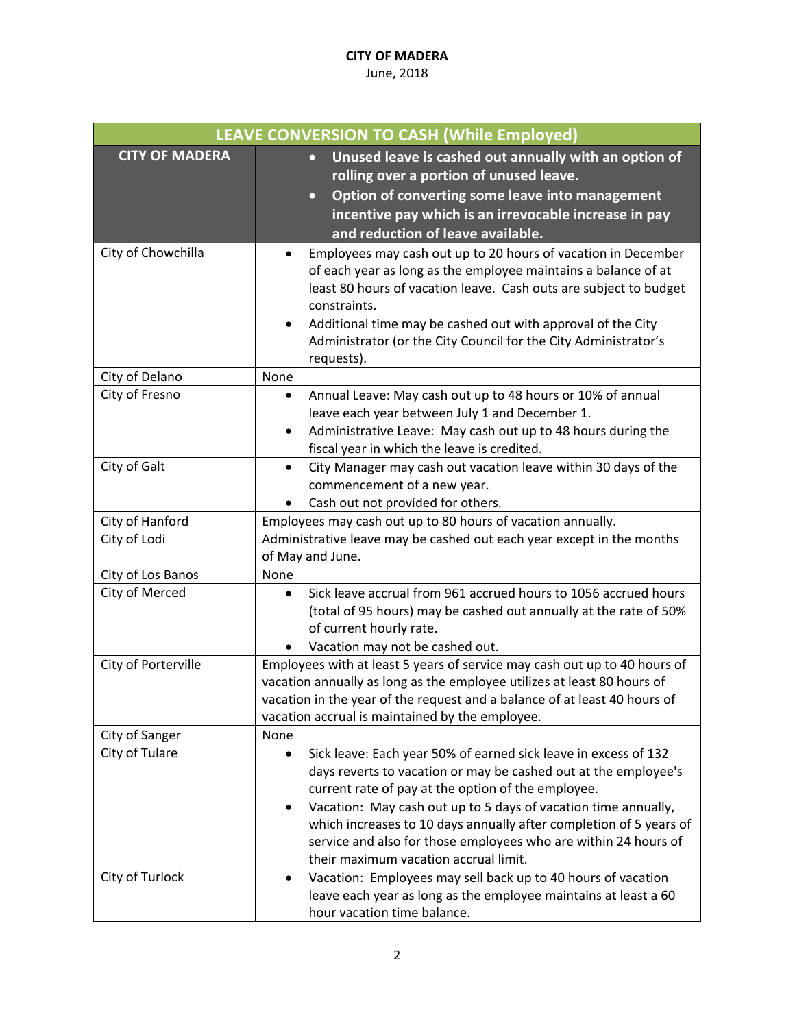**CITY OF MADERA**
June, 2018

| LEAVE CONVERSION TO CASH (While Employed) | |
|---|---|
| **CITY OF MADERA** | • **Unused leave is cashed out annually with an option of rolling over a portion of unused leave.**<br>• **Option of converting some leave into management incentive pay which is an irrevocable increase in pay and reduction of leave available.** |
| City of Chowchilla | • Employees may cash out up to 20 hours of vacation in December of each year as long as the employee maintains a balance of at least 80 hours of vacation leave. Cash outs are subject to budget constraints.<br>• Additional time may be cashed out with approval of the City Administrator (or the City Council for the City Administrator's requests). |
| City of Delano | None |
| City of Fresno | • Annual Leave: May cash out up to 48 hours or 10% of annual leave each year between July 1 and December 1.<br>• Administrative Leave: May cash out up to 48 hours during the fiscal year in which the leave is credited. |
| City of Galt | • City Manager may cash out vacation leave within 30 days of the commencement of a new year.<br>• Cash out not provided for others. |
| City of Hanford | Employees may cash out up to 80 hours of vacation annually. |
| City of Lodi | Administrative leave may be cashed out each year except in the months of May and June. |
| City of Los Banos | None |
| City of Merced | • Sick leave accrual from 961 accrued hours to 1056 accrued hours (total of 95 hours) may be cashed out annually at the rate of 50% of current hourly rate.<br>• Vacation may not be cashed out. |
| City of Porterville | Employees with at least 5 years of service may cash out up to 40 hours of vacation annually as long as the employee utilizes at least 80 hours of vacation in the year of the request and a balance of at least 40 hours of vacation accrual is maintained by the employee. |
| City of Sanger | None |
| City of Tulare | • Sick leave: Each year 50% of earned sick leave in excess of 132 days reverts to vacation or may be cashed out at the employee's current rate of pay at the option of the employee.<br>• Vacation: May cash out up to 5 days of vacation time annually, which increases to 10 days annually after completion of 5 years of service and also for those employees who are within 24 hours of their maximum vacation accrual limit. |
| City of Turlock | • Vacation: Employees may sell back up to 40 hours of vacation leave each year as long as the employee maintains at least a 60 hour vacation time balance. |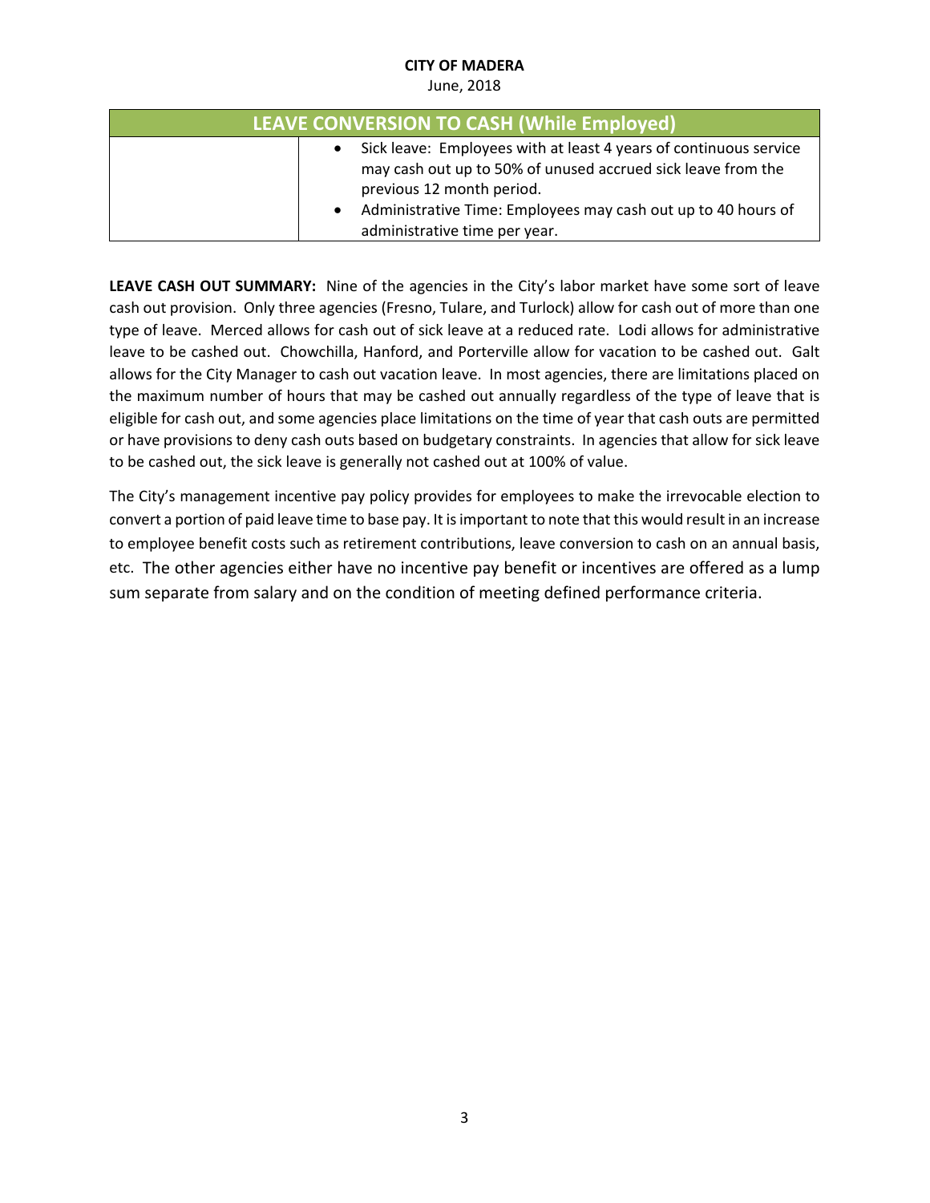**CITY OF MADERA**

June, 2018

| LEAVE CONVERSION TO CASH (While Employed) | |
|---|---|
| | • Sick leave: Employees with at least 4 years of continuous service may cash out up to 50% of unused accrued sick leave from the previous 12 month period.<br>• Administrative Time: Employees may cash out up to 40 hours of administrative time per year. |

**LEAVE CASH OUT SUMMARY:** Nine of the agencies in the City's labor market have some sort of leave cash out provision. Only three agencies (Fresno, Tulare, and Turlock) allow for cash out of more than one type of leave. Merced allows for cash out of sick leave at a reduced rate. Lodi allows for administrative leave to be cashed out. Chowchilla, Hanford, and Porterville allow for vacation to be cashed out. Galt allows for the City Manager to cash out vacation leave. In most agencies, there are limitations placed on the maximum number of hours that may be cashed out annually regardless of the type of leave that is eligible for cash out, and some agencies place limitations on the time of year that cash outs are permitted or have provisions to deny cash outs based on budgetary constraints. In agencies that allow for sick leave to be cashed out, the sick leave is generally not cashed out at 100% of value.

The City's management incentive pay policy provides for employees to make the irrevocable election to convert a portion of paid leave time to base pay. It is important to note that this would result in an increase to employee benefit costs such as retirement contributions, leave conversion to cash on an annual basis, etc. The other agencies either have no incentive pay benefit or incentives are offered as a lump sum separate from salary and on the condition of meeting defined performance criteria.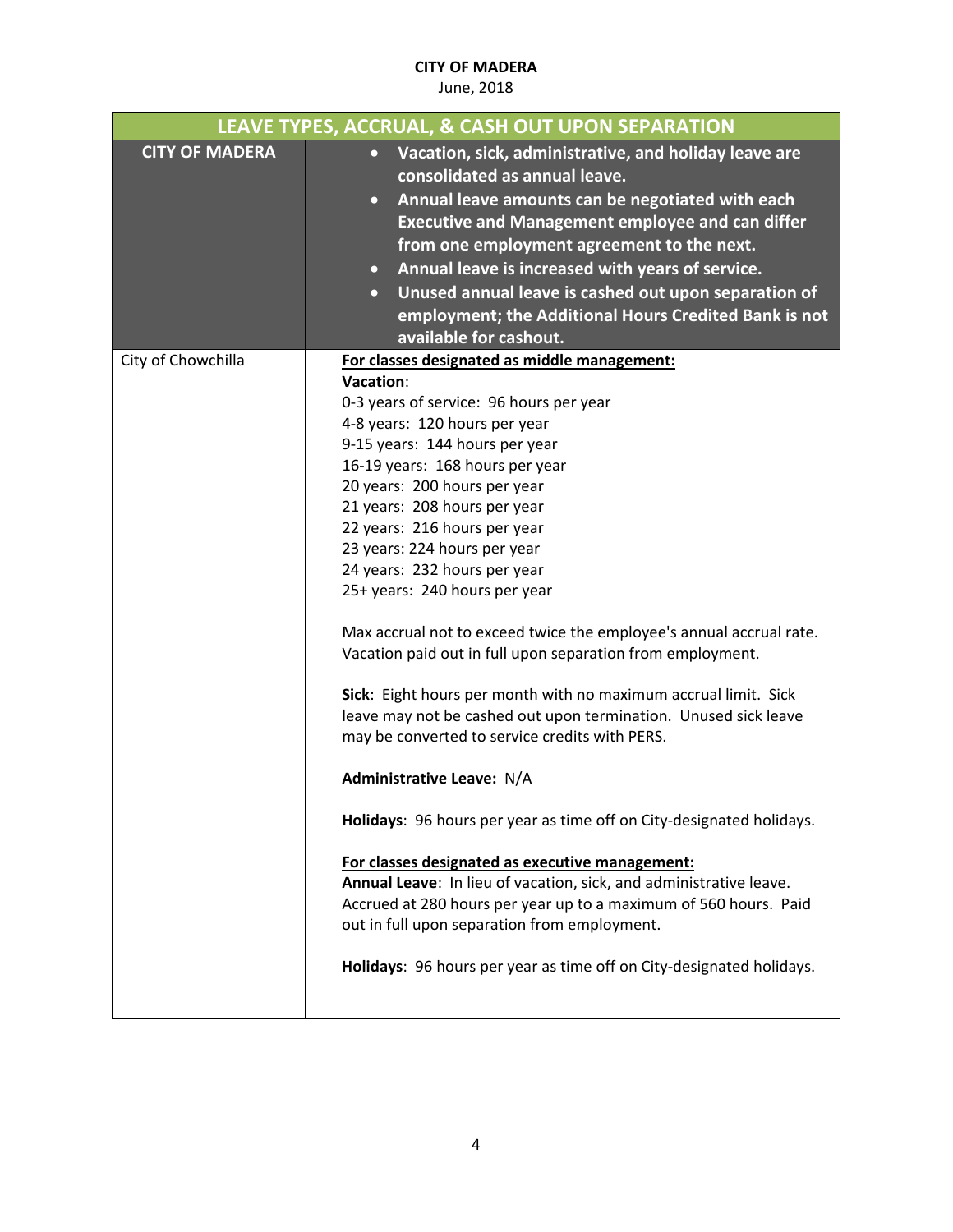**CITY OF MADERA**
June, 2018

| LEAVE TYPES, ACCRUAL, & CASH OUT UPON SEPARATION | |
|---|---|
| **CITY OF MADERA** | • **Vacation, sick, administrative, and holiday leave are consolidated as annual leave.**<br>• **Annual leave amounts can be negotiated with each Executive and Management employee and can differ from one employment agreement to the next.**<br>• **Annual leave is increased with years of service.**<br>• **Unused annual leave is cashed out upon separation of employment; the Additional Hours Credited Bank is not available for cashout.** |
| City of Chowchilla | <u>**For classes designated as middle management:**</u><br>**Vacation**:<br>0-3 years of service: 96 hours per year<br>4-8 years: 120 hours per year<br>9-15 years: 144 hours per year<br>16-19 years: 168 hours per year<br>20 years: 200 hours per year<br>21 years: 208 hours per year<br>22 years: 216 hours per year<br>23 years: 224 hours per year<br>24 years: 232 hours per year<br>25+ years: 240 hours per year<br><br>Max accrual not to exceed twice the employee's annual accrual rate. Vacation paid out in full upon separation from employment.<br><br>**Sick**: Eight hours per month with no maximum accrual limit. Sick leave may not be cashed out upon termination. Unused sick leave may be converted to service credits with PERS.<br><br>**Administrative Leave:** N/A<br><br>**Holidays**: 96 hours per year as time off on City-designated holidays.<br><br><u>**For classes designated as executive management:**</u><br>**Annual Leave**: In lieu of vacation, sick, and administrative leave. Accrued at 280 hours per year up to a maximum of 560 hours. Paid out in full upon separation from employment.<br><br>**Holidays**: 96 hours per year as time off on City-designated holidays. |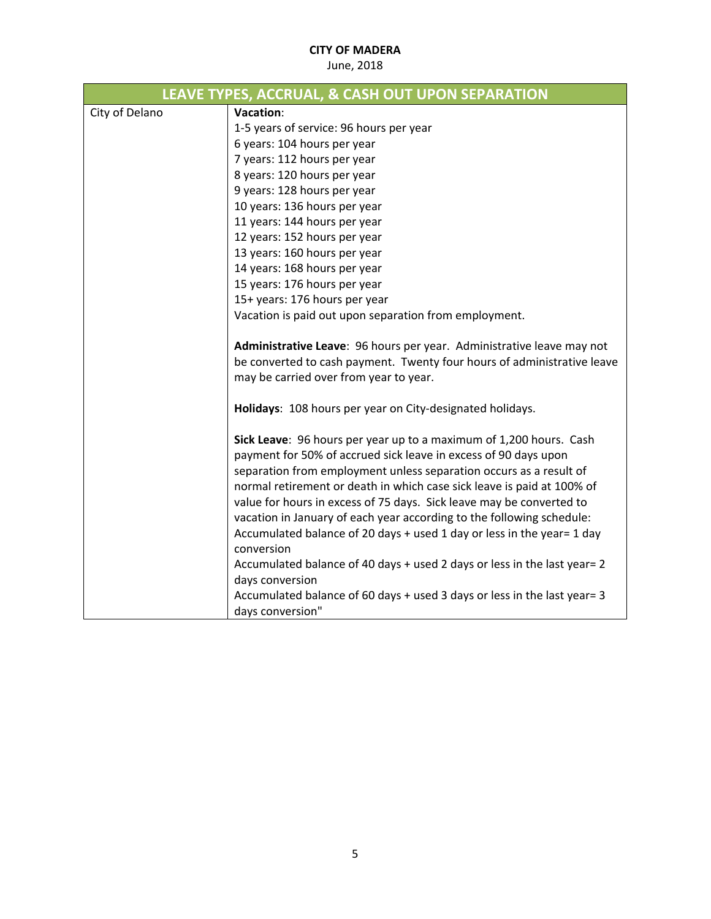**CITY OF MADERA**

June, 2018

| LEAVE TYPES, ACCRUAL, & CASH OUT UPON SEPARATION | |
|---|---|
| City of Delano | **Vacation**:<br>1-5 years of service: 96 hours per year<br>6 years: 104 hours per year<br>7 years: 112 hours per year<br>8 years: 120 hours per year<br>9 years: 128 hours per year<br>10 years: 136 hours per year<br>11 years: 144 hours per year<br>12 years: 152 hours per year<br>13 years: 160 hours per year<br>14 years: 168 hours per year<br>15 years: 176 hours per year<br>15+ years: 176 hours per year<br>Vacation is paid out upon separation from employment.<br><br>**Administrative Leave**: 96 hours per year. Administrative leave may not be converted to cash payment. Twenty four hours of administrative leave may be carried over from year to year.<br><br>**Holidays**: 108 hours per year on City-designated holidays.<br><br>**Sick Leave**: 96 hours per year up to a maximum of 1,200 hours. Cash payment for 50% of accrued sick leave in excess of 90 days upon separation from employment unless separation occurs as a result of normal retirement or death in which case sick leave is paid at 100% of value for hours in excess of 75 days. Sick leave may be converted to vacation in January of each year according to the following schedule:<br>Accumulated balance of 20 days + used 1 day or less in the year= 1 day conversion<br>Accumulated balance of 40 days + used 2 days or less in the last year= 2 days conversion<br>Accumulated balance of 60 days + used 3 days or less in the last year= 3 days conversion" |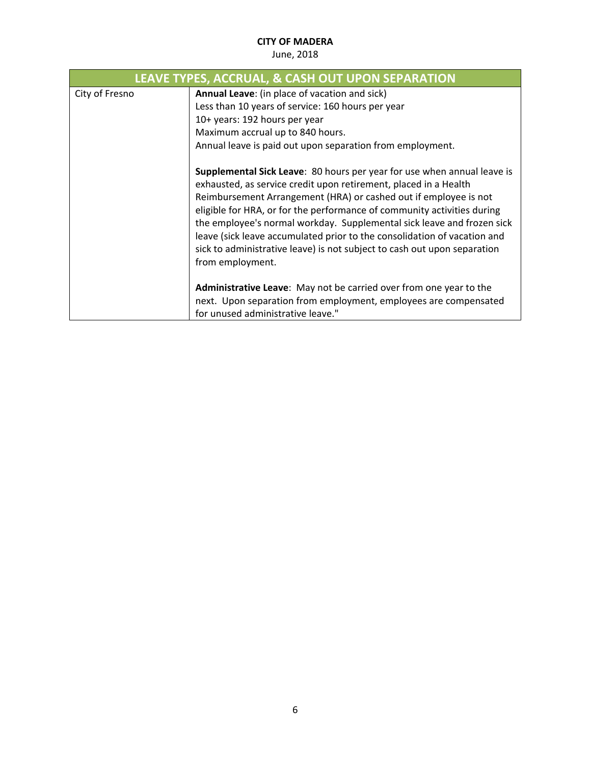**CITY OF MADERA**
June, 2018

| LEAVE TYPES, ACCRUAL, & CASH OUT UPON SEPARATION | |
|---|---|
| City of Fresno | **Annual Leave**: (in place of vacation and sick)<br>Less than 10 years of service: 160 hours per year<br>10+ years: 192 hours per year<br>Maximum accrual up to 840 hours.<br>Annual leave is paid out upon separation from employment.<br><br>**Supplemental Sick Leave**: 80 hours per year for use when annual leave is exhausted, as service credit upon retirement, placed in a Health Reimbursement Arrangement (HRA) or cashed out if employee is not eligible for HRA, or for the performance of community activities during the employee's normal workday. Supplemental sick leave and frozen sick leave (sick leave accumulated prior to the consolidation of vacation and sick to administrative leave) is not subject to cash out upon separation from employment.<br><br>**Administrative Leave**: May not be carried over from one year to the next. Upon separation from employment, employees are compensated for unused administrative leave." |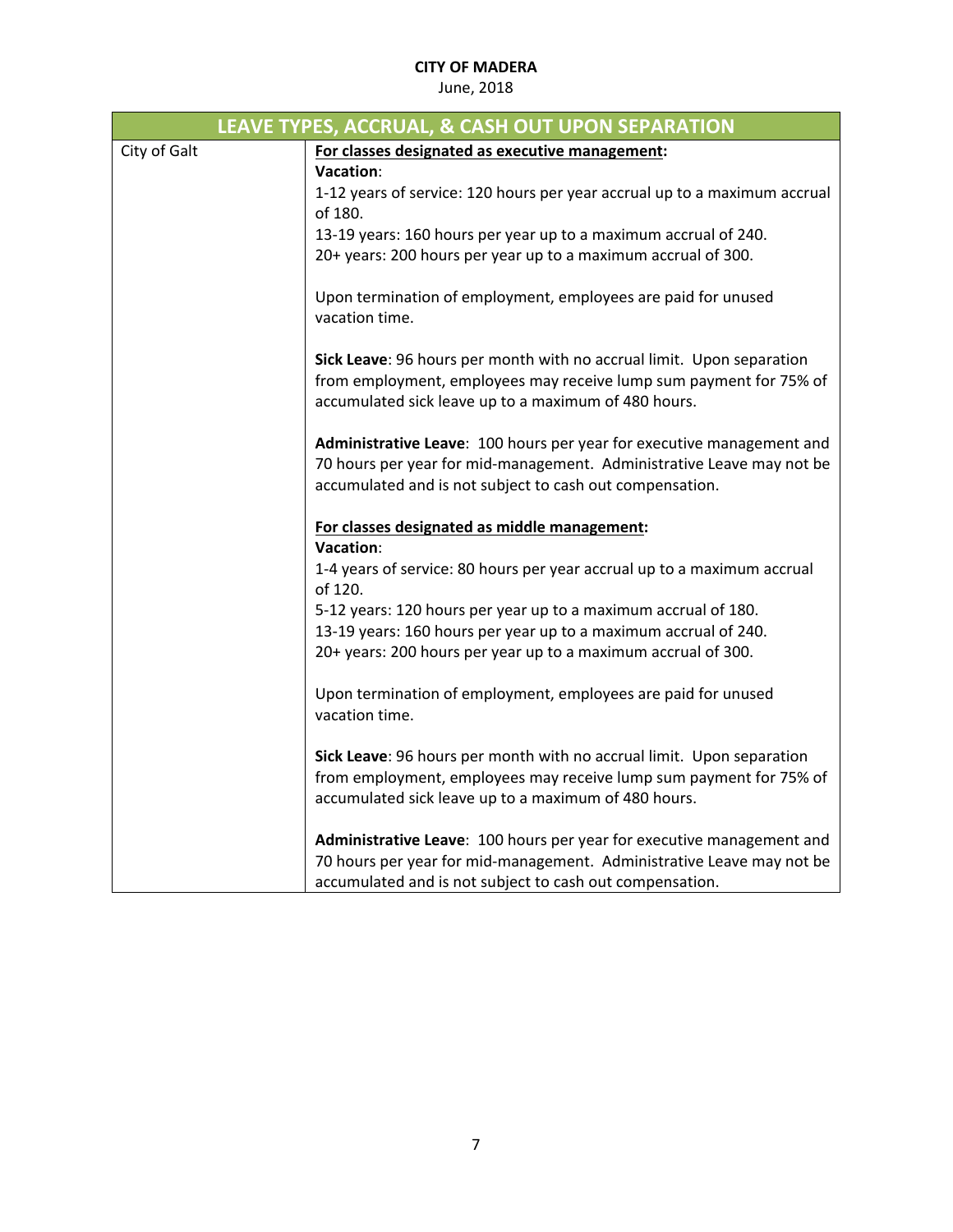**CITY OF MADERA**

June, 2018

| LEAVE TYPES, ACCRUAL, & CASH OUT UPON SEPARATION | |
|---|---|
| City of Galt | **<u>For classes designated as executive management</u>:**<br>**Vacation**:<br>1-12 years of service: 120 hours per year accrual up to a maximum accrual of 180.<br>13-19 years: 160 hours per year up to a maximum accrual of 240.<br>20+ years: 200 hours per year up to a maximum accrual of 300.<br><br>Upon termination of employment, employees are paid for unused vacation time.<br><br>**Sick Leave**: 96 hours per month with no accrual limit. Upon separation from employment, employees may receive lump sum payment for 75% of accumulated sick leave up to a maximum of 480 hours.<br><br>**Administrative Leave**: 100 hours per year for executive management and 70 hours per year for mid-management. Administrative Leave may not be accumulated and is not subject to cash out compensation.<br><br>**<u>For classes designated as middle management</u>:**<br>**Vacation**:<br>1-4 years of service: 80 hours per year accrual up to a maximum accrual of 120.<br>5-12 years: 120 hours per year up to a maximum accrual of 180.<br>13-19 years: 160 hours per year up to a maximum accrual of 240.<br>20+ years: 200 hours per year up to a maximum accrual of 300.<br><br>Upon termination of employment, employees are paid for unused vacation time.<br><br>**Sick Leave**: 96 hours per month with no accrual limit. Upon separation from employment, employees may receive lump sum payment for 75% of accumulated sick leave up to a maximum of 480 hours.<br><br>**Administrative Leave**: 100 hours per year for executive management and 70 hours per year for mid-management. Administrative Leave may not be accumulated and is not subject to cash out compensation. |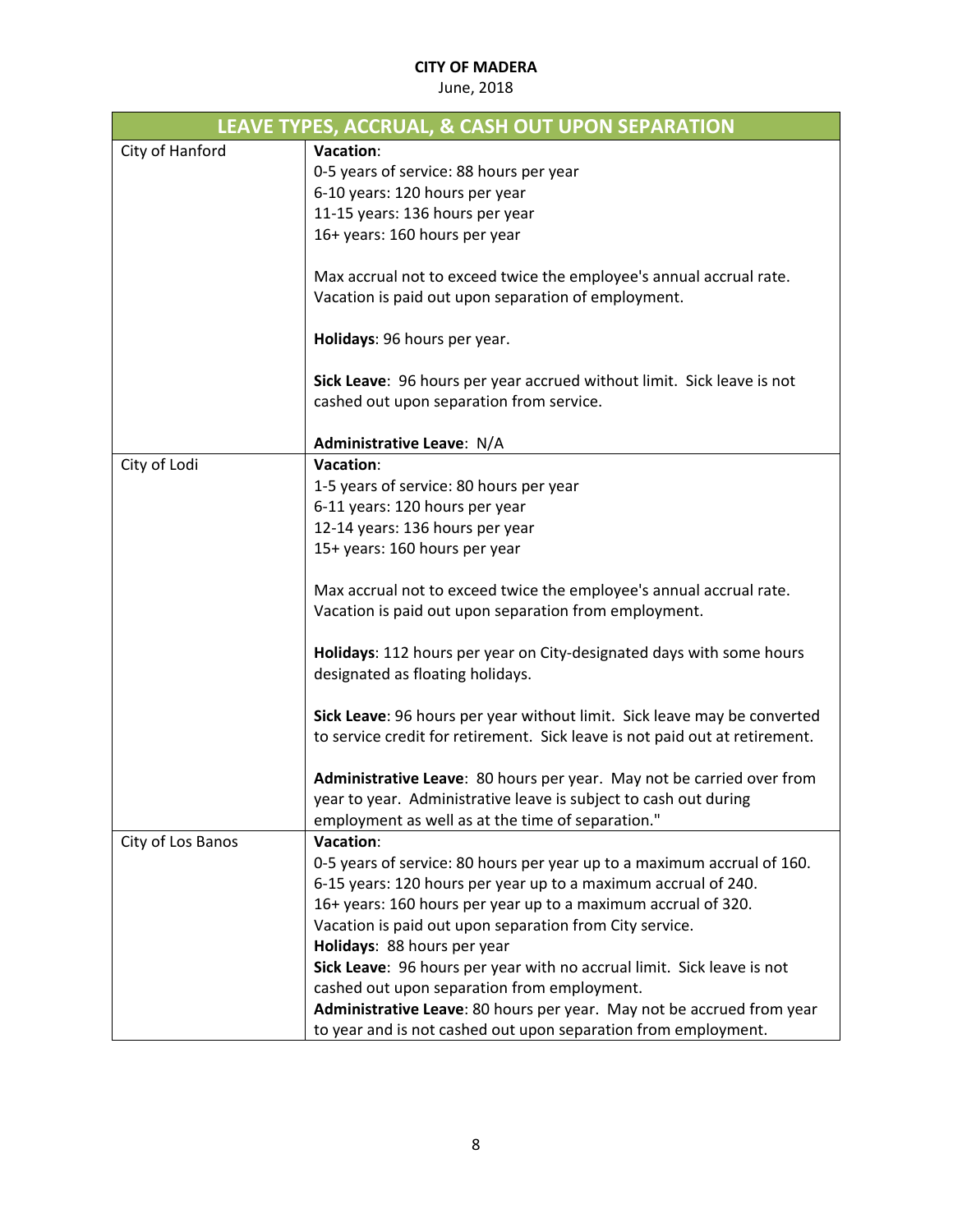**CITY OF MADERA**
June, 2018

| LEAVE TYPES, ACCRUAL, & CASH OUT UPON SEPARATION | |
|---|---|
| City of Hanford | **Vacation**:<br>0-5 years of service: 88 hours per year<br>6-10 years: 120 hours per year<br>11-15 years: 136 hours per year<br>16+ years: 160 hours per year<br><br>Max accrual not to exceed twice the employee's annual accrual rate. Vacation is paid out upon separation of employment.<br><br>**Holidays**: 96 hours per year.<br><br>**Sick Leave**: 96 hours per year accrued without limit. Sick leave is not cashed out upon separation from service.<br><br>**Administrative Leave**: N/A |
| City of Lodi | **Vacation**:<br>1-5 years of service: 80 hours per year<br>6-11 years: 120 hours per year<br>12-14 years: 136 hours per year<br>15+ years: 160 hours per year<br><br>Max accrual not to exceed twice the employee's annual accrual rate. Vacation is paid out upon separation from employment.<br><br>**Holidays**: 112 hours per year on City-designated days with some hours designated as floating holidays.<br><br>**Sick Leave**: 96 hours per year without limit. Sick leave may be converted to service credit for retirement. Sick leave is not paid out at retirement.<br><br>**Administrative Leave**: 80 hours per year. May not be carried over from year to year. Administrative leave is subject to cash out during employment as well as at the time of separation." |
| City of Los Banos | **Vacation**:<br>0-5 years of service: 80 hours per year up to a maximum accrual of 160.<br>6-15 years: 120 hours per year up to a maximum accrual of 240.<br>16+ years: 160 hours per year up to a maximum accrual of 320.<br>Vacation is paid out upon separation from City service.<br>**Holidays**: 88 hours per year<br>**Sick Leave**: 96 hours per year with no accrual limit. Sick leave is not cashed out upon separation from employment.<br>**Administrative Leave**: 80 hours per year. May not be accrued from year to year and is not cashed out upon separation from employment. |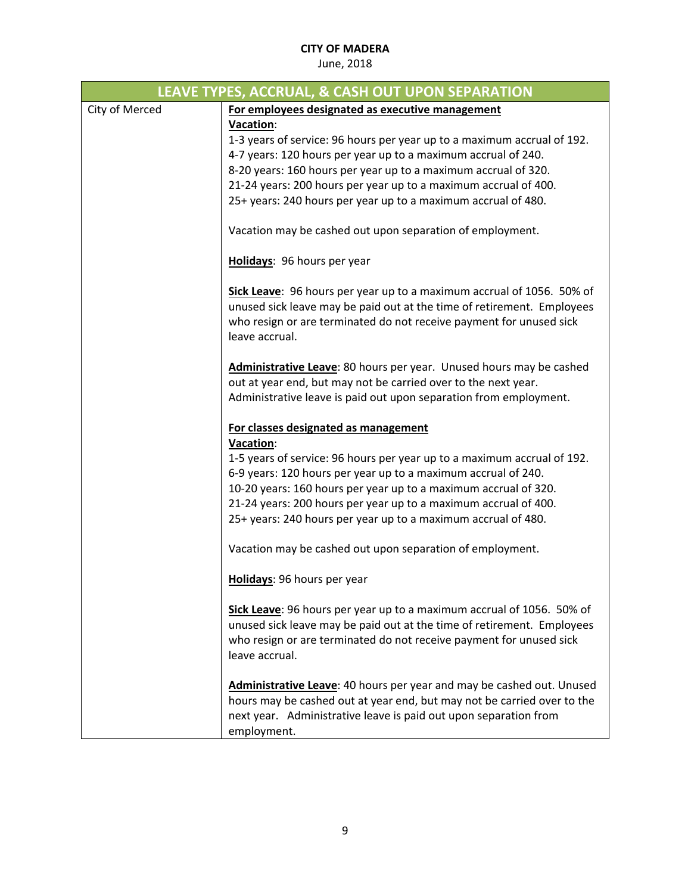**CITY OF MADERA**
June, 2018

| LEAVE TYPES, ACCRUAL, & CASH OUT UPON SEPARATION | |
|---|---|
| City of Merced | **For employees designated as executive management**<br>**Vacation**:<br>1-3 years of service: 96 hours per year up to a maximum accrual of 192.<br>4-7 years: 120 hours per year up to a maximum accrual of 240.<br>8-20 years: 160 hours per year up to a maximum accrual of 320.<br>21-24 years: 200 hours per year up to a maximum accrual of 400.<br>25+ years: 240 hours per year up to a maximum accrual of 480.<br><br>Vacation may be cashed out upon separation of employment.<br><br>**Holidays**: 96 hours per year<br><br>**Sick Leave**: 96 hours per year up to a maximum accrual of 1056. 50% of unused sick leave may be paid out at the time of retirement. Employees who resign or are terminated do not receive payment for unused sick leave accrual.<br><br>**Administrative Leave**: 80 hours per year. Unused hours may be cashed out at year end, but may not be carried over to the next year. Administrative leave is paid out upon separation from employment.<br><br>**For classes designated as management**<br>**Vacation**:<br>1-5 years of service: 96 hours per year up to a maximum accrual of 192.<br>6-9 years: 120 hours per year up to a maximum accrual of 240.<br>10-20 years: 160 hours per year up to a maximum accrual of 320.<br>21-24 years: 200 hours per year up to a maximum accrual of 400.<br>25+ years: 240 hours per year up to a maximum accrual of 480.<br><br>Vacation may be cashed out upon separation of employment.<br><br>**Holidays**: 96 hours per year<br><br>**Sick Leave**: 96 hours per year up to a maximum accrual of 1056. 50% of unused sick leave may be paid out at the time of retirement. Employees who resign or are terminated do not receive payment for unused sick leave accrual.<br><br>**Administrative Leave**: 40 hours per year and may be cashed out. Unused hours may be cashed out at year end, but may not be carried over to the next year. Administrative leave is paid out upon separation from employment. |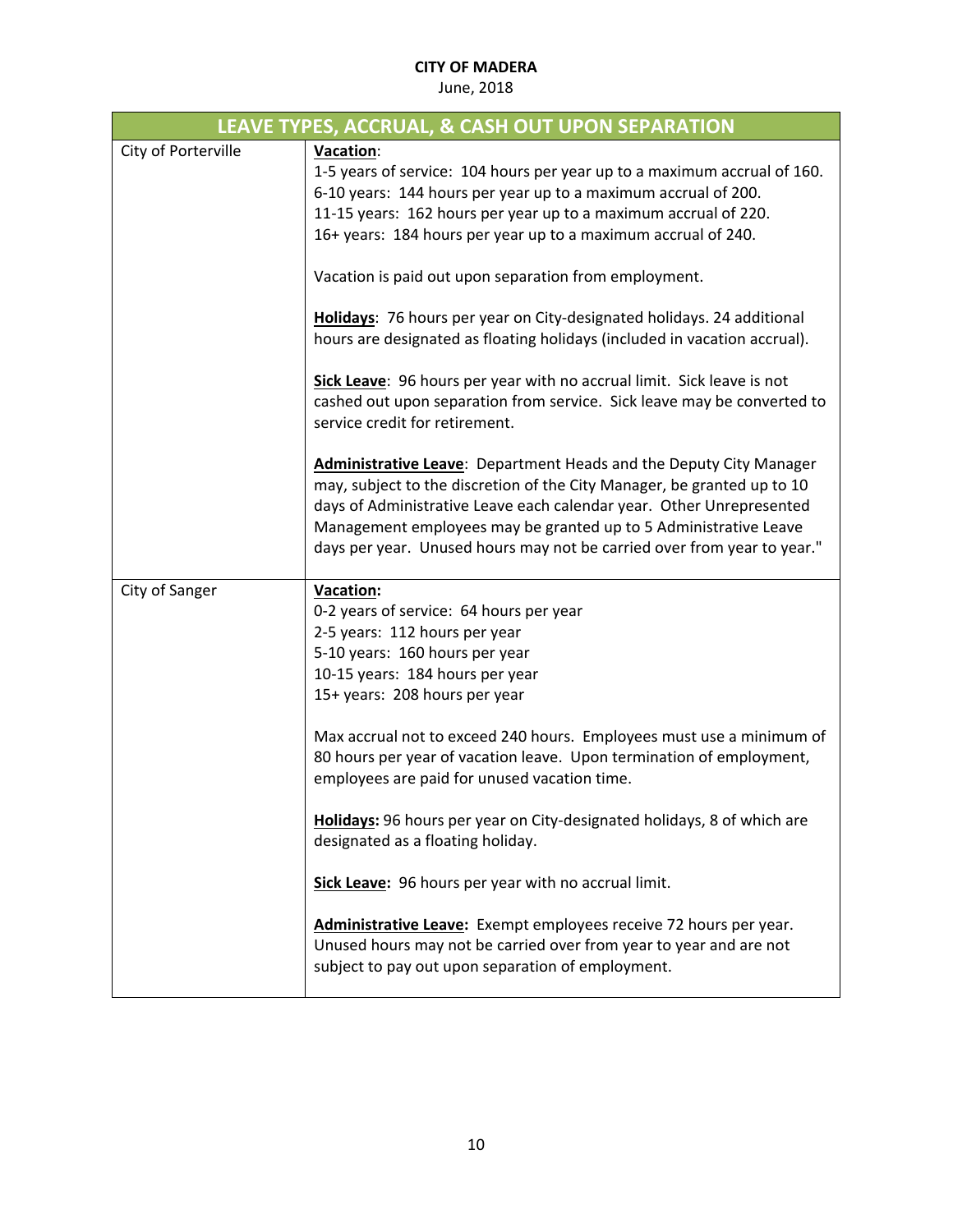**CITY OF MADERA**
June, 2018

| LEAVE TYPES, ACCRUAL, & CASH OUT UPON SEPARATION | |
|---|---|
| City of Porterville | **Vacation**:<br>1-5 years of service: 104 hours per year up to a maximum accrual of 160.<br>6-10 years: 144 hours per year up to a maximum accrual of 200.<br>11-15 years: 162 hours per year up to a maximum accrual of 220.<br>16+ years: 184 hours per year up to a maximum accrual of 240.<br><br>Vacation is paid out upon separation from employment.<br><br>**Holidays**: 76 hours per year on City-designated holidays. 24 additional hours are designated as floating holidays (included in vacation accrual).<br><br>**Sick Leave**: 96 hours per year with no accrual limit. Sick leave is not cashed out upon separation from service. Sick leave may be converted to service credit for retirement.<br><br>**Administrative Leave**: Department Heads and the Deputy City Manager may, subject to the discretion of the City Manager, be granted up to 10 days of Administrative Leave each calendar year. Other Unrepresented Management employees may be granted up to 5 Administrative Leave days per year. Unused hours may not be carried over from year to year." |
| City of Sanger | **Vacation:**<br>0-2 years of service: 64 hours per year<br>2-5 years: 112 hours per year<br>5-10 years: 160 hours per year<br>10-15 years: 184 hours per year<br>15+ years: 208 hours per year<br><br>Max accrual not to exceed 240 hours. Employees must use a minimum of 80 hours per year of vacation leave. Upon termination of employment, employees are paid for unused vacation time.<br><br>**Holidays:** 96 hours per year on City-designated holidays, 8 of which are designated as a floating holiday.<br><br>**Sick Leave:** 96 hours per year with no accrual limit.<br><br>**Administrative Leave:** Exempt employees receive 72 hours per year. Unused hours may not be carried over from year to year and are not subject to pay out upon separation of employment. |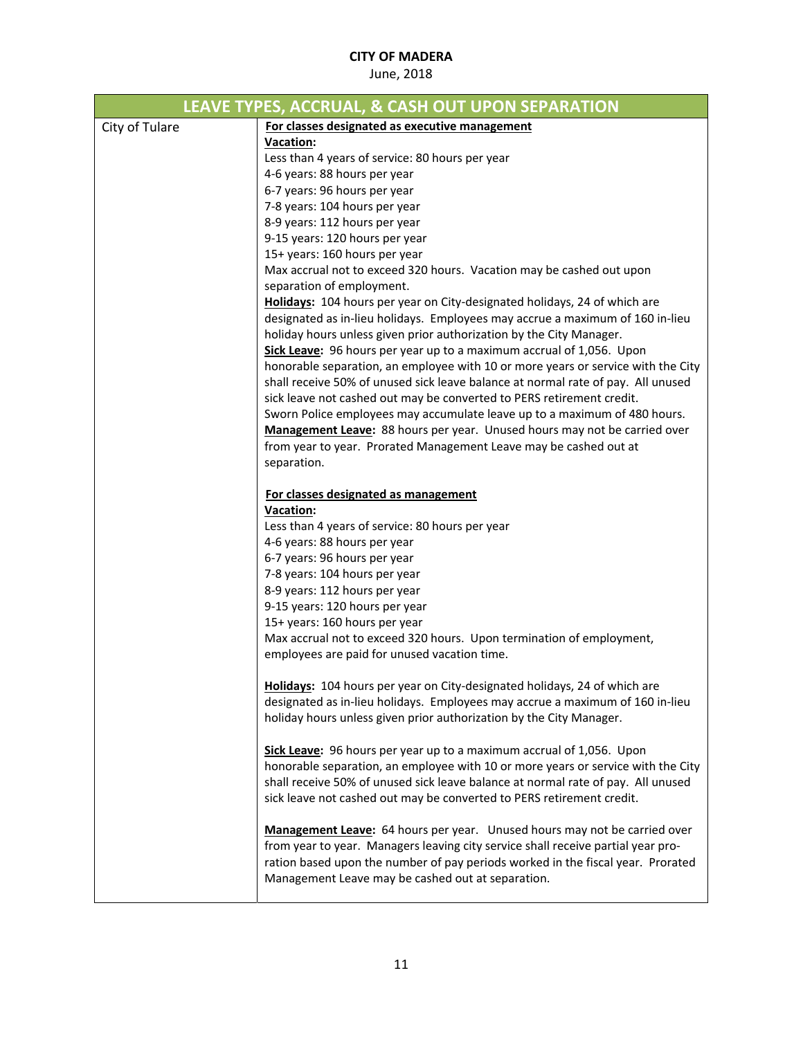**CITY OF MADERA**
June, 2018

| LEAVE TYPES, ACCRUAL, & CASH OUT UPON SEPARATION | |
|---|---|
| City of Tulare | **For classes designated as executive management**<br>**Vacation:**<br>Less than 4 years of service: 80 hours per year<br>4-6 years: 88 hours per year<br>6-7 years: 96 hours per year<br>7-8 years: 104 hours per year<br>8-9 years: 112 hours per year<br>9-15 years: 120 hours per year<br>15+ years: 160 hours per year<br>Max accrual not to exceed 320 hours. Vacation may be cashed out upon separation of employment.<br>**Holidays:** 104 hours per year on City-designated holidays, 24 of which are designated as in-lieu holidays. Employees may accrue a maximum of 160 in-lieu holiday hours unless given prior authorization by the City Manager.<br>**Sick Leave:** 96 hours per year up to a maximum accrual of 1,056. Upon honorable separation, an employee with 10 or more years or service with the City shall receive 50% of unused sick leave balance at normal rate of pay. All unused sick leave not cashed out may be converted to PERS retirement credit.<br>Sworn Police employees may accumulate leave up to a maximum of 480 hours.<br>**Management Leave:** 88 hours per year. Unused hours may not be carried over from year to year. Prorated Management Leave may be cashed out at separation.<br><br>**For classes designated as management**<br>**Vacation:**<br>Less than 4 years of service: 80 hours per year<br>4-6 years: 88 hours per year<br>6-7 years: 96 hours per year<br>7-8 years: 104 hours per year<br>8-9 years: 112 hours per year<br>9-15 years: 120 hours per year<br>15+ years: 160 hours per year<br>Max accrual not to exceed 320 hours. Upon termination of employment, employees are paid for unused vacation time.<br><br>**Holidays:** 104 hours per year on City-designated holidays, 24 of which are designated as in-lieu holidays. Employees may accrue a maximum of 160 in-lieu holiday hours unless given prior authorization by the City Manager.<br><br>**Sick Leave:** 96 hours per year up to a maximum accrual of 1,056. Upon honorable separation, an employee with 10 or more years or service with the City shall receive 50% of unused sick leave balance at normal rate of pay. All unused sick leave not cashed out may be converted to PERS retirement credit.<br><br>**Management Leave:** 64 hours per year. Unused hours may not be carried over from year to year. Managers leaving city service shall receive partial year pro-ration based upon the number of pay periods worked in the fiscal year. Prorated Management Leave may be cashed out at separation. |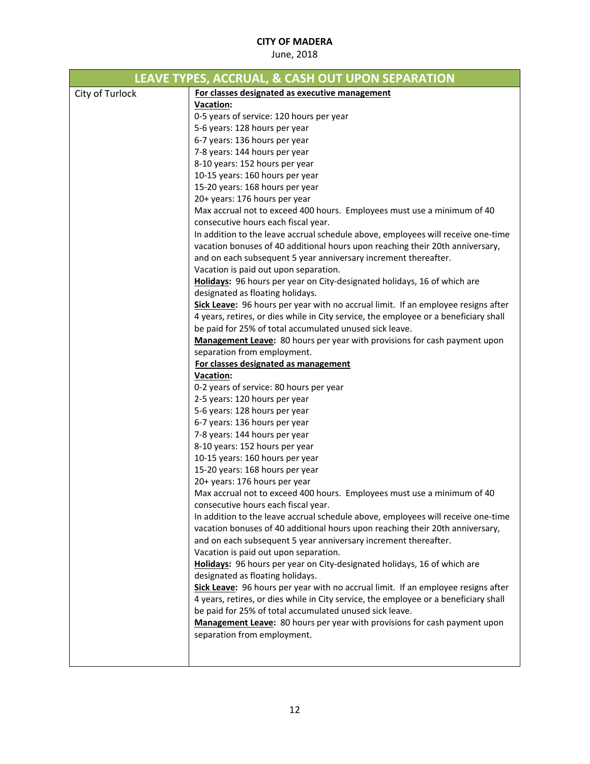**CITY OF MADERA**
June, 2018

| LEAVE TYPES, ACCRUAL, & CASH OUT UPON SEPARATION | |
|---|---|
| City of Turlock | **For classes designated as executive management**<br>**Vacation:**<br>0-5 years of service: 120 hours per year<br>5-6 years: 128 hours per year<br>6-7 years: 136 hours per year<br>7-8 years: 144 hours per year<br>8-10 years: 152 hours per year<br>10-15 years: 160 hours per year<br>15-20 years: 168 hours per year<br>20+ years: 176 hours per year<br>Max accrual not to exceed 400 hours. Employees must use a minimum of 40 consecutive hours each fiscal year.<br>In addition to the leave accrual schedule above, employees will receive one-time vacation bonuses of 40 additional hours upon reaching their 20th anniversary, and on each subsequent 5 year anniversary increment thereafter.<br>Vacation is paid out upon separation.<br>**Holidays:** 96 hours per year on City-designated holidays, 16 of which are designated as floating holidays.<br>**Sick Leave:** 96 hours per year with no accrual limit. If an employee resigns after 4 years, retires, or dies while in City service, the employee or a beneficiary shall be paid for 25% of total accumulated unused sick leave.<br>**Management Leave:** 80 hours per year with provisions for cash payment upon separation from employment.<br>**For classes designated as management**<br>**Vacation:**<br>0-2 years of service: 80 hours per year<br>2-5 years: 120 hours per year<br>5-6 years: 128 hours per year<br>6-7 years: 136 hours per year<br>7-8 years: 144 hours per year<br>8-10 years: 152 hours per year<br>10-15 years: 160 hours per year<br>15-20 years: 168 hours per year<br>20+ years: 176 hours per year<br>Max accrual not to exceed 400 hours. Employees must use a minimum of 40 consecutive hours each fiscal year.<br>In addition to the leave accrual schedule above, employees will receive one-time vacation bonuses of 40 additional hours upon reaching their 20th anniversary, and on each subsequent 5 year anniversary increment thereafter.<br>Vacation is paid out upon separation.<br>**Holidays:** 96 hours per year on City-designated holidays, 16 of which are designated as floating holidays.<br>**Sick Leave:** 96 hours per year with no accrual limit. If an employee resigns after 4 years, retires, or dies while in City service, the employee or a beneficiary shall be paid for 25% of total accumulated unused sick leave.<br>**Management Leave:** 80 hours per year with provisions for cash payment upon separation from employment. |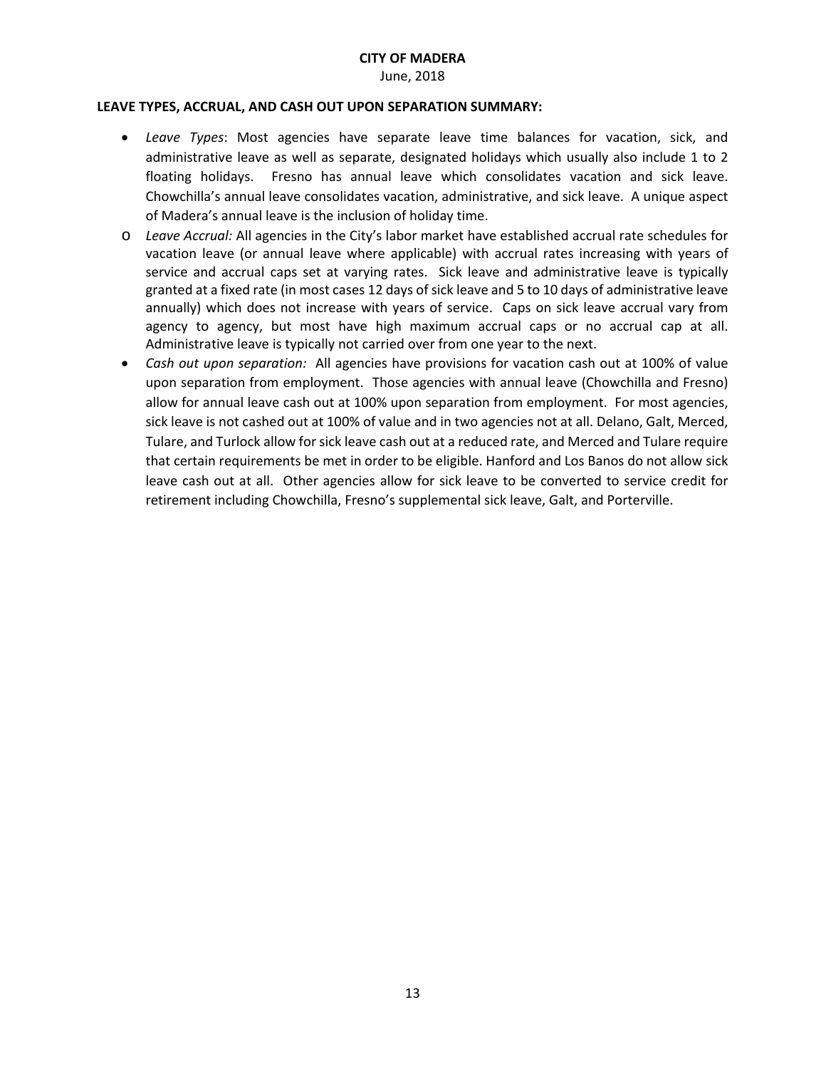**LEAVE TYPES, ACCRUAL, AND CASH OUT UPON SEPARATION SUMMARY:**

- *Leave Types*: Most agencies have separate leave time balances for vacation, sick, and administrative leave as well as separate, designated holidays which usually also include 1 to 2 floating holidays. Fresno has annual leave which consolidates vacation and sick leave. Chowchilla's annual leave consolidates vacation, administrative, and sick leave. A unique aspect of Madera's annual leave is the inclusion of holiday time.
- *Leave Accrual:* All agencies in the City's labor market have established accrual rate schedules for vacation leave (or annual leave where applicable) with accrual rates increasing with years of service and accrual caps set at varying rates. Sick leave and administrative leave is typically granted at a fixed rate (in most cases 12 days of sick leave and 5 to 10 days of administrative leave annually) which does not increase with years of service. Caps on sick leave accrual vary from agency to agency, but most have high maximum accrual caps or no accrual cap at all. Administrative leave is typically not carried over from one year to the next.
- *Cash out upon separation:* All agencies have provisions for vacation cash out at 100% of value upon separation from employment. Those agencies with annual leave (Chowchilla and Fresno) allow for annual leave cash out at 100% upon separation from employment. For most agencies, sick leave is not cashed out at 100% of value and in two agencies not at all. Delano, Galt, Merced, Tulare, and Turlock allow for sick leave cash out at a reduced rate, and Merced and Tulare require that certain requirements be met in order to be eligible. Hanford and Los Banos do not allow sick leave cash out at all. Other agencies allow for sick leave to be converted to service credit for retirement including Chowchilla, Fresno's supplemental sick leave, Galt, and Porterville.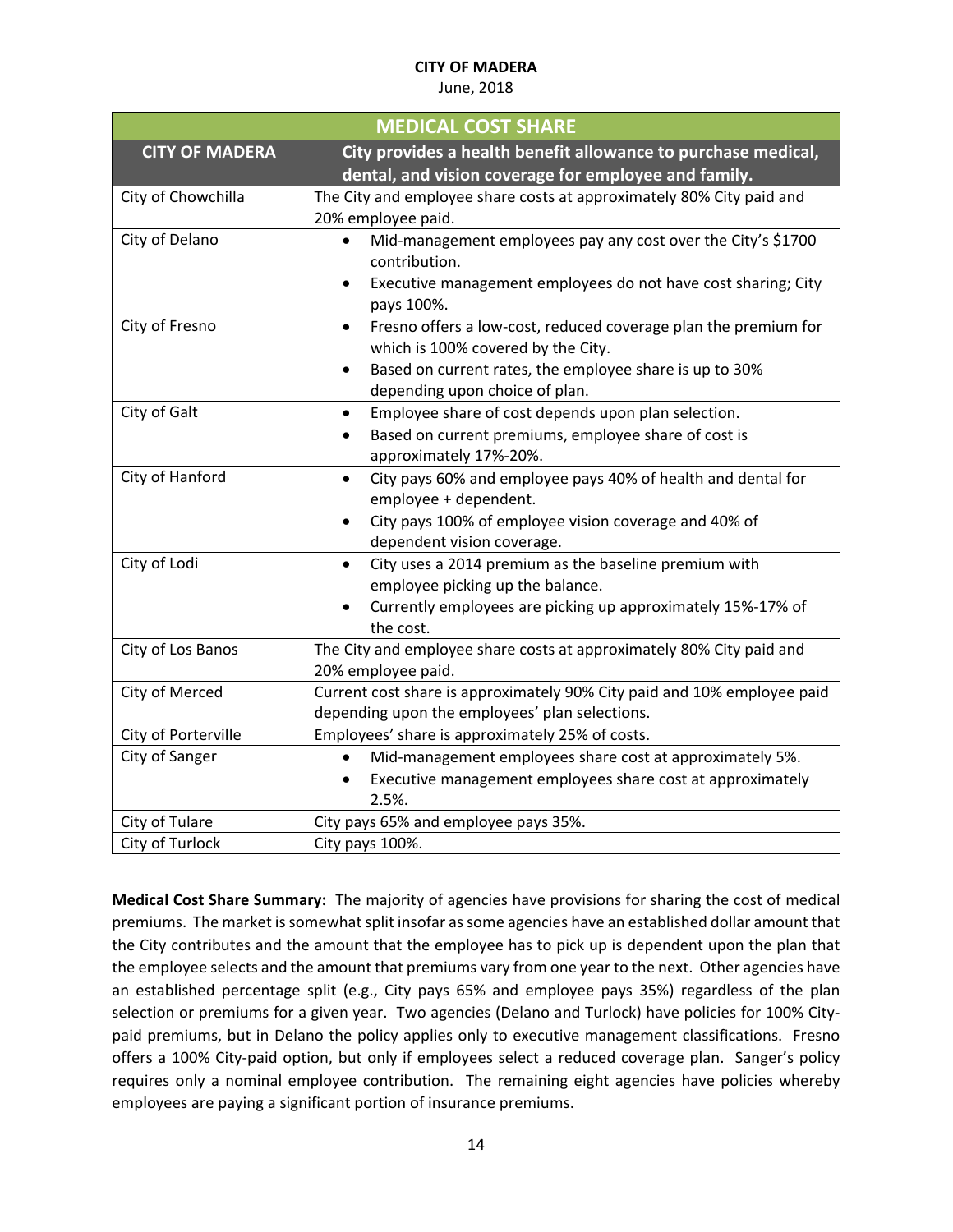**CITY OF MADERA**
June, 2018

| MEDICAL COST SHARE | |
|---|---|
| **CITY OF MADERA** | **City provides a health benefit allowance to purchase medical, dental, and vision coverage for employee and family.** |
| City of Chowchilla | The City and employee share costs at approximately 80% City paid and 20% employee paid. |
| City of Delano | • Mid-management employees pay any cost over the City's $1700 contribution.<br>• Executive management employees do not have cost sharing; City pays 100%. |
| City of Fresno | • Fresno offers a low-cost, reduced coverage plan the premium for which is 100% covered by the City.<br>• Based on current rates, the employee share is up to 30% depending upon choice of plan. |
| City of Galt | • Employee share of cost depends upon plan selection.<br>• Based on current premiums, employee share of cost is approximately 17%-20%. |
| City of Hanford | • City pays 60% and employee pays 40% of health and dental for employee + dependent.<br>• City pays 100% of employee vision coverage and 40% of dependent vision coverage. |
| City of Lodi | • City uses a 2014 premium as the baseline premium with employee picking up the balance.<br>• Currently employees are picking up approximately 15%-17% of the cost. |
| City of Los Banos | The City and employee share costs at approximately 80% City paid and 20% employee paid. |
| City of Merced | Current cost share is approximately 90% City paid and 10% employee paid depending upon the employees' plan selections. |
| City of Porterville | Employees' share is approximately 25% of costs. |
| City of Sanger | • Mid-management employees share cost at approximately 5%.<br>• Executive management employees share cost at approximately 2.5%. |
| City of Tulare | City pays 65% and employee pays 35%. |
| City of Turlock | City pays 100%. |

**Medical Cost Share Summary:** The majority of agencies have provisions for sharing the cost of medical premiums. The market is somewhat split insofar as some agencies have an established dollar amount that the City contributes and the amount that the employee has to pick up is dependent upon the plan that the employee selects and the amount that premiums vary from one year to the next. Other agencies have an established percentage split (e.g., City pays 65% and employee pays 35%) regardless of the plan selection or premiums for a given year. Two agencies (Delano and Turlock) have policies for 100% City-paid premiums, but in Delano the policy applies only to executive management classifications. Fresno offers a 100% City-paid option, but only if employees select a reduced coverage plan. Sanger's policy requires only a nominal employee contribution. The remaining eight agencies have policies whereby employees are paying a significant portion of insurance premiums.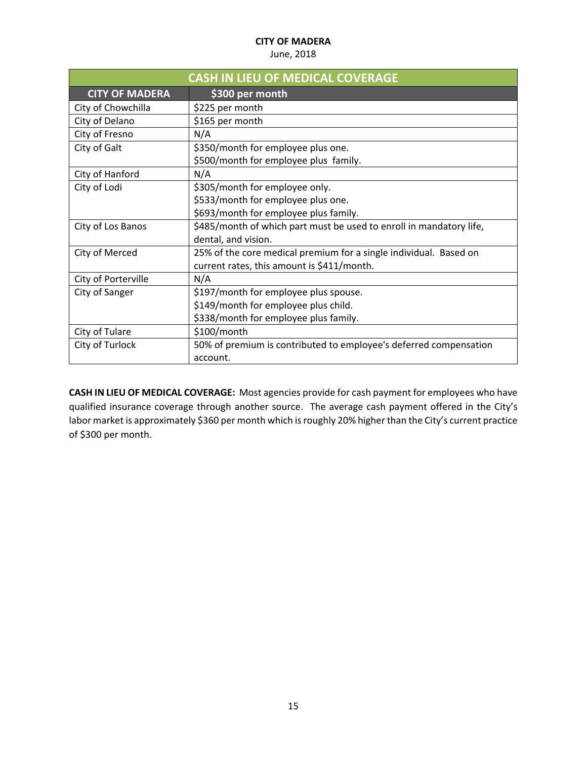**CITY OF MADERA**

June, 2018

| CASH IN LIEU OF MEDICAL COVERAGE | |
|---|---|
| **CITY OF MADERA** | **$300 per month** |
| City of Chowchilla | $225 per month |
| City of Delano | $165 per month |
| City of Fresno | N/A |
| City of Galt | $350/month for employee plus one.<br>$500/month for employee plus family. |
| City of Hanford | N/A |
| City of Lodi | $305/month for employee only.<br>$533/month for employee plus one.<br>$693/month for employee plus family. |
| City of Los Banos | $485/month of which part must be used to enroll in mandatory life, dental, and vision. |
| City of Merced | 25% of the core medical premium for a single individual. Based on current rates, this amount is $411/month. |
| City of Porterville | N/A |
| City of Sanger | $197/month for employee plus spouse.<br>$149/month for employee plus child.<br>$338/month for employee plus family. |
| City of Tulare | $100/month |
| City of Turlock | 50% of premium is contributed to employee's deferred compensation account. |

**CASH IN LIEU OF MEDICAL COVERAGE:** Most agencies provide for cash payment for employees who have qualified insurance coverage through another source. The average cash payment offered in the City's labor market is approximately $360 per month which is roughly 20% higher than the City's current practice of $300 per month.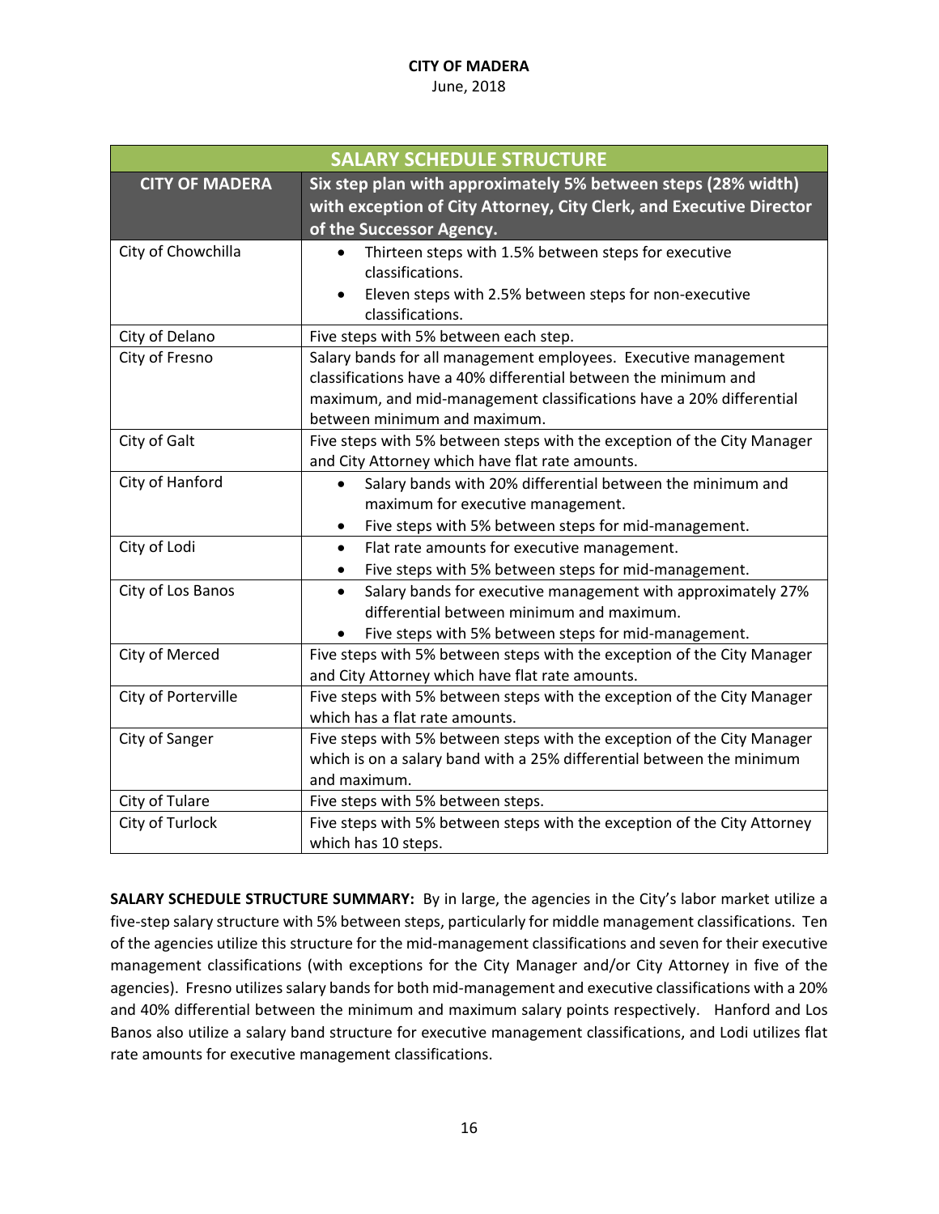**CITY OF MADERA**
June, 2018

| SALARY SCHEDULE STRUCTURE | |
|---|---|
| **CITY OF MADERA** | **Six step plan with approximately 5% between steps (28% width) with exception of City Attorney, City Clerk, and Executive Director of the Successor Agency.** |
| City of Chowchilla | • Thirteen steps with 1.5% between steps for executive classifications.<br>• Eleven steps with 2.5% between steps for non-executive classifications. |
| City of Delano | Five steps with 5% between each step. |
| City of Fresno | Salary bands for all management employees. Executive management classifications have a 40% differential between the minimum and maximum, and mid-management classifications have a 20% differential between minimum and maximum. |
| City of Galt | Five steps with 5% between steps with the exception of the City Manager and City Attorney which have flat rate amounts. |
| City of Hanford | • Salary bands with 20% differential between the minimum and maximum for executive management.<br>• Five steps with 5% between steps for mid-management. |
| City of Lodi | • Flat rate amounts for executive management.<br>• Five steps with 5% between steps for mid-management. |
| City of Los Banos | • Salary bands for executive management with approximately 27% differential between minimum and maximum.<br>• Five steps with 5% between steps for mid-management. |
| City of Merced | Five steps with 5% between steps with the exception of the City Manager and City Attorney which have flat rate amounts. |
| City of Porterville | Five steps with 5% between steps with the exception of the City Manager which has a flat rate amounts. |
| City of Sanger | Five steps with 5% between steps with the exception of the City Manager which is on a salary band with a 25% differential between the minimum and maximum. |
| City of Tulare | Five steps with 5% between steps. |
| City of Turlock | Five steps with 5% between steps with the exception of the City Attorney which has 10 steps. |

**SALARY SCHEDULE STRUCTURE SUMMARY:** By in large, the agencies in the City's labor market utilize a five-step salary structure with 5% between steps, particularly for middle management classifications. Ten of the agencies utilize this structure for the mid-management classifications and seven for their executive management classifications (with exceptions for the City Manager and/or City Attorney in five of the agencies). Fresno utilizes salary bands for both mid-management and executive classifications with a 20% and 40% differential between the minimum and maximum salary points respectively. Hanford and Los Banos also utilize a salary band structure for executive management classifications, and Lodi utilizes flat rate amounts for executive management classifications.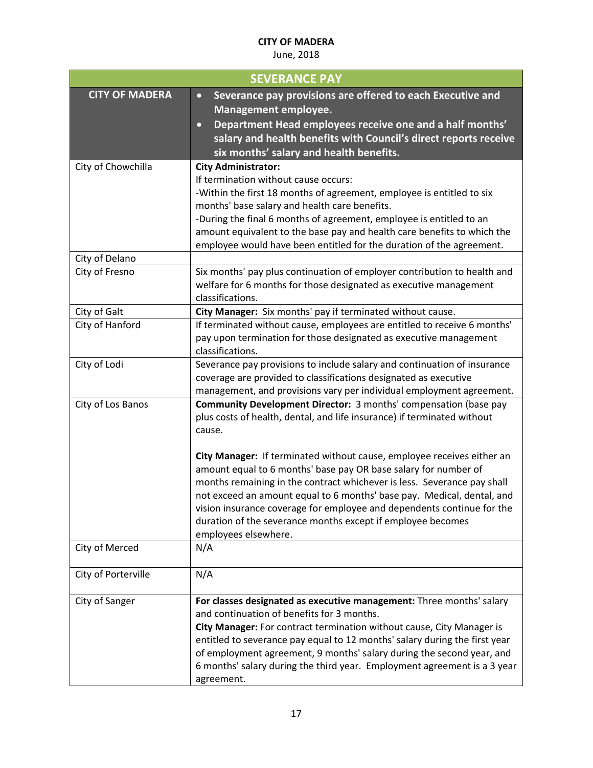**CITY OF MADERA**
June, 2018

| SEVERANCE PAY | |
|---|---|
| **CITY OF MADERA** | • **Severance pay provisions are offered to each Executive and Management employee.**<br>• **Department Head employees receive one and a half months' salary and health benefits with Council's direct reports receive six months' salary and health benefits.** |
| City of Chowchilla | **City Administrator:**<br>If termination without cause occurs:<br>-Within the first 18 months of agreement, employee is entitled to six months' base salary and health care benefits.<br>-During the final 6 months of agreement, employee is entitled to an amount equivalent to the base pay and health care benefits to which the employee would have been entitled for the duration of the agreement. |
| City of Delano | |
| City of Fresno | Six months' pay plus continuation of employer contribution to health and welfare for 6 months for those designated as executive management classifications. |
| City of Galt | **City Manager:** Six months' pay if terminated without cause. |
| City of Hanford | If terminated without cause, employees are entitled to receive 6 months' pay upon termination for those designated as executive management classifications. |
| City of Lodi | Severance pay provisions to include salary and continuation of insurance coverage are provided to classifications designated as executive management, and provisions vary per individual employment agreement. |
| City of Los Banos | **Community Development Director:** 3 months' compensation (base pay plus costs of health, dental, and life insurance) if terminated without cause.<br><br>**City Manager:** If terminated without cause, employee receives either an amount equal to 6 months' base pay OR base salary for number of months remaining in the contract whichever is less. Severance pay shall not exceed an amount equal to 6 months' base pay. Medical, dental, and vision insurance coverage for employee and dependents continue for the duration of the severance months except if employee becomes employees elsewhere. |
| City of Merced | N/A |
| City of Porterville | N/A |
| City of Sanger | **For classes designated as executive management:** Three months' salary and continuation of benefits for 3 months.<br>**City Manager:** For contract termination without cause, City Manager is entitled to severance pay equal to 12 months' salary during the first year of employment agreement, 9 months' salary during the second year, and 6 months' salary during the third year. Employment agreement is a 3 year agreement. |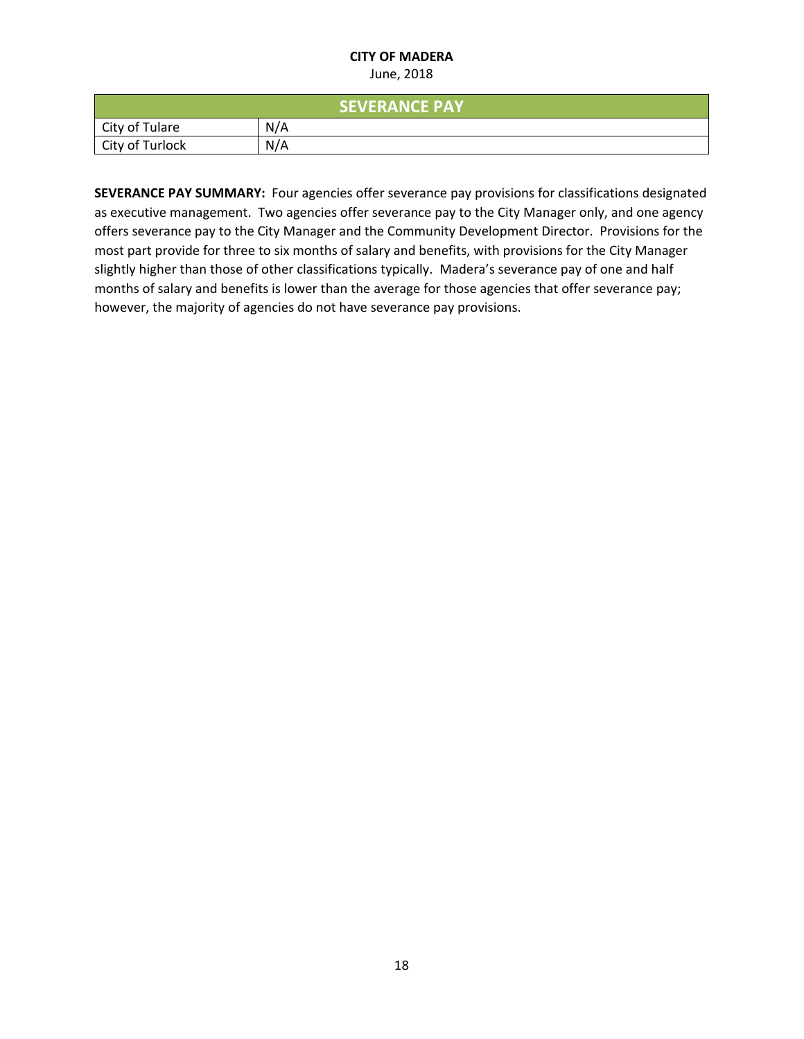| SEVERANCE PAY | |
|---|---|
| City of Tulare | N/A |
| City of Turlock | N/A |

**SEVERANCE PAY SUMMARY:** Four agencies offer severance pay provisions for classifications designated as executive management. Two agencies offer severance pay to the City Manager only, and one agency offers severance pay to the City Manager and the Community Development Director. Provisions for the most part provide for three to six months of salary and benefits, with provisions for the City Manager slightly higher than those of other classifications typically. Madera's severance pay of one and half months of salary and benefits is lower than the average for those agencies that offer severance pay; however, the majority of agencies do not have severance pay provisions.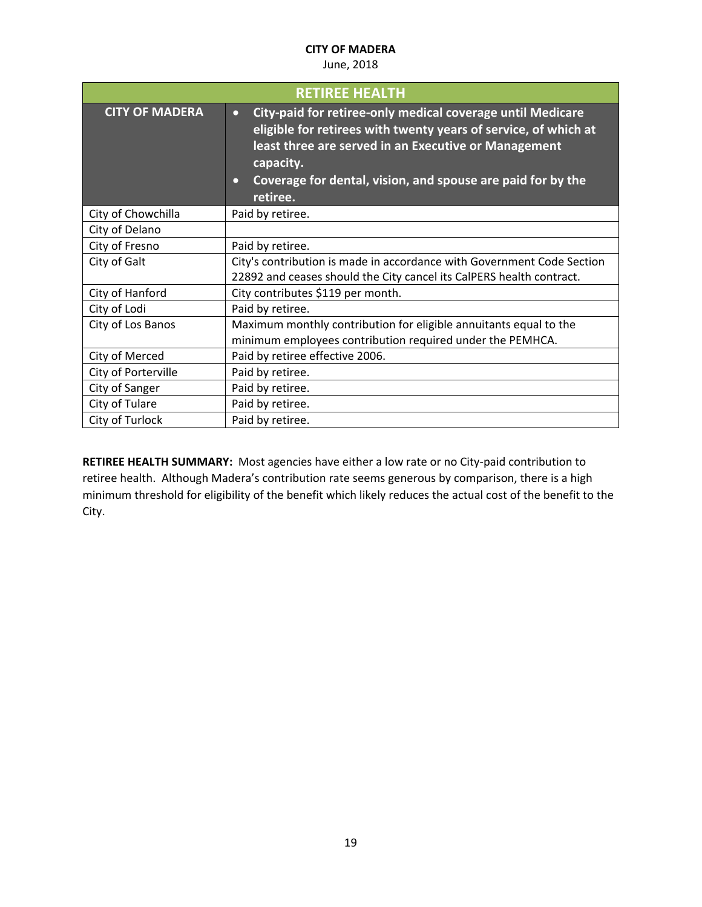| RETIREE HEALTH | |
|---|---|
| **CITY OF MADERA** | • **City-paid for retiree-only medical coverage until Medicare eligible for retirees with twenty years of service, of which at least three are served in an Executive or Management capacity.**<br>• **Coverage for dental, vision, and spouse are paid for by the retiree.** |
| City of Chowchilla | Paid by retiree. |
| City of Delano | |
| City of Fresno | Paid by retiree. |
| City of Galt | City's contribution is made in accordance with Government Code Section 22892 and ceases should the City cancel its CalPERS health contract. |
| City of Hanford | City contributes $119 per month. |
| City of Lodi | Paid by retiree. |
| City of Los Banos | Maximum monthly contribution for eligible annuitants equal to the minimum employees contribution required under the PEMHCA. |
| City of Merced | Paid by retiree effective 2006. |
| City of Porterville | Paid by retiree. |
| City of Sanger | Paid by retiree. |
| City of Tulare | Paid by retiree. |
| City of Turlock | Paid by retiree. |

**RETIREE HEALTH SUMMARY:** Most agencies have either a low rate or no City-paid contribution to retiree health. Although Madera's contribution rate seems generous by comparison, there is a high minimum threshold for eligibility of the benefit which likely reduces the actual cost of the benefit to the City.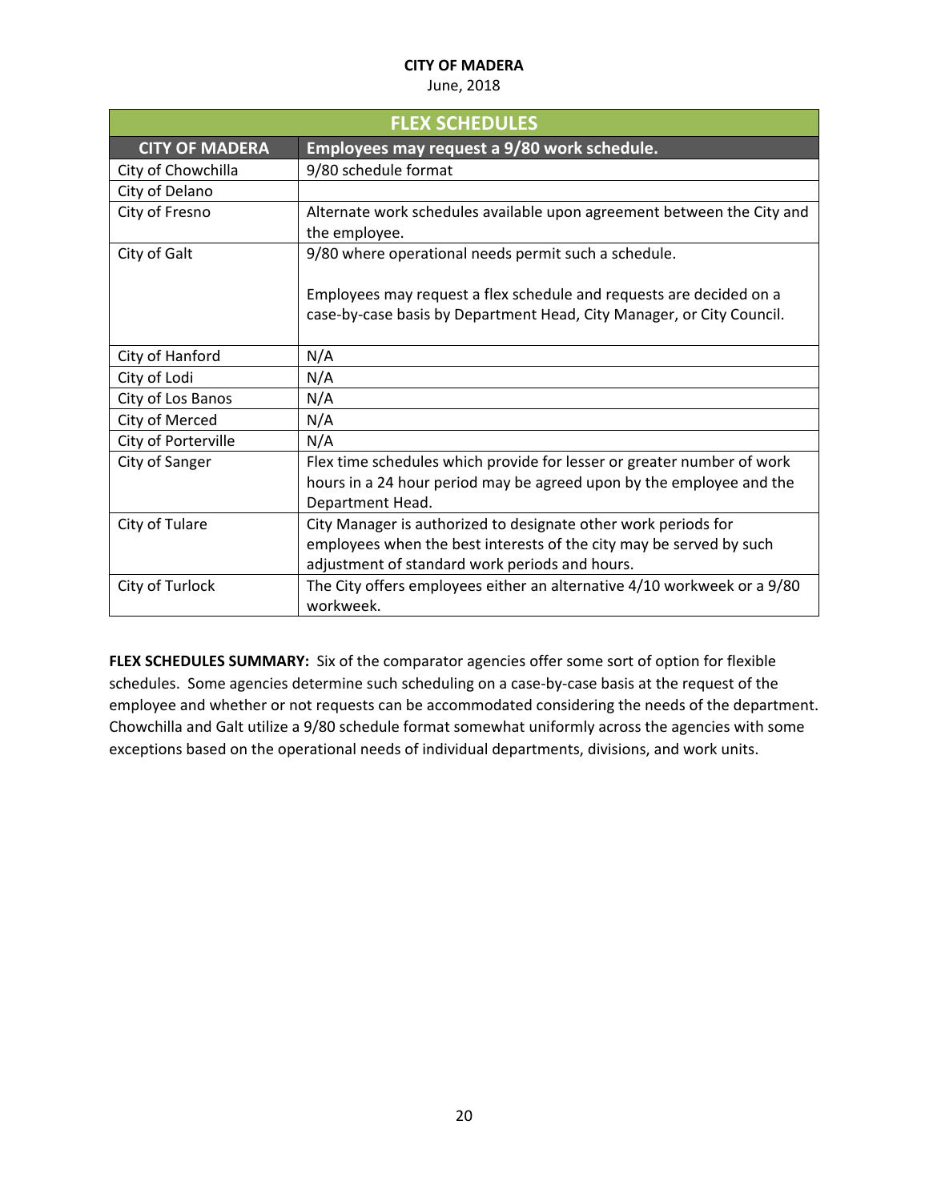**CITY OF MADERA**
June, 2018

| FLEX SCHEDULES | |
|---|---|
| **CITY OF MADERA** | **Employees may request a 9/80 work schedule.** |
| City of Chowchilla | 9/80 schedule format |
| City of Delano | |
| City of Fresno | Alternate work schedules available upon agreement between the City and the employee. |
| City of Galt | 9/80 where operational needs permit such a schedule.<br><br>Employees may request a flex schedule and requests are decided on a case-by-case basis by Department Head, City Manager, or City Council. |
| City of Hanford | N/A |
| City of Lodi | N/A |
| City of Los Banos | N/A |
| City of Merced | N/A |
| City of Porterville | N/A |
| City of Sanger | Flex time schedules which provide for lesser or greater number of work hours in a 24 hour period may be agreed upon by the employee and the Department Head. |
| City of Tulare | City Manager is authorized to designate other work periods for employees when the best interests of the city may be served by such adjustment of standard work periods and hours. |
| City of Turlock | The City offers employees either an alternative 4/10 workweek or a 9/80 workweek. |

**FLEX SCHEDULES SUMMARY:** Six of the comparator agencies offer some sort of option for flexible schedules. Some agencies determine such scheduling on a case-by-case basis at the request of the employee and whether or not requests can be accommodated considering the needs of the department. Chowchilla and Galt utilize a 9/80 schedule format somewhat uniformly across the agencies with some exceptions based on the operational needs of individual departments, divisions, and work units.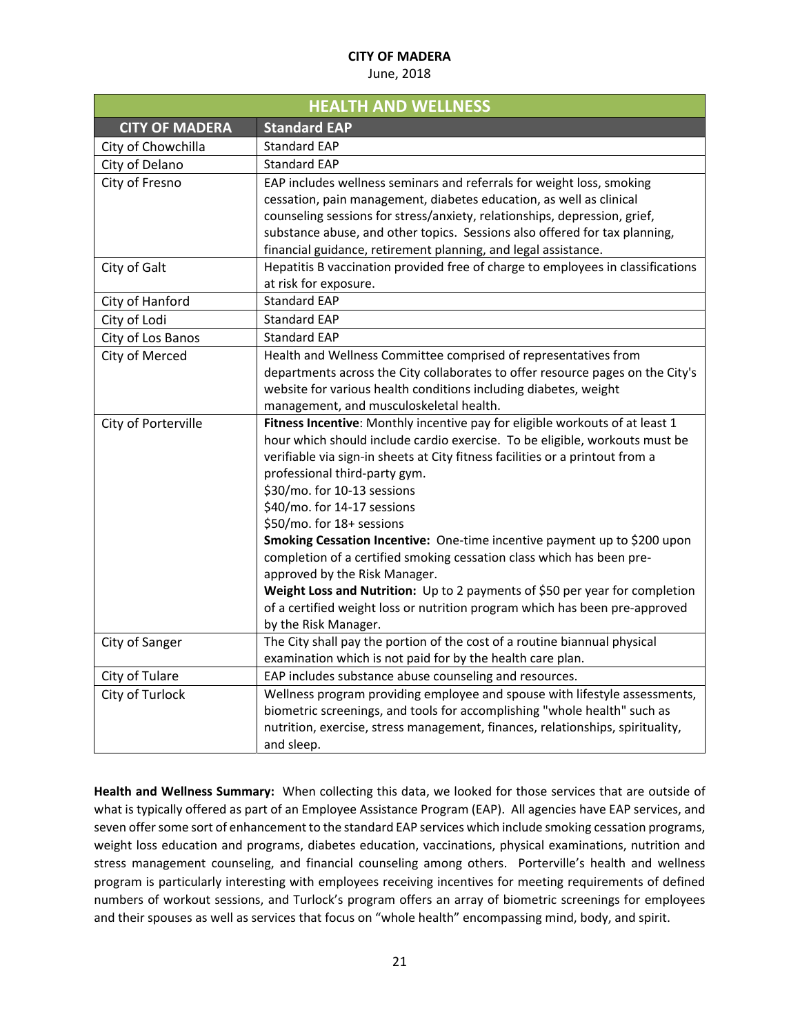**CITY OF MADERA**
June, 2018

| HEALTH AND WELLNESS | |
|---|---|
| **CITY OF MADERA** | **Standard EAP** |
| City of Chowchilla | Standard EAP |
| City of Delano | Standard EAP |
| City of Fresno | EAP includes wellness seminars and referrals for weight loss, smoking cessation, pain management, diabetes education, as well as clinical counseling sessions for stress/anxiety, relationships, depression, grief, substance abuse, and other topics. Sessions also offered for tax planning, financial guidance, retirement planning, and legal assistance. |
| City of Galt | Hepatitis B vaccination provided free of charge to employees in classifications at risk for exposure. |
| City of Hanford | Standard EAP |
| City of Lodi | Standard EAP |
| City of Los Banos | Standard EAP |
| City of Merced | Health and Wellness Committee comprised of representatives from departments across the City collaborates to offer resource pages on the City's website for various health conditions including diabetes, weight management, and musculoskeletal health. |
| City of Porterville | **Fitness Incentive**: Monthly incentive pay for eligible workouts of at least 1 hour which should include cardio exercise. To be eligible, workouts must be verifiable via sign-in sheets at City fitness facilities or a printout from a professional third-party gym.<br>$30/mo. for 10-13 sessions<br>$40/mo. for 14-17 sessions<br>$50/mo. for 18+ sessions<br>**Smoking Cessation Incentive:** One-time incentive payment up to $200 upon completion of a certified smoking cessation class which has been pre-approved by the Risk Manager.<br>**Weight Loss and Nutrition:** Up to 2 payments of $50 per year for completion of a certified weight loss or nutrition program which has been pre-approved by the Risk Manager. |
| City of Sanger | The City shall pay the portion of the cost of a routine biannual physical examination which is not paid for by the health care plan. |
| City of Tulare | EAP includes substance abuse counseling and resources. |
| City of Turlock | Wellness program providing employee and spouse with lifestyle assessments, biometric screenings, and tools for accomplishing "whole health" such as nutrition, exercise, stress management, finances, relationships, spirituality, and sleep. |

**Health and Wellness Summary:** When collecting this data, we looked for those services that are outside of what is typically offered as part of an Employee Assistance Program (EAP). All agencies have EAP services, and seven offer some sort of enhancement to the standard EAP services which include smoking cessation programs, weight loss education and programs, diabetes education, vaccinations, physical examinations, nutrition and stress management counseling, and financial counseling among others. Porterville's health and wellness program is particularly interesting with employees receiving incentives for meeting requirements of defined numbers of workout sessions, and Turlock's program offers an array of biometric screenings for employees and their spouses as well as services that focus on "whole health" encompassing mind, body, and spirit.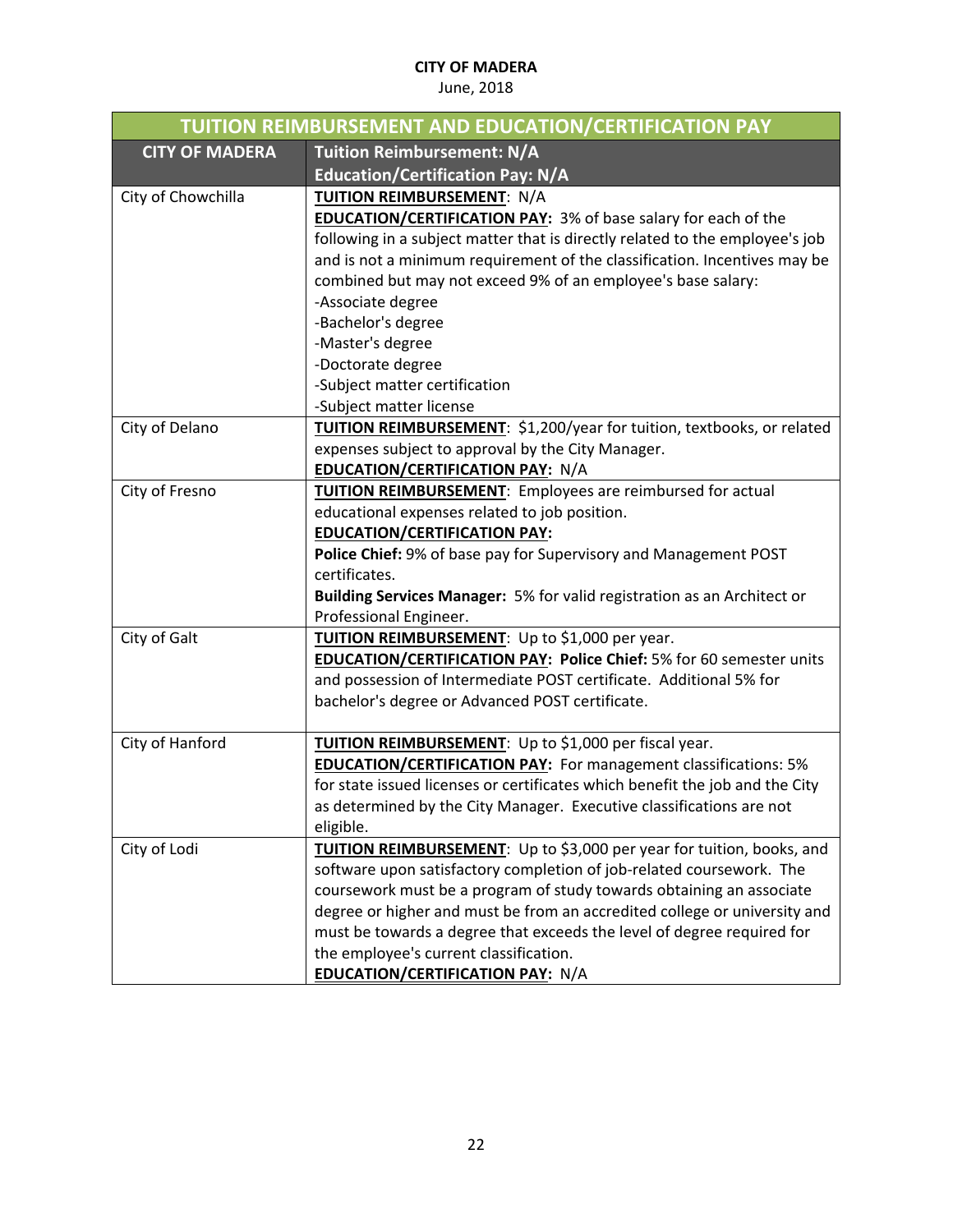**CITY OF MADERA**
June, 2018

| TUITION REIMBURSEMENT AND EDUCATION/CERTIFICATION PAY | |
|---|---|
| **CITY OF MADERA** | **Tuition Reimbursement: N/A**<br>**Education/Certification Pay: N/A** |
| City of Chowchilla | **TUITION REIMBURSEMENT**: N/A<br>**EDUCATION/CERTIFICATION PAY:** 3% of base salary for each of the following in a subject matter that is directly related to the employee's job and is not a minimum requirement of the classification. Incentives may be combined but may not exceed 9% of an employee's base salary:<br>-Associate degree<br>-Bachelor's degree<br>-Master's degree<br>-Doctorate degree<br>-Subject matter certification<br>-Subject matter license |
| City of Delano | **TUITION REIMBURSEMENT**: $1,200/year for tuition, textbooks, or related expenses subject to approval by the City Manager.<br>**EDUCATION/CERTIFICATION PAY:** N/A |
| City of Fresno | **TUITION REIMBURSEMENT**: Employees are reimbursed for actual educational expenses related to job position.<br>**EDUCATION/CERTIFICATION PAY:**<br>**Police Chief:** 9% of base pay for Supervisory and Management POST certificates.<br>**Building Services Manager:** 5% for valid registration as an Architect or Professional Engineer. |
| City of Galt | **TUITION REIMBURSEMENT**: Up to $1,000 per year.<br>**EDUCATION/CERTIFICATION PAY: Police Chief:** 5% for 60 semester units and possession of Intermediate POST certificate. Additional 5% for bachelor's degree or Advanced POST certificate. |
| City of Hanford | **TUITION REIMBURSEMENT**: Up to $1,000 per fiscal year.<br>**EDUCATION/CERTIFICATION PAY:** For management classifications: 5% for state issued licenses or certificates which benefit the job and the City as determined by the City Manager. Executive classifications are not eligible. |
| City of Lodi | **TUITION REIMBURSEMENT**: Up to $3,000 per year for tuition, books, and software upon satisfactory completion of job-related coursework. The coursework must be a program of study towards obtaining an associate degree or higher and must be from an accredited college or university and must be towards a degree that exceeds the level of degree required for the employee's current classification.<br>**EDUCATION/CERTIFICATION PAY:** N/A |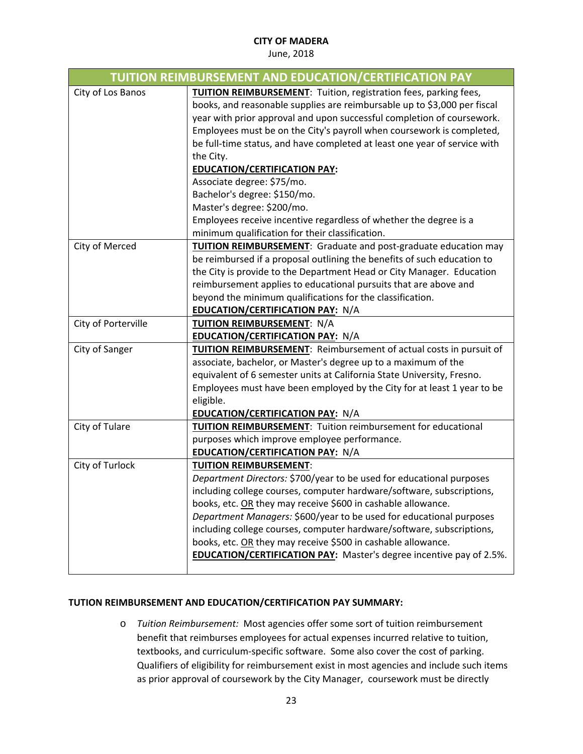| TUITION REIMBURSEMENT AND EDUCATION/CERTIFICATION PAY | |
|---|---|
| City of Los Banos | **TUITION REIMBURSEMENT**: Tuition, registration fees, parking fees, books, and reasonable supplies are reimbursable up to $3,000 per fiscal year with prior approval and upon successful completion of coursework. Employees must be on the City's payroll when coursework is completed, be full-time status, and have completed at least one year of service with the City.<br>**EDUCATION/CERTIFICATION PAY:**<br>Associate degree: $75/mo.<br>Bachelor's degree: $150/mo.<br>Master's degree: $200/mo.<br>Employees receive incentive regardless of whether the degree is a minimum qualification for their classification. |
| City of Merced | **TUITION REIMBURSEMENT**: Graduate and post-graduate education may be reimbursed if a proposal outlining the benefits of such education to the City is provide to the Department Head or City Manager. Education reimbursement applies to educational pursuits that are above and beyond the minimum qualifications for the classification.<br>**EDUCATION/CERTIFICATION PAY:** N/A |
| City of Porterville | **TUITION REIMBURSEMENT**: N/A<br>**EDUCATION/CERTIFICATION PAY:** N/A |
| City of Sanger | **TUITION REIMBURSEMENT**: Reimbursement of actual costs in pursuit of associate, bachelor, or Master's degree up to a maximum of the equivalent of 6 semester units at California State University, Fresno. Employees must have been employed by the City for at least 1 year to be eligible.<br>**EDUCATION/CERTIFICATION PAY:** N/A |
| City of Tulare | **TUITION REIMBURSEMENT**: Tuition reimbursement for educational purposes which improve employee performance.<br>**EDUCATION/CERTIFICATION PAY:** N/A |
| City of Turlock | **TUITION REIMBURSEMENT**:<br>*Department Directors:* $700/year to be used for educational purposes including college courses, computer hardware/software, subscriptions, books, etc. OR they may receive $600 in cashable allowance.<br>*Department Managers:* $600/year to be used for educational purposes including college courses, computer hardware/software, subscriptions, books, etc. OR they may receive $500 in cashable allowance.<br>**EDUCATION/CERTIFICATION PAY:** Master's degree incentive pay of 2.5%. |

**TUTION REIMBURSEMENT AND EDUCATION/CERTIFICATION PAY SUMMARY:**

- *Tuition Reimbursement:* Most agencies offer some sort of tuition reimbursement benefit that reimburses employees for actual expenses incurred relative to tuition, textbooks, and curriculum-specific software. Some also cover the cost of parking. Qualifiers of eligibility for reimbursement exist in most agencies and include such items as prior approval of coursework by the City Manager, coursework must be directly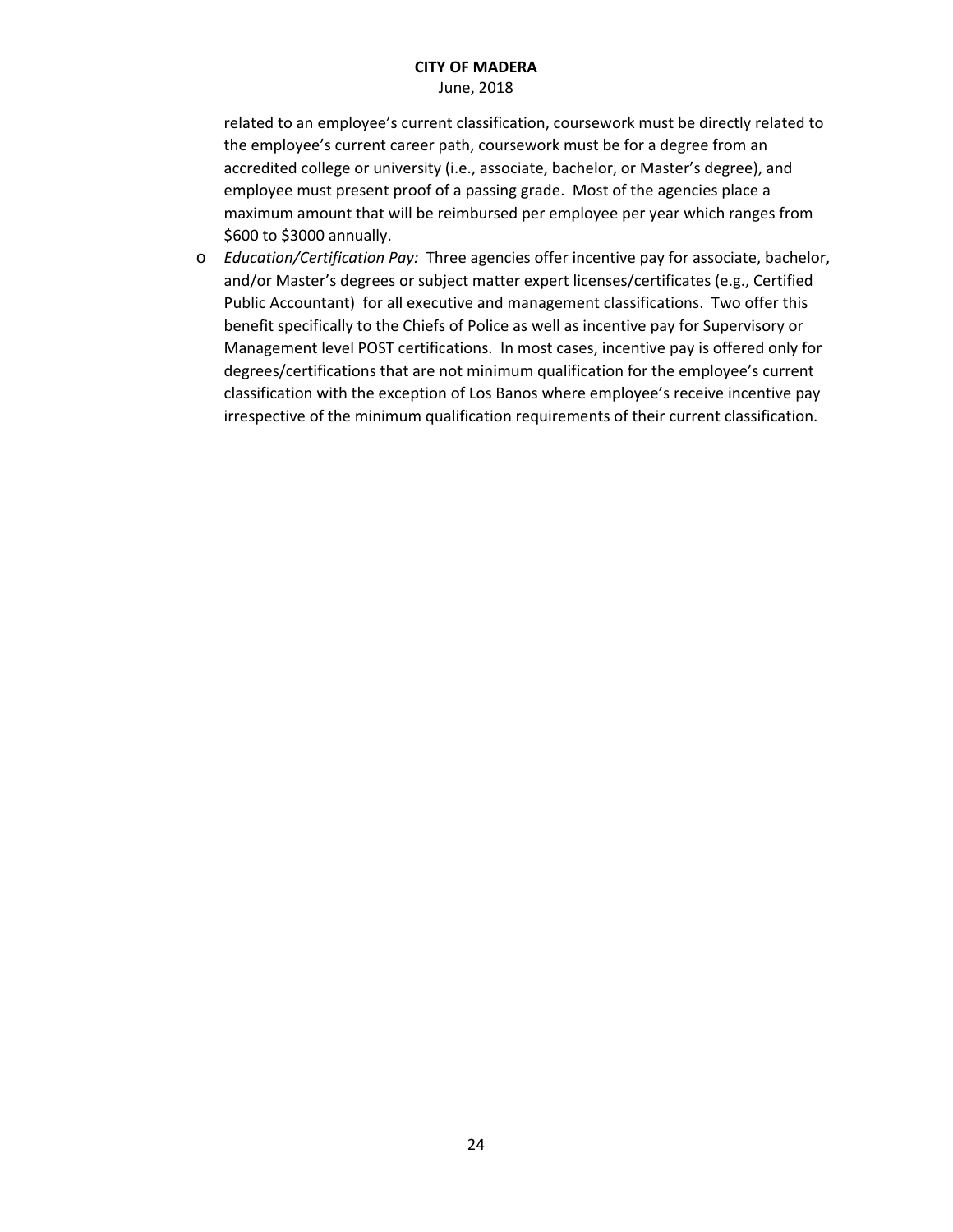related to an employee's current classification, coursework must be directly related to the employee's current career path, coursework must be for a degree from an accredited college or university (i.e., associate, bachelor, or Master's degree), and employee must present proof of a passing grade. Most of the agencies place a maximum amount that will be reimbursed per employee per year which ranges from $600 to $3000 annually.

- *Education/Certification Pay:* Three agencies offer incentive pay for associate, bachelor, and/or Master's degrees or subject matter expert licenses/certificates (e.g., Certified Public Accountant) for all executive and management classifications. Two offer this benefit specifically to the Chiefs of Police as well as incentive pay for Supervisory or Management level POST certifications. In most cases, incentive pay is offered only for degrees/certifications that are not minimum qualification for the employee's current classification with the exception of Los Banos where employee's receive incentive pay irrespective of the minimum qualification requirements of their current classification.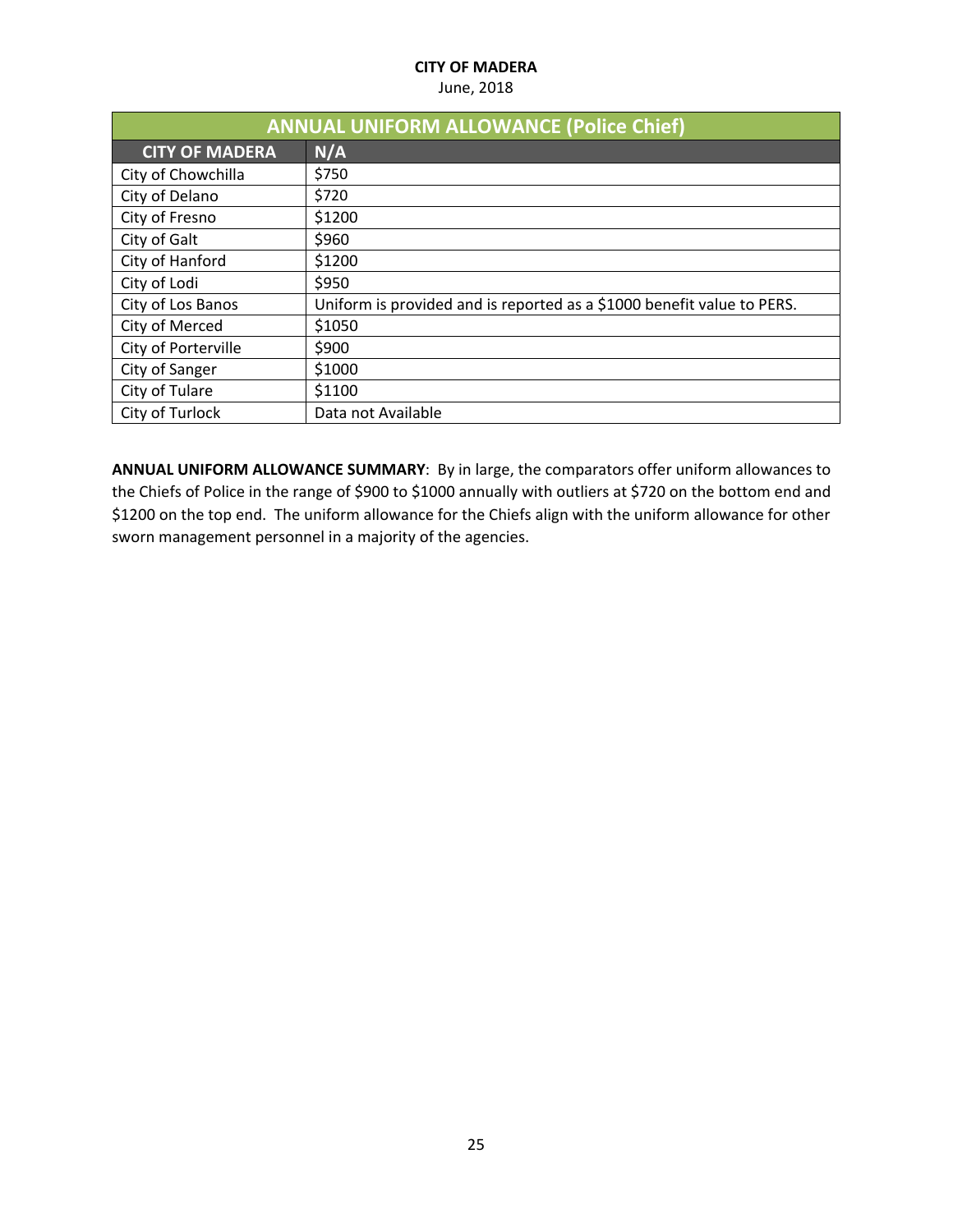**CITY OF MADERA**
June, 2018

| ANNUAL UNIFORM ALLOWANCE (Police Chief) | |
|---|---|
| **CITY OF MADERA** | **N/A** |
| City of Chowchilla | $750 |
| City of Delano | $720 |
| City of Fresno | $1200 |
| City of Galt | $960 |
| City of Hanford | $1200 |
| City of Lodi | $950 |
| City of Los Banos | Uniform is provided and is reported as a $1000 benefit value to PERS. |
| City of Merced | $1050 |
| City of Porterville | $900 |
| City of Sanger | $1000 |
| City of Tulare | $1100 |
| City of Turlock | Data not Available |

**ANNUAL UNIFORM ALLOWANCE SUMMARY**: By in large, the comparators offer uniform allowances to the Chiefs of Police in the range of $900 to $1000 annually with outliers at $720 on the bottom end and $1200 on the top end. The uniform allowance for the Chiefs align with the uniform allowance for other sworn management personnel in a majority of the agencies.